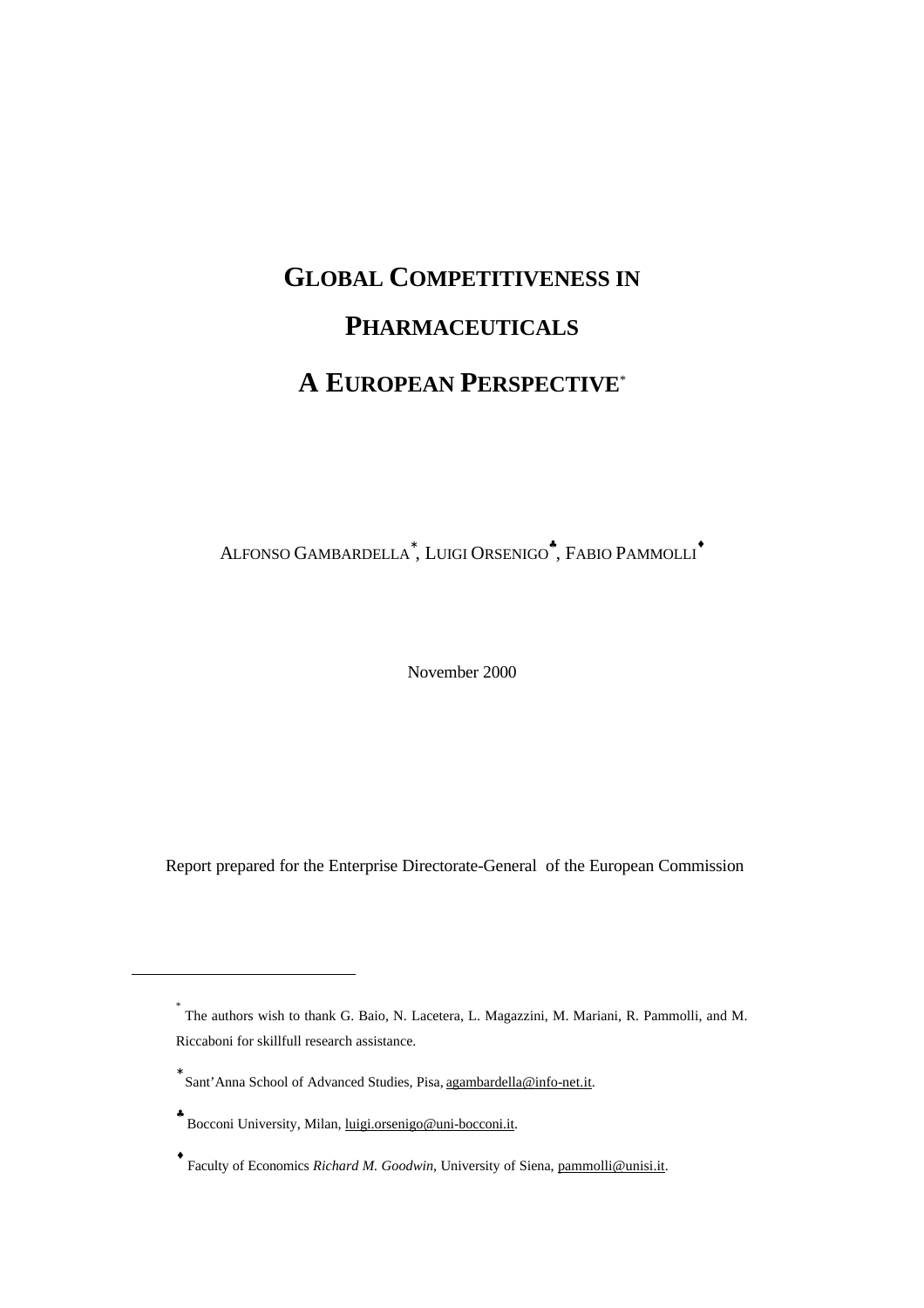# GLOBAL COMPETITIVENESS IN PHARMACEUTICALS

# A EUROPEAN PERSPECTIVE[*]

ALFONSO GAMBARDELLA[∗], LUIGI ORSENIGO[♣], FABIO PAMMOLLI[♦]

November 2000

Report prepared for the Enterprise Directorate-General of the European Commission

---

[*] The authors wish to thank G. Baio, N. Lacetera, L. Magazzini, M. Mariani, R. Pammolli, and M. Riccaboni for skillfull research assistance.

[∗] Sant'Anna School of Advanced Studies, Pisa, agambardella@info-net.it.

[♣] Bocconi University, Milan, luigi.orsenigo@uni-bocconi.it.

[♦] Faculty of Economics *Richard M. Goodwin*, University of Siena, pammolli@unisi.it.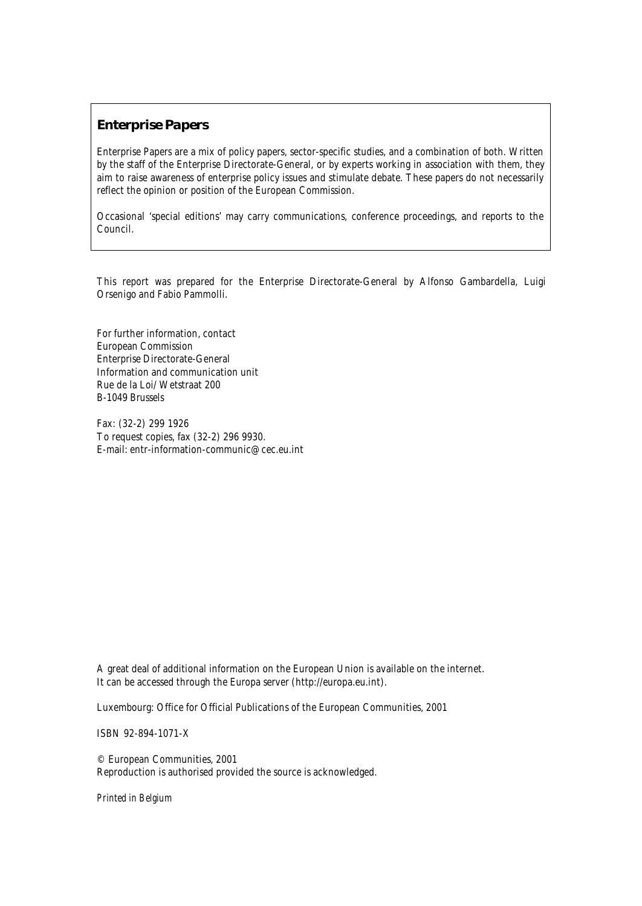## Enterprise Papers

Enterprise Papers are a mix of policy papers, sector-specific studies, and a combination of both. Written by the staff of the Enterprise Directorate-General, or by experts working in association with them, they aim to raise awareness of enterprise policy issues and stimulate debate. These papers do not necessarily reflect the opinion or position of the European Commission.

Occasional 'special editions' may carry communications, conference proceedings, and reports to the Council.

This report was prepared for the Enterprise Directorate-General by Alfonso Gambardella, Luigi Orsenigo and Fabio Pammolli.

For further information, contact
European Commission
Enterprise Directorate-General
Information and communication unit
Rue de la Loi/Wetstraat 200
B-1049 Brussels

Fax: (32-2) 299 1926
To request copies, fax (32-2) 296 9930.
E-mail: entr-information-communic@cec.eu.int

A great deal of additional information on the European Union is available on the internet.
It can be accessed through the Europa server (http://europa.eu.int).

Luxembourg: Office for Official Publications of the European Communities, 2001

ISBN 92-894-1071-X

© European Communities, 2001
Reproduction is authorised provided the source is acknowledged.

*Printed in Belgium*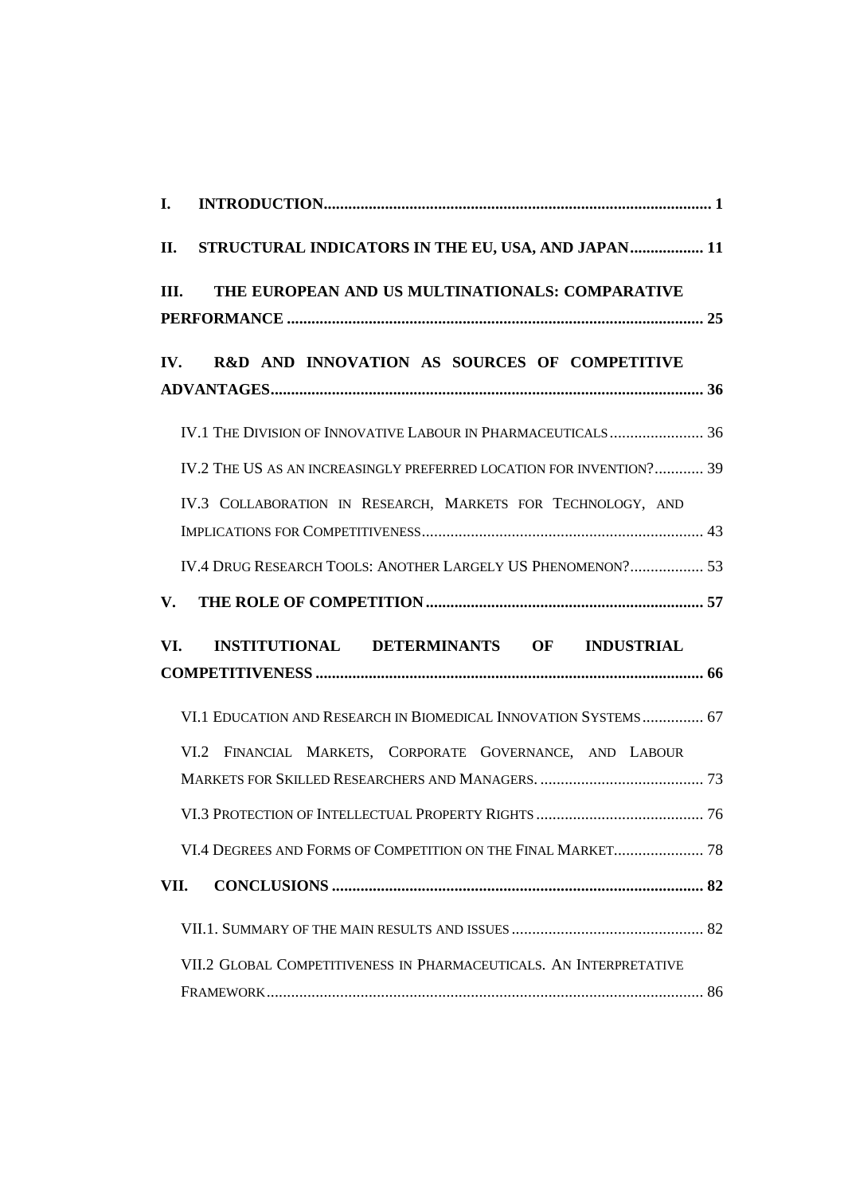**I. INTRODUCTION** .......... 1

**II. STRUCTURAL INDICATORS IN THE EU, USA, AND JAPAN** .......... 11

**III. THE EUROPEAN AND US MULTINATIONALS: COMPARATIVE PERFORMANCE** .......... 25

**IV. R&D AND INNOVATION AS SOURCES OF COMPETITIVE ADVANTAGES** .......... 36

- IV.1 The Division of Innovative Labour in Pharmaceuticals .......... 36
- IV.2 The US as an increasingly preferred location for invention? .......... 39
- IV.3 Collaboration in Research, Markets for Technology, and Implications for Competitiveness .......... 43
- IV.4 Drug Research Tools: Another Largely US Phenomenon? .......... 53

**V. THE ROLE OF COMPETITION** .......... 57

**VI. INSTITUTIONAL DETERMINANTS OF INDUSTRIAL COMPETITIVENESS** .......... 66

- VI.1 Education and Research in Biomedical Innovation Systems .......... 67
- VI.2 Financial Markets, Corporate Governance, and Labour Markets for Skilled Researchers and Managers. .......... 73
- VI.3 Protection of Intellectual Property Rights .......... 76
- VI.4 Degrees and Forms of Competition on the Final Market .......... 78

**VII. CONCLUSIONS** .......... 82

- VII.1. Summary of the main results and issues .......... 82
- VII.2 Global Competitiveness in Pharmaceuticals. An Interpretative Framework .......... 86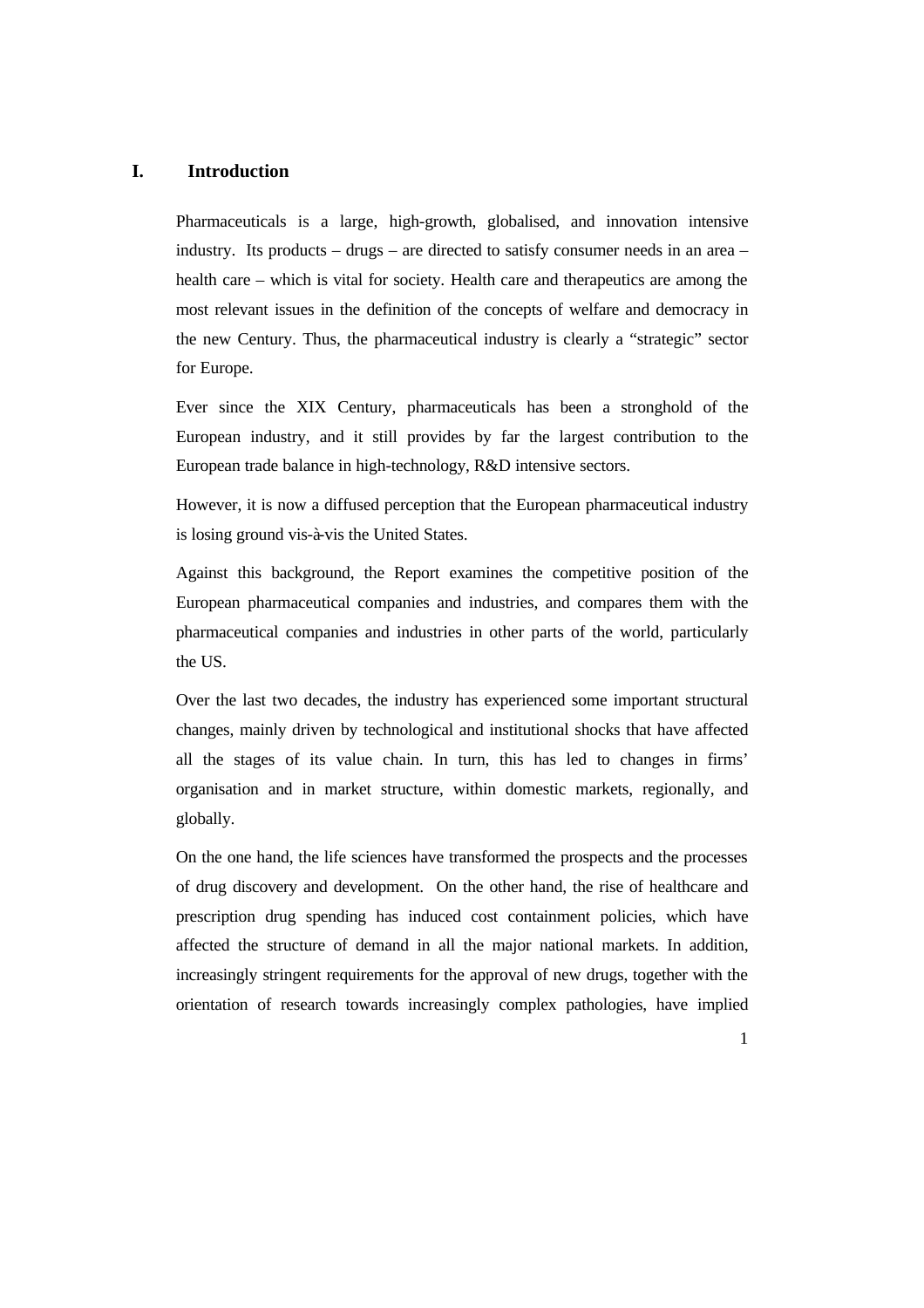# I. Introduction

Pharmaceuticals is a large, high-growth, globalised, and innovation intensive industry. Its products – drugs – are directed to satisfy consumer needs in an area – health care – which is vital for society. Health care and therapeutics are among the most relevant issues in the definition of the concepts of welfare and democracy in the new Century. Thus, the pharmaceutical industry is clearly a "strategic" sector for Europe.

Ever since the XIX Century, pharmaceuticals has been a stronghold of the European industry, and it still provides by far the largest contribution to the European trade balance in high-technology, R&D intensive sectors.

However, it is now a diffused perception that the European pharmaceutical industry is losing ground vis-à-vis the United States.

Against this background, the Report examines the competitive position of the European pharmaceutical companies and industries, and compares them with the pharmaceutical companies and industries in other parts of the world, particularly the US.

Over the last two decades, the industry has experienced some important structural changes, mainly driven by technological and institutional shocks that have affected all the stages of its value chain. In turn, this has led to changes in firms' organisation and in market structure, within domestic markets, regionally, and globally.

On the one hand, the life sciences have transformed the prospects and the processes of drug discovery and development. On the other hand, the rise of healthcare and prescription drug spending has induced cost containment policies, which have affected the structure of demand in all the major national markets. In addition, increasingly stringent requirements for the approval of new drugs, together with the orientation of research towards increasingly complex pathologies, have implied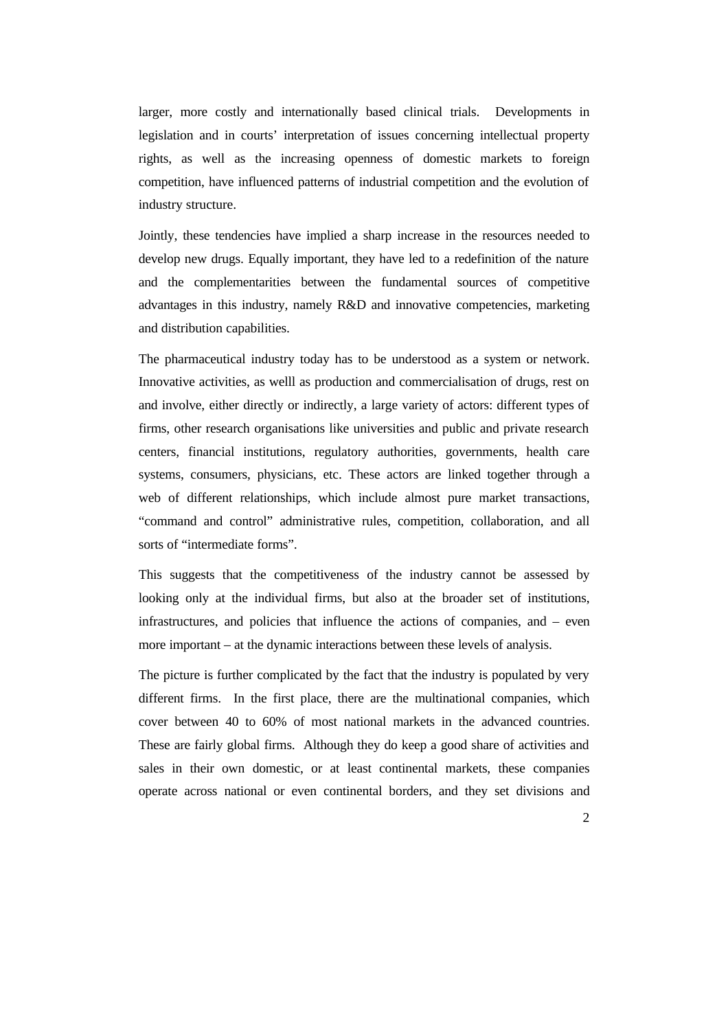larger, more costly and internationally based clinical trials. Developments in legislation and in courts' interpretation of issues concerning intellectual property rights, as well as the increasing openness of domestic markets to foreign competition, have influenced patterns of industrial competition and the evolution of industry structure.

Jointly, these tendencies have implied a sharp increase in the resources needed to develop new drugs. Equally important, they have led to a redefinition of the nature and the complementarities between the fundamental sources of competitive advantages in this industry, namely R&D and innovative competencies, marketing and distribution capabilities.

The pharmaceutical industry today has to be understood as a system or network. Innovative activities, as welll as production and commercialisation of drugs, rest on and involve, either directly or indirectly, a large variety of actors: different types of firms, other research organisations like universities and public and private research centers, financial institutions, regulatory authorities, governments, health care systems, consumers, physicians, etc. These actors are linked together through a web of different relationships, which include almost pure market transactions, "command and control" administrative rules, competition, collaboration, and all sorts of "intermediate forms".

This suggests that the competitiveness of the industry cannot be assessed by looking only at the individual firms, but also at the broader set of institutions, infrastructures, and policies that influence the actions of companies, and – even more important – at the dynamic interactions between these levels of analysis.

The picture is further complicated by the fact that the industry is populated by very different firms. In the first place, there are the multinational companies, which cover between 40 to 60% of most national markets in the advanced countries. These are fairly global firms. Although they do keep a good share of activities and sales in their own domestic, or at least continental markets, these companies operate across national or even continental borders, and they set divisions and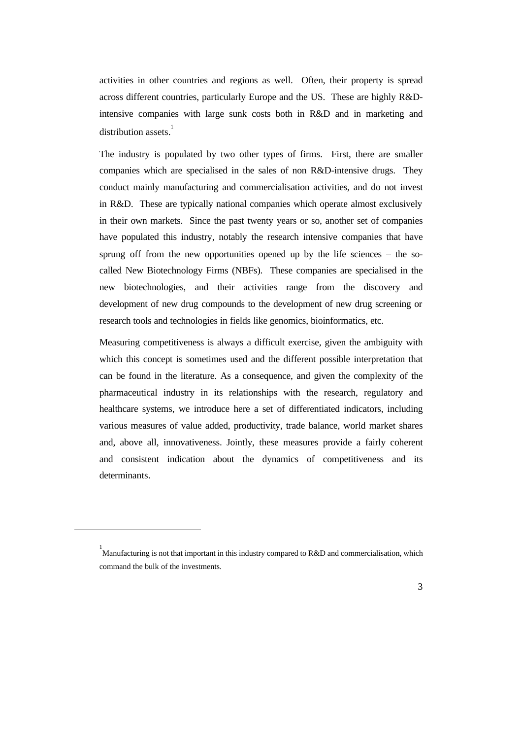activities in other countries and regions as well. Often, their property is spread across different countries, particularly Europe and the US. These are highly R&D-intensive companies with large sunk costs both in R&D and in marketing and distribution assets.[1]

The industry is populated by two other types of firms. First, there are smaller companies which are specialised in the sales of non R&D-intensive drugs. They conduct mainly manufacturing and commercialisation activities, and do not invest in R&D. These are typically national companies which operate almost exclusively in their own markets. Since the past twenty years or so, another set of companies have populated this industry, notably the research intensive companies that have sprung off from the new opportunities opened up by the life sciences – the so-called New Biotechnology Firms (NBFs). These companies are specialised in the new biotechnologies, and their activities range from the discovery and development of new drug compounds to the development of new drug screening or research tools and technologies in fields like genomics, bioinformatics, etc.

Measuring competitiveness is always a difficult exercise, given the ambiguity with which this concept is sometimes used and the different possible interpretation that can be found in the literature. As a consequence, and given the complexity of the pharmaceutical industry in its relationships with the research, regulatory and healthcare systems, we introduce here a set of differentiated indicators, including various measures of value added, productivity, trade balance, world market shares and, above all, innovativeness. Jointly, these measures provide a fairly coherent and consistent indication about the dynamics of competitiveness and its determinants.

---

[1] Manufacturing is not that important in this industry compared to R&D and commercialisation, which command the bulk of the investments.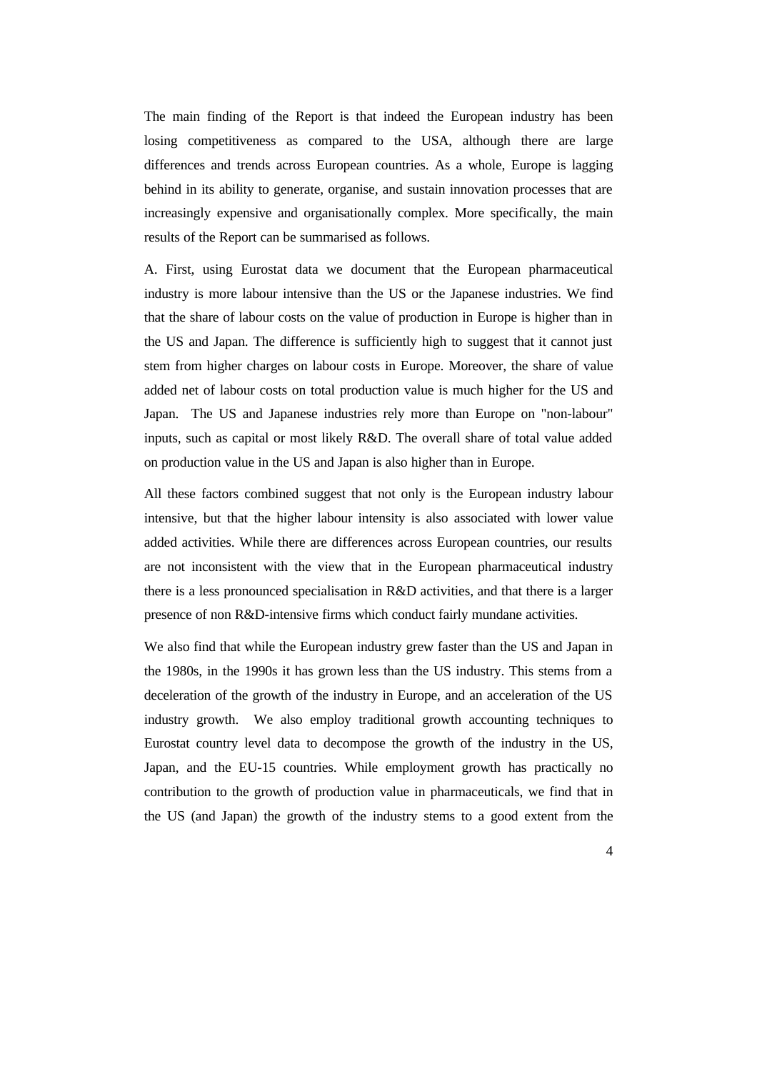The main finding of the Report is that indeed the European industry has been losing competitiveness as compared to the USA, although there are large differences and trends across European countries. As a whole, Europe is lagging behind in its ability to generate, organise, and sustain innovation processes that are increasingly expensive and organisationally complex. More specifically, the main results of the Report can be summarised as follows.

A. First, using Eurostat data we document that the European pharmaceutical industry is more labour intensive than the US or the Japanese industries. We find that the share of labour costs on the value of production in Europe is higher than in the US and Japan. The difference is sufficiently high to suggest that it cannot just stem from higher charges on labour costs in Europe. Moreover, the share of value added net of labour costs on total production value is much higher for the US and Japan. The US and Japanese industries rely more than Europe on "non-labour" inputs, such as capital or most likely R&D. The overall share of total value added on production value in the US and Japan is also higher than in Europe.

All these factors combined suggest that not only is the European industry labour intensive, but that the higher labour intensity is also associated with lower value added activities. While there are differences across European countries, our results are not inconsistent with the view that in the European pharmaceutical industry there is a less pronounced specialisation in R&D activities, and that there is a larger presence of non R&D-intensive firms which conduct fairly mundane activities.

We also find that while the European industry grew faster than the US and Japan in the 1980s, in the 1990s it has grown less than the US industry. This stems from a deceleration of the growth of the industry in Europe, and an acceleration of the US industry growth. We also employ traditional growth accounting techniques to Eurostat country level data to decompose the growth of the industry in the US, Japan, and the EU-15 countries. While employment growth has practically no contribution to the growth of production value in pharmaceuticals, we find that in the US (and Japan) the growth of the industry stems to a good extent from the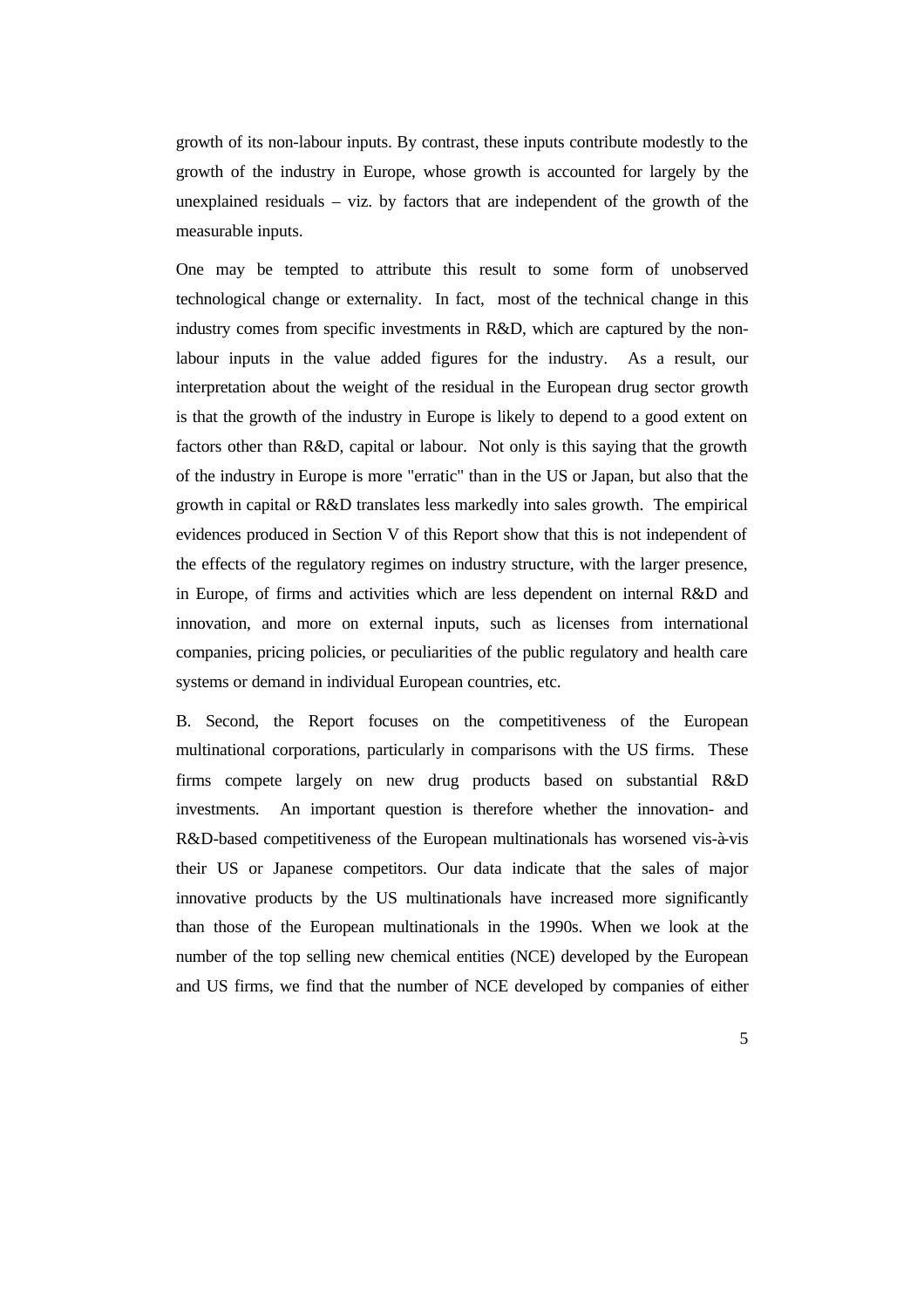growth of its non-labour inputs. By contrast, these inputs contribute modestly to the growth of the industry in Europe, whose growth is accounted for largely by the unexplained residuals – viz. by factors that are independent of the growth of the measurable inputs.

One may be tempted to attribute this result to some form of unobserved technological change or externality. In fact, most of the technical change in this industry comes from specific investments in R&D, which are captured by the non-labour inputs in the value added figures for the industry. As a result, our interpretation about the weight of the residual in the European drug sector growth is that the growth of the industry in Europe is likely to depend to a good extent on factors other than R&D, capital or labour. Not only is this saying that the growth of the industry in Europe is more "erratic" than in the US or Japan, but also that the growth in capital or R&D translates less markedly into sales growth. The empirical evidences produced in Section V of this Report show that this is not independent of the effects of the regulatory regimes on industry structure, with the larger presence, in Europe, of firms and activities which are less dependent on internal R&D and innovation, and more on external inputs, such as licenses from international companies, pricing policies, or peculiarities of the public regulatory and health care systems or demand in individual European countries, etc.

B. Second, the Report focuses on the competitiveness of the European multinational corporations, particularly in comparisons with the US firms. These firms compete largely on new drug products based on substantial R&D investments. An important question is therefore whether the innovation- and R&D-based competitiveness of the European multinationals has worsened vis-à-vis their US or Japanese competitors. Our data indicate that the sales of major innovative products by the US multinationals have increased more significantly than those of the European multinationals in the 1990s. When we look at the number of the top selling new chemical entities (NCE) developed by the European and US firms, we find that the number of NCE developed by companies of either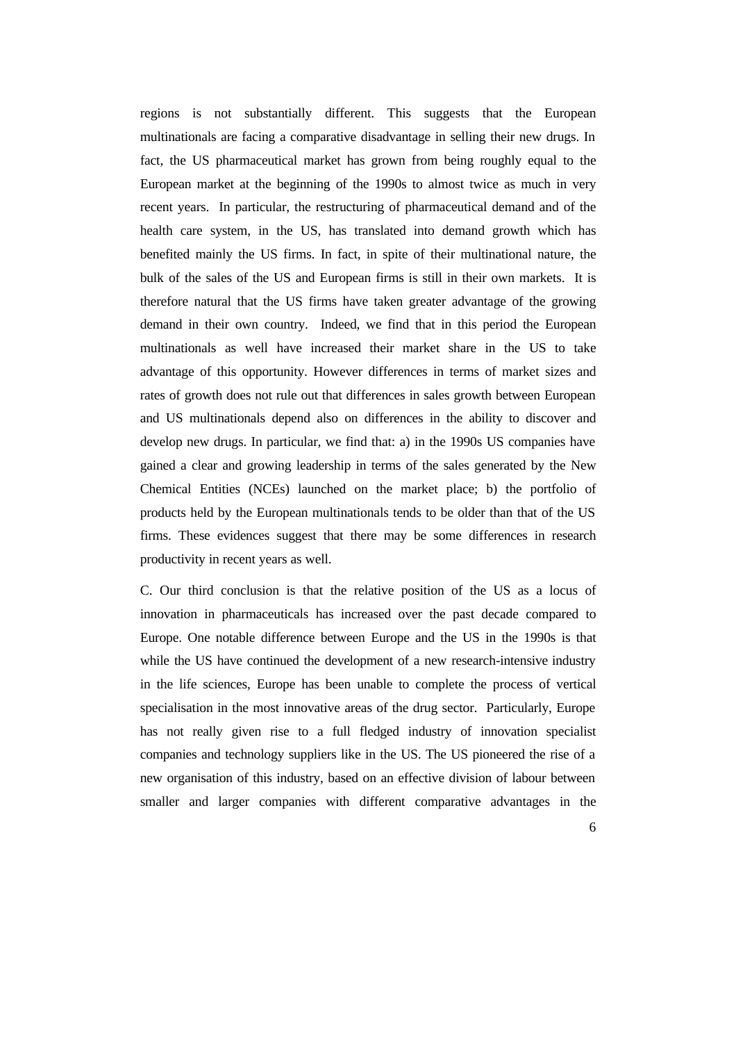regions is not substantially different. This suggests that the European multinationals are facing a comparative disadvantage in selling their new drugs. In fact, the US pharmaceutical market has grown from being roughly equal to the European market at the beginning of the 1990s to almost twice as much in very recent years. In particular, the restructuring of pharmaceutical demand and of the health care system, in the US, has translated into demand growth which has benefited mainly the US firms. In fact, in spite of their multinational nature, the bulk of the sales of the US and European firms is still in their own markets. It is therefore natural that the US firms have taken greater advantage of the growing demand in their own country. Indeed, we find that in this period the European multinationals as well have increased their market share in the US to take advantage of this opportunity. However differences in terms of market sizes and rates of growth does not rule out that differences in sales growth between European and US multinationals depend also on differences in the ability to discover and develop new drugs. In particular, we find that: a) in the 1990s US companies have gained a clear and growing leadership in terms of the sales generated by the New Chemical Entities (NCEs) launched on the market place; b) the portfolio of products held by the European multinationals tends to be older than that of the US firms. These evidences suggest that there may be some differences in research productivity in recent years as well.

C. Our third conclusion is that the relative position of the US as a locus of innovation in pharmaceuticals has increased over the past decade compared to Europe. One notable difference between Europe and the US in the 1990s is that while the US have continued the development of a new research-intensive industry in the life sciences, Europe has been unable to complete the process of vertical specialisation in the most innovative areas of the drug sector. Particularly, Europe has not really given rise to a full fledged industry of innovation specialist companies and technology suppliers like in the US. The US pioneered the rise of a new organisation of this industry, based on an effective division of labour between smaller and larger companies with different comparative advantages in the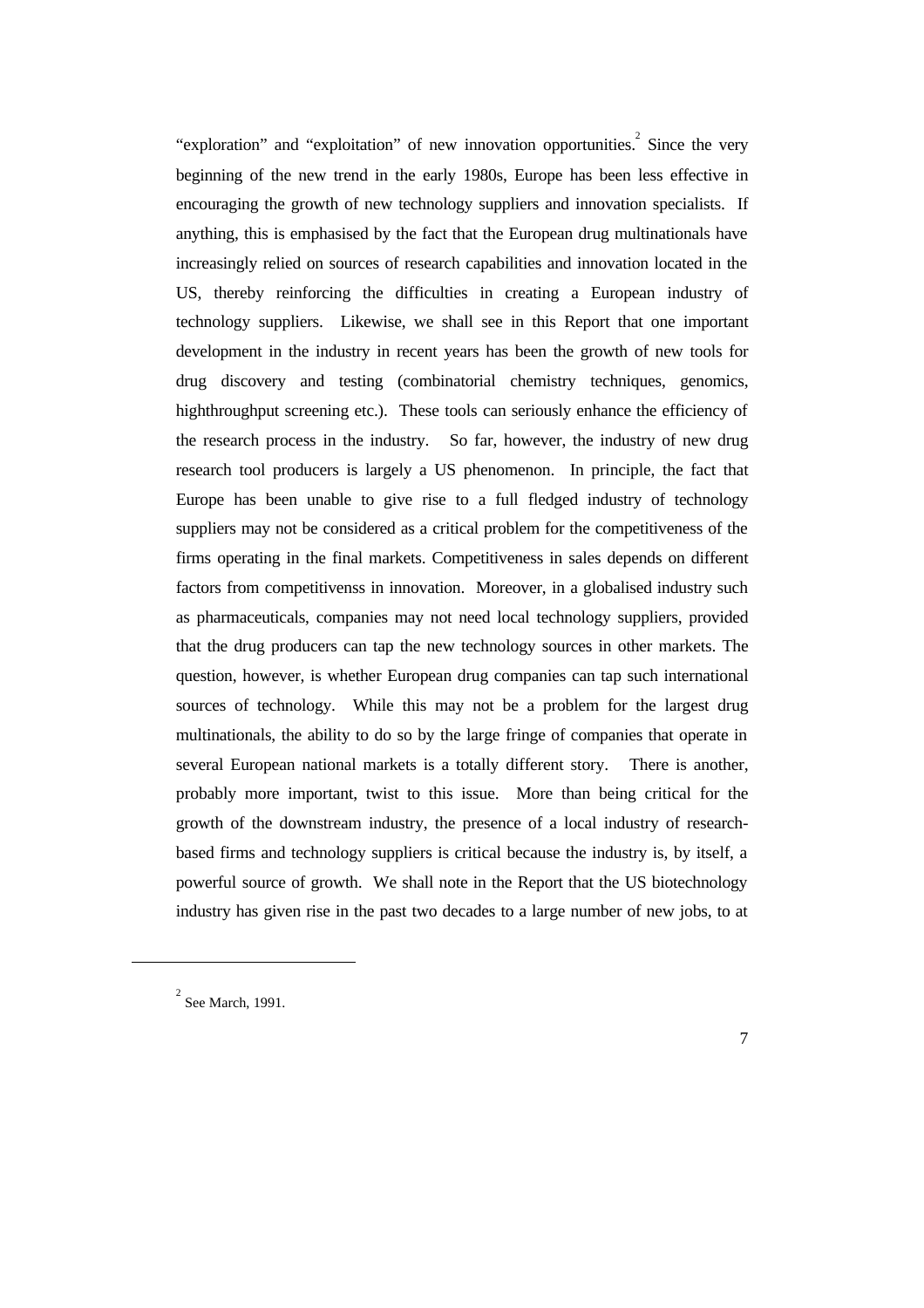"exploration" and "exploitation" of new innovation opportunities.[2] Since the very beginning of the new trend in the early 1980s, Europe has been less effective in encouraging the growth of new technology suppliers and innovation specialists. If anything, this is emphasised by the fact that the European drug multinationals have increasingly relied on sources of research capabilities and innovation located in the US, thereby reinforcing the difficulties in creating a European industry of technology suppliers. Likewise, we shall see in this Report that one important development in the industry in recent years has been the growth of new tools for drug discovery and testing (combinatorial chemistry techniques, genomics, highthroughput screening etc.). These tools can seriously enhance the efficiency of the research process in the industry. So far, however, the industry of new drug research tool producers is largely a US phenomenon. In principle, the fact that Europe has been unable to give rise to a full fledged industry of technology suppliers may not be considered as a critical problem for the competitiveness of the firms operating in the final markets. Competitiveness in sales depends on different factors from competitivenss in innovation. Moreover, in a globalised industry such as pharmaceuticals, companies may not need local technology suppliers, provided that the drug producers can tap the new technology sources in other markets. The question, however, is whether European drug companies can tap such international sources of technology. While this may not be a problem for the largest drug multinationals, the ability to do so by the large fringe of companies that operate in several European national markets is a totally different story. There is another, probably more important, twist to this issue. More than being critical for the growth of the downstream industry, the presence of a local industry of research-based firms and technology suppliers is critical because the industry is, by itself, a powerful source of growth. We shall note in the Report that the US biotechnology industry has given rise in the past two decades to a large number of new jobs, to at

---

[2] See March, 1991.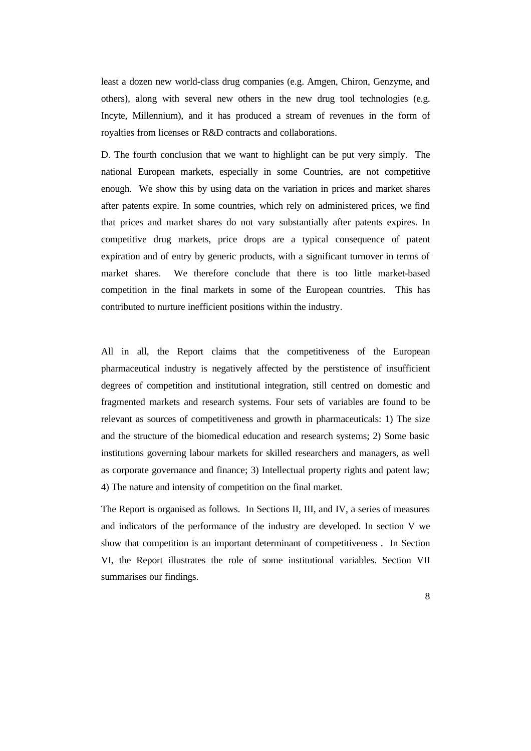least a dozen new world-class drug companies (e.g. Amgen, Chiron, Genzyme, and others), along with several new others in the new drug tool technologies (e.g. Incyte, Millennium), and it has produced a stream of revenues in the form of royalties from licenses or R&D contracts and collaborations.

D. The fourth conclusion that we want to highlight can be put very simply. The national European markets, especially in some Countries, are not competitive enough. We show this by using data on the variation in prices and market shares after patents expire. In some countries, which rely on administered prices, we find that prices and market shares do not vary substantially after patents expires. In competitive drug markets, price drops are a typical consequence of patent expiration and of entry by generic products, with a significant turnover in terms of market shares. We therefore conclude that there is too little market-based competition in the final markets in some of the European countries. This has contributed to nurture inefficient positions within the industry.

All in all, the Report claims that the competitiveness of the European pharmaceutical industry is negatively affected by the perstistence of insufficient degrees of competition and institutional integration, still centred on domestic and fragmented markets and research systems. Four sets of variables are found to be relevant as sources of competitiveness and growth in pharmaceuticals: 1) The size and the structure of the biomedical education and research systems; 2) Some basic institutions governing labour markets for skilled researchers and managers, as well as corporate governance and finance; 3) Intellectual property rights and patent law; 4) The nature and intensity of competition on the final market.

The Report is organised as follows. In Sections II, III, and IV, a series of measures and indicators of the performance of the industry are developed. In section V we show that competition is an important determinant of competitiveness . In Section VI, the Report illustrates the role of some institutional variables. Section VII summarises our findings.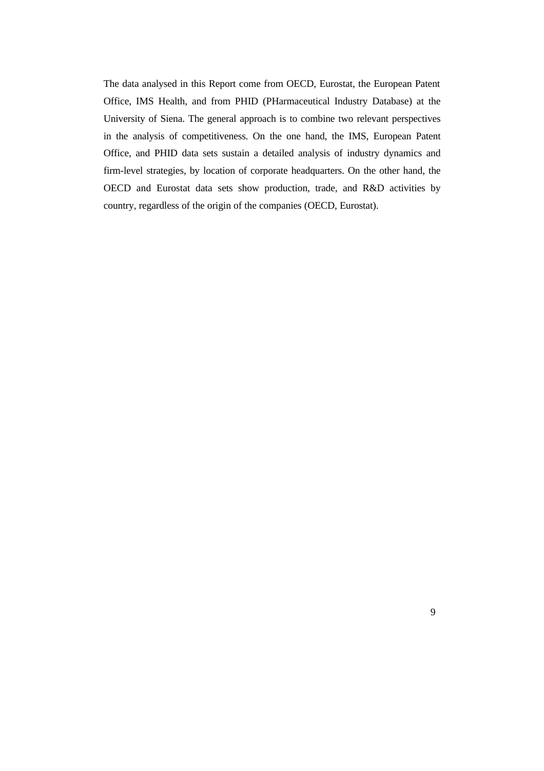The data analysed in this Report come from OECD, Eurostat, the European Patent Office, IMS Health, and from PHID (PHarmaceutical Industry Database) at the University of Siena. The general approach is to combine two relevant perspectives in the analysis of competitiveness. On the one hand, the IMS, European Patent Office, and PHID data sets sustain a detailed analysis of industry dynamics and firm-level strategies, by location of corporate headquarters. On the other hand, the OECD and Eurostat data sets show production, trade, and R&D activities by country, regardless of the origin of the companies (OECD, Eurostat).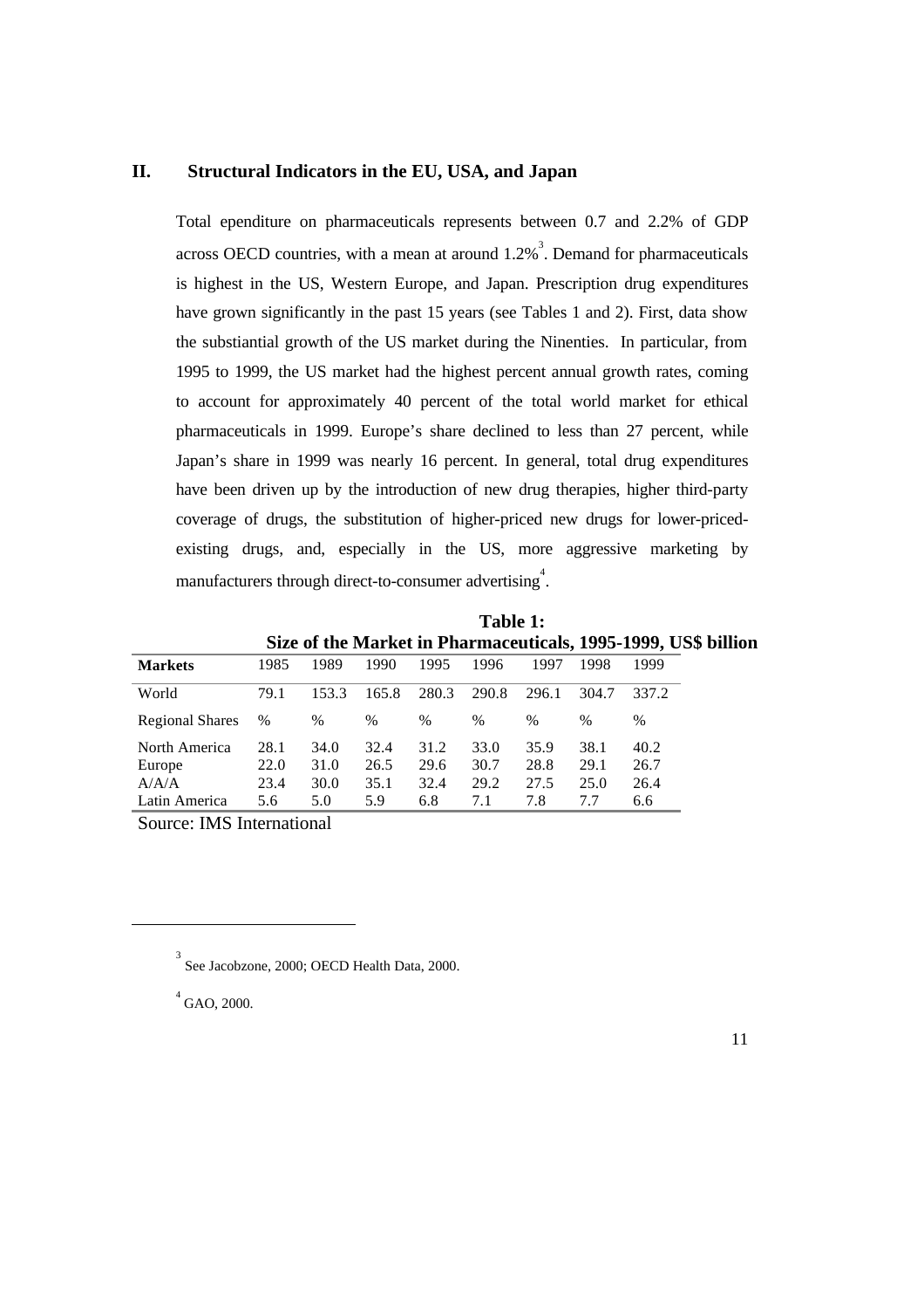## II. Structural Indicators in the EU, USA, and Japan

Total ependiture on pharmaceuticals represents between 0.7 and 2.2% of GDP across OECD countries, with a mean at around 1.2%[3]. Demand for pharmaceuticals is highest in the US, Western Europe, and Japan. Prescription drug expenditures have grown significantly in the past 15 years (see Tables 1 and 2). First, data show the substiantial growth of the US market during the Ninenties. In particular, from 1995 to 1999, the US market had the highest percent annual growth rates, coming to account for approximately 40 percent of the total world market for ethical pharmaceuticals in 1999. Europe's share declined to less than 27 percent, while Japan's share in 1999 was nearly 16 percent. In general, total drug expenditures have been driven up by the introduction of new drug therapies, higher third-party coverage of drugs, the substitution of higher-priced new drugs for lower-priced-existing drugs, and, especially in the US, more aggressive marketing by manufacturers through direct-to-consumer advertising[4].

**Table 1:**
**Size of the Market in Pharmaceuticals, 1995-1999, US$ billion**

| Markets | 1985 | 1989 | 1990 | 1995 | 1996 | 1997 | 1998 | 1999 |
|---|---|---|---|---|---|---|---|---|
| World | 79.1 | 153.3 | 165.8 | 280.3 | 290.8 | 296.1 | 304.7 | 337.2 |
| Regional Shares | % | % | % | % | % | % | % | % |
| North America | 28.1 | 34.0 | 32.4 | 31.2 | 33.0 | 35.9 | 38.1 | 40.2 |
| Europe | 22.0 | 31.0 | 26.5 | 29.6 | 30.7 | 28.8 | 29.1 | 26.7 |
| A/A/A | 23.4 | 30.0 | 35.1 | 32.4 | 29.2 | 27.5 | 25.0 | 26.4 |
| Latin America | 5.6 | 5.0 | 5.9 | 6.8 | 7.1 | 7.8 | 7.7 | 6.6 |

Source: IMS International

[3] See Jacobzone, 2000; OECD Health Data, 2000.

[4] GAO, 2000.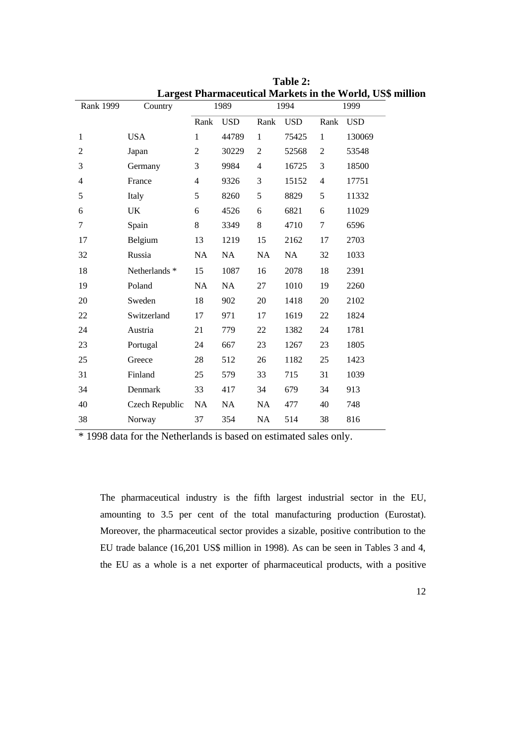**Table 2:**
**Largest Pharmaceutical Markets in the World, US$ million**

| Rank 1999 | Country | 1989 | | 1994 | | 1999 | |
|---|---|---|---|---|---|---|---|
| | | Rank | USD | Rank | USD | Rank | USD |
| 1 | USA | 1 | 44789 | 1 | 75425 | 1 | 130069 |
| 2 | Japan | 2 | 30229 | 2 | 52568 | 2 | 53548 |
| 3 | Germany | 3 | 9984 | 4 | 16725 | 3 | 18500 |
| 4 | France | 4 | 9326 | 3 | 15152 | 4 | 17751 |
| 5 | Italy | 5 | 8260 | 5 | 8829 | 5 | 11332 |
| 6 | UK | 6 | 4526 | 6 | 6821 | 6 | 11029 |
| 7 | Spain | 8 | 3349 | 8 | 4710 | 7 | 6596 |
| 17 | Belgium | 13 | 1219 | 15 | 2162 | 17 | 2703 |
| 32 | Russia | NA | NA | NA | NA | 32 | 1033 |
| 18 | Netherlands * | 15 | 1087 | 16 | 2078 | 18 | 2391 |
| 19 | Poland | NA | NA | 27 | 1010 | 19 | 2260 |
| 20 | Sweden | 18 | 902 | 20 | 1418 | 20 | 2102 |
| 22 | Switzerland | 17 | 971 | 17 | 1619 | 22 | 1824 |
| 24 | Austria | 21 | 779 | 22 | 1382 | 24 | 1781 |
| 23 | Portugal | 24 | 667 | 23 | 1267 | 23 | 1805 |
| 25 | Greece | 28 | 512 | 26 | 1182 | 25 | 1423 |
| 31 | Finland | 25 | 579 | 33 | 715 | 31 | 1039 |
| 34 | Denmark | 33 | 417 | 34 | 679 | 34 | 913 |
| 40 | Czech Republic | NA | NA | NA | 477 | 40 | 748 |
| 38 | Norway | 37 | 354 | NA | 514 | 38 | 816 |

* 1998 data for the Netherlands is based on estimated sales only.

The pharmaceutical industry is the fifth largest industrial sector in the EU, amounting to 3.5 per cent of the total manufacturing production (Eurostat). Moreover, the pharmaceutical sector provides a sizable, positive contribution to the EU trade balance (16,201 US$ million in 1998). As can be seen in Tables 3 and 4, the EU as a whole is a net exporter of pharmaceutical products, with a positive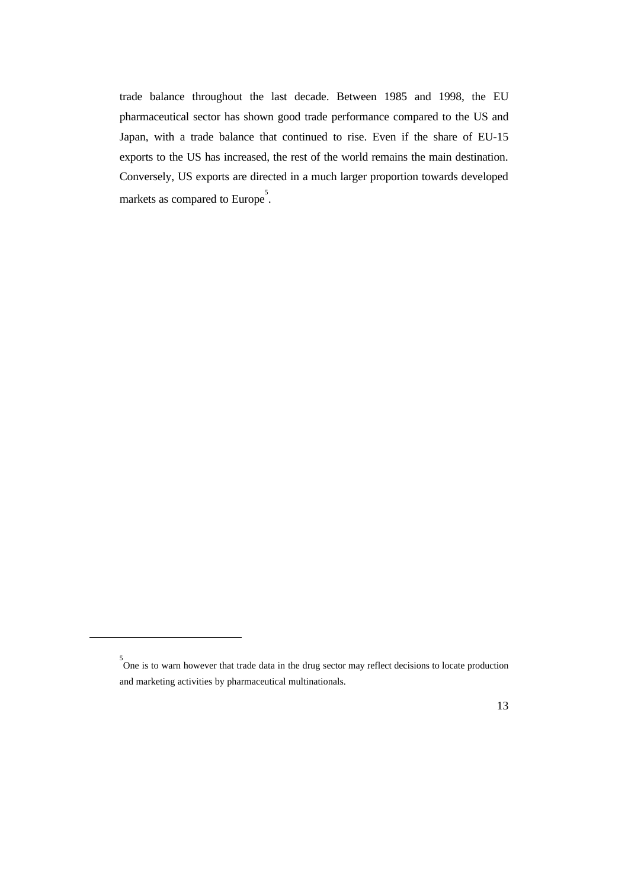trade balance throughout the last decade. Between 1985 and 1998, the EU pharmaceutical sector has shown good trade performance compared to the US and Japan, with a trade balance that continued to rise. Even if the share of EU-15 exports to the US has increased, the rest of the world remains the main destination. Conversely, US exports are directed in a much larger proportion towards developed markets as compared to Europe[5].

[5] One is to warn however that trade data in the drug sector may reflect decisions to locate production and marketing activities by pharmaceutical multinationals.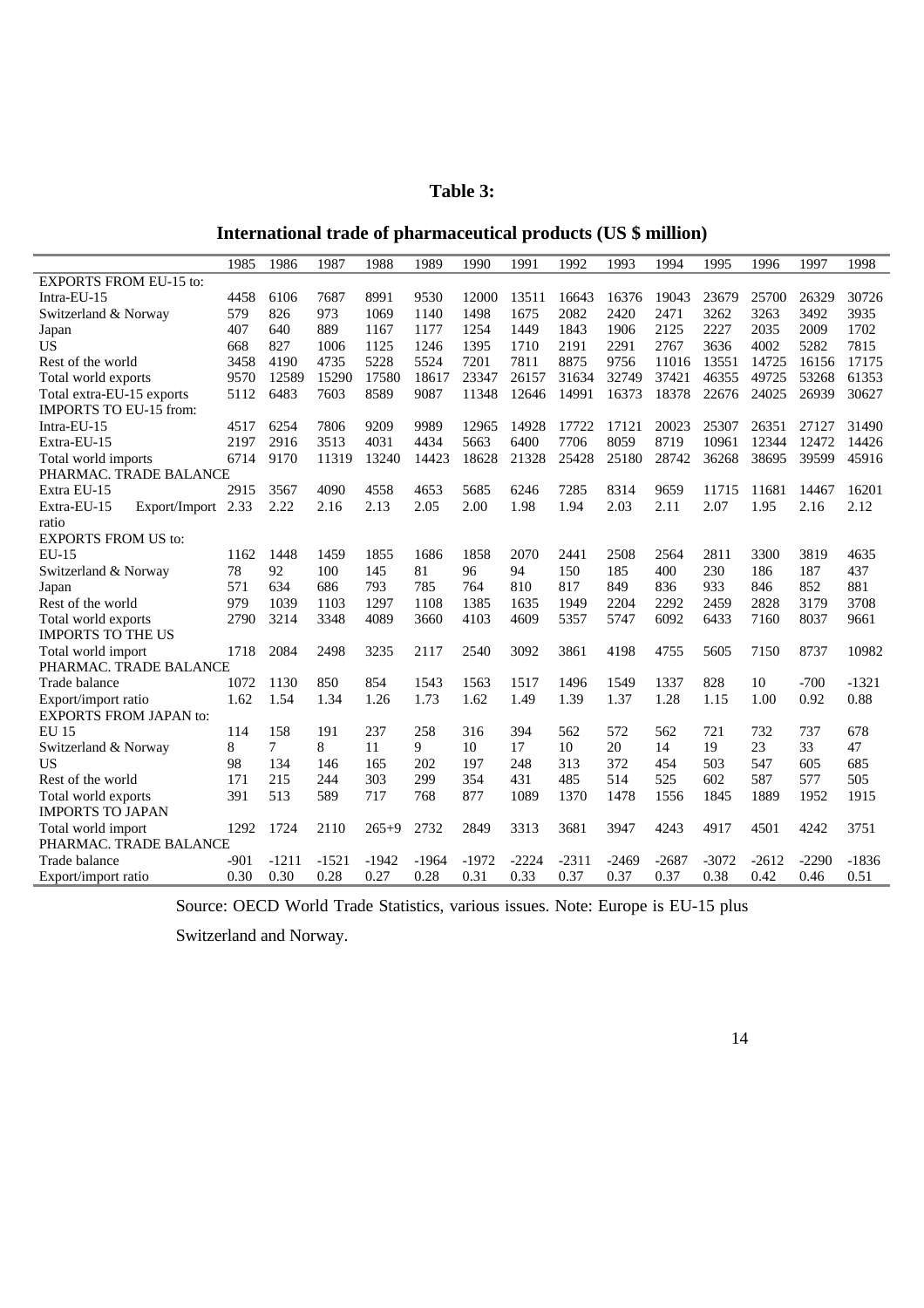**Table 3:**

**International trade of pharmaceutical products (US $ million)**

| | 1985 | 1986 | 1987 | 1988 | 1989 | 1990 | 1991 | 1992 | 1993 | 1994 | 1995 | 1996 | 1997 | 1998 |
|---|---|---|---|---|---|---|---|---|---|---|---|---|---|---|
| EXPORTS FROM EU-15 to: | | | | | | | | | | | | | | |
| Intra-EU-15 | 4458 | 6106 | 7687 | 8991 | 9530 | 12000 | 13511 | 16643 | 16376 | 19043 | 23679 | 25700 | 26329 | 30726 |
| Switzerland & Norway | 579 | 826 | 973 | 1069 | 1140 | 1498 | 1675 | 2082 | 2420 | 2471 | 3262 | 3263 | 3492 | 3935 |
| Japan | 407 | 640 | 889 | 1167 | 1177 | 1254 | 1449 | 1843 | 1906 | 2125 | 2227 | 2035 | 2009 | 1702 |
| US | 668 | 827 | 1006 | 1125 | 1246 | 1395 | 1710 | 2191 | 2291 | 2767 | 3636 | 4002 | 5282 | 7815 |
| Rest of the world | 3458 | 4190 | 4735 | 5228 | 5524 | 7201 | 7811 | 8875 | 9756 | 11016 | 13551 | 14725 | 16156 | 17175 |
| Total world exports | 9570 | 12589 | 15290 | 17580 | 18617 | 23347 | 26157 | 31634 | 32749 | 37421 | 46355 | 49725 | 53268 | 61353 |
| Total extra-EU-15 exports | 5112 | 6483 | 7603 | 8589 | 9087 | 11348 | 12646 | 14991 | 16373 | 18378 | 22676 | 24025 | 26939 | 30627 |
| IMPORTS TO EU-15 from: | | | | | | | | | | | | | | |
| Intra-EU-15 | 4517 | 6254 | 7806 | 9209 | 9989 | 12965 | 14928 | 17722 | 17121 | 20023 | 25307 | 26351 | 27127 | 31490 |
| Extra-EU-15 | 2197 | 2916 | 3513 | 4031 | 4434 | 5663 | 6400 | 7706 | 8059 | 8719 | 10961 | 12344 | 12472 | 14426 |
| Total world imports | 6714 | 9170 | 11319 | 13240 | 14423 | 18628 | 21328 | 25428 | 25180 | 28742 | 36268 | 38695 | 39599 | 45916 |
| PHARMAC. TRADE BALANCE | | | | | | | | | | | | | | |
| Extra EU-15 | 2915 | 3567 | 4090 | 4558 | 4653 | 5685 | 6246 | 7285 | 8314 | 9659 | 11715 | 11681 | 14467 | 16201 |
| Extra-EU-15 Export/Import ratio | 2.33 | 2.22 | 2.16 | 2.13 | 2.05 | 2.00 | 1.98 | 1.94 | 2.03 | 2.11 | 2.07 | 1.95 | 2.16 | 2.12 |
| EXPORTS FROM US to: | | | | | | | | | | | | | | |
| EU-15 | 1162 | 1448 | 1459 | 1855 | 1686 | 1858 | 2070 | 2441 | 2508 | 2564 | 2811 | 3300 | 3819 | 4635 |
| Switzerland & Norway | 78 | 92 | 100 | 145 | 81 | 96 | 94 | 150 | 185 | 400 | 230 | 186 | 187 | 437 |
| Japan | 571 | 634 | 686 | 793 | 785 | 764 | 810 | 817 | 849 | 836 | 933 | 846 | 852 | 881 |
| Rest of the world | 979 | 1039 | 1103 | 1297 | 1108 | 1385 | 1635 | 1949 | 2204 | 2292 | 2459 | 2828 | 3179 | 3708 |
| Total world exports | 2790 | 3214 | 3348 | 4089 | 3660 | 4103 | 4609 | 5357 | 5747 | 6092 | 6433 | 7160 | 8037 | 9661 |
| IMPORTS TO THE US | | | | | | | | | | | | | | |
| Total world import | 1718 | 2084 | 2498 | 3235 | 2117 | 2540 | 3092 | 3861 | 4198 | 4755 | 5605 | 7150 | 8737 | 10982 |
| PHARMAC. TRADE BALANCE | | | | | | | | | | | | | | |
| Trade balance | 1072 | 1130 | 850 | 854 | 1543 | 1563 | 1517 | 1496 | 1549 | 1337 | 828 | 10 | -700 | -1321 |
| Export/import ratio | 1.62 | 1.54 | 1.34 | 1.26 | 1.73 | 1.62 | 1.49 | 1.39 | 1.37 | 1.28 | 1.15 | 1.00 | 0.92 | 0.88 |
| EXPORTS FROM JAPAN to: | | | | | | | | | | | | | | |
| EU 15 | 114 | 158 | 191 | 237 | 258 | 316 | 394 | 562 | 572 | 562 | 721 | 732 | 737 | 678 |
| Switzerland & Norway | 8 | 7 | 8 | 11 | 9 | 10 | 17 | 10 | 20 | 14 | 19 | 23 | 33 | 47 |
| US | 98 | 134 | 146 | 165 | 202 | 197 | 248 | 313 | 372 | 454 | 503 | 547 | 605 | 685 |
| Rest of the world | 171 | 215 | 244 | 303 | 299 | 354 | 431 | 485 | 514 | 525 | 602 | 587 | 577 | 505 |
| Total world exports | 391 | 513 | 589 | 717 | 768 | 877 | 1089 | 1370 | 1478 | 1556 | 1845 | 1889 | 1952 | 1915 |
| IMPORTS TO JAPAN | | | | | | | | | | | | | | |
| Total world import | 1292 | 1724 | 2110 | 265+9 | 2732 | 2849 | 3313 | 3681 | 3947 | 4243 | 4917 | 4501 | 4242 | 3751 |
| PHARMAC. TRADE BALANCE | | | | | | | | | | | | | | |
| Trade balance | -901 | -1211 | -1521 | -1942 | -1964 | -1972 | -2224 | -2311 | -2469 | -2687 | -3072 | -2612 | -2290 | -1836 |
| Export/import ratio | 0.30 | 0.30 | 0.28 | 0.27 | 0.28 | 0.31 | 0.33 | 0.37 | 0.37 | 0.37 | 0.38 | 0.42 | 0.46 | 0.51 |

Source: OECD World Trade Statistics, various issues. Note: Europe is EU-15 plus Switzerland and Norway.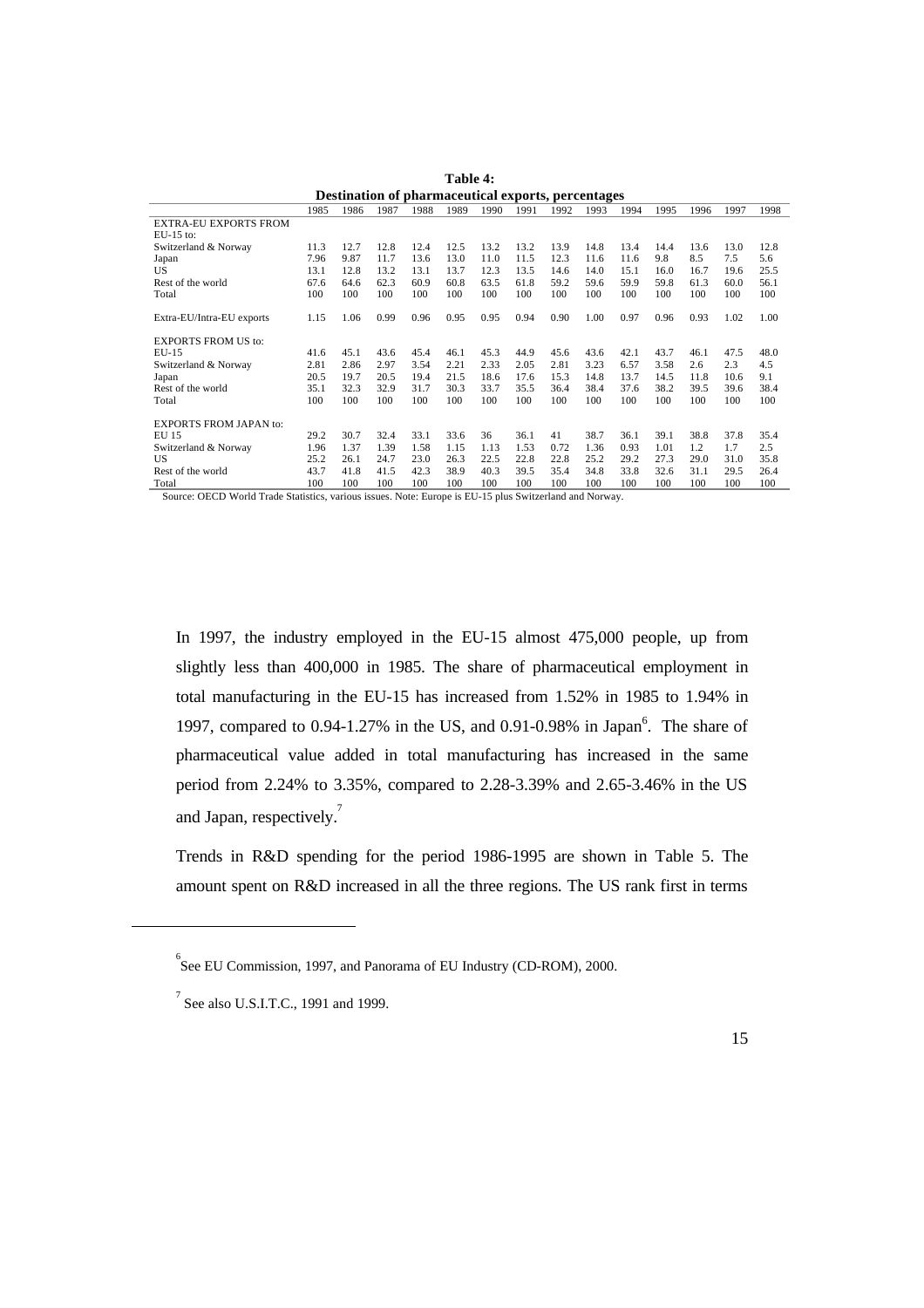**Table 4:**
**Destination of pharmaceutical exports, percentages**

| | 1985 | 1986 | 1987 | 1988 | 1989 | 1990 | 1991 | 1992 | 1993 | 1994 | 1995 | 1996 | 1997 | 1998 |
|---|---|---|---|---|---|---|---|---|---|---|---|---|---|---|
| EXTRA-EU EXPORTS FROM EU-15 to: | | | | | | | | | | | | | | |
| Switzerland & Norway | 11.3 | 12.7 | 12.8 | 12.4 | 12.5 | 13.2 | 13.2 | 13.9 | 14.8 | 13.4 | 14.4 | 13.6 | 13.0 | 12.8 |
| Japan | 7.96 | 9.87 | 11.7 | 13.6 | 13.0 | 11.0 | 11.5 | 12.3 | 11.6 | 11.6 | 9.8 | 8.5 | 7.5 | 5.6 |
| US | 13.1 | 12.8 | 13.2 | 13.1 | 13.7 | 12.3 | 13.5 | 14.6 | 14.0 | 15.1 | 16.0 | 16.7 | 19.6 | 25.5 |
| Rest of the world | 67.6 | 64.6 | 62.3 | 60.9 | 60.8 | 63.5 | 61.8 | 59.2 | 59.6 | 59.9 | 59.8 | 61.3 | 60.0 | 56.1 |
| Total | 100 | 100 | 100 | 100 | 100 | 100 | 100 | 100 | 100 | 100 | 100 | 100 | 100 | 100 |
| Extra-EU/Intra-EU exports | 1.15 | 1.06 | 0.99 | 0.96 | 0.95 | 0.95 | 0.94 | 0.90 | 1.00 | 0.97 | 0.96 | 0.93 | 1.02 | 1.00 |
| EXPORTS FROM US to: | | | | | | | | | | | | | | |
| EU-15 | 41.6 | 45.1 | 43.6 | 45.4 | 46.1 | 45.3 | 44.9 | 45.6 | 43.6 | 42.1 | 43.7 | 46.1 | 47.5 | 48.0 |
| Switzerland & Norway | 2.81 | 2.86 | 2.97 | 3.54 | 2.21 | 2.33 | 2.05 | 2.81 | 3.23 | 6.57 | 3.58 | 2.6 | 2.3 | 4.5 |
| Japan | 20.5 | 19.7 | 20.5 | 19.4 | 21.5 | 18.6 | 17.6 | 15.3 | 14.8 | 13.7 | 14.5 | 11.8 | 10.6 | 9.1 |
| Rest of the world | 35.1 | 32.3 | 32.9 | 31.7 | 30.3 | 33.7 | 35.5 | 36.4 | 38.4 | 37.6 | 38.2 | 39.5 | 39.6 | 38.4 |
| Total | 100 | 100 | 100 | 100 | 100 | 100 | 100 | 100 | 100 | 100 | 100 | 100 | 100 | 100 |
| EXPORTS FROM JAPAN to: | | | | | | | | | | | | | | |
| EU 15 | 29.2 | 30.7 | 32.4 | 33.1 | 33.6 | 36 | 36.1 | 41 | 38.7 | 36.1 | 39.1 | 38.8 | 37.8 | 35.4 |
| Switzerland & Norway | 1.96 | 1.37 | 1.39 | 1.58 | 1.15 | 1.13 | 1.53 | 0.72 | 1.36 | 0.93 | 1.01 | 1.2 | 1.7 | 2.5 |
| US | 25.2 | 26.1 | 24.7 | 23.0 | 26.3 | 22.5 | 22.8 | 22.8 | 25.2 | 29.2 | 27.3 | 29.0 | 31.0 | 35.8 |
| Rest of the world | 43.7 | 41.8 | 41.5 | 42.3 | 38.9 | 40.3 | 39.5 | 35.4 | 34.8 | 33.8 | 32.6 | 31.1 | 29.5 | 26.4 |
| Total | 100 | 100 | 100 | 100 | 100 | 100 | 100 | 100 | 100 | 100 | 100 | 100 | 100 | 100 |

Source: OECD World Trade Statistics, various issues. Note: Europe is EU-15 plus Switzerland and Norway.

In 1997, the industry employed in the EU-15 almost 475,000 people, up from slightly less than 400,000 in 1985. The share of pharmaceutical employment in total manufacturing in the EU-15 has increased from 1.52% in 1985 to 1.94% in 1997, compared to 0.94-1.27% in the US, and 0.91-0.98% in Japan[6]. The share of pharmaceutical value added in total manufacturing has increased in the same period from 2.24% to 3.35%, compared to 2.28-3.39% and 2.65-3.46% in the US and Japan, respectively.[7]

Trends in R&D spending for the period 1986-1995 are shown in Table 5. The amount spent on R&D increased in all the three regions. The US rank first in terms

[6] See EU Commission, 1997, and Panorama of EU Industry (CD-ROM), 2000.

[7] See also U.S.I.T.C., 1991 and 1999.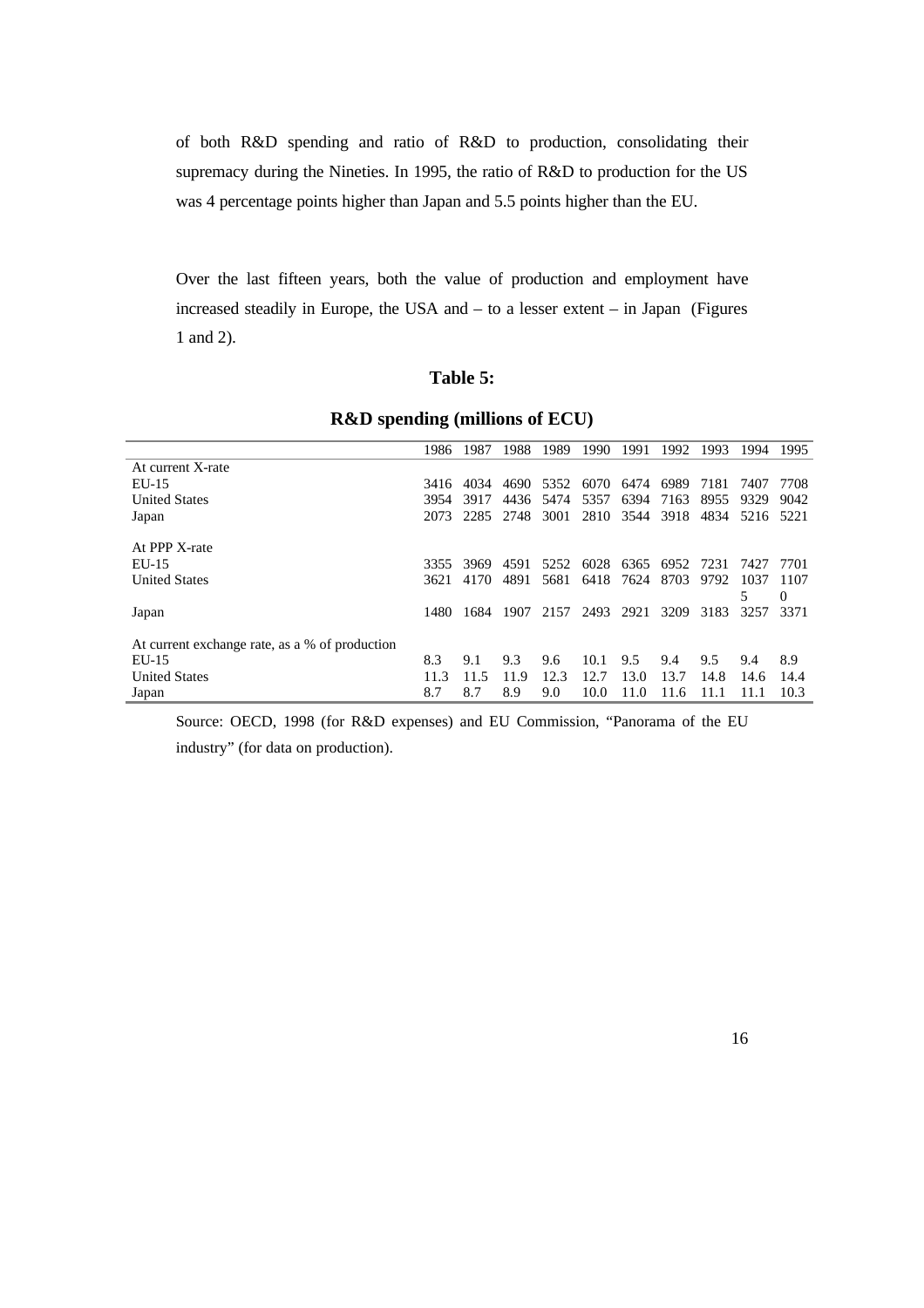of both R&D spending and ratio of R&D to production, consolidating their supremacy during the Nineties. In 1995, the ratio of R&D to production for the US was 4 percentage points higher than Japan and 5.5 points higher than the EU.

Over the last fifteen years, both the value of production and employment have increased steadily in Europe, the USA and – to a lesser extent – in Japan (Figures 1 and 2).

**Table 5:**

**R&D spending (millions of ECU)**

| | 1986 | 1987 | 1988 | 1989 | 1990 | 1991 | 1992 | 1993 | 1994 | 1995 |
|---|---|---|---|---|---|---|---|---|---|---|
| At current X-rate | | | | | | | | | | |
| EU-15 | 3416 | 4034 | 4690 | 5352 | 6070 | 6474 | 6989 | 7181 | 7407 | 7708 |
| United States | 3954 | 3917 | 4436 | 5474 | 5357 | 6394 | 7163 | 8955 | 9329 | 9042 |
| Japan | 2073 | 2285 | 2748 | 3001 | 2810 | 3544 | 3918 | 4834 | 5216 | 5221 |
| At PPP X-rate | | | | | | | | | | |
| EU-15 | 3355 | 3969 | 4591 | 5252 | 6028 | 6365 | 6952 | 7231 | 7427 | 7701 |
| United States | 3621 | 4170 | 4891 | 5681 | 6418 | 7624 | 8703 | 9792 | 10375 | 11070 |
| Japan | 1480 | 1684 | 1907 | 2157 | 2493 | 2921 | 3209 | 3183 | 3257 | 3371 |
| At current exchange rate, as a % of production | | | | | | | | | | |
| EU-15 | 8.3 | 9.1 | 9.3 | 9.6 | 10.1 | 9.5 | 9.4 | 9.5 | 9.4 | 8.9 |
| United States | 11.3 | 11.5 | 11.9 | 12.3 | 12.7 | 13.0 | 13.7 | 14.8 | 14.6 | 14.4 |
| Japan | 8.7 | 8.7 | 8.9 | 9.0 | 10.0 | 11.0 | 11.6 | 11.1 | 11.1 | 10.3 |

Source: OECD, 1998 (for R&D expenses) and EU Commission, "Panorama of the EU industry" (for data on production).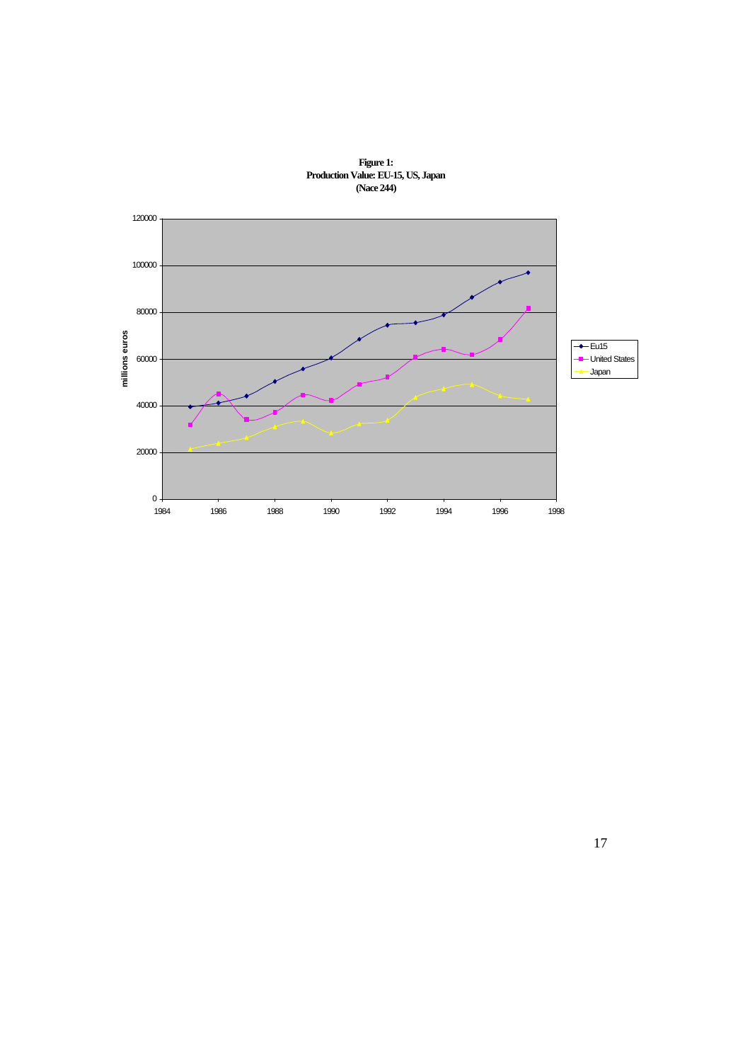**Figure 1:**
**Production Value: EU-15, US, Japan**
**(Nace 244)**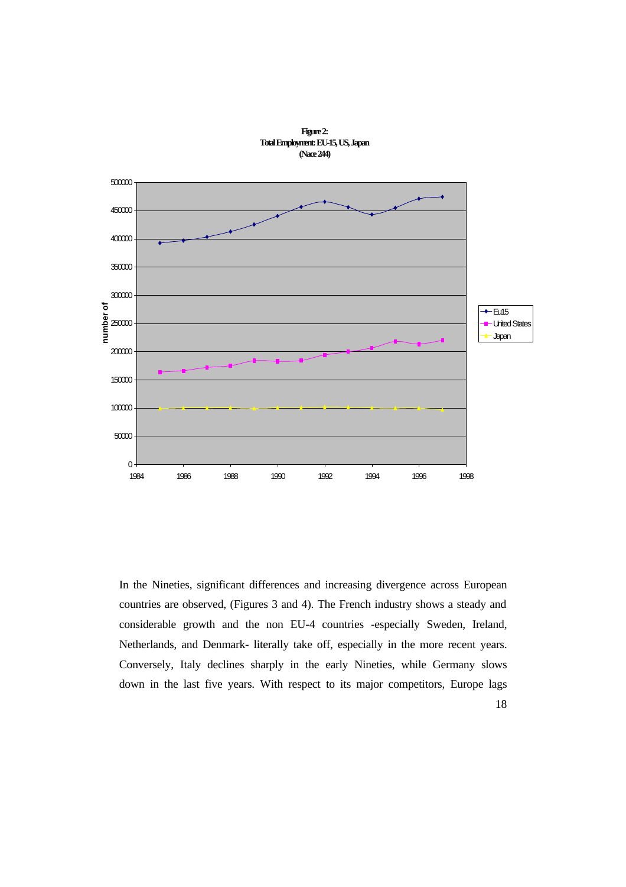**Figure 2:**
**Total Employment: EU-15, US, Japan**
**(Nace 244)**

In the Nineties, significant differences and increasing divergence across European countries are observed, (Figures 3 and 4). The French industry shows a steady and considerable growth and the non EU-4 countries -especially Sweden, Ireland, Netherlands, and Denmark- literally take off, especially in the more recent years. Conversely, Italy declines sharply in the early Nineties, while Germany slows down in the last five years. With respect to its major competitors, Europe lags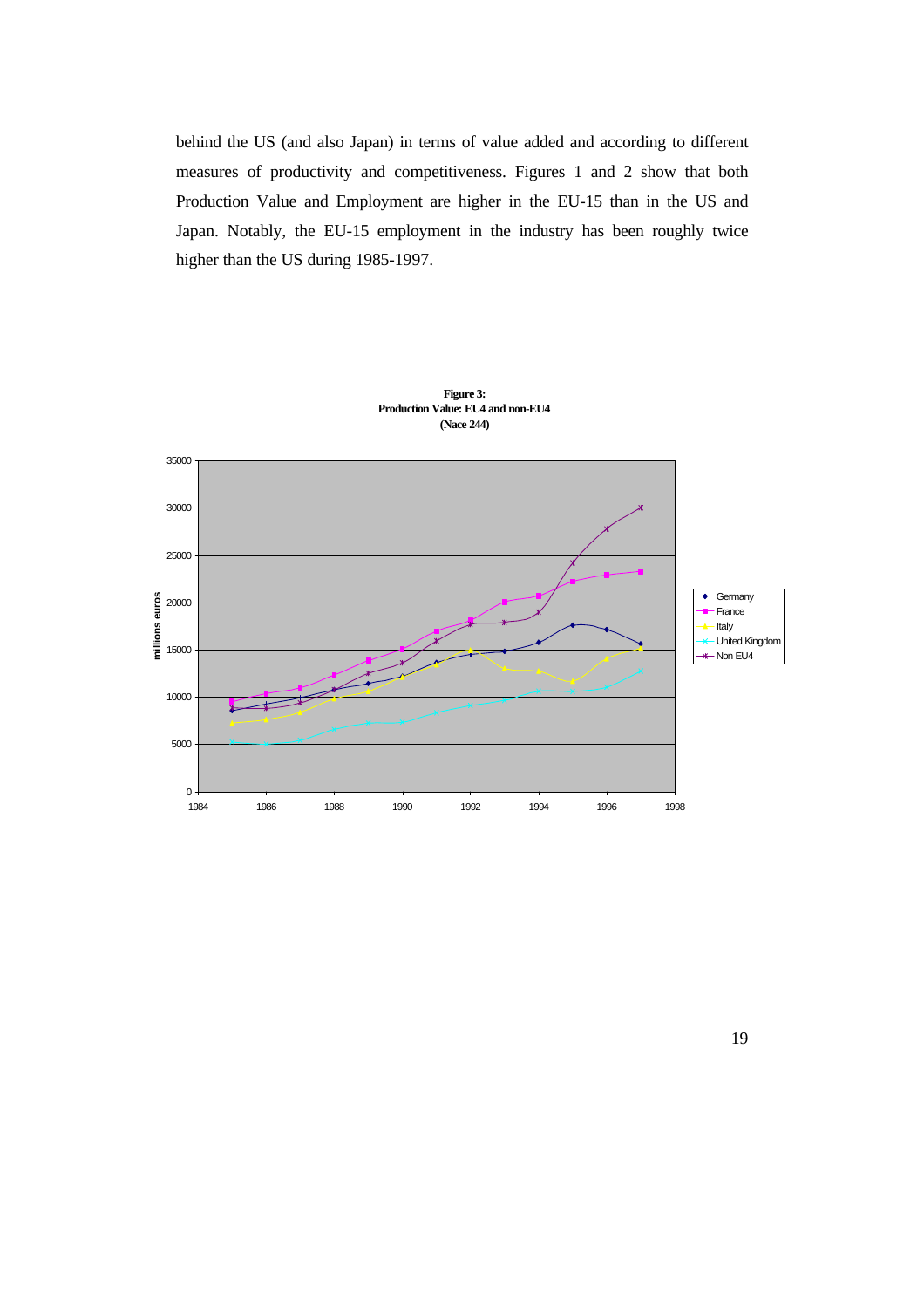behind the US (and also Japan) in terms of value added and according to different measures of productivity and competitiveness. Figures 1 and 2 show that both Production Value and Employment are higher in the EU-15 than in the US and Japan. Notably, the EU-15 employment in the industry has been roughly twice higher than the US during 1985-1997.

**Figure 3:**
**Production Value: EU4 and non-EU4**
**(Nace 244)**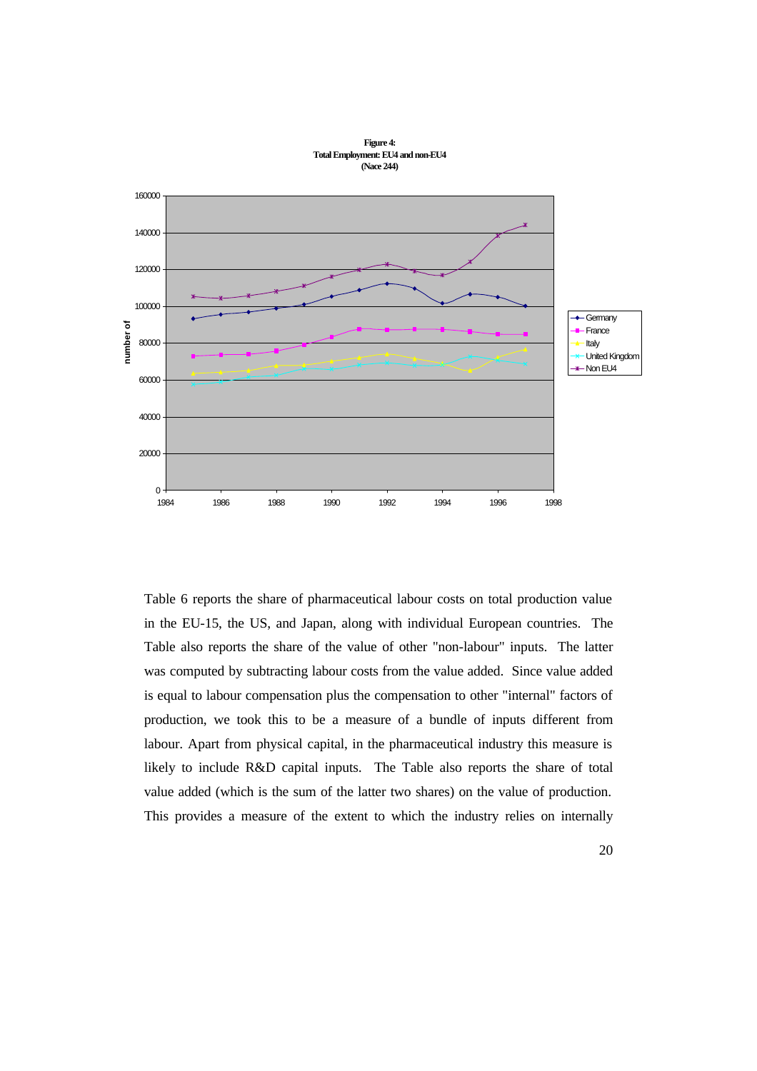**Figure 4:**
**Total Employment: EU4 and non-EU4**
**(Nace 244)**

Table 6 reports the share of pharmaceutical labour costs on total production value in the EU-15, the US, and Japan, along with individual European countries. The Table also reports the share of the value of other "non-labour" inputs. The latter was computed by subtracting labour costs from the value added. Since value added is equal to labour compensation plus the compensation to other "internal" factors of production, we took this to be a measure of a bundle of inputs different from labour. Apart from physical capital, in the pharmaceutical industry this measure is likely to include R&D capital inputs. The Table also reports the share of total value added (which is the sum of the latter two shares) on the value of production. This provides a measure of the extent to which the industry relies on internally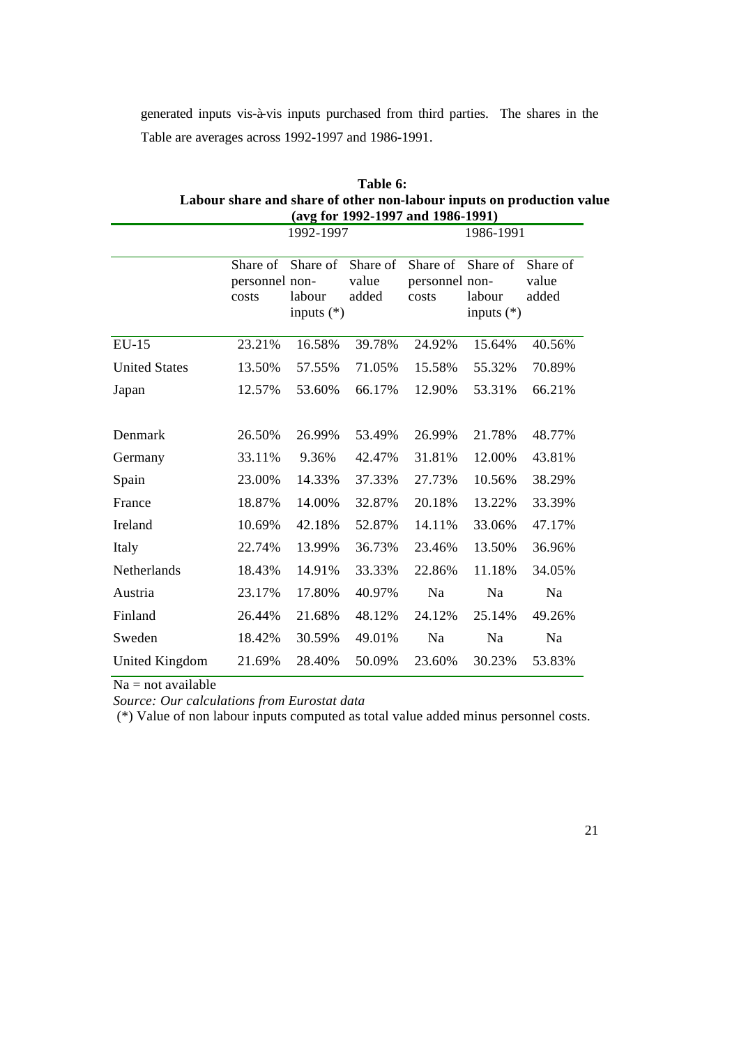generated inputs vis-à-vis inputs purchased from third parties. The shares in the Table are averages across 1992-1997 and 1986-1991.

**Table 6: Labour share and share of other non-labour inputs on production value (avg for 1992-1997 and 1986-1991)**

| | 1992-1997 | | | 1986-1991 | | |
|---|---|---|---|---|---|---|
| | Share of personnel costs | Share of non-labour inputs (*) | Share of value added | Share of personnel costs | Share of non-labour inputs (*) | Share of value added |
| EU-15 | 23.21% | 16.58% | 39.78% | 24.92% | 15.64% | 40.56% |
| United States | 13.50% | 57.55% | 71.05% | 15.58% | 55.32% | 70.89% |
| Japan | 12.57% | 53.60% | 66.17% | 12.90% | 53.31% | 66.21% |
| Denmark | 26.50% | 26.99% | 53.49% | 26.99% | 21.78% | 48.77% |
| Germany | 33.11% | 9.36% | 42.47% | 31.81% | 12.00% | 43.81% |
| Spain | 23.00% | 14.33% | 37.33% | 27.73% | 10.56% | 38.29% |
| France | 18.87% | 14.00% | 32.87% | 20.18% | 13.22% | 33.39% |
| Ireland | 10.69% | 42.18% | 52.87% | 14.11% | 33.06% | 47.17% |
| Italy | 22.74% | 13.99% | 36.73% | 23.46% | 13.50% | 36.96% |
| Netherlands | 18.43% | 14.91% | 33.33% | 22.86% | 11.18% | 34.05% |
| Austria | 23.17% | 17.80% | 40.97% | Na | Na | Na |
| Finland | 26.44% | 21.68% | 48.12% | 24.12% | 25.14% | 49.26% |
| Sweden | 18.42% | 30.59% | 49.01% | Na | Na | Na |
| United Kingdom | 21.69% | 28.40% | 50.09% | 23.60% | 30.23% | 53.83% |

Na = not available

*Source: Our calculations from Eurostat data*

(*) Value of non labour inputs computed as total value added minus personnel costs.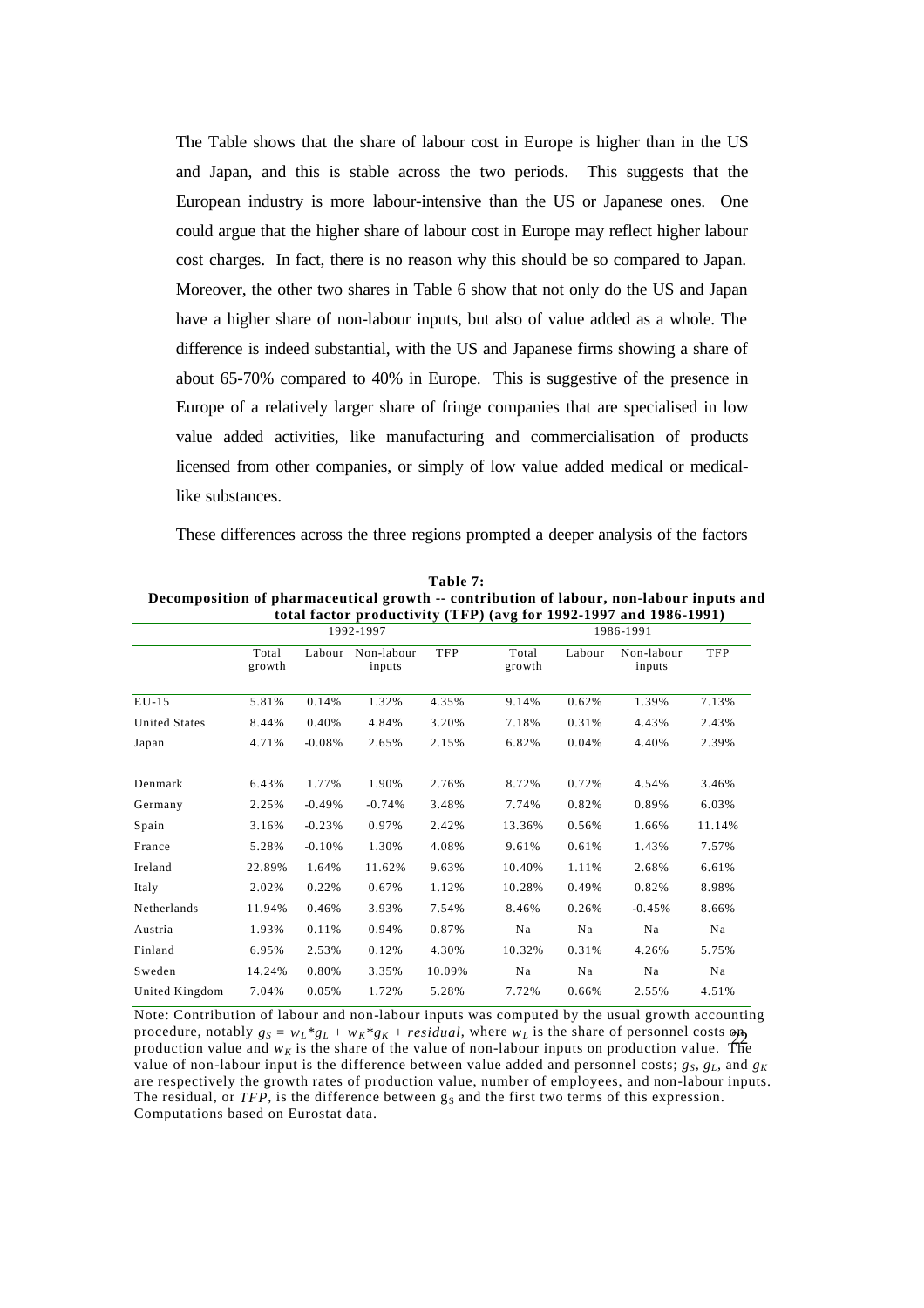The Table shows that the share of labour cost in Europe is higher than in the US and Japan, and this is stable across the two periods. This suggests that the European industry is more labour-intensive than the US or Japanese ones. One could argue that the higher share of labour cost in Europe may reflect higher labour cost charges. In fact, there is no reason why this should be so compared to Japan. Moreover, the other two shares in Table 6 show that not only do the US and Japan have a higher share of non-labour inputs, but also of value added as a whole. The difference is indeed substantial, with the US and Japanese firms showing a share of about 65-70% compared to 40% in Europe. This is suggestive of the presence in Europe of a relatively larger share of fringe companies that are specialised in low value added activities, like manufacturing and commercialisation of products licensed from other companies, or simply of low value added medical or medical-like substances.

These differences across the three regions prompted a deeper analysis of the factors

**Table 7:**
**Decomposition of pharmaceutical growth -- contribution of labour, non-labour inputs and total factor productivity (TFP) (avg for 1992-1997 and 1986-1991)**

| | 1992-1997 | | | | 1986-1991 | | | |
|---|---|---|---|---|---|---|---|---|
| | Total growth | Labour | Non-labour inputs | TFP | Total growth | Labour | Non-labour inputs | TFP |
| EU-15 | 5.81% | 0.14% | 1.32% | 4.35% | 9.14% | 0.62% | 1.39% | 7.13% |
| United States | 8.44% | 0.40% | 4.84% | 3.20% | 7.18% | 0.31% | 4.43% | 2.43% |
| Japan | 4.71% | -0.08% | 2.65% | 2.15% | 6.82% | 0.04% | 4.40% | 2.39% |
| Denmark | 6.43% | 1.77% | 1.90% | 2.76% | 8.72% | 0.72% | 4.54% | 3.46% |
| Germany | 2.25% | -0.49% | -0.74% | 3.48% | 7.74% | 0.82% | 0.89% | 6.03% |
| Spain | 3.16% | -0.23% | 0.97% | 2.42% | 13.36% | 0.56% | 1.66% | 11.14% |
| France | 5.28% | -0.10% | 1.30% | 4.08% | 9.61% | 0.61% | 1.43% | 7.57% |
| Ireland | 22.89% | 1.64% | 11.62% | 9.63% | 10.40% | 1.11% | 2.68% | 6.61% |
| Italy | 2.02% | 0.22% | 0.67% | 1.12% | 10.28% | 0.49% | 0.82% | 8.98% |
| Netherlands | 11.94% | 0.46% | 3.93% | 7.54% | 8.46% | 0.26% | -0.45% | 8.66% |
| Austria | 1.93% | 0.11% | 0.94% | 0.87% | Na | Na | Na | Na |
| Finland | 6.95% | 2.53% | 0.12% | 4.30% | 10.32% | 0.31% | 4.26% | 5.75% |
| Sweden | 14.24% | 0.80% | 3.35% | 10.09% | Na | Na | Na | Na |
| United Kingdom | 7.04% | 0.05% | 1.72% | 5.28% | 7.72% | 0.66% | 2.55% | 4.51% |

Note: Contribution of labour and non-labour inputs was computed by the usual growth accounting procedure, notably $g_S = w_L*g_L + w_K*g_K + residual$, where $w_L$ is the share of personnel costs on production value and $w_K$ is the share of the value of non-labour inputs on production value. The value of non-labour input is the difference between value added and personnel costs; $g_S$, $g_L$, and $g_K$ are respectively the growth rates of production value, number of employees, and non-labour inputs. The residual, or *TFP*, is the difference between $g_S$ and the first two terms of this expression. Computations based on Eurostat data.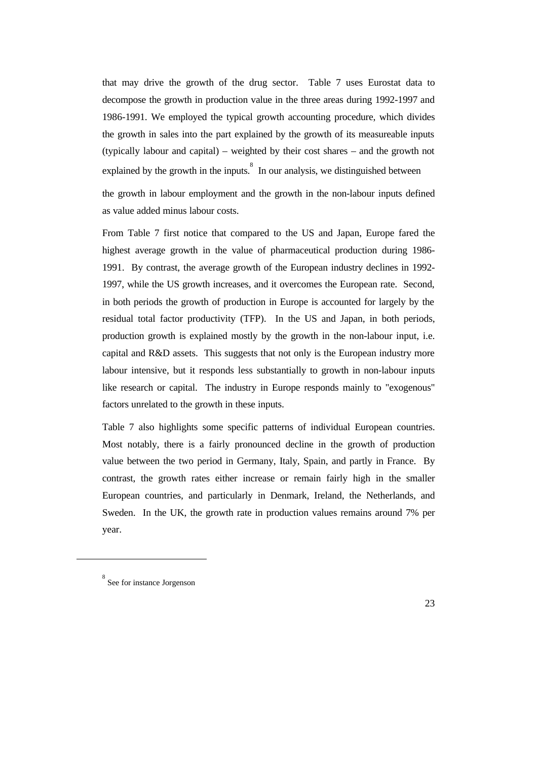that may drive the growth of the drug sector. Table 7 uses Eurostat data to decompose the growth in production value in the three areas during 1992-1997 and 1986-1991. We employed the typical growth accounting procedure, which divides the growth in sales into the part explained by the growth of its measureable inputs (typically labour and capital) – weighted by their cost shares – and the growth not explained by the growth in the inputs.[8] In our analysis, we distinguished between

the growth in labour employment and the growth in the non-labour inputs defined as value added minus labour costs.

From Table 7 first notice that compared to the US and Japan, Europe fared the highest average growth in the value of pharmaceutical production during 1986-1991. By contrast, the average growth of the European industry declines in 1992-1997, while the US growth increases, and it overcomes the European rate. Second, in both periods the growth of production in Europe is accounted for largely by the residual total factor productivity (TFP). In the US and Japan, in both periods, production growth is explained mostly by the growth in the non-labour input, i.e. capital and R&D assets. This suggests that not only is the European industry more labour intensive, but it responds less substantially to growth in non-labour inputs like research or capital. The industry in Europe responds mainly to "exogenous" factors unrelated to the growth in these inputs.

Table 7 also highlights some specific patterns of individual European countries. Most notably, there is a fairly pronounced decline in the growth of production value between the two period in Germany, Italy, Spain, and partly in France. By contrast, the growth rates either increase or remain fairly high in the smaller European countries, and particularly in Denmark, Ireland, the Netherlands, and Sweden. In the UK, the growth rate in production values remains around 7% per year.

---

[8] See for instance Jorgenson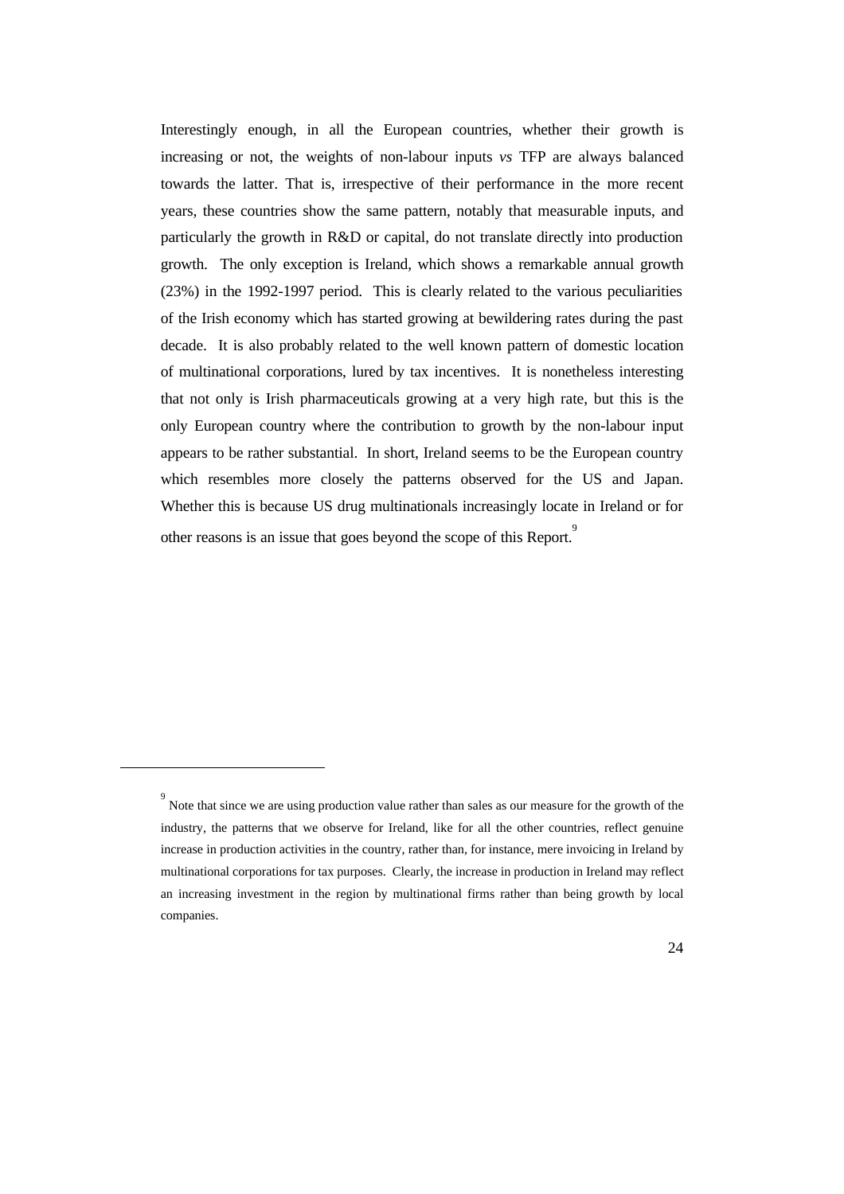Interestingly enough, in all the European countries, whether their growth is increasing or not, the weights of non-labour inputs *vs* TFP are always balanced towards the latter. That is, irrespective of their performance in the more recent years, these countries show the same pattern, notably that measurable inputs, and particularly the growth in R&D or capital, do not translate directly into production growth. The only exception is Ireland, which shows a remarkable annual growth (23%) in the 1992-1997 period. This is clearly related to the various peculiarities of the Irish economy which has started growing at bewildering rates during the past decade. It is also probably related to the well known pattern of domestic location of multinational corporations, lured by tax incentives. It is nonetheless interesting that not only is Irish pharmaceuticals growing at a very high rate, but this is the only European country where the contribution to growth by the non-labour input appears to be rather substantial. In short, Ireland seems to be the European country which resembles more closely the patterns observed for the US and Japan. Whether this is because US drug multinationals increasingly locate in Ireland or for other reasons is an issue that goes beyond the scope of this Report.[9]

---

[9] Note that since we are using production value rather than sales as our measure for the growth of the industry, the patterns that we observe for Ireland, like for all the other countries, reflect genuine increase in production activities in the country, rather than, for instance, mere invoicing in Ireland by multinational corporations for tax purposes. Clearly, the increase in production in Ireland may reflect an increasing investment in the region by multinational firms rather than being growth by local companies.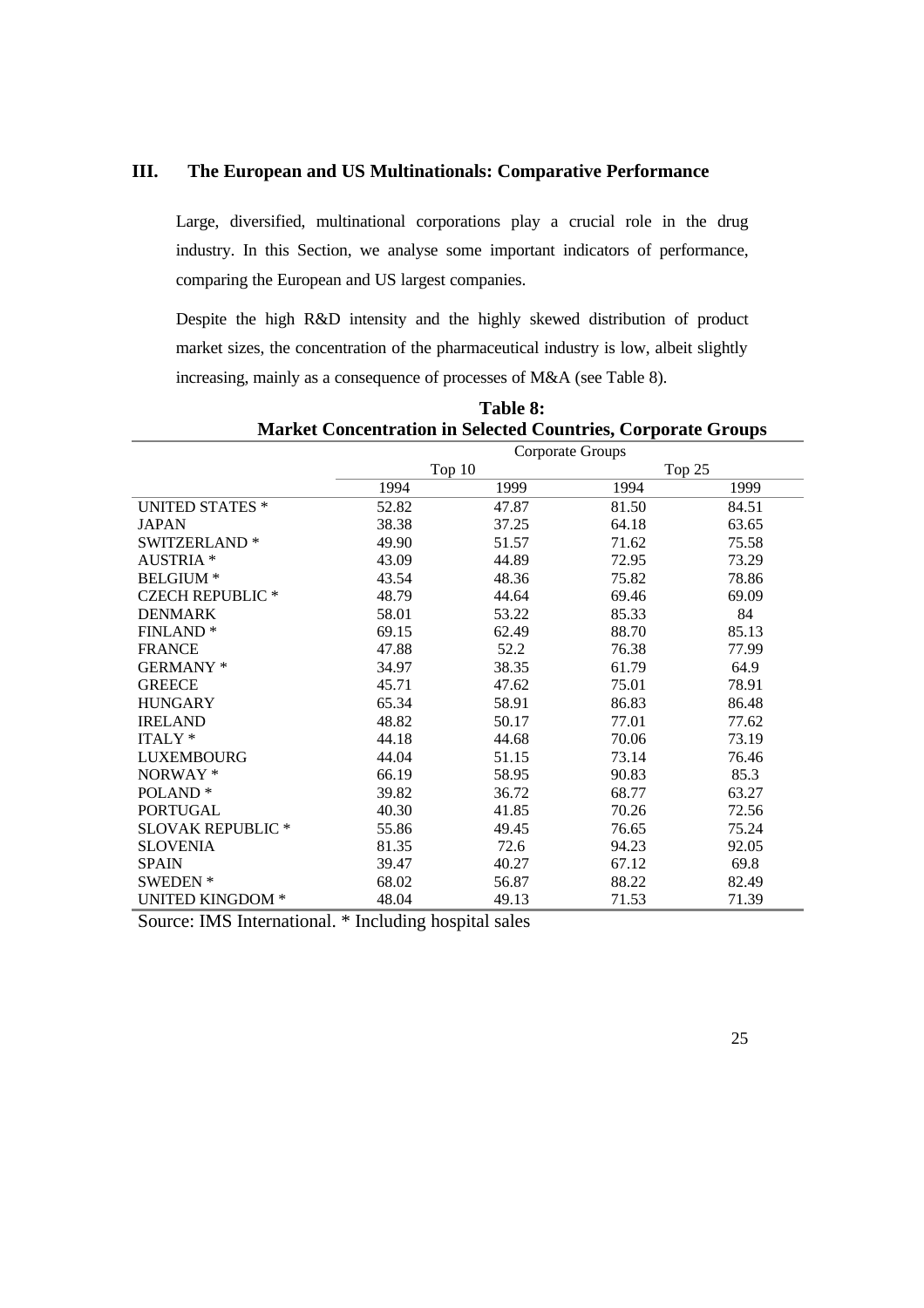## III. The European and US Multinationals: Comparative Performance

Large, diversified, multinational corporations play a crucial role in the drug industry. In this Section, we analyse some important indicators of performance, comparing the European and US largest companies.

Despite the high R&D intensity and the highly skewed distribution of product market sizes, the concentration of the pharmaceutical industry is low, albeit slightly increasing, mainly as a consequence of processes of M&A (see Table 8).

**Table 8: Market Concentration in Selected Countries, Corporate Groups**

| | Corporate Groups | | | |
|---|---|---|---|---|
| | Top 10 | | Top 25 | |
| | 1994 | 1999 | 1994 | 1999 |
| UNITED STATES * | 52.82 | 47.87 | 81.50 | 84.51 |
| JAPAN | 38.38 | 37.25 | 64.18 | 63.65 |
| SWITZERLAND * | 49.90 | 51.57 | 71.62 | 75.58 |
| AUSTRIA * | 43.09 | 44.89 | 72.95 | 73.29 |
| BELGIUM * | 43.54 | 48.36 | 75.82 | 78.86 |
| CZECH REPUBLIC * | 48.79 | 44.64 | 69.46 | 69.09 |
| DENMARK | 58.01 | 53.22 | 85.33 | 84 |
| FINLAND * | 69.15 | 62.49 | 88.70 | 85.13 |
| FRANCE | 47.88 | 52.2 | 76.38 | 77.99 |
| GERMANY * | 34.97 | 38.35 | 61.79 | 64.9 |
| GREECE | 45.71 | 47.62 | 75.01 | 78.91 |
| HUNGARY | 65.34 | 58.91 | 86.83 | 86.48 |
| IRELAND | 48.82 | 50.17 | 77.01 | 77.62 |
| ITALY * | 44.18 | 44.68 | 70.06 | 73.19 |
| LUXEMBOURG | 44.04 | 51.15 | 73.14 | 76.46 |
| NORWAY * | 66.19 | 58.95 | 90.83 | 85.3 |
| POLAND * | 39.82 | 36.72 | 68.77 | 63.27 |
| PORTUGAL | 40.30 | 41.85 | 70.26 | 72.56 |
| SLOVAK REPUBLIC * | 55.86 | 49.45 | 76.65 | 75.24 |
| SLOVENIA | 81.35 | 72.6 | 94.23 | 92.05 |
| SPAIN | 39.47 | 40.27 | 67.12 | 69.8 |
| SWEDEN * | 68.02 | 56.87 | 88.22 | 82.49 |
| UNITED KINGDOM * | 48.04 | 49.13 | 71.53 | 71.39 |

Source: IMS International. * Including hospital sales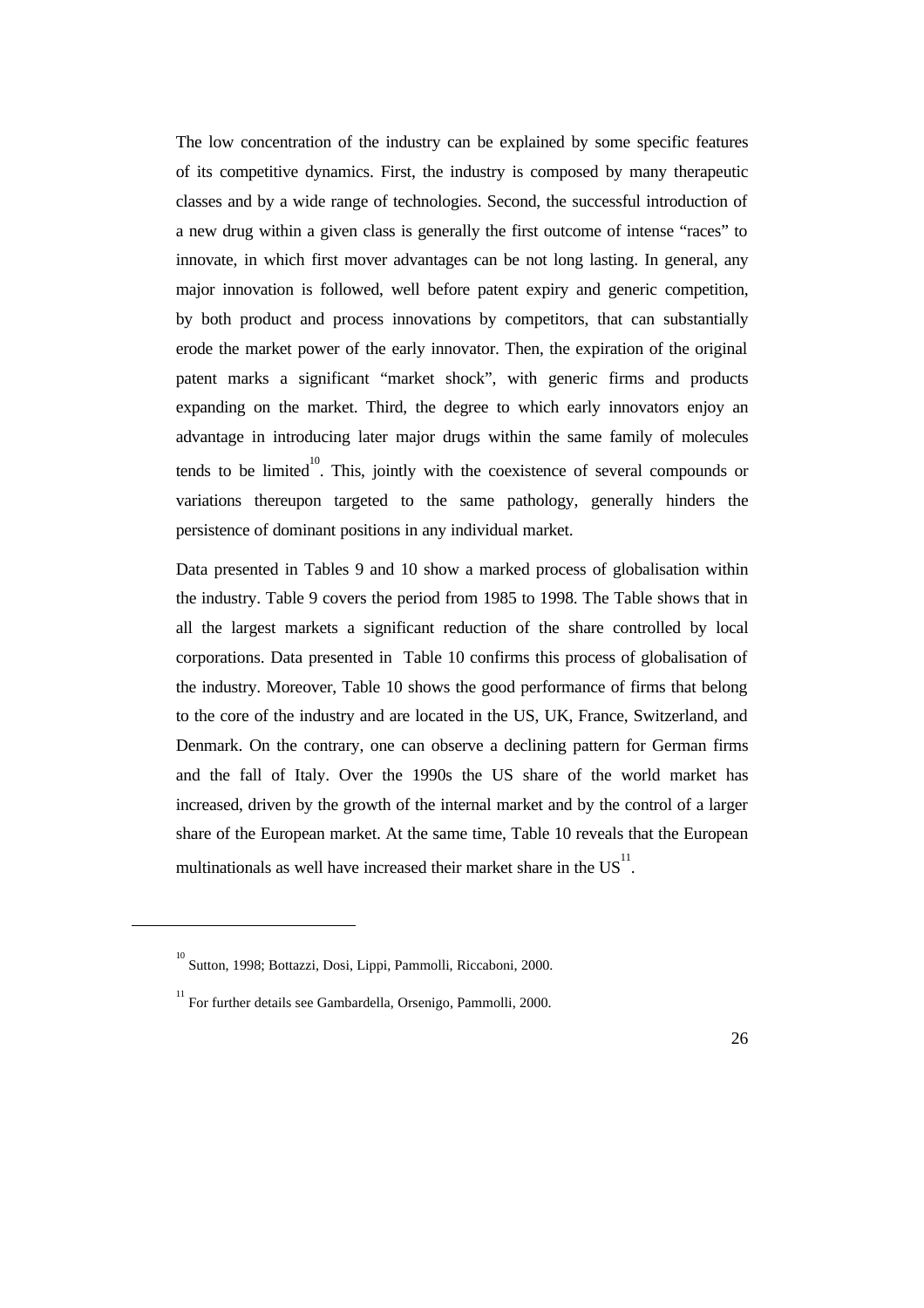The low concentration of the industry can be explained by some specific features of its competitive dynamics. First, the industry is composed by many therapeutic classes and by a wide range of technologies. Second, the successful introduction of a new drug within a given class is generally the first outcome of intense "races" to innovate, in which first mover advantages can be not long lasting. In general, any major innovation is followed, well before patent expiry and generic competition, by both product and process innovations by competitors, that can substantially erode the market power of the early innovator. Then, the expiration of the original patent marks a significant "market shock", with generic firms and products expanding on the market. Third, the degree to which early innovators enjoy an advantage in introducing later major drugs within the same family of molecules tends to be limited[10]. This, jointly with the coexistence of several compounds or variations thereupon targeted to the same pathology, generally hinders the persistence of dominant positions in any individual market.

Data presented in Tables 9 and 10 show a marked process of globalisation within the industry. Table 9 covers the period from 1985 to 1998. The Table shows that in all the largest markets a significant reduction of the share controlled by local corporations. Data presented in Table 10 confirms this process of globalisation of the industry. Moreover, Table 10 shows the good performance of firms that belong to the core of the industry and are located in the US, UK, France, Switzerland, and Denmark. On the contrary, one can observe a declining pattern for German firms and the fall of Italy. Over the 1990s the US share of the world market has increased, driven by the growth of the internal market and by the control of a larger share of the European market. At the same time, Table 10 reveals that the European multinationals as well have increased their market share in the US[11].

---

[10] Sutton, 1998; Bottazzi, Dosi, Lippi, Pammolli, Riccaboni, 2000.

[11] For further details see Gambardella, Orsenigo, Pammolli, 2000.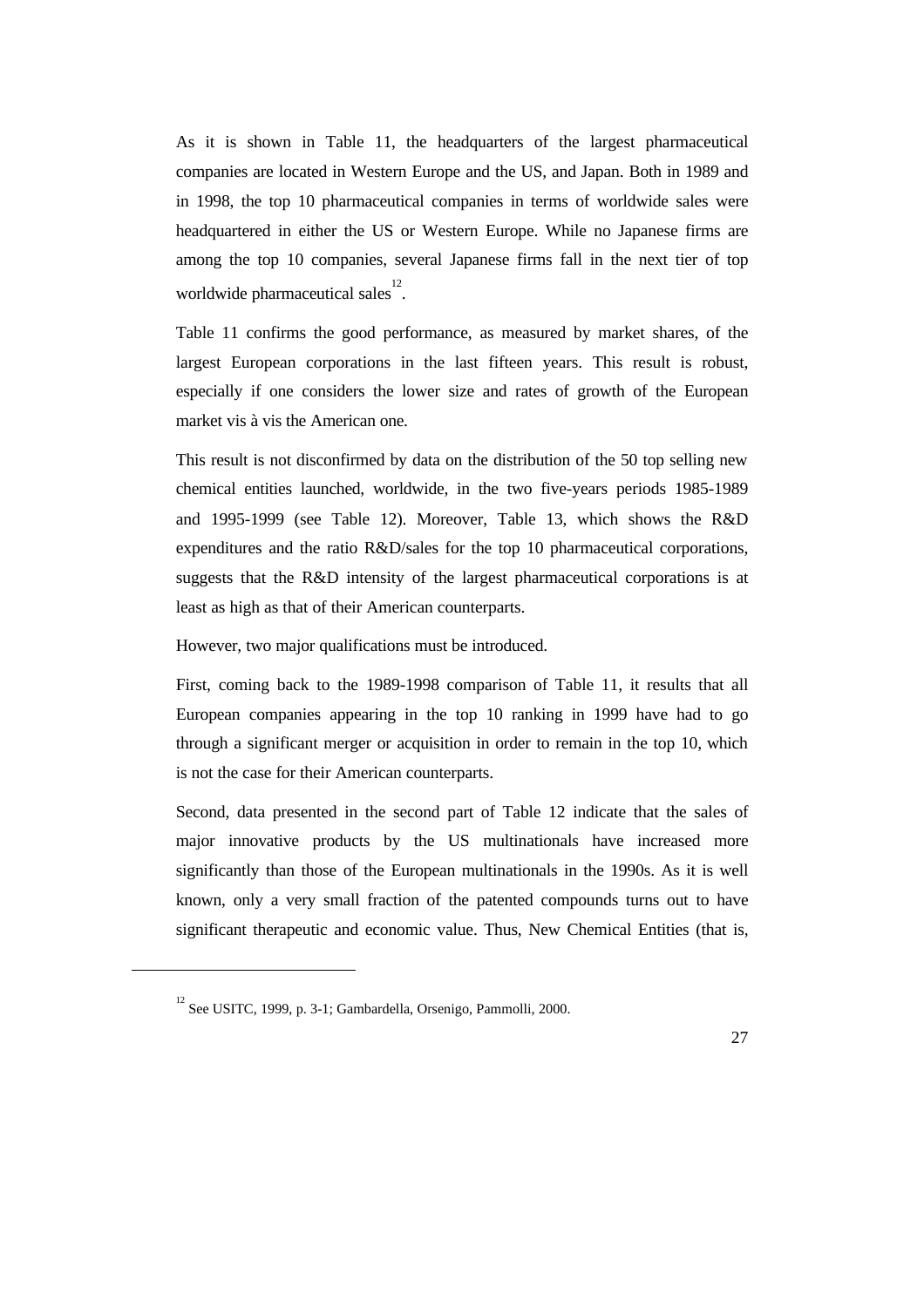As it is shown in Table 11, the headquarters of the largest pharmaceutical companies are located in Western Europe and the US, and Japan. Both in 1989 and in 1998, the top 10 pharmaceutical companies in terms of worldwide sales were headquartered in either the US or Western Europe. While no Japanese firms are among the top 10 companies, several Japanese firms fall in the next tier of top worldwide pharmaceutical sales[12].

Table 11 confirms the good performance, as measured by market shares, of the largest European corporations in the last fifteen years. This result is robust, especially if one considers the lower size and rates of growth of the European market vis à vis the American one.

This result is not disconfirmed by data on the distribution of the 50 top selling new chemical entities launched, worldwide, in the two five-years periods 1985-1989 and 1995-1999 (see Table 12). Moreover, Table 13, which shows the R&D expenditures and the ratio R&D/sales for the top 10 pharmaceutical corporations, suggests that the R&D intensity of the largest pharmaceutical corporations is at least as high as that of their American counterparts.

However, two major qualifications must be introduced.

First, coming back to the 1989-1998 comparison of Table 11, it results that all European companies appearing in the top 10 ranking in 1999 have had to go through a significant merger or acquisition in order to remain in the top 10, which is not the case for their American counterparts.

Second, data presented in the second part of Table 12 indicate that the sales of major innovative products by the US multinationals have increased more significantly than those of the European multinationals in the 1990s. As it is well known, only a very small fraction of the patented compounds turns out to have significant therapeutic and economic value. Thus, New Chemical Entities (that is,

---

[12] See USITC, 1999, p. 3-1; Gambardella, Orsenigo, Pammolli, 2000.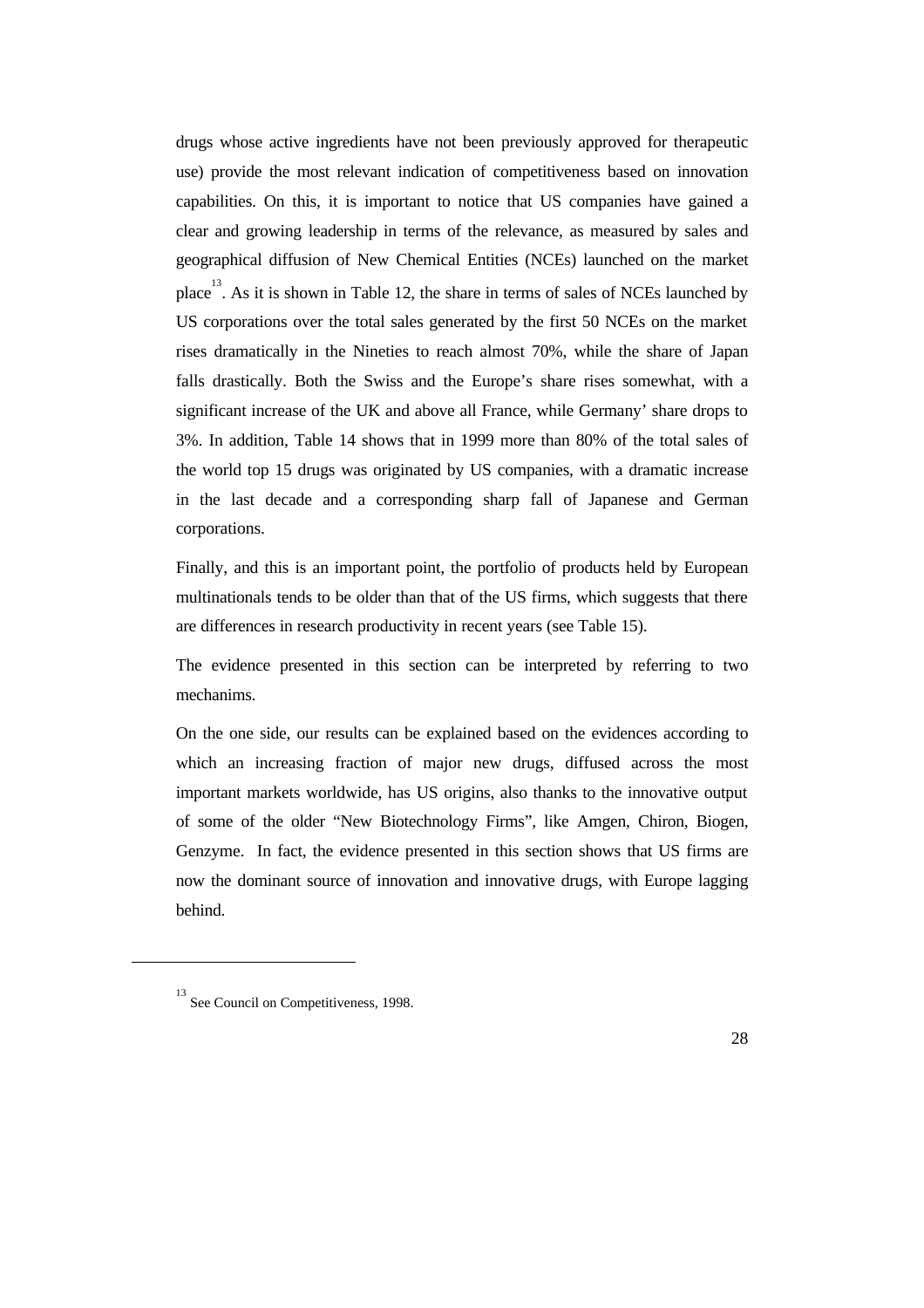drugs whose active ingredients have not been previously approved for therapeutic use) provide the most relevant indication of competitiveness based on innovation capabilities. On this, it is important to notice that US companies have gained a clear and growing leadership in terms of the relevance, as measured by sales and geographical diffusion of New Chemical Entities (NCEs) launched on the market place[13]. As it is shown in Table 12, the share in terms of sales of NCEs launched by US corporations over the total sales generated by the first 50 NCEs on the market rises dramatically in the Nineties to reach almost 70%, while the share of Japan falls drastically. Both the Swiss and the Europe's share rises somewhat, with a significant increase of the UK and above all France, while Germany' share drops to 3%. In addition, Table 14 shows that in 1999 more than 80% of the total sales of the world top 15 drugs was originated by US companies, with a dramatic increase in the last decade and a corresponding sharp fall of Japanese and German corporations.

Finally, and this is an important point, the portfolio of products held by European multinationals tends to be older than that of the US firms, which suggests that there are differences in research productivity in recent years (see Table 15).

The evidence presented in this section can be interpreted by referring to two mechanims.

On the one side, our results can be explained based on the evidences according to which an increasing fraction of major new drugs, diffused across the most important markets worldwide, has US origins, also thanks to the innovative output of some of the older "New Biotechnology Firms", like Amgen, Chiron, Biogen, Genzyme. In fact, the evidence presented in this section shows that US firms are now the dominant source of innovation and innovative drugs, with Europe lagging behind.

---

[13] See Council on Competitiveness, 1998.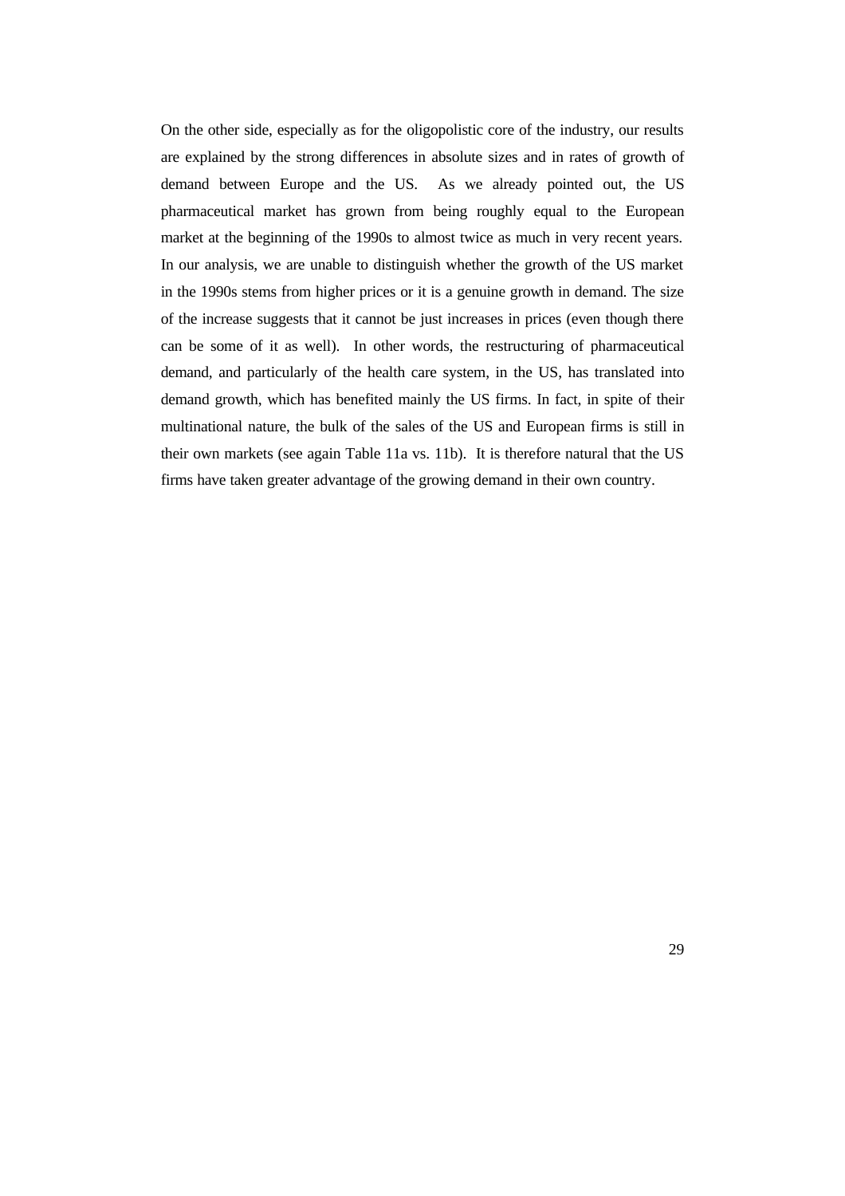On the other side, especially as for the oligopolistic core of the industry, our results are explained by the strong differences in absolute sizes and in rates of growth of demand between Europe and the US. As we already pointed out, the US pharmaceutical market has grown from being roughly equal to the European market at the beginning of the 1990s to almost twice as much in very recent years. In our analysis, we are unable to distinguish whether the growth of the US market in the 1990s stems from higher prices or it is a genuine growth in demand. The size of the increase suggests that it cannot be just increases in prices (even though there can be some of it as well). In other words, the restructuring of pharmaceutical demand, and particularly of the health care system, in the US, has translated into demand growth, which has benefited mainly the US firms. In fact, in spite of their multinational nature, the bulk of the sales of the US and European firms is still in their own markets (see again Table 11a vs. 11b). It is therefore natural that the US firms have taken greater advantage of the growing demand in their own country.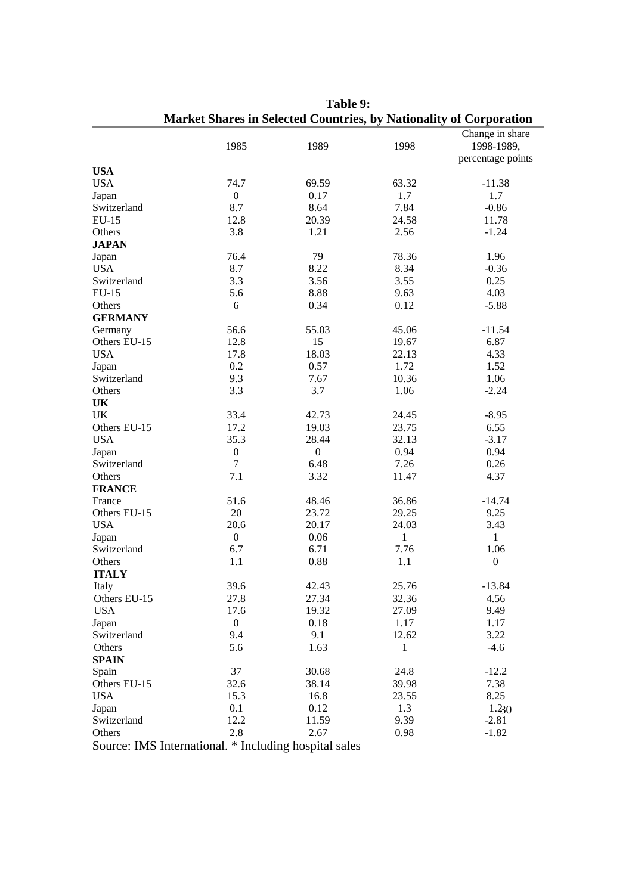**Table 9:**
**Market Shares in Selected Countries, by Nationality of Corporation**

| | 1985 | 1989 | 1998 | Change in share 1998-1989, percentage points |
|---|---|---|---|---|
| **USA** | | | | |
| USA | 74.7 | 69.59 | 63.32 | -11.38 |
| Japan | 0 | 0.17 | 1.7 | 1.7 |
| Switzerland | 8.7 | 8.64 | 7.84 | -0.86 |
| EU-15 | 12.8 | 20.39 | 24.58 | 11.78 |
| Others | 3.8 | 1.21 | 2.56 | -1.24 |
| **JAPAN** | | | | |
| Japan | 76.4 | 79 | 78.36 | 1.96 |
| USA | 8.7 | 8.22 | 8.34 | -0.36 |
| Switzerland | 3.3 | 3.56 | 3.55 | 0.25 |
| EU-15 | 5.6 | 8.88 | 9.63 | 4.03 |
| Others | 6 | 0.34 | 0.12 | -5.88 |
| **GERMANY** | | | | |
| Germany | 56.6 | 55.03 | 45.06 | -11.54 |
| Others EU-15 | 12.8 | 15 | 19.67 | 6.87 |
| USA | 17.8 | 18.03 | 22.13 | 4.33 |
| Japan | 0.2 | 0.57 | 1.72 | 1.52 |
| Switzerland | 9.3 | 7.67 | 10.36 | 1.06 |
| Others | 3.3 | 3.7 | 1.06 | -2.24 |
| **UK** | | | | |
| UK | 33.4 | 42.73 | 24.45 | -8.95 |
| Others EU-15 | 17.2 | 19.03 | 23.75 | 6.55 |
| USA | 35.3 | 28.44 | 32.13 | -3.17 |
| Japan | 0 | 0 | 0.94 | 0.94 |
| Switzerland | 7 | 6.48 | 7.26 | 0.26 |
| Others | 7.1 | 3.32 | 11.47 | 4.37 |
| **FRANCE** | | | | |
| France | 51.6 | 48.46 | 36.86 | -14.74 |
| Others EU-15 | 20 | 23.72 | 29.25 | 9.25 |
| USA | 20.6 | 20.17 | 24.03 | 3.43 |
| Japan | 0 | 0.06 | 1 | 1 |
| Switzerland | 6.7 | 6.71 | 7.76 | 1.06 |
| Others | 1.1 | 0.88 | 1.1 | 0 |
| **ITALY** | | | | |
| Italy | 39.6 | 42.43 | 25.76 | -13.84 |
| Others EU-15 | 27.8 | 27.34 | 32.36 | 4.56 |
| USA | 17.6 | 19.32 | 27.09 | 9.49 |
| Japan | 0 | 0.18 | 1.17 | 1.17 |
| Switzerland | 9.4 | 9.1 | 12.62 | 3.22 |
| Others | 5.6 | 1.63 | 1 | -4.6 |
| **SPAIN** | | | | |
| Spain | 37 | 30.68 | 24.8 | -12.2 |
| Others EU-15 | 32.6 | 38.14 | 39.98 | 7.38 |
| USA | 15.3 | 16.8 | 23.55 | 8.25 |
| Japan | 0.1 | 0.12 | 1.3 | 1.2 |
| Switzerland | 12.2 | 11.59 | 9.39 | -2.81 |
| Others | 2.8 | 2.67 | 0.98 | -1.82 |

Source: IMS International. * Including hospital sales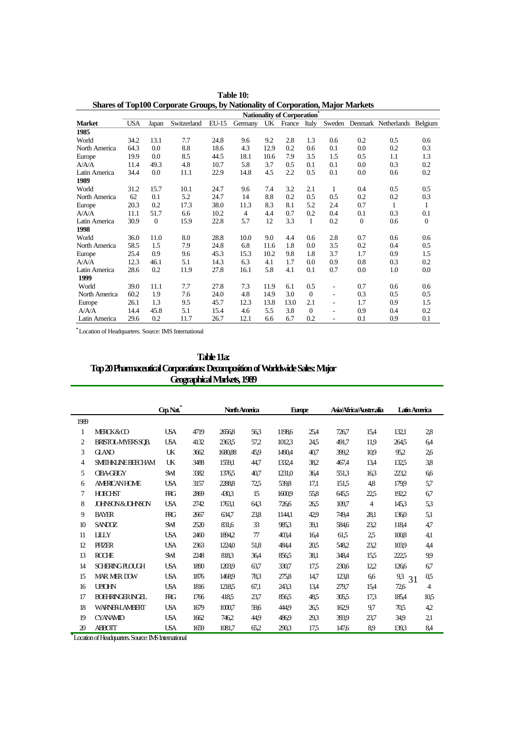**Table 10:**
**Shares of Top100 Corporate Groups, by Nationality of Corporation, Major Markets**

| | Nationality of Corporation* | | | | | | | | | | | |
|---|---|---|---|---|---|---|---|---|---|---|---|---|
| **Market** | USA | Japan | Switzerland | EU-15 | Germany | UK | France | Italy | Sweden | Denmark | Netherlands | Belgium |
| **1985** | | | | | | | | | | | | |
| World | 34.2 | 13.1 | 7.7 | 24.8 | 9.6 | 9.2 | 2.8 | 1.3 | 0.6 | 0.2 | 0.5 | 0.6 |
| North America | 64.3 | 0.0 | 8.8 | 18.6 | 4.3 | 12.9 | 0.2 | 0.6 | 0.1 | 0.0 | 0.2 | 0.3 |
| Europe | 19.9 | 0.0 | 8.5 | 44.5 | 18.1 | 10.6 | 7.9 | 3.5 | 1.5 | 0.5 | 1.1 | 1.3 |
| A/A/A | 11.4 | 49.3 | 4.8 | 10.7 | 5.8 | 3.7 | 0.5 | 0.1 | 0.1 | 0.0 | 0.3 | 0.2 |
| Latin America | 34.4 | 0.0 | 11.1 | 22.9 | 14.8 | 4.5 | 2.2 | 0.5 | 0.1 | 0.0 | 0.6 | 0.2 |
| **1989** | | | | | | | | | | | | |
| World | 31.2 | 15.7 | 10.1 | 24.7 | 9.6 | 7.4 | 3.2 | 2.1 | 1 | 0.4 | 0.5 | 0.5 |
| North America | 62 | 0.1 | 5.2 | 24.7 | 14 | 8.8 | 0.2 | 0.5 | 0.5 | 0.2 | 0.2 | 0.3 |
| Europe | 20.3 | 0.2 | 17.3 | 38.0 | 11.3 | 8.3 | 8.1 | 5.2 | 2.4 | 0.7 | 1 | 1 |
| A/A/A | 11.1 | 51.7 | 6.6 | 10.2 | 4 | 4.4 | 0.7 | 0.2 | 0.4 | 0.1 | 0.3 | 0.1 |
| Latin America | 30.9 | 0 | 15.9 | 22.8 | 5.7 | 12 | 3.3 | 1 | 0.2 | 0 | 0.6 | 0 |
| **1998** | | | | | | | | | | | | |
| World | 36.0 | 11.0 | 8.0 | 28.8 | 10.0 | 9.0 | 4.4 | 0.6 | 2.8 | 0.7 | 0.6 | 0.6 |
| North America | 58.5 | 1.5 | 7.9 | 24.8 | 6.8 | 11.6 | 1.8 | 0.0 | 3.5 | 0.2 | 0.4 | 0.5 |
| Europe | 25.4 | 0.9 | 9.6 | 45.3 | 15.3 | 10.2 | 9.8 | 1.8 | 3.7 | 1.7 | 0.9 | 1.5 |
| A/A/A | 12.3 | 46.1 | 5.1 | 14.3 | 6.3 | 4.1 | 1.7 | 0.0 | 0.9 | 0.8 | 0.3 | 0.2 |
| Latin America | 28.6 | 0.2 | 11.9 | 27.8 | 16.1 | 5.8 | 4.1 | 0.1 | 0.7 | 0.0 | 1.0 | 0.0 |
| **1999** | | | | | | | | | | | | |
| World | 39.0 | 11.1 | 7.7 | 27.8 | 7.3 | 11.9 | 6.1 | 0.5 | - | 0.7 | 0.6 | 0.6 |
| North America | 60.2 | 1.9 | 7.6 | 24.0 | 4.8 | 14.9 | 3.0 | 0 | - | 0.3 | 0.5 | 0.5 |
| Europe | 26.1 | 1.3 | 9.5 | 45.7 | 12.3 | 13.8 | 13.0 | 2.1 | - | 1.7 | 0.9 | 1.5 |
| A/A/A | 14.4 | 45.8 | 5.1 | 15.4 | 4.6 | 5.5 | 3.8 | 0 | - | 0.9 | 0.4 | 0.2 |
| Latin America | 29.6 | 0.2 | 11.7 | 26.7 | 12.1 | 6.6 | 6.7 | 0.2 | - | 0.1 | 0.9 | 0.1 |

* Location of Headquarters. Source: IMS International

**Table 11a:**
**Top 20 Pharmaceutical Corporations: Decomposition of Worldwide Sales: Major Geographical Markets, 1989**

| | | Crp. Nat.* | | North America | | Europe | | Asia/Africa/Austr.alia | | Latin America | |
|---|---|---|---|---|---|---|---|---|---|---|---|
| 1989 | | | | | | | | | | | |
| 1 | MERCK & CO | USA | 4719 | 2656,8 | 56,3 | 1198,6 | 25,4 | 726,7 | 15,4 | 132,1 | 2,8 |
| 2 | BRISTOL-MYERS SQB. | USA | 4132 | 2363,5 | 57,2 | 1012,3 | 24,5 | 491,7 | 11,9 | 264,5 | 6,4 |
| 3 | GLAXO | UK | 3662 | 1680,88 | 45,9 | 1490,4 | 40,7 | 399,2 | 10,9 | 95,2 | 2,6 |
| 4 | SMITHKLINE BEECHAM | UK | 3488 | 1559,1 | 44,7 | 1332,4 | 38,2 | 467,4 | 13,4 | 132,5 | 3,8 |
| 5 | CIBA-GEIGY | SWI | 3382 | 1376,5 | 40,7 | 1231,0 | 36,4 | 551,3 | 16,3 | 223,2 | 6,6 |
| 6 | AMERICAN HOME | USA | 3157 | 2288,8 | 72,5 | 539,8 | 17,1 | 151,5 | 4,8 | 179,9 | 5,7 |
| 7 | HOECHST | FRG | 2869 | 430,3 | 15 | 1600,9 | 55,8 | 645,5 | 22,5 | 192,2 | 6,7 |
| 8 | JOHNSON & JOHNSON | USA | 2742 | 1763,1 | 64,3 | 726,6 | 26,5 | 109,7 | 4 | 145,3 | 5,3 |
| 9 | BAYER | FRG | 2667 | 634,7 | 23,8 | 1144,1 | 42,9 | 749,4 | 28,1 | 136,0 | 5,1 |
| 10 | SANDOZ | SWI | 2520 | 831,6 | 33 | 985,3 | 39,1 | 584,6 | 23,2 | 118,4 | 4,7 |
| 11 | LILLY | USA | 2460 | 1894,2 | 77 | 403,4 | 16,4 | 61,5 | 2,5 | 100,8 | 4,1 |
| 12 | PFIZER | USA | 2363 | 1224,0 | 51,8 | 484,4 | 20,5 | 548,2 | 23,2 | 103,9 | 4,4 |
| 13 | ROCHE | SWI | 2248 | 818,3 | 36,4 | 856,5 | 38,1 | 348,4 | 15,5 | 222,5 | 9,9 |
| 14 | SCHERING PLOUGH | USA | 1890 | 1203,9 | 63,7 | 330,7 | 17,5 | 230,6 | 12,2 | 126,6 | 6,7 |
| 15 | MAR. MER. DOW | USA | 1876 | 1468,9 | 78,3 | 275,8 | 14,7 | 123,8 | 6,6 | 9,3 | 0,5 |
| 16 | UPJOHN | USA | 1816 | 1218,5 | 67,1 | 243,3 | 13,4 | 279,7 | 15,4 | 72,6 | 4 |
| 17 | BOEHRINGER INGEL | FRG | 1766 | 418,5 | 23,7 | 856,5 | 48,5 | 305,5 | 17,3 | 185,4 | 10,5 |
| 18 | WARNER-LAMBERT | USA | 1679 | 1000,7 | 59,6 | 444,9 | 26,5 | 162,9 | 9,7 | 70,5 | 4,2 |
| 19 | CYANAMID | USA | 1662 | 746,2 | 44,9 | 486,9 | 29,3 | 393,9 | 23,7 | 34,9 | 2,1 |
| 20 | ABBOTT | USA | 1659 | 1081,7 | 65,2 | 290,3 | 17,5 | 147,6 | 8,9 | 139,3 | 8,4 |

* Location of Headquarters. Source: IMS International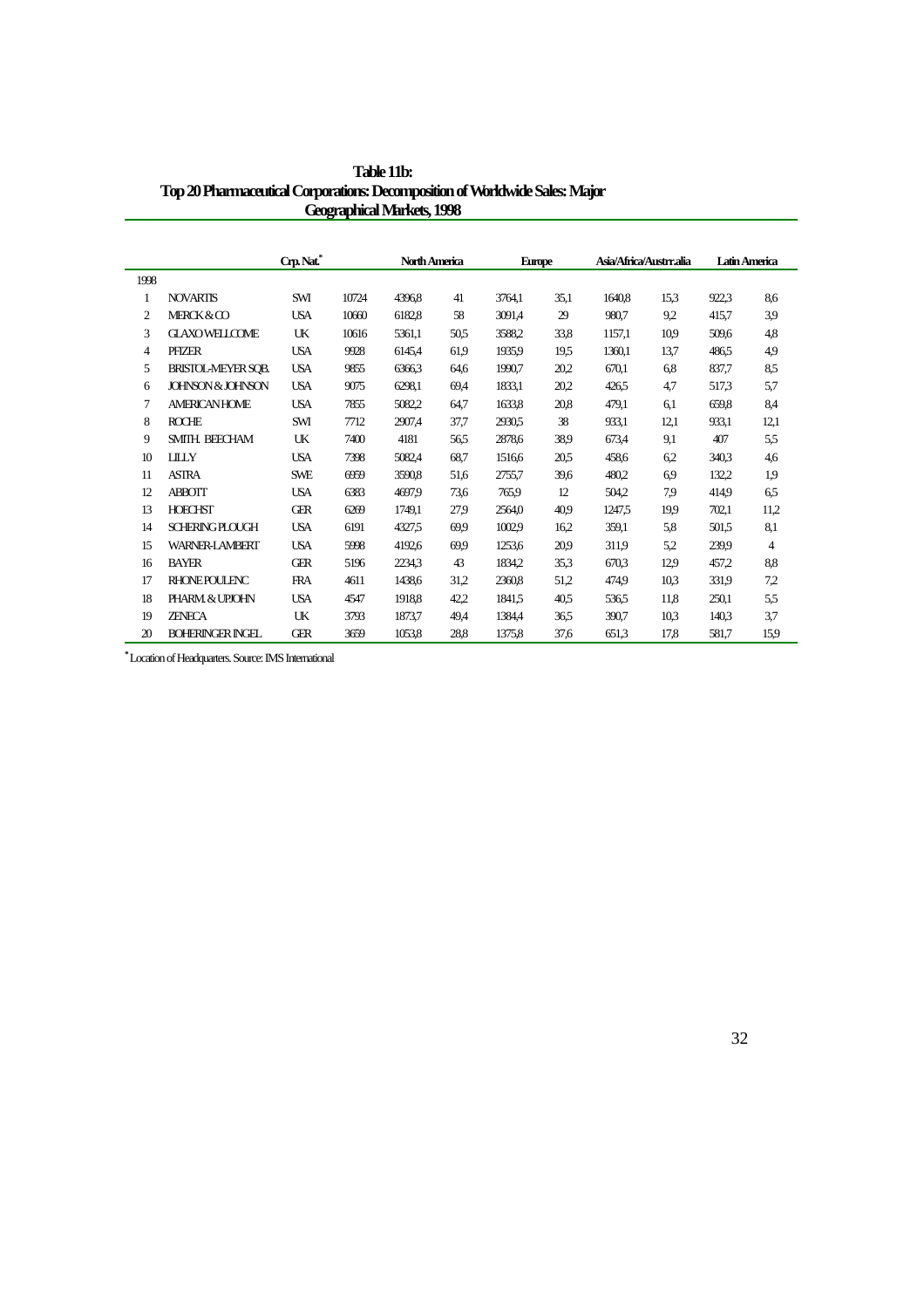**Table 11b:**
**Top 20 Pharmaceutical Corporations: Decomposition of Worldwide Sales: Major Geographical Markets, 1998**

| | | Crp. Nat.* | | North America | | Europe | | Asia/Africa/Austrr.alia | | Latin America | |
|---|---|---|---|---|---|---|---|---|---|---|---|
| 1998 | | | | | | | | | | | |
| 1 | NOVARTIS | SWI | 10724 | 4396,8 | 41 | 3764,1 | 35,1 | 1640,8 | 15,3 | 922,3 | 8,6 |
| 2 | MERCK & CO | USA | 10660 | 6182,8 | 58 | 3091,4 | 29 | 980,7 | 9,2 | 415,7 | 3,9 |
| 3 | GLAXO WELLCOME | UK | 10616 | 5361,1 | 50,5 | 3588,2 | 33,8 | 1157,1 | 10,9 | 509,6 | 4,8 |
| 4 | PFIZER | USA | 9928 | 6145,4 | 61,9 | 1935,9 | 19,5 | 1360,1 | 13,7 | 486,5 | 4,9 |
| 5 | BRISTOL-MEYER SQB. | USA | 9855 | 6366,3 | 64,6 | 1990,7 | 20,2 | 670,1 | 6,8 | 837,7 | 8,5 |
| 6 | JOHNSON & JOHNSON | USA | 9075 | 6298,1 | 69,4 | 1833,1 | 20,2 | 426,5 | 4,7 | 517,3 | 5,7 |
| 7 | AMERICAN HOME | USA | 7855 | 5082,2 | 64,7 | 1633,8 | 20,8 | 479,1 | 6,1 | 659,8 | 8,4 |
| 8 | ROCHE | SWI | 7712 | 2907,4 | 37,7 | 2930,5 | 38 | 933,1 | 12,1 | 933,1 | 12,1 |
| 9 | SMITH. BEECHAM | UK | 7400 | 4181 | 56,5 | 2878,6 | 38,9 | 673,4 | 9,1 | 407 | 5,5 |
| 10 | LILLY | USA | 7398 | 5082,4 | 68,7 | 1516,6 | 20,5 | 458,6 | 6,2 | 340,3 | 4,6 |
| 11 | ASTRA | SWE | 6959 | 3590,8 | 51,6 | 2755,7 | 39,6 | 480,2 | 6,9 | 132,2 | 1,9 |
| 12 | ABBOTT | USA | 6383 | 4697,9 | 73,6 | 765,9 | 12 | 504,2 | 7,9 | 414,9 | 6,5 |
| 13 | HOECHST | GER | 6269 | 1749,1 | 27,9 | 2564,0 | 40,9 | 1247,5 | 19,9 | 702,1 | 11,2 |
| 14 | SCHERING PLOUGH | USA | 6191 | 4327,5 | 69,9 | 1002,9 | 16,2 | 359,1 | 5,8 | 501,5 | 8,1 |
| 15 | WARNER-LAMBERT | USA | 5998 | 4192,6 | 69,9 | 1253,6 | 20,9 | 311,9 | 5,2 | 239,9 | 4 |
| 16 | BAYER | GER | 5196 | 2234,3 | 43 | 1834,2 | 35,3 | 670,3 | 12,9 | 457,2 | 8,8 |
| 17 | RHONE POULENC | FRA | 4611 | 1438,6 | 31,2 | 2360,8 | 51,2 | 474,9 | 10,3 | 331,9 | 7,2 |
| 18 | PHARM. & UPJOHN | USA | 4547 | 1918,8 | 42,2 | 1841,5 | 40,5 | 536,5 | 11,8 | 250,1 | 5,5 |
| 19 | ZENECA | UK | 3793 | 1873,7 | 49,4 | 1384,4 | 36,5 | 390,7 | 10,3 | 140,3 | 3,7 |
| 20 | BOHERINGER INGEL | GER | 3659 | 1053,8 | 28,8 | 1375,8 | 37,6 | 651,3 | 17,8 | 581,7 | 15,9 |

\* Location of Headquarters. Source: IMS International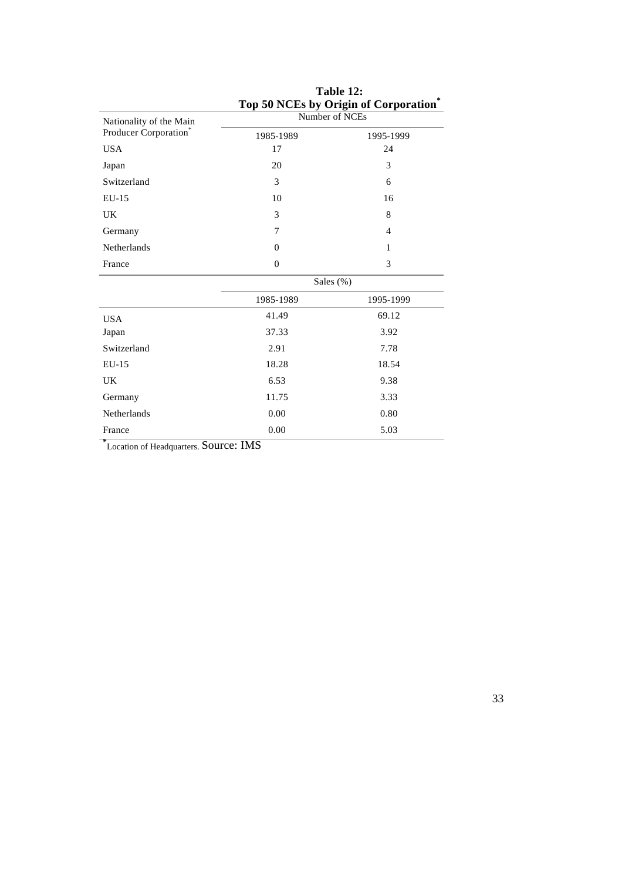**Table 12:**
**Top 50 NCEs by Origin of Corporation***

| Nationality of the Main Producer Corporation* | Number of NCEs | |
|---|---|---|
| | 1985-1989 | 1995-1999 |
| USA | 17 | 24 |
| Japan | 20 | 3 |
| Switzerland | 3 | 6 |
| EU-15 | 10 | 16 |
| UK | 3 | 8 |
| Germany | 7 | 4 |
| Netherlands | 0 | 1 |
| France | 0 | 3 |
| | Sales (%) | |
| | 1985-1989 | 1995-1999 |
| USA | 41.49 | 69.12 |
| Japan | 37.33 | 3.92 |
| Switzerland | 2.91 | 7.78 |
| EU-15 | 18.28 | 18.54 |
| UK | 6.53 | 9.38 |
| Germany | 11.75 | 3.33 |
| Netherlands | 0.00 | 0.80 |
| France | 0.00 | 5.03 |

*Location of Headquarters. Source: IMS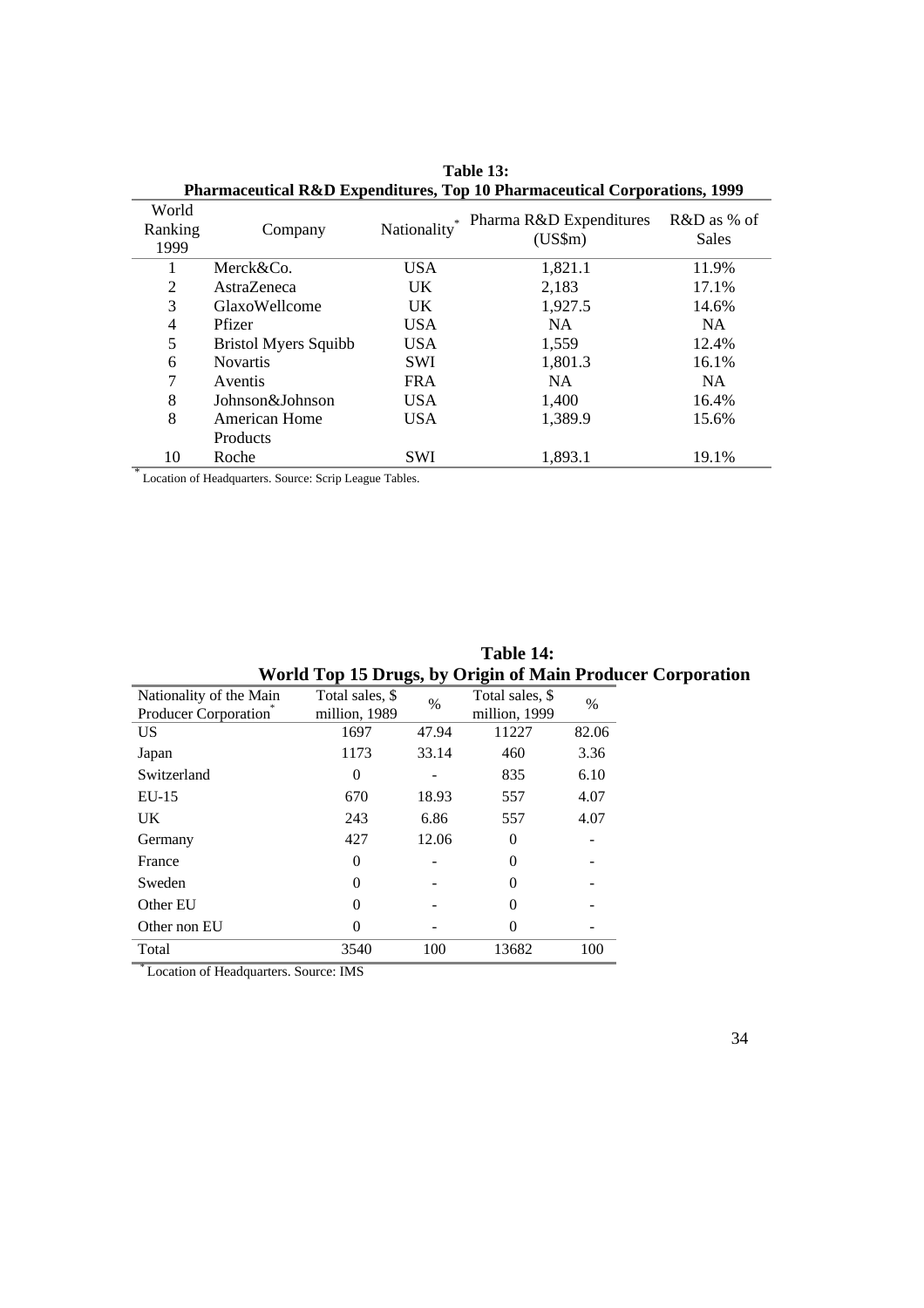**Table 13:**
**Pharmaceutical R&D Expenditures, Top 10 Pharmaceutical Corporations, 1999**

| World Ranking 1999 | Company | Nationality* | Pharma R&D Expenditures (US$m) | R&D as % of Sales |
|---|---|---|---|---|
| 1 | Merck&Co. | USA | 1,821.1 | 11.9% |
| 2 | AstraZeneca | UK | 2,183 | 17.1% |
| 3 | GlaxoWellcome | UK | 1,927.5 | 14.6% |
| 4 | Pfizer | USA | NA | NA |
| 5 | Bristol Myers Squibb | USA | 1,559 | 12.4% |
| 6 | Novartis | SWI | 1,801.3 | 16.1% |
| 7 | Aventis | FRA | NA | NA |
| 8 | Johnson&Johnson | USA | 1,400 | 16.4% |
| 8 | American Home Products | USA | 1,389.9 | 15.6% |
| 10 | Roche | SWI | 1,893.1 | 19.1% |

\* Location of Headquarters. Source: Scrip League Tables.

**Table 14:**
**World Top 15 Drugs, by Origin of Main Producer Corporation**

| Nationality of the Main Producer Corporation* | Total sales, $ million, 1989 | % | Total sales, $ million, 1999 | % |
|---|---|---|---|---|
| US | 1697 | 47.94 | 11227 | 82.06 |
| Japan | 1173 | 33.14 | 460 | 3.36 |
| Switzerland | 0 | - | 835 | 6.10 |
| EU-15 | 670 | 18.93 | 557 | 4.07 |
| UK | 243 | 6.86 | 557 | 4.07 |
| Germany | 427 | 12.06 | 0 | - |
| France | 0 | - | 0 | - |
| Sweden | 0 | - | 0 | - |
| Other EU | 0 | - | 0 | - |
| Other non EU | 0 | - | 0 | - |
| Total | 3540 | 100 | 13682 | 100 |

\* Location of Headquarters. Source: IMS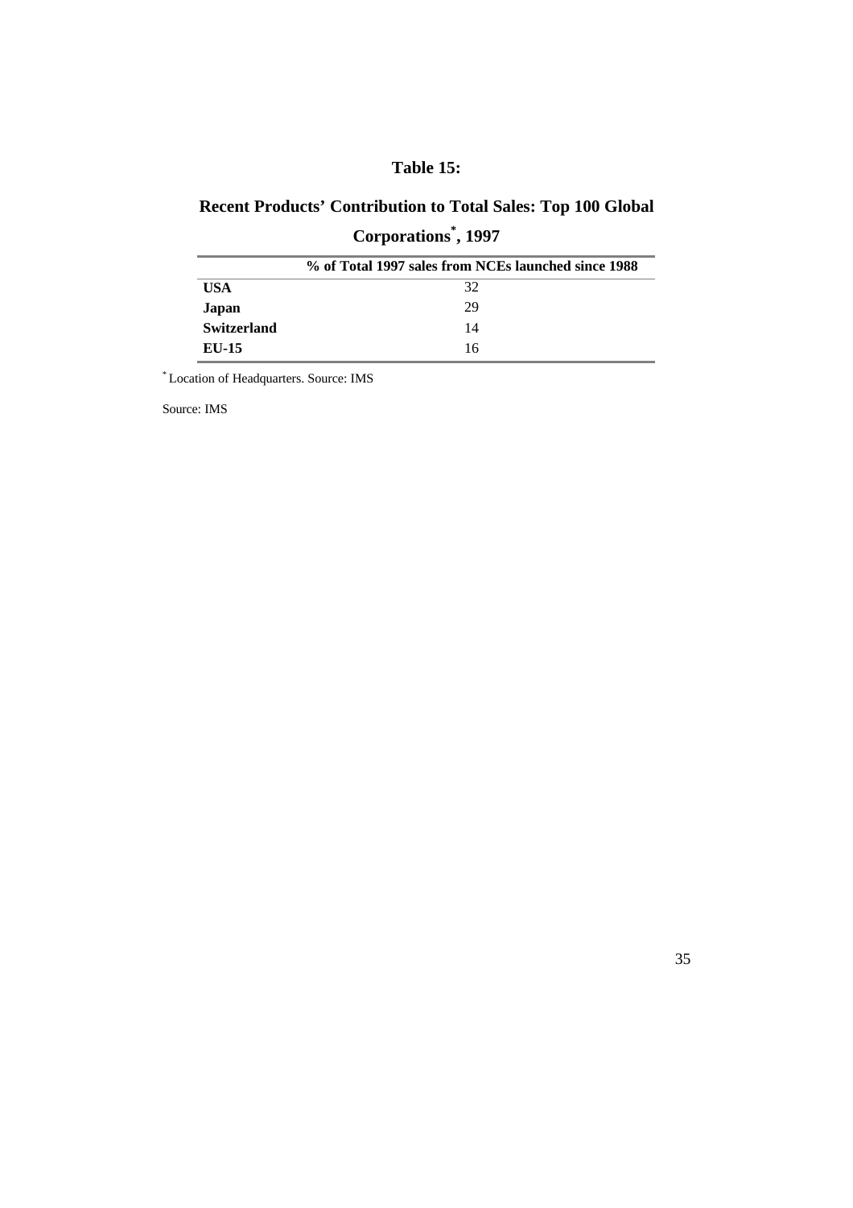## Table 15:

## Recent Products' Contribution to Total Sales: Top 100 Global Corporations*, 1997

| | % of Total 1997 sales from NCEs launched since 1988 |
|---|---|
| **USA** | 32 |
| **Japan** | 29 |
| **Switzerland** | 14 |
| **EU-15** | 16 |

* Location of Headquarters. Source: IMS

Source: IMS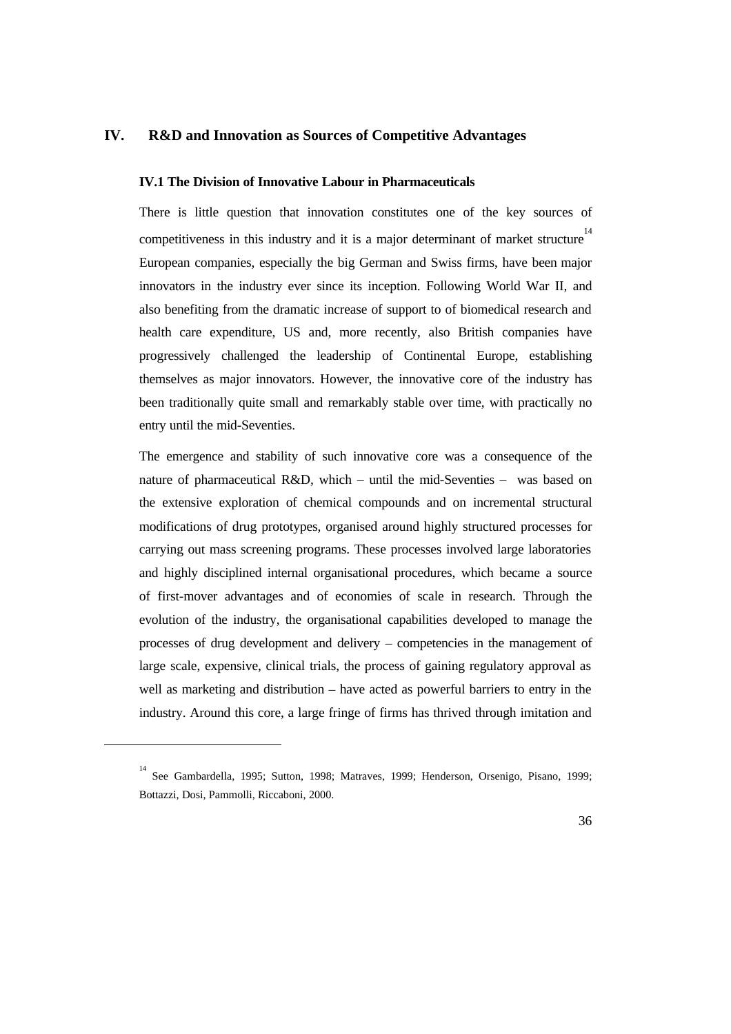## IV. R&D and Innovation as Sources of Competitive Advantages

### IV.1 The Division of Innovative Labour in Pharmaceuticals

There is little question that innovation constitutes one of the key sources of competitiveness in this industry and it is a major determinant of market structure[14] European companies, especially the big German and Swiss firms, have been major innovators in the industry ever since its inception. Following World War II, and also benefiting from the dramatic increase of support to of biomedical research and health care expenditure, US and, more recently, also British companies have progressively challenged the leadership of Continental Europe, establishing themselves as major innovators. However, the innovative core of the industry has been traditionally quite small and remarkably stable over time, with practically no entry until the mid-Seventies.

The emergence and stability of such innovative core was a consequence of the nature of pharmaceutical R&D, which – until the mid-Seventies – was based on the extensive exploration of chemical compounds and on incremental structural modifications of drug prototypes, organised around highly structured processes for carrying out mass screening programs. These processes involved large laboratories and highly disciplined internal organisational procedures, which became a source of first-mover advantages and of economies of scale in research. Through the evolution of the industry, the organisational capabilities developed to manage the processes of drug development and delivery – competencies in the management of large scale, expensive, clinical trials, the process of gaining regulatory approval as well as marketing and distribution – have acted as powerful barriers to entry in the industry. Around this core, a large fringe of firms has thrived through imitation and

---

[14] See Gambardella, 1995; Sutton, 1998; Matraves, 1999; Henderson, Orsenigo, Pisano, 1999; Bottazzi, Dosi, Pammolli, Riccaboni, 2000.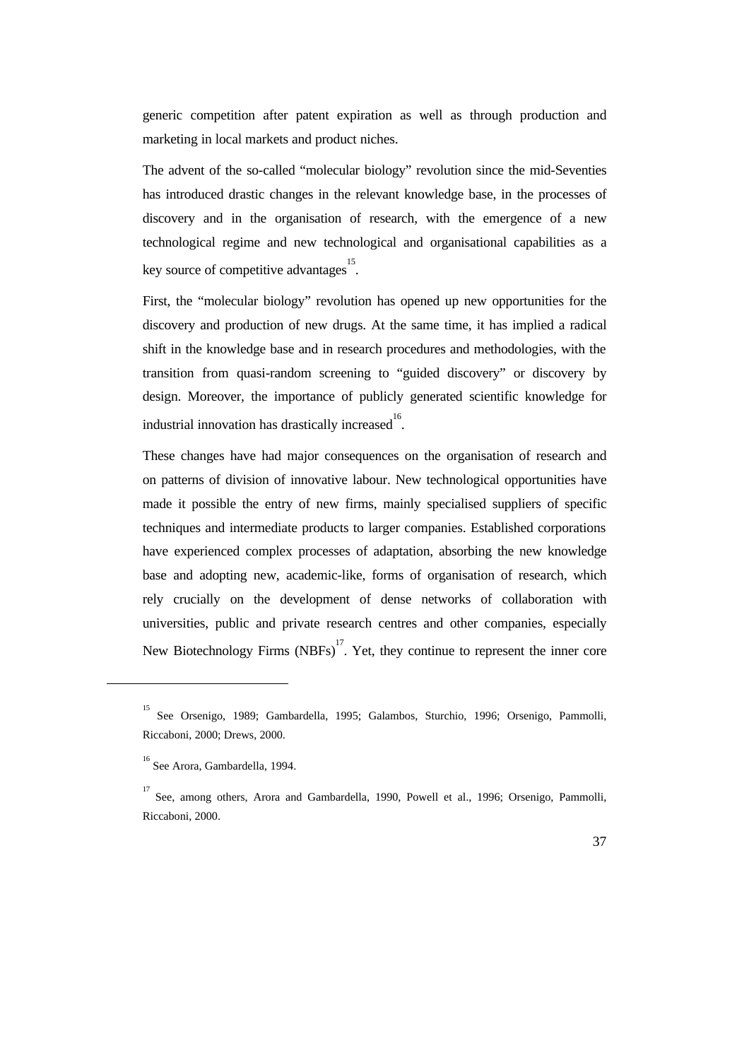generic competition after patent expiration as well as through production and marketing in local markets and product niches.

The advent of the so-called "molecular biology" revolution since the mid-Seventies has introduced drastic changes in the relevant knowledge base, in the processes of discovery and in the organisation of research, with the emergence of a new technological regime and new technological and organisational capabilities as a key source of competitive advantages[15].

First, the "molecular biology" revolution has opened up new opportunities for the discovery and production of new drugs. At the same time, it has implied a radical shift in the knowledge base and in research procedures and methodologies, with the transition from quasi-random screening to "guided discovery" or discovery by design. Moreover, the importance of publicly generated scientific knowledge for industrial innovation has drastically increased[16].

These changes have had major consequences on the organisation of research and on patterns of division of innovative labour. New technological opportunities have made it possible the entry of new firms, mainly specialised suppliers of specific techniques and intermediate products to larger companies. Established corporations have experienced complex processes of adaptation, absorbing the new knowledge base and adopting new, academic-like, forms of organisation of research, which rely crucially on the development of dense networks of collaboration with universities, public and private research centres and other companies, especially New Biotechnology Firms (NBFs)[17]. Yet, they continue to represent the inner core

---

[15] See Orsenigo, 1989; Gambardella, 1995; Galambos, Sturchio, 1996; Orsenigo, Pammolli, Riccaboni, 2000; Drews, 2000.

[16] See Arora, Gambardella, 1994.

[17] See, among others, Arora and Gambardella, 1990, Powell et al., 1996; Orsenigo, Pammolli, Riccaboni, 2000.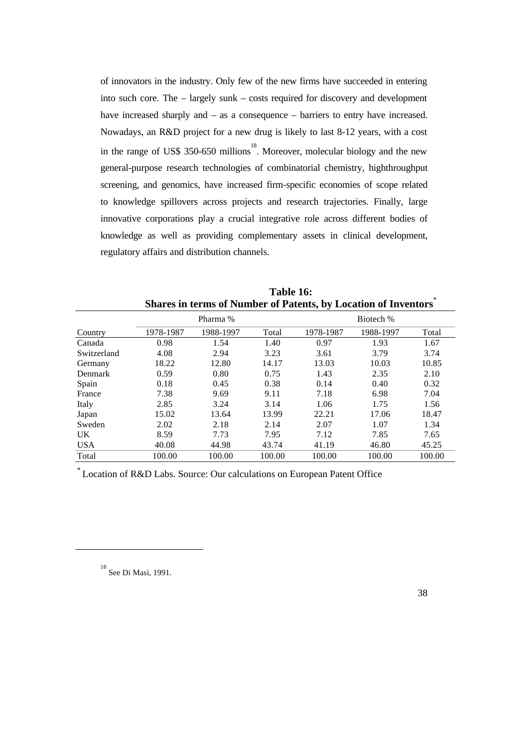of innovators in the industry. Only few of the new firms have succeeded in entering into such core. The – largely sunk – costs required for discovery and development have increased sharply and – as a consequence – barriers to entry have increased. Nowadays, an R&D project for a new drug is likely to last 8-12 years, with a cost in the range of US$ 350-650 millions[18]. Moreover, molecular biology and the new general-purpose research technologies of combinatorial chemistry, highthroughput screening, and genomics, have increased firm-specific economies of scope related to knowledge spillovers across projects and research trajectories. Finally, large innovative corporations play a crucial integrative role across different bodies of knowledge as well as providing complementary assets in clinical development, regulatory affairs and distribution channels.

**Table 16:**
**Shares in terms of Number of Patents, by Location of Inventors***

| | Pharma % | | | Biotech % | | |
|---|---|---|---|---|---|---|
| Country | 1978-1987 | 1988-1997 | Total | 1978-1987 | 1988-1997 | Total |
| Canada | 0.98 | 1.54 | 1.40 | 0.97 | 1.93 | 1.67 |
| Switzerland | 4.08 | 2.94 | 3.23 | 3.61 | 3.79 | 3.74 |
| Germany | 18.22 | 12.80 | 14.17 | 13.03 | 10.03 | 10.85 |
| Denmark | 0.59 | 0.80 | 0.75 | 1.43 | 2.35 | 2.10 |
| Spain | 0.18 | 0.45 | 0.38 | 0.14 | 0.40 | 0.32 |
| France | 7.38 | 9.69 | 9.11 | 7.18 | 6.98 | 7.04 |
| Italy | 2.85 | 3.24 | 3.14 | 1.06 | 1.75 | 1.56 |
| Japan | 15.02 | 13.64 | 13.99 | 22.21 | 17.06 | 18.47 |
| Sweden | 2.02 | 2.18 | 2.14 | 2.07 | 1.07 | 1.34 |
| UK | 8.59 | 7.73 | 7.95 | 7.12 | 7.85 | 7.65 |
| USA | 40.08 | 44.98 | 43.74 | 41.19 | 46.80 | 45.25 |
| Total | 100.00 | 100.00 | 100.00 | 100.00 | 100.00 | 100.00 |

* Location of R&D Labs. Source: Our calculations on European Patent Office

[18] See Di Masi, 1991.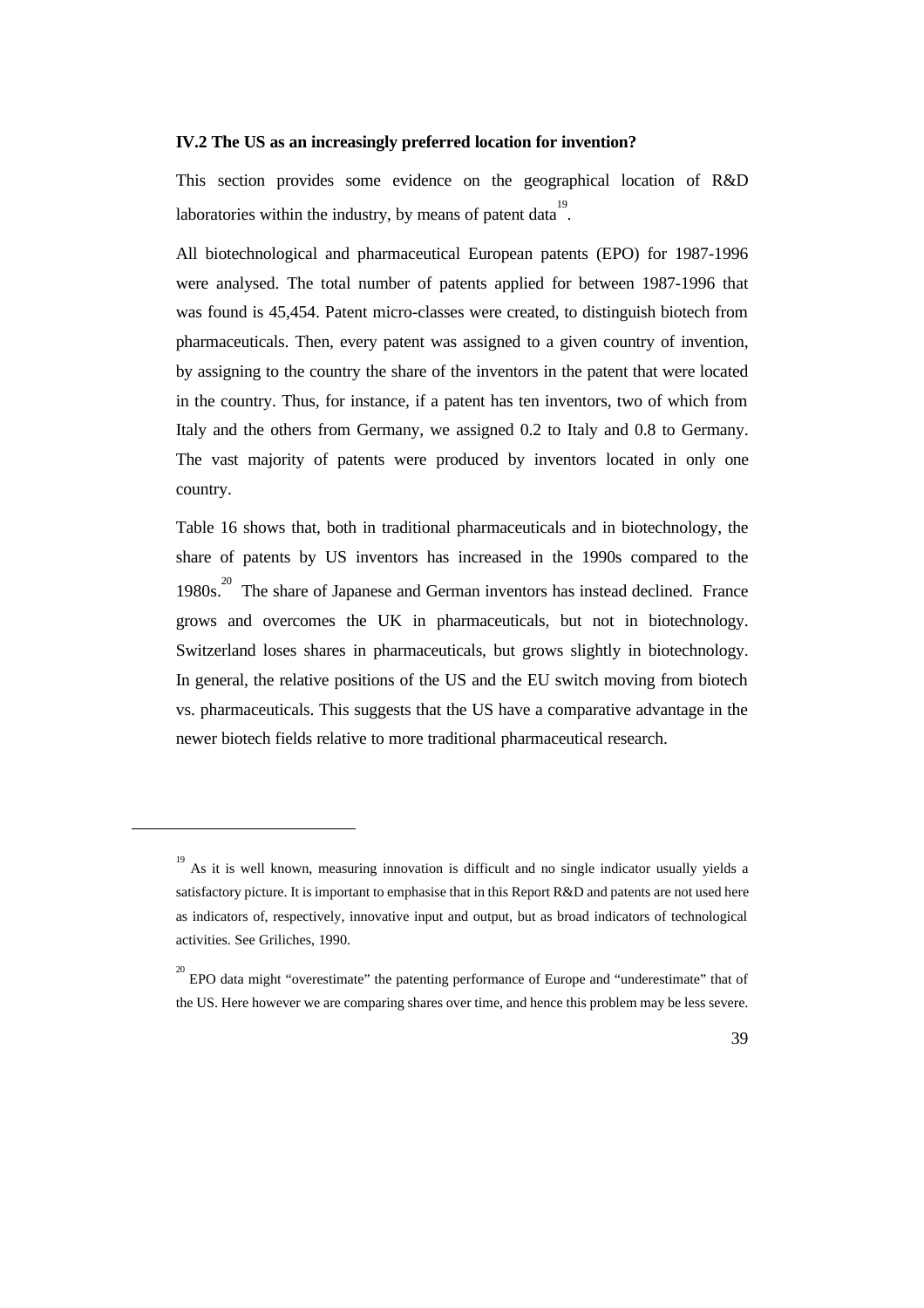**IV.2 The US as an increasingly preferred location for invention?**

This section provides some evidence on the geographical location of R&D laboratories within the industry, by means of patent data[19].

All biotechnological and pharmaceutical European patents (EPO) for 1987-1996 were analysed. The total number of patents applied for between 1987-1996 that was found is 45,454. Patent micro-classes were created, to distinguish biotech from pharmaceuticals. Then, every patent was assigned to a given country of invention, by assigning to the country the share of the inventors in the patent that were located in the country. Thus, for instance, if a patent has ten inventors, two of which from Italy and the others from Germany, we assigned 0.2 to Italy and 0.8 to Germany. The vast majority of patents were produced by inventors located in only one country.

Table 16 shows that, both in traditional pharmaceuticals and in biotechnology, the share of patents by US inventors has increased in the 1990s compared to the 1980s.[20] The share of Japanese and German inventors has instead declined. France grows and overcomes the UK in pharmaceuticals, but not in biotechnology. Switzerland loses shares in pharmaceuticals, but grows slightly in biotechnology. In general, the relative positions of the US and the EU switch moving from biotech vs. pharmaceuticals. This suggests that the US have a comparative advantage in the newer biotech fields relative to more traditional pharmaceutical research.

---

[19] As it is well known, measuring innovation is difficult and no single indicator usually yields a satisfactory picture. It is important to emphasise that in this Report R&D and patents are not used here as indicators of, respectively, innovative input and output, but as broad indicators of technological activities. See Griliches, 1990.

[20] EPO data might "overestimate" the patenting performance of Europe and "underestimate" that of the US. Here however we are comparing shares over time, and hence this problem may be less severe.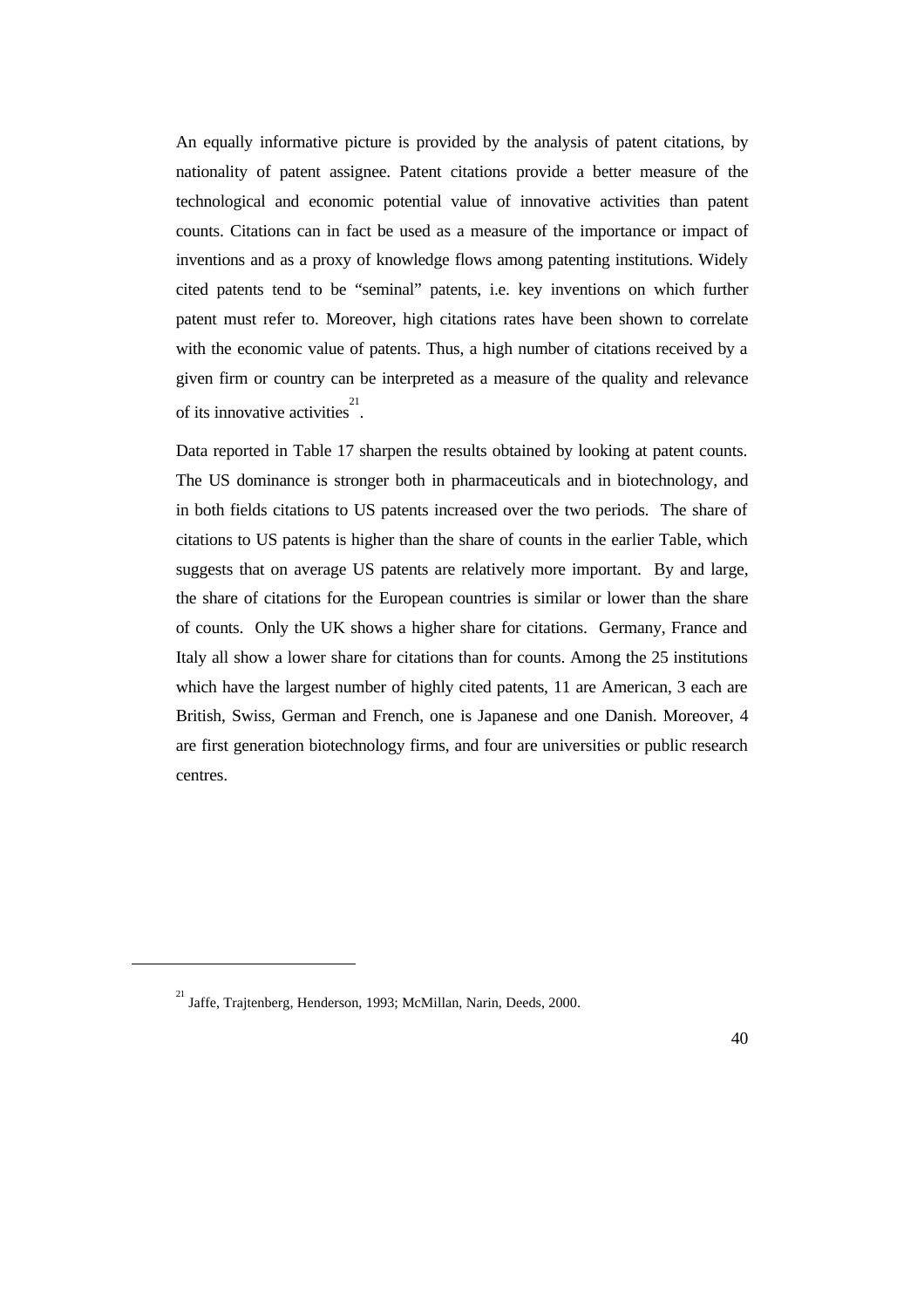An equally informative picture is provided by the analysis of patent citations, by nationality of patent assignee. Patent citations provide a better measure of the technological and economic potential value of innovative activities than patent counts. Citations can in fact be used as a measure of the importance or impact of inventions and as a proxy of knowledge flows among patenting institutions. Widely cited patents tend to be "seminal" patents, i.e. key inventions on which further patent must refer to. Moreover, high citations rates have been shown to correlate with the economic value of patents. Thus, a high number of citations received by a given firm or country can be interpreted as a measure of the quality and relevance of its innovative activities[21].

Data reported in Table 17 sharpen the results obtained by looking at patent counts. The US dominance is stronger both in pharmaceuticals and in biotechnology, and in both fields citations to US patents increased over the two periods. The share of citations to US patents is higher than the share of counts in the earlier Table, which suggests that on average US patents are relatively more important. By and large, the share of citations for the European countries is similar or lower than the share of counts. Only the UK shows a higher share for citations. Germany, France and Italy all show a lower share for citations than for counts. Among the 25 institutions which have the largest number of highly cited patents, 11 are American, 3 each are British, Swiss, German and French, one is Japanese and one Danish. Moreover, 4 are first generation biotechnology firms, and four are universities or public research centres.

[21] Jaffe, Trajtenberg, Henderson, 1993; McMillan, Narin, Deeds, 2000.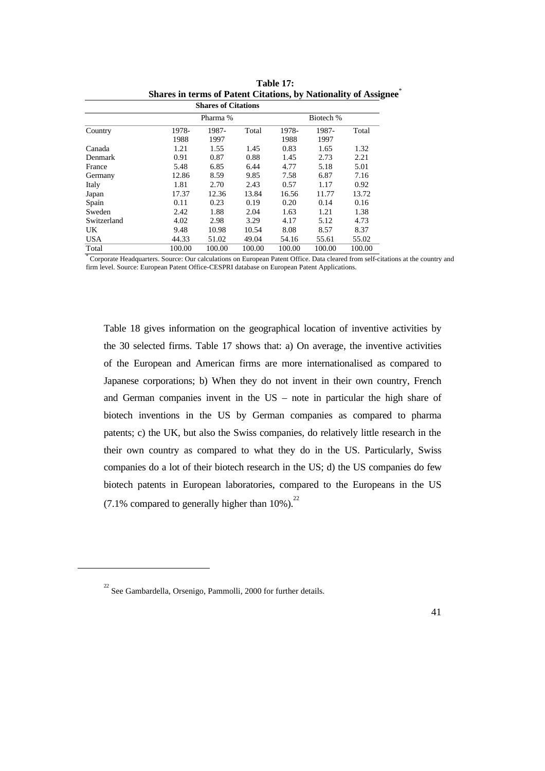**Table 17:**
**Shares in terms of Patent Citations, by Nationality of Assignee***

| | **Shares of Citations** | | | | | |
|---|---|---|---|---|---|---|
| | Pharma % | | | Biotech % | | |
| Country | 1978-1988 | 1987-1997 | Total | 1978-1988 | 1987-1997 | Total |
| Canada | 1.21 | 1.55 | 1.45 | 0.83 | 1.65 | 1.32 |
| Denmark | 0.91 | 0.87 | 0.88 | 1.45 | 2.73 | 2.21 |
| France | 5.48 | 6.85 | 6.44 | 4.77 | 5.18 | 5.01 |
| Germany | 12.86 | 8.59 | 9.85 | 7.58 | 6.87 | 7.16 |
| Italy | 1.81 | 2.70 | 2.43 | 0.57 | 1.17 | 0.92 |
| Japan | 17.37 | 12.36 | 13.84 | 16.56 | 11.77 | 13.72 |
| Spain | 0.11 | 0.23 | 0.19 | 0.20 | 0.14 | 0.16 |
| Sweden | 2.42 | 1.88 | 2.04 | 1.63 | 1.21 | 1.38 |
| Switzerland | 4.02 | 2.98 | 3.29 | 4.17 | 5.12 | 4.73 |
| UK | 9.48 | 10.98 | 10.54 | 8.08 | 8.57 | 8.37 |
| USA | 44.33 | 51.02 | 49.04 | 54.16 | 55.61 | 55.02 |
| Total | 100.00 | 100.00 | 100.00 | 100.00 | 100.00 | 100.00 |

\* Corporate Headquarters. Source: Our calculations on European Patent Office. Data cleared from self-citations at the country and firm level. Source: European Patent Office-CESPRI database on European Patent Applications.

Table 18 gives information on the geographical location of inventive activities by the 30 selected firms. Table 17 shows that: a) On average, the inventive activities of the European and American firms are more internationalised as compared to Japanese corporations; b) When they do not invent in their own country, French and German companies invent in the US – note in particular the high share of biotech inventions in the US by German companies as compared to pharma patents; c) the UK, but also the Swiss companies, do relatively little research in the their own country as compared to what they do in the US. Particularly, Swiss companies do a lot of their biotech research in the US; d) the US companies do few biotech patents in European laboratories, compared to the Europeans in the US (7.1% compared to generally higher than 10%).[22]

[22] See Gambardella, Orsenigo, Pammolli, 2000 for further details.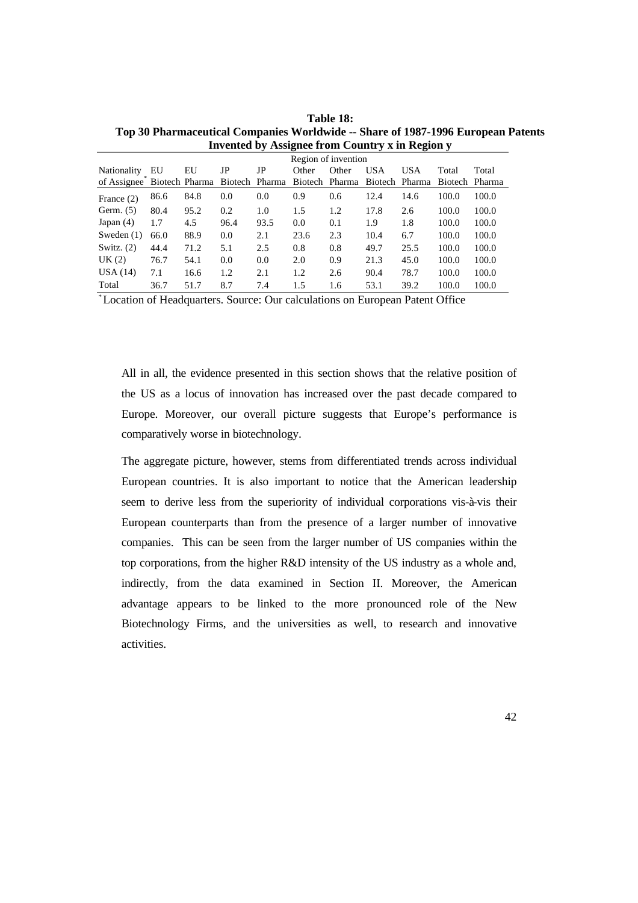**Table 18:**
**Top 30 Pharmaceutical Companies Worldwide -- Share of 1987-1996 European Patents Invented by Assignee from Country x in Region y**

| Nationality of Assignee* | Region of invention | | | | | | | | | |
|---|---|---|---|---|---|---|---|---|---|---|
| | EU Biotech | EU Pharma | JP Biotech | JP Pharma | Other Biotech | Other Pharma | USA Biotech | USA Pharma | Total Biotech | Total Pharma |
| France (2) | 86.6 | 84.8 | 0.0 | 0.0 | 0.9 | 0.6 | 12.4 | 14.6 | 100.0 | 100.0 |
| Germ. (5) | 80.4 | 95.2 | 0.2 | 1.0 | 1.5 | 1.2 | 17.8 | 2.6 | 100.0 | 100.0 |
| Japan (4) | 1.7 | 4.5 | 96.4 | 93.5 | 0.0 | 0.1 | 1.9 | 1.8 | 100.0 | 100.0 |
| Sweden (1) | 66.0 | 88.9 | 0.0 | 2.1 | 23.6 | 2.3 | 10.4 | 6.7 | 100.0 | 100.0 |
| Switz. (2) | 44.4 | 71.2 | 5.1 | 2.5 | 0.8 | 0.8 | 49.7 | 25.5 | 100.0 | 100.0 |
| UK (2) | 76.7 | 54.1 | 0.0 | 0.0 | 2.0 | 0.9 | 21.3 | 45.0 | 100.0 | 100.0 |
| USA (14) | 7.1 | 16.6 | 1.2 | 2.1 | 1.2 | 2.6 | 90.4 | 78.7 | 100.0 | 100.0 |
| Total | 36.7 | 51.7 | 8.7 | 7.4 | 1.5 | 1.6 | 53.1 | 39.2 | 100.0 | 100.0 |

*Location of Headquarters. Source: Our calculations on European Patent Office

All in all, the evidence presented in this section shows that the relative position of the US as a locus of innovation has increased over the past decade compared to Europe. Moreover, our overall picture suggests that Europe's performance is comparatively worse in biotechnology.

The aggregate picture, however, stems from differentiated trends across individual European countries. It is also important to notice that the American leadership seem to derive less from the superiority of individual corporations vis-à-vis their European counterparts than from the presence of a larger number of innovative companies. This can be seen from the larger number of US companies within the top corporations, from the higher R&D intensity of the US industry as a whole and, indirectly, from the data examined in Section II. Moreover, the American advantage appears to be linked to the more pronounced role of the New Biotechnology Firms, and the universities as well, to research and innovative activities.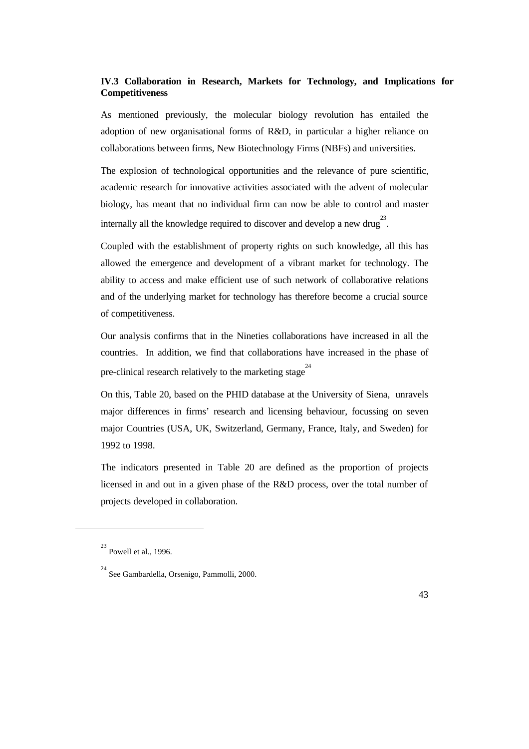### IV.3 Collaboration in Research, Markets for Technology, and Implications for Competitiveness

As mentioned previously, the molecular biology revolution has entailed the adoption of new organisational forms of R&D, in particular a higher reliance on collaborations between firms, New Biotechnology Firms (NBFs) and universities.

The explosion of technological opportunities and the relevance of pure scientific, academic research for innovative activities associated with the advent of molecular biology, has meant that no individual firm can now be able to control and master internally all the knowledge required to discover and develop a new drug[23].

Coupled with the establishment of property rights on such knowledge, all this has allowed the emergence and development of a vibrant market for technology. The ability to access and make efficient use of such network of collaborative relations and of the underlying market for technology has therefore become a crucial source of competitiveness.

Our analysis confirms that in the Nineties collaborations have increased in all the countries. In addition, we find that collaborations have increased in the phase of pre-clinical research relatively to the marketing stage[24]

On this, Table 20, based on the PHID database at the University of Siena, unravels major differences in firms' research and licensing behaviour, focussing on seven major Countries (USA, UK, Switzerland, Germany, France, Italy, and Sweden) for 1992 to 1998.

The indicators presented in Table 20 are defined as the proportion of projects licensed in and out in a given phase of the R&D process, over the total number of projects developed in collaboration.

---

[23] Powell et al., 1996.

[24] See Gambardella, Orsenigo, Pammolli, 2000.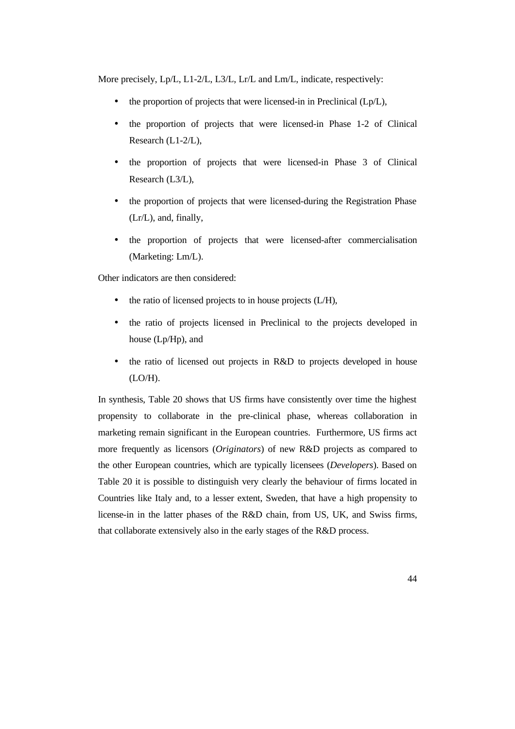More precisely, Lp/L, L1-2/L, L3/L, Lr/L and Lm/L, indicate, respectively:

- the proportion of projects that were licensed-in in Preclinical (Lp/L),
- the proportion of projects that were licensed-in Phase 1-2 of Clinical Research (L1-2/L),
- the proportion of projects that were licensed-in Phase 3 of Clinical Research (L3/L),
- the proportion of projects that were licensed-during the Registration Phase (Lr/L), and, finally,
- the proportion of projects that were licensed-after commercialisation (Marketing: Lm/L).

Other indicators are then considered:

- the ratio of licensed projects to in house projects (L/H),
- the ratio of projects licensed in Preclinical to the projects developed in house (Lp/Hp), and
- the ratio of licensed out projects in R&D to projects developed in house (LO/H).

In synthesis, Table 20 shows that US firms have consistently over time the highest propensity to collaborate in the pre-clinical phase, whereas collaboration in marketing remain significant in the European countries. Furthermore, US firms act more frequently as licensors (*Originators*) of new R&D projects as compared to the other European countries, which are typically licensees (*Developers*). Based on Table 20 it is possible to distinguish very clearly the behaviour of firms located in Countries like Italy and, to a lesser extent, Sweden, that have a high propensity to license-in in the latter phases of the R&D chain, from US, UK, and Swiss firms, that collaborate extensively also in the early stages of the R&D process.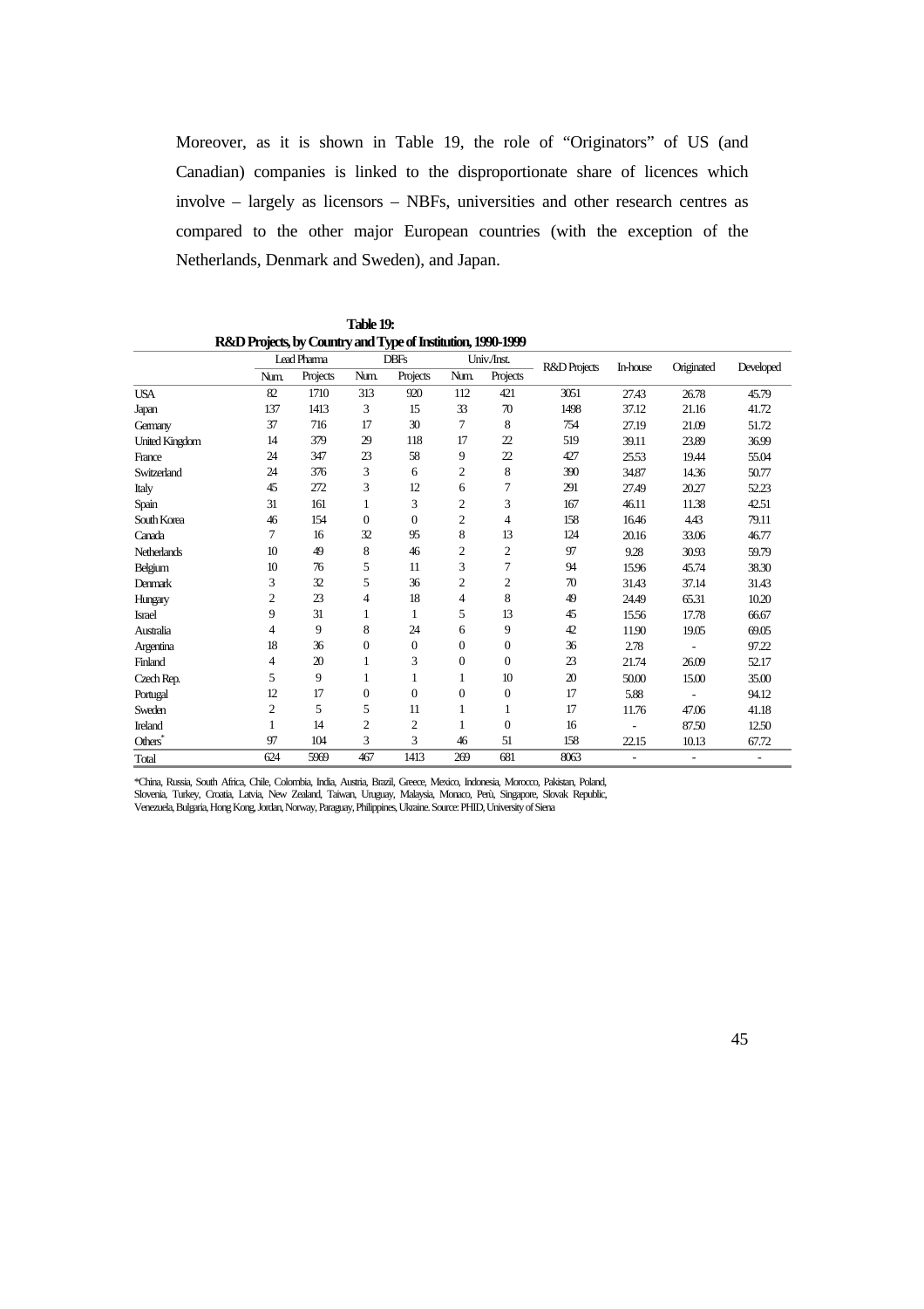Moreover, as it is shown in Table 19, the role of "Originators" of US (and Canadian) companies is linked to the disproportionate share of licences which involve – largely as licensors – NBFs, universities and other research centres as compared to the other major European countries (with the exception of the Netherlands, Denmark and Sweden), and Japan.

**Table 19:**
**R&D Projects, by Country and Type of Institution, 1990-1999**

| | Lead Pharma | | DBFs | | Univ./Inst. | | R&D Projects | In-house | Originated | Developed |
|---|---|---|---|---|---|---|---|---|---|---|
| | Num. | Projects | Num. | Projects | Num. | Projects | | | | |
| USA | 82 | 1710 | 313 | 920 | 112 | 421 | 3051 | 27.43 | 26.78 | 45.79 |
| Japan | 137 | 1413 | 3 | 15 | 33 | 70 | 1498 | 37.12 | 21.16 | 41.72 |
| Germany | 37 | 716 | 17 | 30 | 7 | 8 | 754 | 27.19 | 21.09 | 51.72 |
| United Kingdom | 14 | 379 | 29 | 118 | 17 | 22 | 519 | 39.11 | 23.89 | 36.99 |
| France | 24 | 347 | 23 | 58 | 9 | 22 | 427 | 25.53 | 19.44 | 55.04 |
| Switzerland | 24 | 376 | 3 | 6 | 2 | 8 | 390 | 34.87 | 14.36 | 50.77 |
| Italy | 45 | 272 | 3 | 12 | 6 | 7 | 291 | 27.49 | 20.27 | 52.23 |
| Spain | 31 | 161 | 1 | 3 | 2 | 3 | 167 | 46.11 | 11.38 | 42.51 |
| South Korea | 46 | 154 | 0 | 0 | 2 | 4 | 158 | 16.46 | 4.43 | 79.11 |
| Canada | 7 | 16 | 32 | 95 | 8 | 13 | 124 | 20.16 | 33.06 | 46.77 |
| Netherlands | 10 | 49 | 8 | 46 | 2 | 2 | 97 | 9.28 | 30.93 | 59.79 |
| Belgium | 10 | 76 | 5 | 11 | 3 | 7 | 94 | 15.96 | 45.74 | 38.30 |
| Denmark | 3 | 32 | 5 | 36 | 2 | 2 | 70 | 31.43 | 37.14 | 31.43 |
| Hungary | 2 | 23 | 4 | 18 | 4 | 8 | 49 | 24.49 | 65.31 | 10.20 |
| Israel | 9 | 31 | 1 | 1 | 5 | 13 | 45 | 15.56 | 17.78 | 66.67 |
| Australia | 4 | 9 | 8 | 24 | 6 | 9 | 42 | 11.90 | 19.05 | 69.05 |
| Argentina | 18 | 36 | 0 | 0 | 0 | 0 | 36 | 2.78 | - | 97.22 |
| Finland | 4 | 20 | 1 | 3 | 0 | 0 | 23 | 21.74 | 26.09 | 52.17 |
| Czech Rep. | 5 | 9 | 1 | 1 | 1 | 10 | 20 | 50.00 | 15.00 | 35.00 |
| Portugal | 12 | 17 | 0 | 0 | 0 | 0 | 17 | 5.88 | - | 94.12 |
| Sweden | 2 | 5 | 5 | 11 | 1 | 1 | 17 | 11.76 | 47.06 | 41.18 |
| Ireland | 1 | 14 | 2 | 2 | 1 | 0 | 16 | - | 87.50 | 12.50 |
| Others* | 97 | 104 | 3 | 3 | 46 | 51 | 158 | 22.15 | 10.13 | 67.72 |
| Total | 624 | 5969 | 467 | 1413 | 269 | 681 | 8063 | - | - | - |

*China, Russia, South Africa, Chile, Colombia, India, Austria, Brazil, Greece, Mexico, Indonesia, Morocco, Pakistan, Poland, Slovenia, Turkey, Croatia, Latvia, New Zealand, Taiwan, Uruguay, Malaysia, Monaco, Perù, Singapore, Slovak Republic, Venezuela, Bulgaria, Hong Kong, Jordan, Norway, Paraguay, Philippines, Ukraine. Source: PHID, University of Siena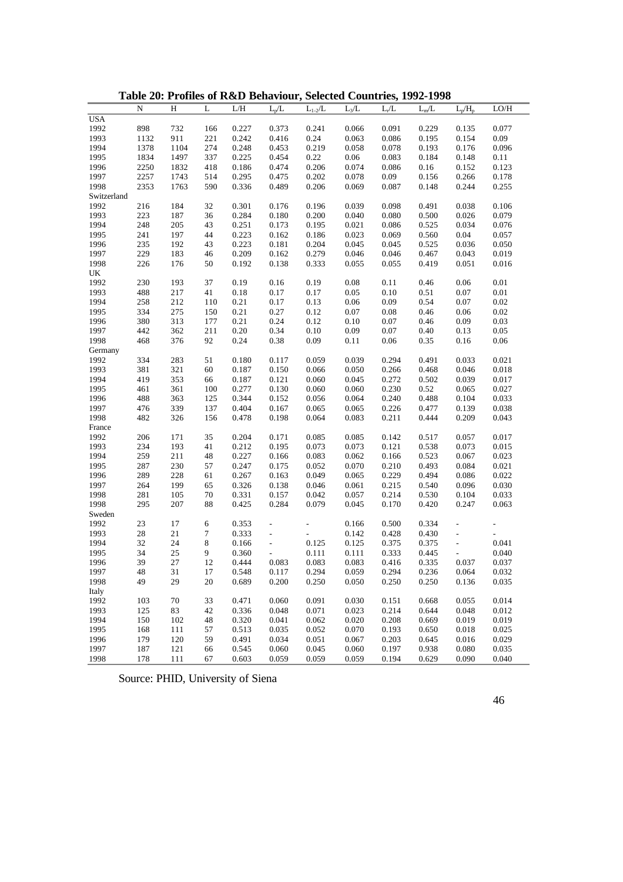**Table 20: Profiles of R&D Behaviour, Selected Countries, 1992-1998**

| | N | H | L | L/H | $L_p/L$ | $L_{1-2}/L$ | $L_3/L$ | $L_r/L$ | $L_m/L$ | $L_p/H_p$ | LO/H |
|---|---|---|---|---|---|---|---|---|---|---|---|
| USA | | | | | | | | | | | |
| 1992 | 898 | 732 | 166 | 0.227 | 0.373 | 0.241 | 0.066 | 0.091 | 0.229 | 0.135 | 0.077 |
| 1993 | 1132 | 911 | 221 | 0.242 | 0.416 | 0.24 | 0.063 | 0.086 | 0.195 | 0.154 | 0.09 |
| 1994 | 1378 | 1104 | 274 | 0.248 | 0.453 | 0.219 | 0.058 | 0.078 | 0.193 | 0.176 | 0.096 |
| 1995 | 1834 | 1497 | 337 | 0.225 | 0.454 | 0.22 | 0.06 | 0.083 | 0.184 | 0.148 | 0.11 |
| 1996 | 2250 | 1832 | 418 | 0.186 | 0.474 | 0.206 | 0.074 | 0.086 | 0.16 | 0.152 | 0.123 |
| 1997 | 2257 | 1743 | 514 | 0.295 | 0.475 | 0.202 | 0.078 | 0.09 | 0.156 | 0.266 | 0.178 |
| 1998 | 2353 | 1763 | 590 | 0.336 | 0.489 | 0.206 | 0.069 | 0.087 | 0.148 | 0.244 | 0.255 |
| Switzerland | | | | | | | | | | | |
| 1992 | 216 | 184 | 32 | 0.301 | 0.176 | 0.196 | 0.039 | 0.098 | 0.491 | 0.038 | 0.106 |
| 1993 | 223 | 187 | 36 | 0.284 | 0.180 | 0.200 | 0.040 | 0.080 | 0.500 | 0.026 | 0.079 |
| 1994 | 248 | 205 | 43 | 0.251 | 0.173 | 0.195 | 0.021 | 0.086 | 0.525 | 0.034 | 0.076 |
| 1995 | 241 | 197 | 44 | 0.223 | 0.162 | 0.186 | 0.023 | 0.069 | 0.560 | 0.04 | 0.057 |
| 1996 | 235 | 192 | 43 | 0.223 | 0.181 | 0.204 | 0.045 | 0.045 | 0.525 | 0.036 | 0.050 |
| 1997 | 229 | 183 | 46 | 0.209 | 0.162 | 0.279 | 0.046 | 0.046 | 0.467 | 0.043 | 0.019 |
| 1998 | 226 | 176 | 50 | 0.192 | 0.138 | 0.333 | 0.055 | 0.055 | 0.419 | 0.051 | 0.016 |
| UK | | | | | | | | | | | |
| 1992 | 230 | 193 | 37 | 0.19 | 0.16 | 0.19 | 0.08 | 0.11 | 0.46 | 0.06 | 0.01 |
| 1993 | 488 | 217 | 41 | 0.18 | 0.17 | 0.17 | 0.05 | 0.10 | 0.51 | 0.07 | 0.01 |
| 1994 | 258 | 212 | 110 | 0.21 | 0.17 | 0.13 | 0.06 | 0.09 | 0.54 | 0.07 | 0.02 |
| 1995 | 334 | 275 | 150 | 0.21 | 0.27 | 0.12 | 0.07 | 0.08 | 0.46 | 0.06 | 0.02 |
| 1996 | 380 | 313 | 177 | 0.21 | 0.24 | 0.12 | 0.10 | 0.07 | 0.46 | 0.09 | 0.03 |
| 1997 | 442 | 362 | 211 | 0.20 | 0.34 | 0.10 | 0.09 | 0.07 | 0.40 | 0.13 | 0.05 |
| 1998 | 468 | 376 | 92 | 0.24 | 0.38 | 0.09 | 0.11 | 0.06 | 0.35 | 0.16 | 0.06 |
| Germany | | | | | | | | | | | |
| 1992 | 334 | 283 | 51 | 0.180 | 0.117 | 0.059 | 0.039 | 0.294 | 0.491 | 0.033 | 0.021 |
| 1993 | 381 | 321 | 60 | 0.187 | 0.150 | 0.066 | 0.050 | 0.266 | 0.468 | 0.046 | 0.018 |
| 1994 | 419 | 353 | 66 | 0.187 | 0.121 | 0.060 | 0.045 | 0.272 | 0.502 | 0.039 | 0.017 |
| 1995 | 461 | 361 | 100 | 0.277 | 0.130 | 0.060 | 0.060 | 0.230 | 0.52 | 0.065 | 0.027 |
| 1996 | 488 | 363 | 125 | 0.344 | 0.152 | 0.056 | 0.064 | 0.240 | 0.488 | 0.104 | 0.033 |
| 1997 | 476 | 339 | 137 | 0.404 | 0.167 | 0.065 | 0.065 | 0.226 | 0.477 | 0.139 | 0.038 |
| 1998 | 482 | 326 | 156 | 0.478 | 0.198 | 0.064 | 0.083 | 0.211 | 0.444 | 0.209 | 0.043 |
| France | | | | | | | | | | | |
| 1992 | 206 | 171 | 35 | 0.204 | 0.171 | 0.085 | 0.085 | 0.142 | 0.517 | 0.057 | 0.017 |
| 1993 | 234 | 193 | 41 | 0.212 | 0.195 | 0.073 | 0.073 | 0.121 | 0.538 | 0.073 | 0.015 |
| 1994 | 259 | 211 | 48 | 0.227 | 0.166 | 0.083 | 0.062 | 0.166 | 0.523 | 0.067 | 0.023 |
| 1995 | 287 | 230 | 57 | 0.247 | 0.175 | 0.052 | 0.070 | 0.210 | 0.493 | 0.084 | 0.021 |
| 1996 | 289 | 228 | 61 | 0.267 | 0.163 | 0.049 | 0.065 | 0.229 | 0.494 | 0.086 | 0.022 |
| 1997 | 264 | 199 | 65 | 0.326 | 0.138 | 0.046 | 0.061 | 0.215 | 0.540 | 0.096 | 0.030 |
| 1998 | 281 | 105 | 70 | 0.331 | 0.157 | 0.042 | 0.057 | 0.214 | 0.530 | 0.104 | 0.033 |
| 1998 | 295 | 207 | 88 | 0.425 | 0.284 | 0.079 | 0.045 | 0.170 | 0.420 | 0.247 | 0.063 |
| Sweden | | | | | | | | | | | |
| 1992 | 23 | 17 | 6 | 0.353 | - | - | 0.166 | 0.500 | 0.334 | - | - |
| 1993 | 28 | 21 | 7 | 0.333 | - | - | 0.142 | 0.428 | 0.430 | - | - |
| 1994 | 32 | 24 | 8 | 0.166 | - | 0.125 | 0.125 | 0.375 | 0.375 | - | 0.041 |
| 1995 | 34 | 25 | 9 | 0.360 | - | 0.111 | 0.111 | 0.333 | 0.445 | - | 0.040 |
| 1996 | 39 | 27 | 12 | 0.444 | 0.083 | 0.083 | 0.083 | 0.416 | 0.335 | 0.037 | 0.037 |
| 1997 | 48 | 31 | 17 | 0.548 | 0.117 | 0.294 | 0.059 | 0.294 | 0.236 | 0.064 | 0.032 |
| 1998 | 49 | 29 | 20 | 0.689 | 0.200 | 0.250 | 0.050 | 0.250 | 0.250 | 0.136 | 0.035 |
| Italy | | | | | | | | | | | |
| 1992 | 103 | 70 | 33 | 0.471 | 0.060 | 0.091 | 0.030 | 0.151 | 0.668 | 0.055 | 0.014 |
| 1993 | 125 | 83 | 42 | 0.336 | 0.048 | 0.071 | 0.023 | 0.214 | 0.644 | 0.048 | 0.012 |
| 1994 | 150 | 102 | 48 | 0.320 | 0.041 | 0.062 | 0.020 | 0.208 | 0.669 | 0.019 | 0.019 |
| 1995 | 168 | 111 | 57 | 0.513 | 0.035 | 0.052 | 0.070 | 0.193 | 0.650 | 0.018 | 0.025 |
| 1996 | 179 | 120 | 59 | 0.491 | 0.034 | 0.051 | 0.067 | 0.203 | 0.645 | 0.016 | 0.029 |
| 1997 | 187 | 121 | 66 | 0.545 | 0.060 | 0.045 | 0.060 | 0.197 | 0.938 | 0.080 | 0.035 |
| 1998 | 178 | 111 | 67 | 0.603 | 0.059 | 0.059 | 0.059 | 0.194 | 0.629 | 0.090 | 0.040 |

Source: PHID, University of Siena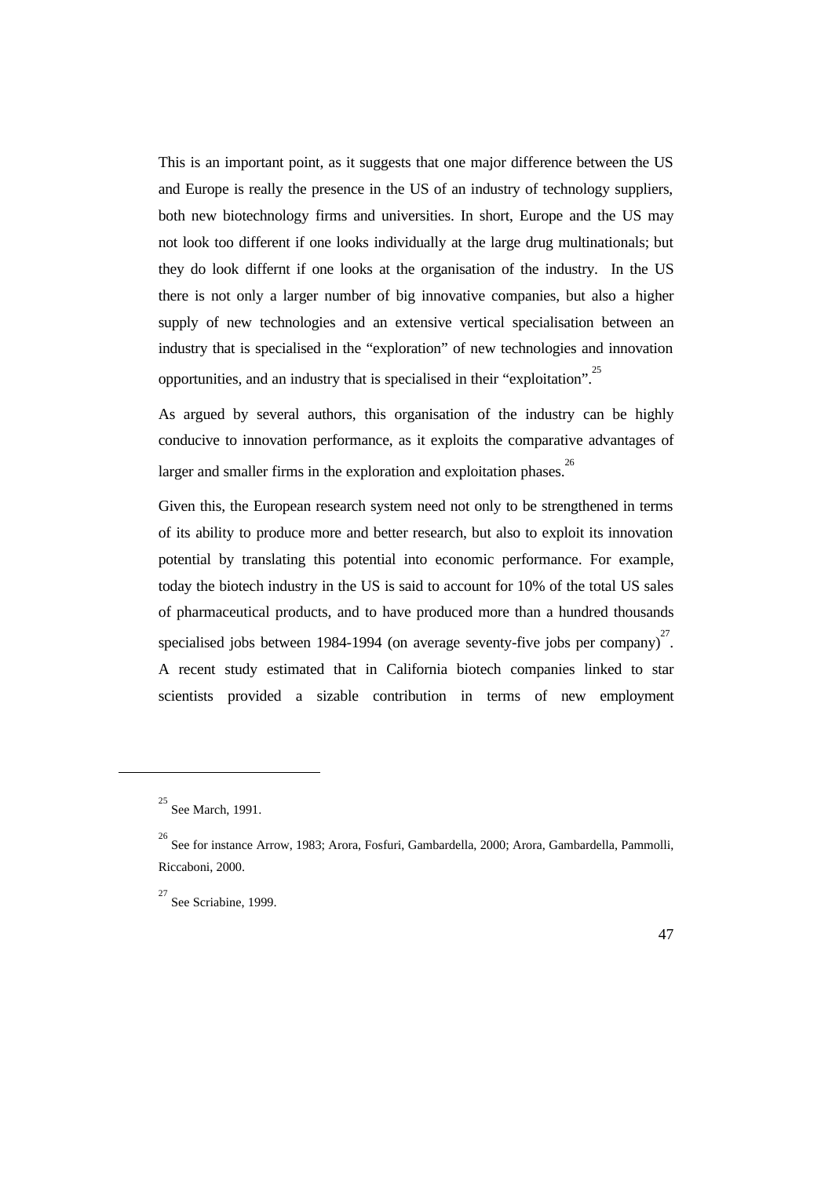This is an important point, as it suggests that one major difference between the US and Europe is really the presence in the US of an industry of technology suppliers, both new biotechnology firms and universities. In short, Europe and the US may not look too different if one looks individually at the large drug multinationals; but they do look differnt if one looks at the organisation of the industry. In the US there is not only a larger number of big innovative companies, but also a higher supply of new technologies and an extensive vertical specialisation between an industry that is specialised in the "exploration" of new technologies and innovation opportunities, and an industry that is specialised in their "exploitation".[25]

As argued by several authors, this organisation of the industry can be highly conducive to innovation performance, as it exploits the comparative advantages of larger and smaller firms in the exploration and exploitation phases.[26]

Given this, the European research system need not only to be strengthened in terms of its ability to produce more and better research, but also to exploit its innovation potential by translating this potential into economic performance. For example, today the biotech industry in the US is said to account for 10% of the total US sales of pharmaceutical products, and to have produced more than a hundred thousands specialised jobs between 1984-1994 (on average seventy-five jobs per company)[27]. A recent study estimated that in California biotech companies linked to star scientists provided a sizable contribution in terms of new employment

---

[25] See March, 1991.

[26] See for instance Arrow, 1983; Arora, Fosfuri, Gambardella, 2000; Arora, Gambardella, Pammolli, Riccaboni, 2000.

[27] See Scriabine, 1999.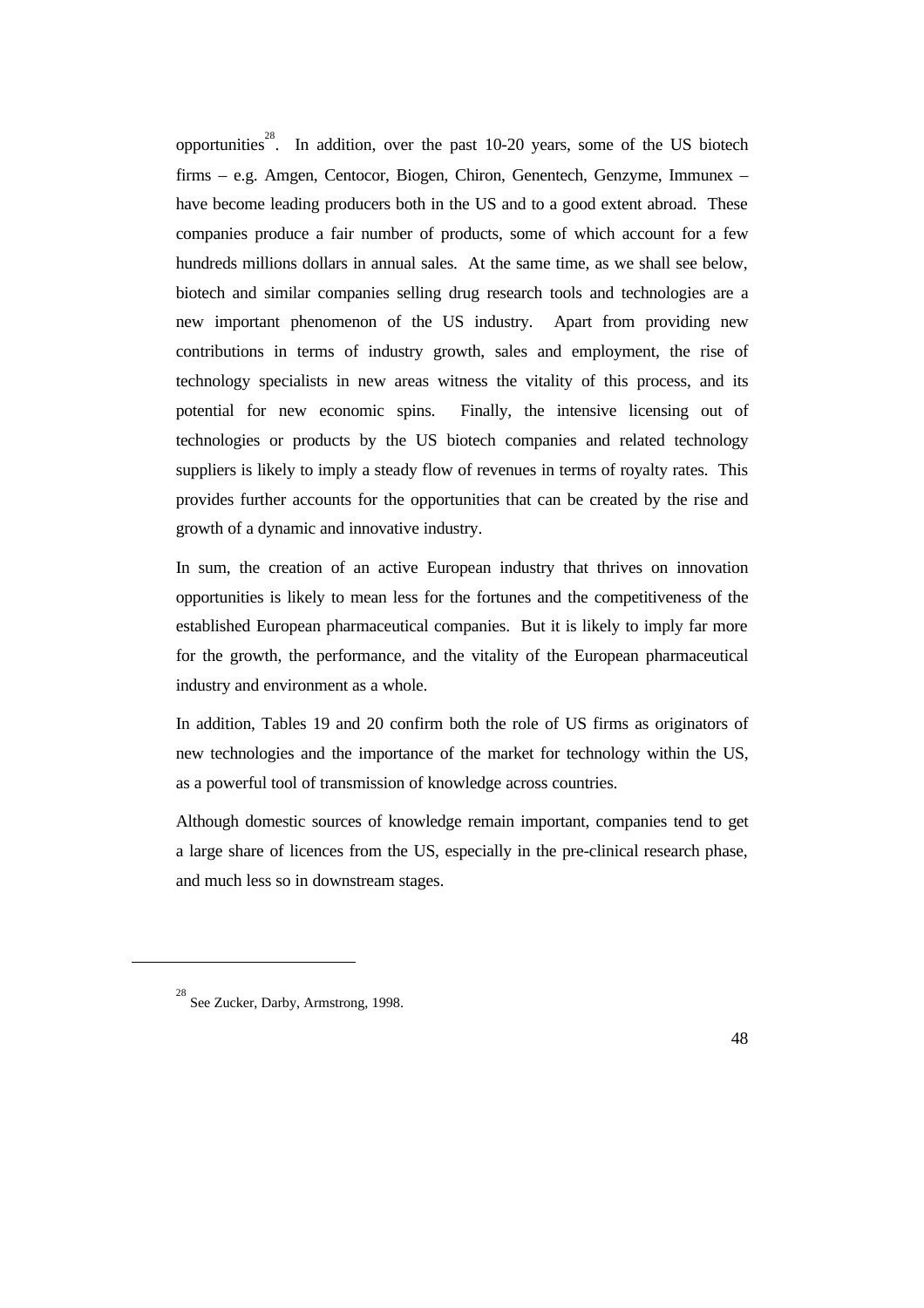opportunities[28]. In addition, over the past 10-20 years, some of the US biotech firms – e.g. Amgen, Centocor, Biogen, Chiron, Genentech, Genzyme, Immunex – have become leading producers both in the US and to a good extent abroad. These companies produce a fair number of products, some of which account for a few hundreds millions dollars in annual sales. At the same time, as we shall see below, biotech and similar companies selling drug research tools and technologies are a new important phenomenon of the US industry. Apart from providing new contributions in terms of industry growth, sales and employment, the rise of technology specialists in new areas witness the vitality of this process, and its potential for new economic spins. Finally, the intensive licensing out of technologies or products by the US biotech companies and related technology suppliers is likely to imply a steady flow of revenues in terms of royalty rates. This provides further accounts for the opportunities that can be created by the rise and growth of a dynamic and innovative industry.

In sum, the creation of an active European industry that thrives on innovation opportunities is likely to mean less for the fortunes and the competitiveness of the established European pharmaceutical companies. But it is likely to imply far more for the growth, the performance, and the vitality of the European pharmaceutical industry and environment as a whole.

In addition, Tables 19 and 20 confirm both the role of US firms as originators of new technologies and the importance of the market for technology within the US, as a powerful tool of transmission of knowledge across countries.

Although domestic sources of knowledge remain important, companies tend to get a large share of licences from the US, especially in the pre-clinical research phase, and much less so in downstream stages.

---

[28] See Zucker, Darby, Armstrong, 1998.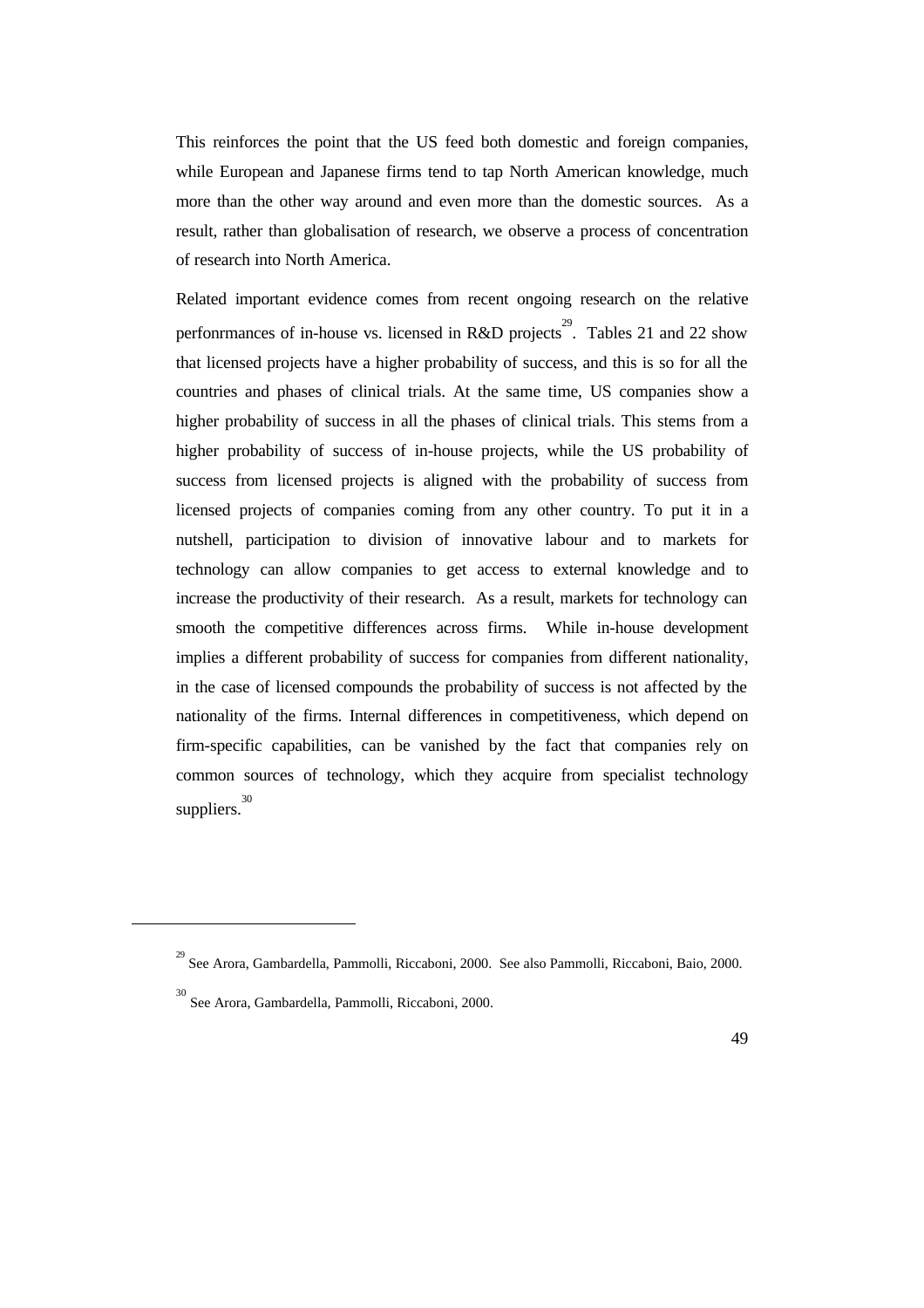This reinforces the point that the US feed both domestic and foreign companies, while European and Japanese firms tend to tap North American knowledge, much more than the other way around and even more than the domestic sources. As a result, rather than globalisation of research, we observe a process of concentration of research into North America.

Related important evidence comes from recent ongoing research on the relative perfonrmances of in-house vs. licensed in R&D projects[29]. Tables 21 and 22 show that licensed projects have a higher probability of success, and this is so for all the countries and phases of clinical trials. At the same time, US companies show a higher probability of success in all the phases of clinical trials. This stems from a higher probability of success of in-house projects, while the US probability of success from licensed projects is aligned with the probability of success from licensed projects of companies coming from any other country. To put it in a nutshell, participation to division of innovative labour and to markets for technology can allow companies to get access to external knowledge and to increase the productivity of their research. As a result, markets for technology can smooth the competitive differences across firms. While in-house development implies a different probability of success for companies from different nationality, in the case of licensed compounds the probability of success is not affected by the nationality of the firms. Internal differences in competitiveness, which depend on firm-specific capabilities, can be vanished by the fact that companies rely on common sources of technology, which they acquire from specialist technology suppliers.[30]

---

[29] See Arora, Gambardella, Pammolli, Riccaboni, 2000. See also Pammolli, Riccaboni, Baio, 2000.

[30] See Arora, Gambardella, Pammolli, Riccaboni, 2000.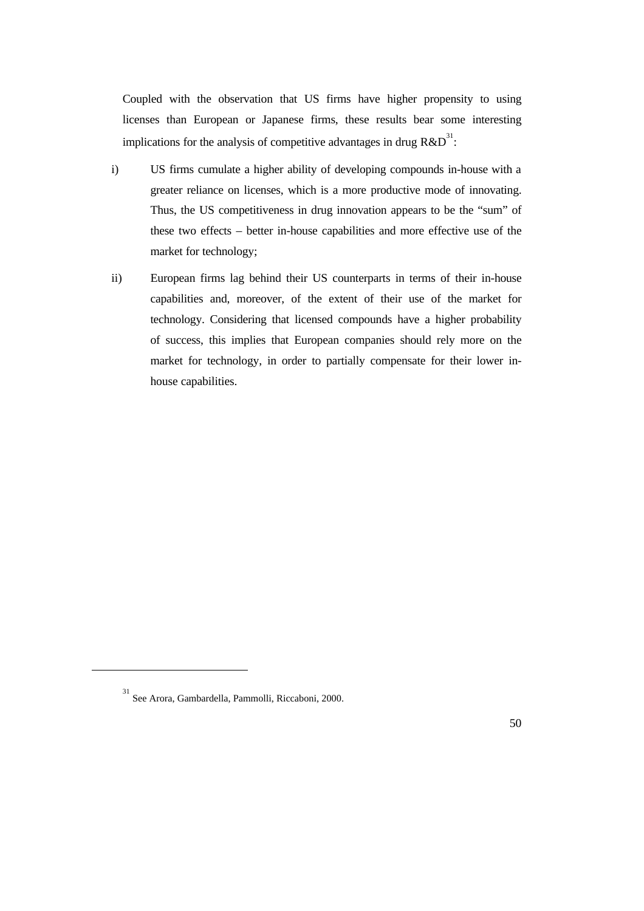Coupled with the observation that US firms have higher propensity to using licenses than European or Japanese firms, these results bear some interesting implications for the analysis of competitive advantages in drug R&D[31]:

i) US firms cumulate a higher ability of developing compounds in-house with a greater reliance on licenses, which is a more productive mode of innovating. Thus, the US competitiveness in drug innovation appears to be the "sum" of these two effects – better in-house capabilities and more effective use of the market for technology;

ii) European firms lag behind their US counterparts in terms of their in-house capabilities and, moreover, of the extent of their use of the market for technology. Considering that licensed compounds have a higher probability of success, this implies that European companies should rely more on the market for technology, in order to partially compensate for their lower in-house capabilities.

---

[31] See Arora, Gambardella, Pammolli, Riccaboni, 2000.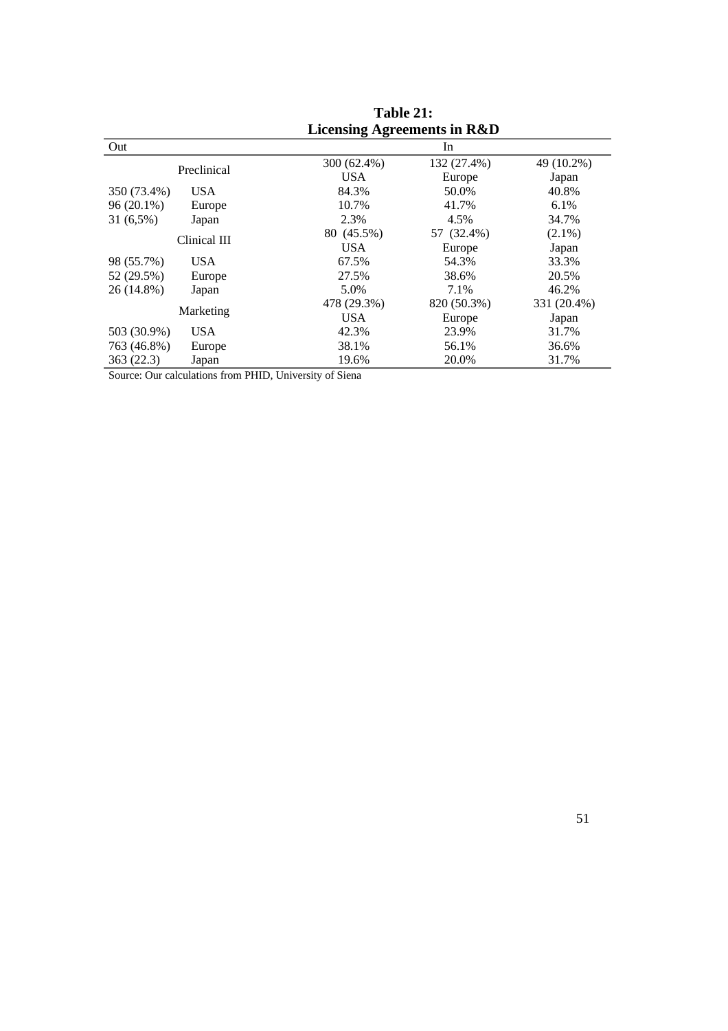**Table 21:**
**Licensing Agreements in R&D**

| Out | | In | | |
|---|---|---|---|---|
| Preclinical | | 300 (62.4%) USA | 132 (27.4%) Europe | 49 (10.2%) Japan |
| 350 (73.4%) | USA | 84.3% | 50.0% | 40.8% |
| 96 (20.1%) | Europe | 10.7% | 41.7% | 6.1% |
| 31 (6,5%) | Japan | 2.3% | 4.5% | 34.7% |
| Clinical III | | 80 (45.5%) USA | 57 (32.4%) Europe | (2.1%) Japan |
| 98 (55.7%) | USA | 67.5% | 54.3% | 33.3% |
| 52 (29.5%) | Europe | 27.5% | 38.6% | 20.5% |
| 26 (14.8%) | Japan | 5.0% | 7.1% | 46.2% |
| Marketing | | 478 (29.3%) USA | 820 (50.3%) Europe | 331 (20.4%) Japan |
| 503 (30.9%) | USA | 42.3% | 23.9% | 31.7% |
| 763 (46.8%) | Europe | 38.1% | 56.1% | 36.6% |
| 363 (22.3) | Japan | 19.6% | 20.0% | 31.7% |

Source: Our calculations from PHID, University of Siena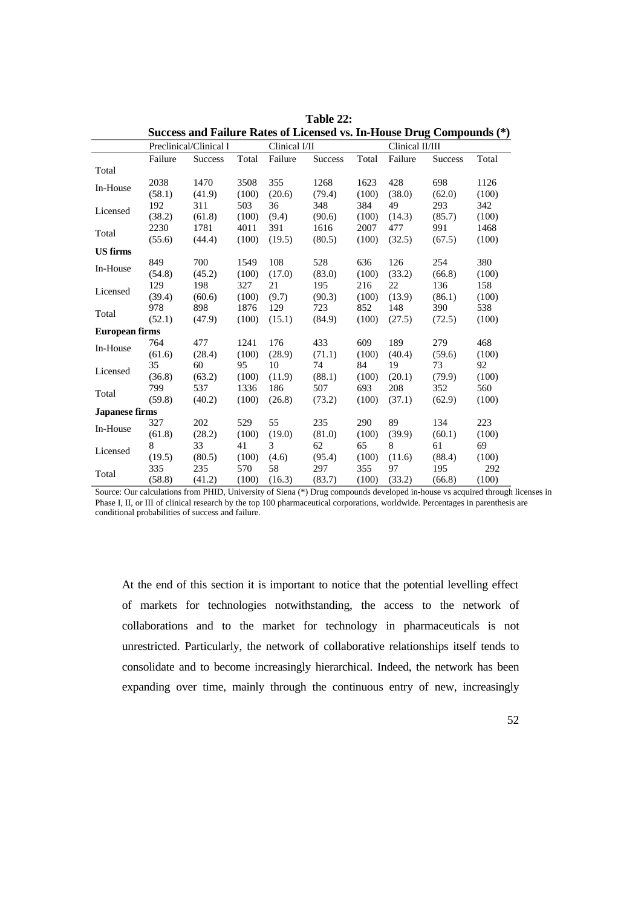**Table 22:**
**Success and Failure Rates of Licensed vs. In-House Drug Compounds (*)**

| | Preclinical/Clinical I | | | Clinical I/II | | | Clinical II/III | | |
|---|---|---|---|---|---|---|---|---|---|
| | Failure | Success | Total | Failure | Success | Total | Failure | Success | Total |
| Total | | | | | | | | | |
| In-House | 2038<br>(58.1) | 1470<br>(41.9) | 3508<br>(100) | 355<br>(20.6) | 1268<br>(79.4) | 1623<br>(100) | 428<br>(38.0) | 698<br>(62.0) | 1126<br>(100) |
| Licensed | 192<br>(38.2) | 311<br>(61.8) | 503<br>(100) | 36<br>(9.4) | 348<br>(90.6) | 384<br>(100) | 49<br>(14.3) | 293<br>(85.7) | 342<br>(100) |
| Total | 2230<br>(55.6) | 1781<br>(44.4) | 4011<br>(100) | 391<br>(19.5) | 1616<br>(80.5) | 2007<br>(100) | 477<br>(32.5) | 991<br>(67.5) | 1468<br>(100) |
| **US firms** | | | | | | | | | |
| In-House | 849<br>(54.8) | 700<br>(45.2) | 1549<br>(100) | 108<br>(17.0) | 528<br>(83.0) | 636<br>(100) | 126<br>(33.2) | 254<br>(66.8) | 380<br>(100) |
| Licensed | 129<br>(39.4) | 198<br>(60.6) | 327<br>(100) | 21<br>(9.7) | 195<br>(90.3) | 216<br>(100) | 22<br>(13.9) | 136<br>(86.1) | 158<br>(100) |
| Total | 978<br>(52.1) | 898<br>(47.9) | 1876<br>(100) | 129<br>(15.1) | 723<br>(84.9) | 852<br>(100) | 148<br>(27.5) | 390<br>(72.5) | 538<br>(100) |
| **European firms** | | | | | | | | | |
| In-House | 764<br>(61.6) | 477<br>(28.4) | 1241<br>(100) | 176<br>(28.9) | 433<br>(71.1) | 609<br>(100) | 189<br>(40.4) | 279<br>(59.6) | 468<br>(100) |
| Licensed | 35<br>(36.8) | 60<br>(63.2) | 95<br>(100) | 10<br>(11.9) | 74<br>(88.1) | 84<br>(100) | 19<br>(20.1) | 73<br>(79.9) | 92<br>(100) |
| Total | 799<br>(59.8) | 537<br>(40.2) | 1336<br>(100) | 186<br>(26.8) | 507<br>(73.2) | 693<br>(100) | 208<br>(37.1) | 352<br>(62.9) | 560<br>(100) |
| **Japanese firms** | | | | | | | | | |
| In-House | 327<br>(61.8) | 202<br>(28.2) | 529<br>(100) | 55<br>(19.0) | 235<br>(81.0) | 290<br>(100) | 89<br>(39.9) | 134<br>(60.1) | 223<br>(100) |
| Licensed | 8<br>(19.5) | 33<br>(80.5) | 41<br>(100) | 3<br>(4.6) | 62<br>(95.4) | 65<br>(100) | 8<br>(11.6) | 61<br>(88.4) | 69<br>(100) |
| Total | 335<br>(58.8) | 235<br>(41.2) | 570<br>(100) | 58<br>(16.3) | 297<br>(83.7) | 355<br>(100) | 97<br>(33.2) | 195<br>(66.8) | 292<br>(100) |

Source: Our calculations from PHID, University of Siena (*) Drug compounds developed in-house vs acquired through licenses in Phase I, II, or III of clinical research by the top 100 pharmaceutical corporations, worldwide. Percentages in parenthesis are conditional probabilities of success and failure.

At the end of this section it is important to notice that the potential levelling effect of markets for technologies notwithstanding, the access to the network of collaborations and to the market for technology in pharmaceuticals is not unrestricted. Particularly, the network of collaborative relationships itself tends to consolidate and to become increasingly hierarchical. Indeed, the network has been expanding over time, mainly through the continuous entry of new, increasingly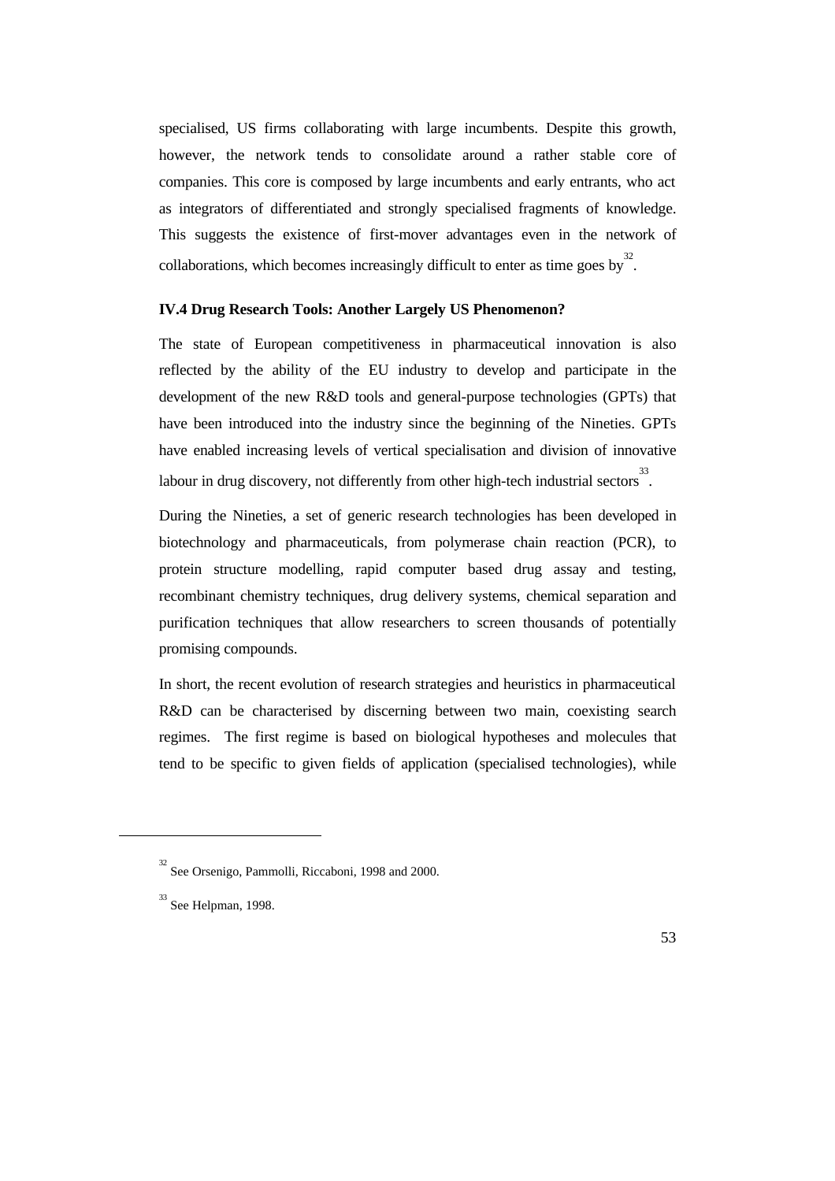specialised, US firms collaborating with large incumbents. Despite this growth, however, the network tends to consolidate around a rather stable core of companies. This core is composed by large incumbents and early entrants, who act as integrators of differentiated and strongly specialised fragments of knowledge. This suggests the existence of first-mover advantages even in the network of collaborations, which becomes increasingly difficult to enter as time goes by[32].

**IV.4 Drug Research Tools: Another Largely US Phenomenon?**

The state of European competitiveness in pharmaceutical innovation is also reflected by the ability of the EU industry to develop and participate in the development of the new R&D tools and general-purpose technologies (GPTs) that have been introduced into the industry since the beginning of the Nineties. GPTs have enabled increasing levels of vertical specialisation and division of innovative labour in drug discovery, not differently from other high-tech industrial sectors[33].

During the Nineties, a set of generic research technologies has been developed in biotechnology and pharmaceuticals, from polymerase chain reaction (PCR), to protein structure modelling, rapid computer based drug assay and testing, recombinant chemistry techniques, drug delivery systems, chemical separation and purification techniques that allow researchers to screen thousands of potentially promising compounds.

In short, the recent evolution of research strategies and heuristics in pharmaceutical R&D can be characterised by discerning between two main, coexisting search regimes. The first regime is based on biological hypotheses and molecules that tend to be specific to given fields of application (specialised technologies), while

---

[32] See Orsenigo, Pammolli, Riccaboni, 1998 and 2000.

[33] See Helpman, 1998.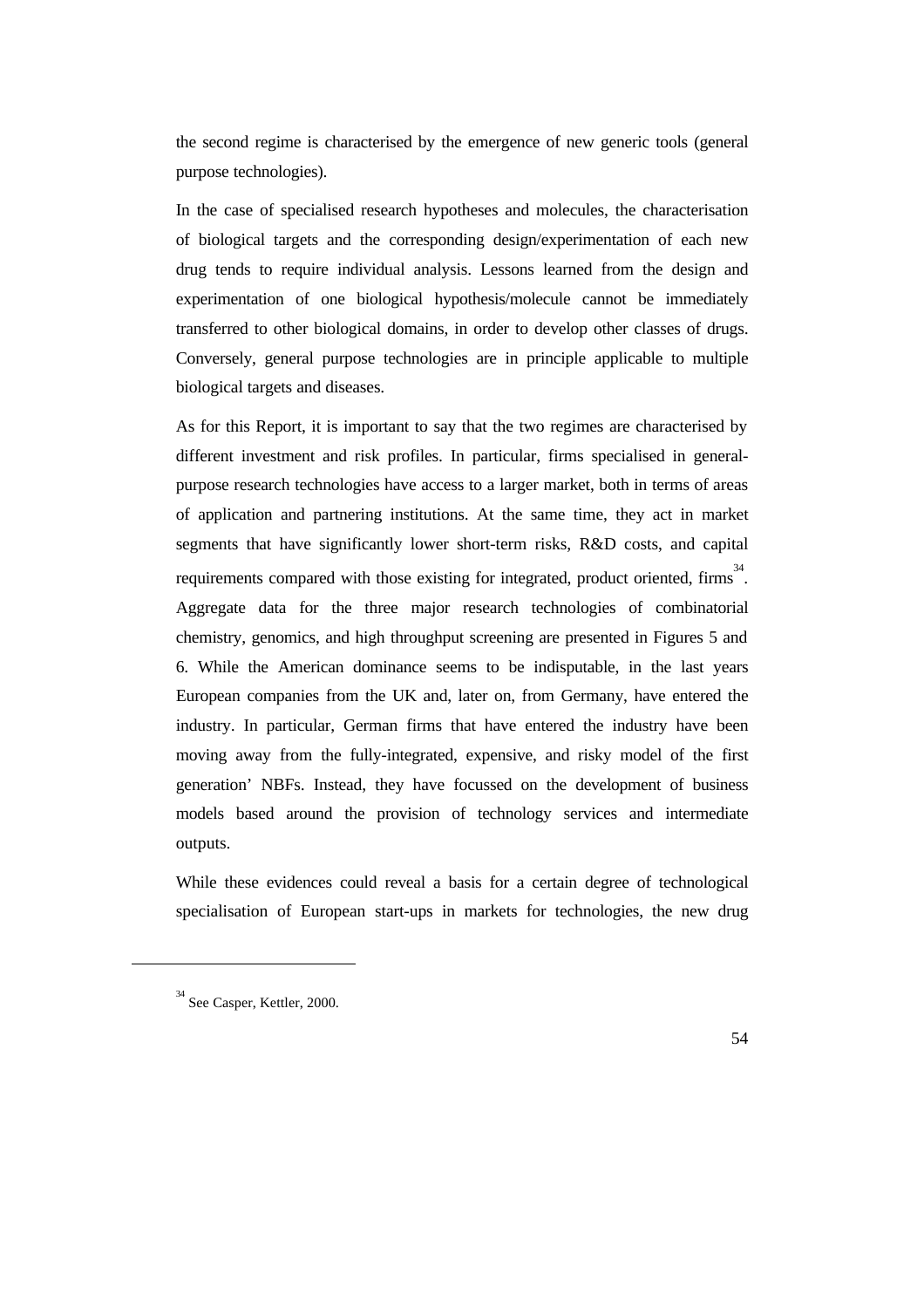the second regime is characterised by the emergence of new generic tools (general purpose technologies).

In the case of specialised research hypotheses and molecules, the characterisation of biological targets and the corresponding design/experimentation of each new drug tends to require individual analysis. Lessons learned from the design and experimentation of one biological hypothesis/molecule cannot be immediately transferred to other biological domains, in order to develop other classes of drugs. Conversely, general purpose technologies are in principle applicable to multiple biological targets and diseases.

As for this Report, it is important to say that the two regimes are characterised by different investment and risk profiles. In particular, firms specialised in general-purpose research technologies have access to a larger market, both in terms of areas of application and partnering institutions. At the same time, they act in market segments that have significantly lower short-term risks, R&D costs, and capital requirements compared with those existing for integrated, product oriented, firms[34]. Aggregate data for the three major research technologies of combinatorial chemistry, genomics, and high throughput screening are presented in Figures 5 and 6. While the American dominance seems to be indisputable, in the last years European companies from the UK and, later on, from Germany, have entered the industry. In particular, German firms that have entered the industry have been moving away from the fully-integrated, expensive, and risky model of the first generation' NBFs. Instead, they have focussed on the development of business models based around the provision of technology services and intermediate outputs.

While these evidences could reveal a basis for a certain degree of technological specialisation of European start-ups in markets for technologies, the new drug

[34] See Casper, Kettler, 2000.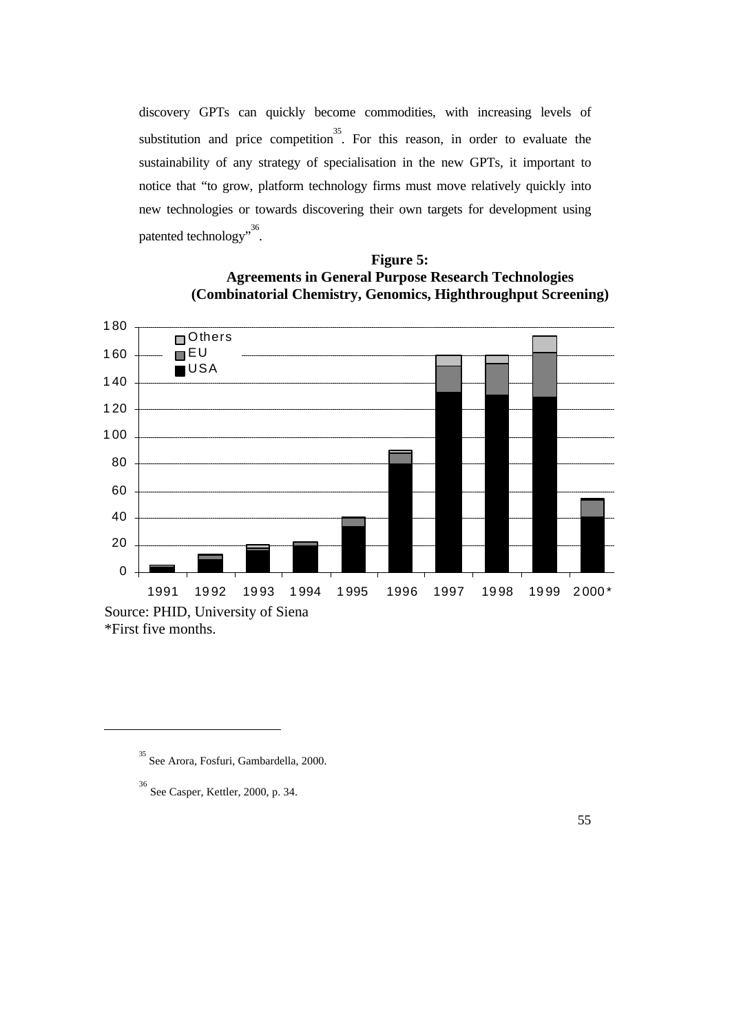discovery GPTs can quickly become commodities, with increasing levels of substitution and price competition[35]. For this reason, in order to evaluate the sustainability of any strategy of specialisation in the new GPTs, it important to notice that "to grow, platform technology firms must move relatively quickly into new technologies or towards discovering their own targets for development using patented technology"[36].

**Figure 5:**
**Agreements in General Purpose Research Technologies**
**(Combinatorial Chemistry, Genomics, Highthroughput Screening)**

Source: PHID, University of Siena
*First five months.

---

[35] See Arora, Fosfuri, Gambardella, 2000.

[36] See Casper, Kettler, 2000, p. 34.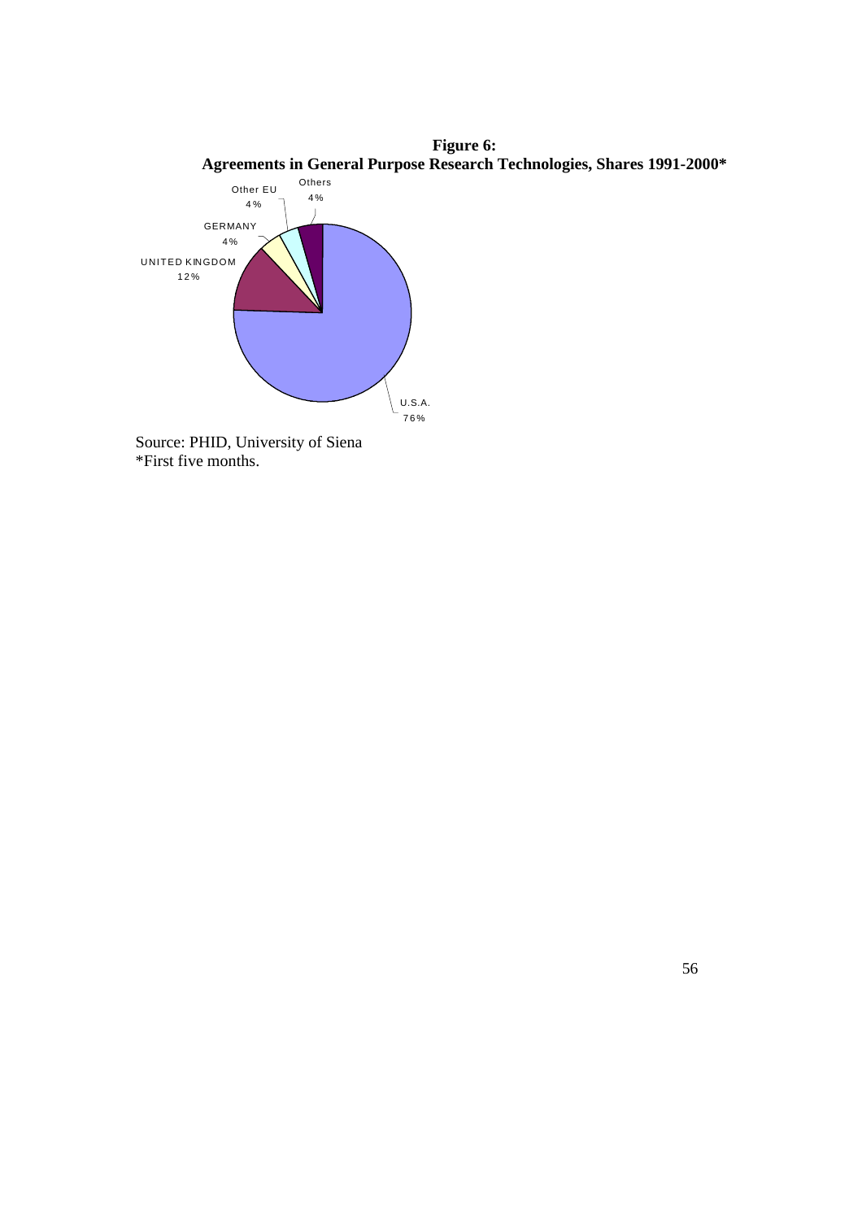**Figure 6:**
**Agreements in General Purpose Research Technologies, Shares 1991-2000***

Others 4%

Other EU 4%

GERMANY 4%

UNITED KINGDOM 12%

U.S.A. 76%

Source: PHID, University of Siena
*First five months.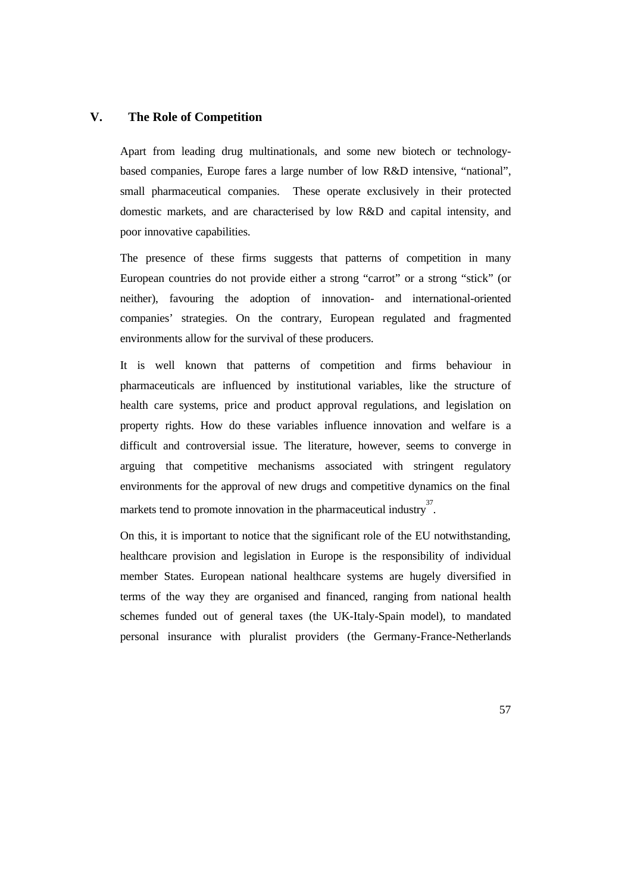## V. The Role of Competition

Apart from leading drug multinationals, and some new biotech or technology-based companies, Europe fares a large number of low R&D intensive, "national", small pharmaceutical companies. These operate exclusively in their protected domestic markets, and are characterised by low R&D and capital intensity, and poor innovative capabilities.

The presence of these firms suggests that patterns of competition in many European countries do not provide either a strong "carrot" or a strong "stick" (or neither), favouring the adoption of innovation- and international-oriented companies' strategies. On the contrary, European regulated and fragmented environments allow for the survival of these producers.

It is well known that patterns of competition and firms behaviour in pharmaceuticals are influenced by institutional variables, like the structure of health care systems, price and product approval regulations, and legislation on property rights. How do these variables influence innovation and welfare is a difficult and controversial issue. The literature, however, seems to converge in arguing that competitive mechanisms associated with stringent regulatory environments for the approval of new drugs and competitive dynamics on the final markets tend to promote innovation in the pharmaceutical industry[37].

On this, it is important to notice that the significant role of the EU notwithstanding, healthcare provision and legislation in Europe is the responsibility of individual member States. European national healthcare systems are hugely diversified in terms of the way they are organised and financed, ranging from national health schemes funded out of general taxes (the UK-Italy-Spain model), to mandated personal insurance with pluralist providers (the Germany-France-Netherlands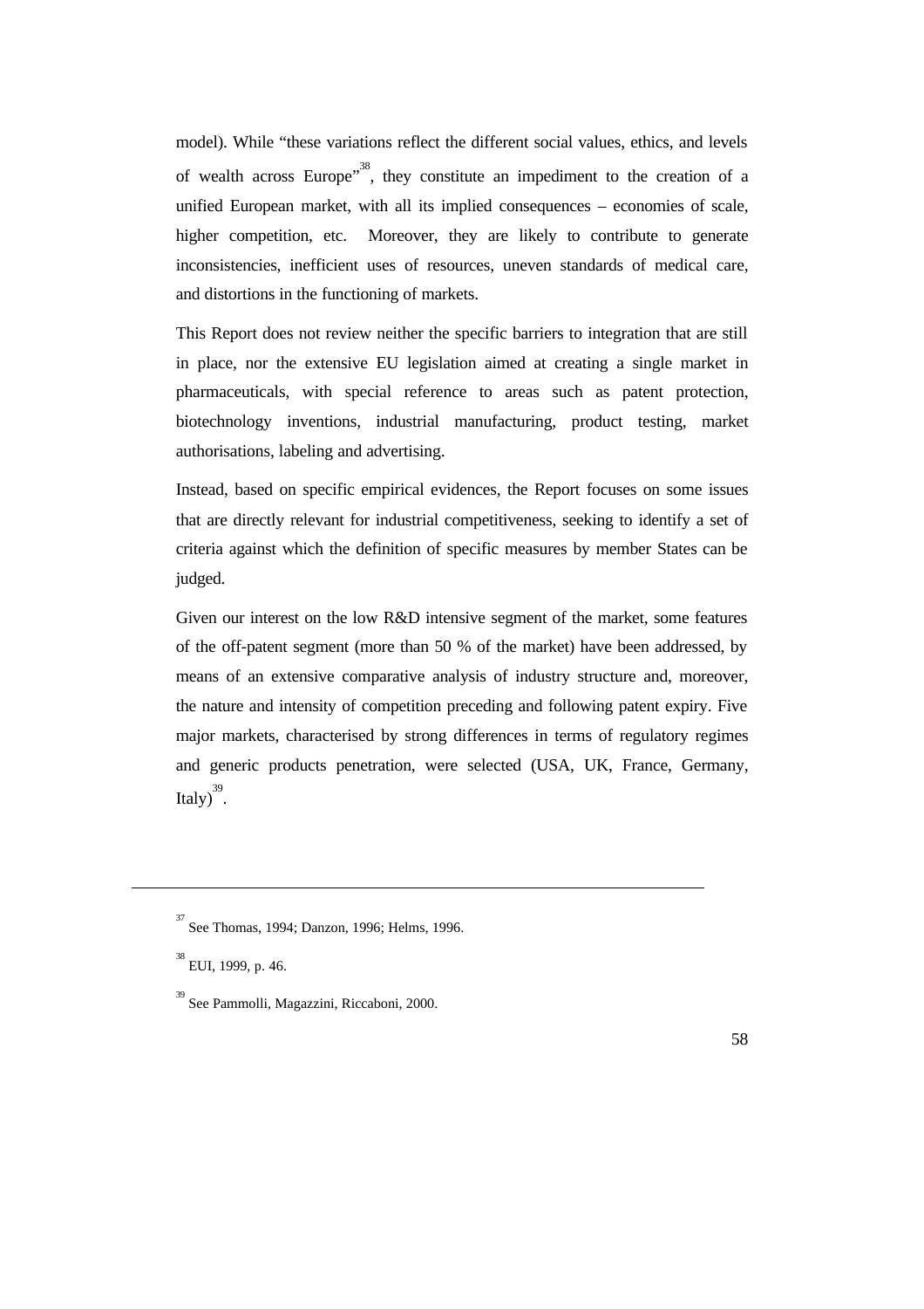model). While “these variations reflect the different social values, ethics, and levels of wealth across Europe”[38], they constitute an impediment to the creation of a unified European market, with all its implied consequences – economies of scale, higher competition, etc. Moreover, they are likely to contribute to generate inconsistencies, inefficient uses of resources, uneven standards of medical care, and distortions in the functioning of markets.

This Report does not review neither the specific barriers to integration that are still in place, nor the extensive EU legislation aimed at creating a single market in pharmaceuticals, with special reference to areas such as patent protection, biotechnology inventions, industrial manufacturing, product testing, market authorisations, labeling and advertising.

Instead, based on specific empirical evidences, the Report focuses on some issues that are directly relevant for industrial competitiveness, seeking to identify a set of criteria against which the definition of specific measures by member States can be judged.

Given our interest on the low R&D intensive segment of the market, some features of the off-patent segment (more than 50 % of the market) have been addressed, by means of an extensive comparative analysis of industry structure and, moreover, the nature and intensity of competition preceding and following patent expiry. Five major markets, characterised by strong differences in terms of regulatory regimes and generic products penetration, were selected (USA, UK, France, Germany, Italy)[39].

---

[37] See Thomas, 1994; Danzon, 1996; Helms, 1996.

[38] EUI, 1999, p. 46.

[39] See Pammolli, Magazzini, Riccaboni, 2000.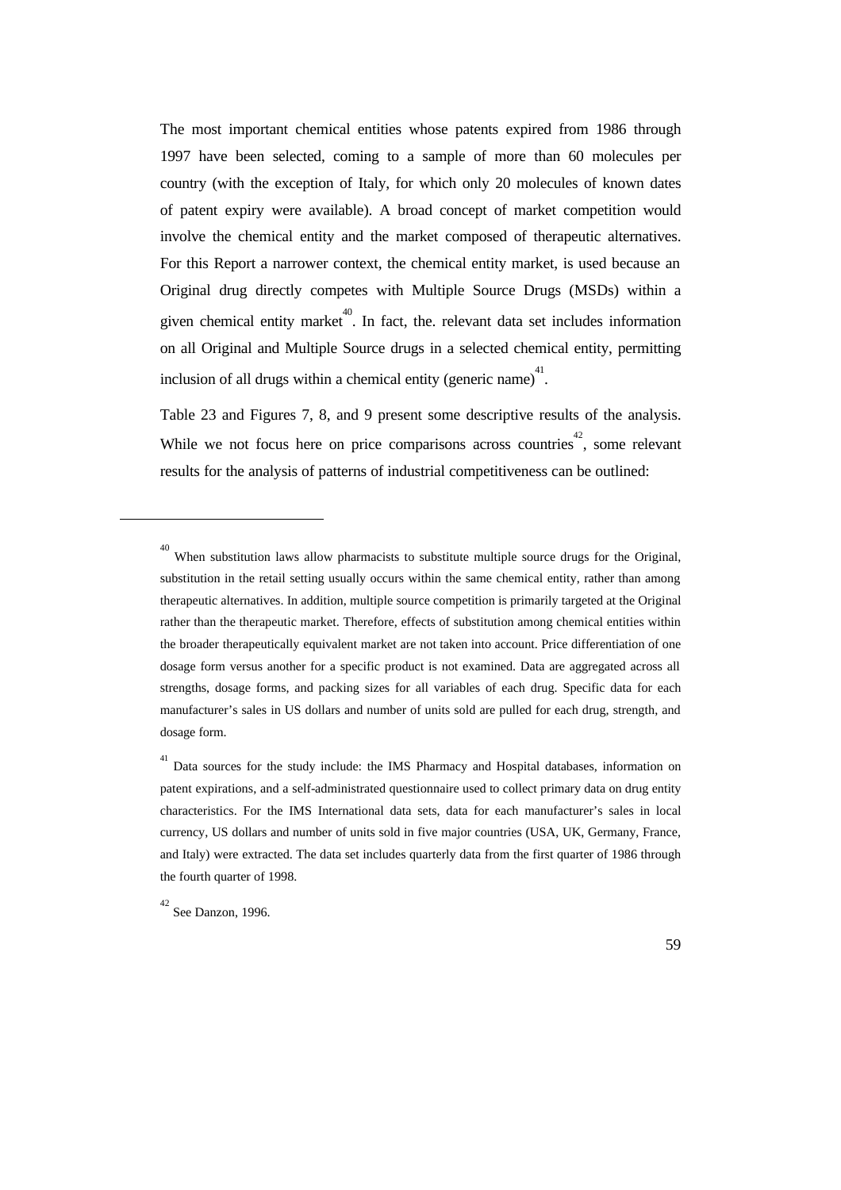The most important chemical entities whose patents expired from 1986 through 1997 have been selected, coming to a sample of more than 60 molecules per country (with the exception of Italy, for which only 20 molecules of known dates of patent expiry were available). A broad concept of market competition would involve the chemical entity and the market composed of therapeutic alternatives. For this Report a narrower context, the chemical entity market, is used because an Original drug directly competes with Multiple Source Drugs (MSDs) within a given chemical entity market[40]. In fact, the. relevant data set includes information on all Original and Multiple Source drugs in a selected chemical entity, permitting inclusion of all drugs within a chemical entity (generic name)[41].

Table 23 and Figures 7, 8, and 9 present some descriptive results of the analysis. While we not focus here on price comparisons across countries[42], some relevant results for the analysis of patterns of industrial competitiveness can be outlined:

---

[40] When substitution laws allow pharmacists to substitute multiple source drugs for the Original, substitution in the retail setting usually occurs within the same chemical entity, rather than among therapeutic alternatives. In addition, multiple source competition is primarily targeted at the Original rather than the therapeutic market. Therefore, effects of substitution among chemical entities within the broader therapeutically equivalent market are not taken into account. Price differentiation of one dosage form versus another for a specific product is not examined. Data are aggregated across all strengths, dosage forms, and packing sizes for all variables of each drug. Specific data for each manufacturer's sales in US dollars and number of units sold are pulled for each drug, strength, and dosage form.

[41] Data sources for the study include: the IMS Pharmacy and Hospital databases, information on patent expirations, and a self-administrated questionnaire used to collect primary data on drug entity characteristics. For the IMS International data sets, data for each manufacturer's sales in local currency, US dollars and number of units sold in five major countries (USA, UK, Germany, France, and Italy) were extracted. The data set includes quarterly data from the first quarter of 1986 through the fourth quarter of 1998.

[42] See Danzon, 1996.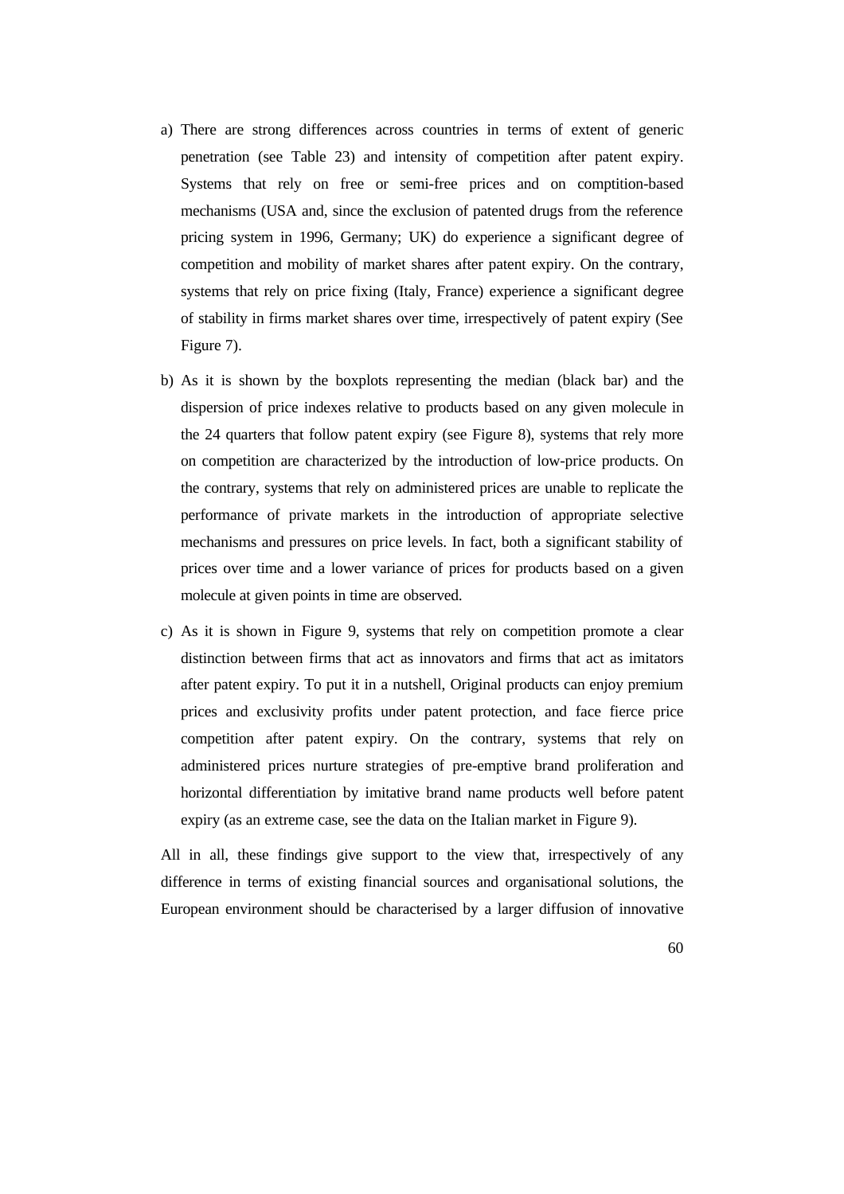a) There are strong differences across countries in terms of extent of generic penetration (see Table 23) and intensity of competition after patent expiry. Systems that rely on free or semi-free prices and on comptition-based mechanisms (USA and, since the exclusion of patented drugs from the reference pricing system in 1996, Germany; UK) do experience a significant degree of competition and mobility of market shares after patent expiry. On the contrary, systems that rely on price fixing (Italy, France) experience a significant degree of stability in firms market shares over time, irrespectively of patent expiry (See Figure 7).

b) As it is shown by the boxplots representing the median (black bar) and the dispersion of price indexes relative to products based on any given molecule in the 24 quarters that follow patent expiry (see Figure 8), systems that rely more on competition are characterized by the introduction of low-price products. On the contrary, systems that rely on administered prices are unable to replicate the performance of private markets in the introduction of appropriate selective mechanisms and pressures on price levels. In fact, both a significant stability of prices over time and a lower variance of prices for products based on a given molecule at given points in time are observed.

c) As it is shown in Figure 9, systems that rely on competition promote a clear distinction between firms that act as innovators and firms that act as imitators after patent expiry. To put it in a nutshell, Original products can enjoy premium prices and exclusivity profits under patent protection, and face fierce price competition after patent expiry. On the contrary, systems that rely on administered prices nurture strategies of pre-emptive brand proliferation and horizontal differentiation by imitative brand name products well before patent expiry (as an extreme case, see the data on the Italian market in Figure 9).

All in all, these findings give support to the view that, irrespectively of any difference in terms of existing financial sources and organisational solutions, the European environment should be characterised by a larger diffusion of innovative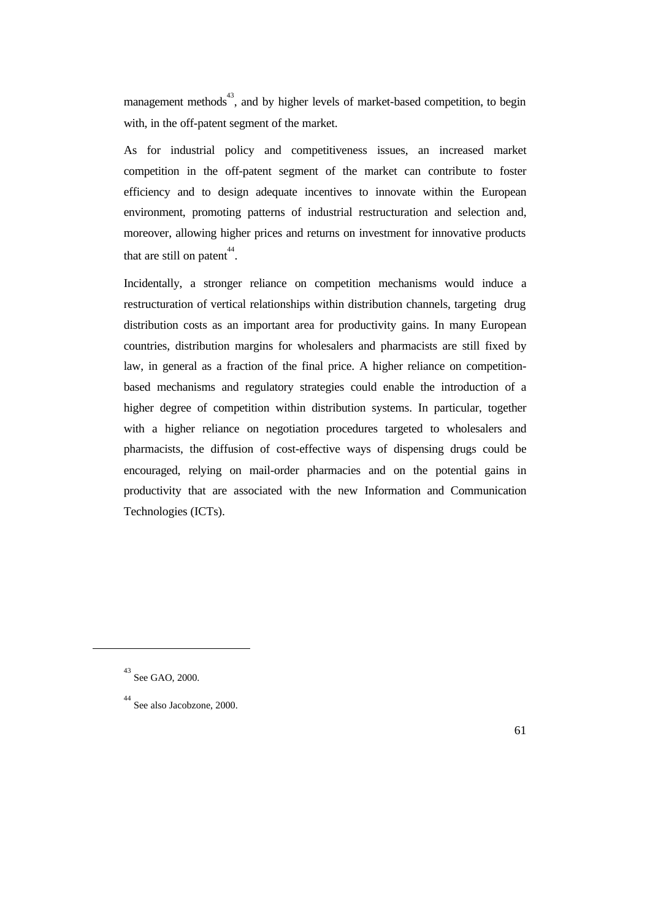management methods[43], and by higher levels of market-based competition, to begin with, in the off-patent segment of the market.

As for industrial policy and competitiveness issues, an increased market competition in the off-patent segment of the market can contribute to foster efficiency and to design adequate incentives to innovate within the European environment, promoting patterns of industrial restructuration and selection and, moreover, allowing higher prices and returns on investment for innovative products that are still on patent[44].

Incidentally, a stronger reliance on competition mechanisms would induce a restructuration of vertical relationships within distribution channels, targeting drug distribution costs as an important area for productivity gains. In many European countries, distribution margins for wholesalers and pharmacists are still fixed by law, in general as a fraction of the final price. A higher reliance on competition-based mechanisms and regulatory strategies could enable the introduction of a higher degree of competition within distribution systems. In particular, together with a higher reliance on negotiation procedures targeted to wholesalers and pharmacists, the diffusion of cost-effective ways of dispensing drugs could be encouraged, relying on mail-order pharmacies and on the potential gains in productivity that are associated with the new Information and Communication Technologies (ICTs).

---

[43] See GAO, 2000.

[44] See also Jacobzone, 2000.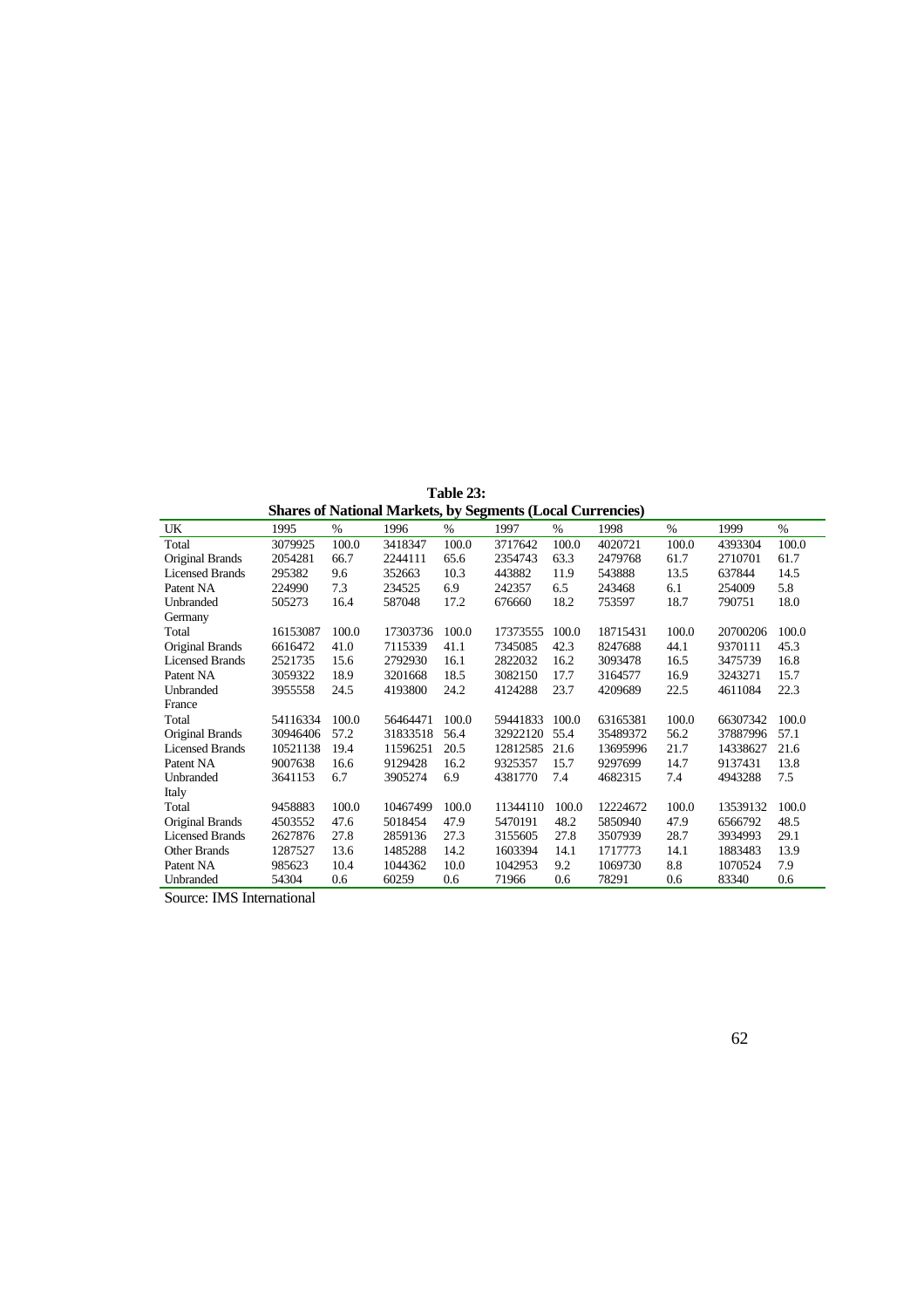**Table 23:**
**Shares of National Markets, by Segments (Local Currencies)**

| UK | 1995 | % | 1996 | % | 1997 | % | 1998 | % | 1999 | % |
|---|---|---|---|---|---|---|---|---|---|---|
| Total | 3079925 | 100.0 | 3418347 | 100.0 | 3717642 | 100.0 | 4020721 | 100.0 | 4393304 | 100.0 |
| Original Brands | 2054281 | 66.7 | 2244111 | 65.6 | 2354743 | 63.3 | 2479768 | 61.7 | 2710701 | 61.7 |
| Licensed Brands | 295382 | 9.6 | 352663 | 10.3 | 443882 | 11.9 | 543888 | 13.5 | 637844 | 14.5 |
| Patent NA | 224990 | 7.3 | 234525 | 6.9 | 242357 | 6.5 | 243468 | 6.1 | 254009 | 5.8 |
| Unbranded | 505273 | 16.4 | 587048 | 17.2 | 676660 | 18.2 | 753597 | 18.7 | 790751 | 18.0 |
| Germany | | | | | | | | | | |
| Total | 16153087 | 100.0 | 17303736 | 100.0 | 17373555 | 100.0 | 18715431 | 100.0 | 20700206 | 100.0 |
| Original Brands | 6616472 | 41.0 | 7115339 | 41.1 | 7345085 | 42.3 | 8247688 | 44.1 | 9370111 | 45.3 |
| Licensed Brands | 2521735 | 15.6 | 2792930 | 16.1 | 2822032 | 16.2 | 3093478 | 16.5 | 3475739 | 16.8 |
| Patent NA | 3059322 | 18.9 | 3201668 | 18.5 | 3082150 | 17.7 | 3164577 | 16.9 | 3243271 | 15.7 |
| Unbranded | 3955558 | 24.5 | 4193800 | 24.2 | 4124288 | 23.7 | 4209689 | 22.5 | 4611084 | 22.3 |
| France | | | | | | | | | | |
| Total | 54116334 | 100.0 | 56464471 | 100.0 | 59441833 | 100.0 | 63165381 | 100.0 | 66307342 | 100.0 |
| Original Brands | 30946406 | 57.2 | 31833518 | 56.4 | 32922120 | 55.4 | 35489372 | 56.2 | 37887996 | 57.1 |
| Licensed Brands | 10521138 | 19.4 | 11596251 | 20.5 | 12812585 | 21.6 | 13695996 | 21.7 | 14338627 | 21.6 |
| Patent NA | 9007638 | 16.6 | 9129428 | 16.2 | 9325357 | 15.7 | 9297699 | 14.7 | 9137431 | 13.8 |
| Unbranded | 3641153 | 6.7 | 3905274 | 6.9 | 4381770 | 7.4 | 4682315 | 7.4 | 4943288 | 7.5 |
| Italy | | | | | | | | | | |
| Total | 9458883 | 100.0 | 10467499 | 100.0 | 11344110 | 100.0 | 12224672 | 100.0 | 13539132 | 100.0 |
| Original Brands | 4503552 | 47.6 | 5018454 | 47.9 | 5470191 | 48.2 | 5850940 | 47.9 | 6566792 | 48.5 |
| Licensed Brands | 2627876 | 27.8 | 2859136 | 27.3 | 3155605 | 27.8 | 3507939 | 28.7 | 3934993 | 29.1 |
| Other Brands | 1287527 | 13.6 | 1485288 | 14.2 | 1603394 | 14.1 | 1717773 | 14.1 | 1883483 | 13.9 |
| Patent NA | 985623 | 10.4 | 1044362 | 10.0 | 1042953 | 9.2 | 1069730 | 8.8 | 1070524 | 7.9 |
| Unbranded | 54304 | 0.6 | 60259 | 0.6 | 71966 | 0.6 | 78291 | 0.6 | 83340 | 0.6 |

Source: IMS International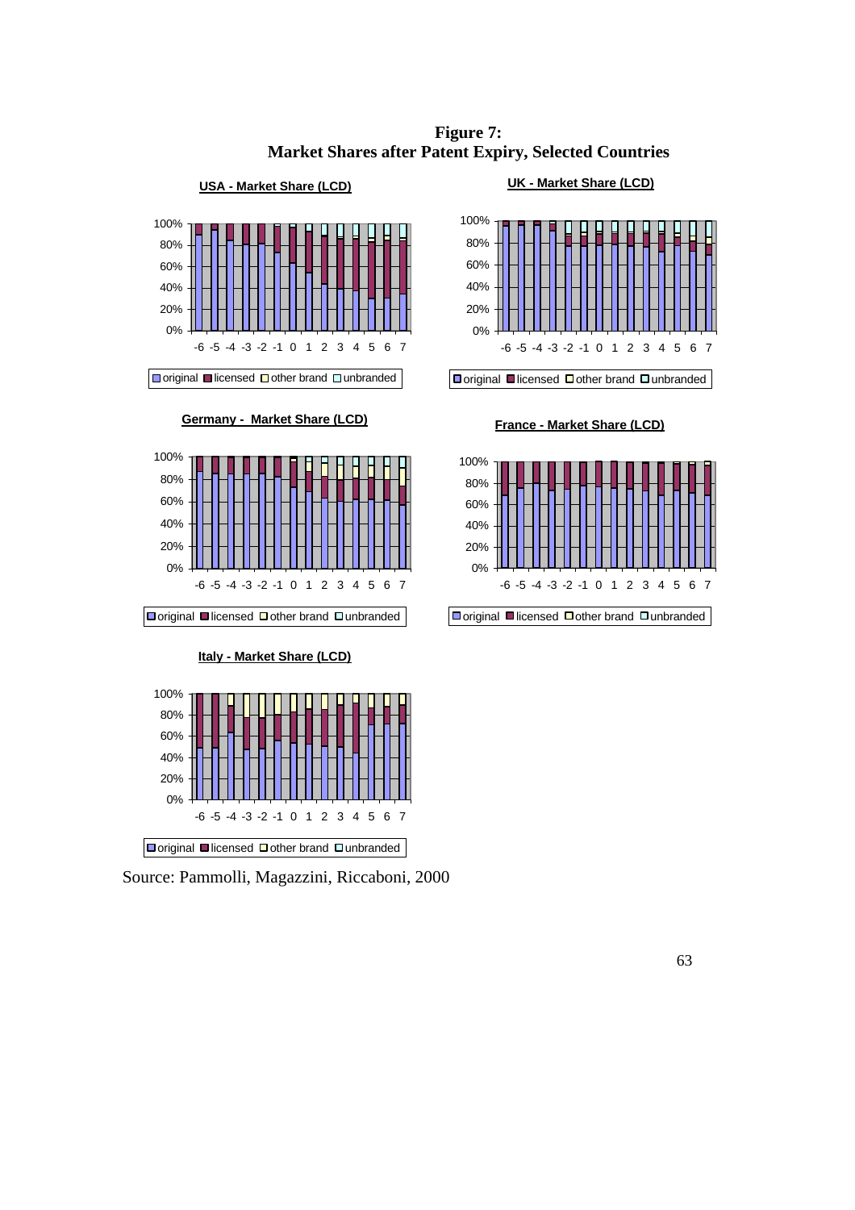**Figure 7:**
**Market Shares after Patent Expiry, Selected Countries**

**USA - Market Share (LCD)**

**UK - Market Share (LCD)**

**Germany - Market Share (LCD)**

**France - Market Share (LCD)**

**Italy - Market Share (LCD)**

Legend (all panels): original, licensed, other brand, unbranded

Source: Pammolli, Magazzini, Riccaboni, 2000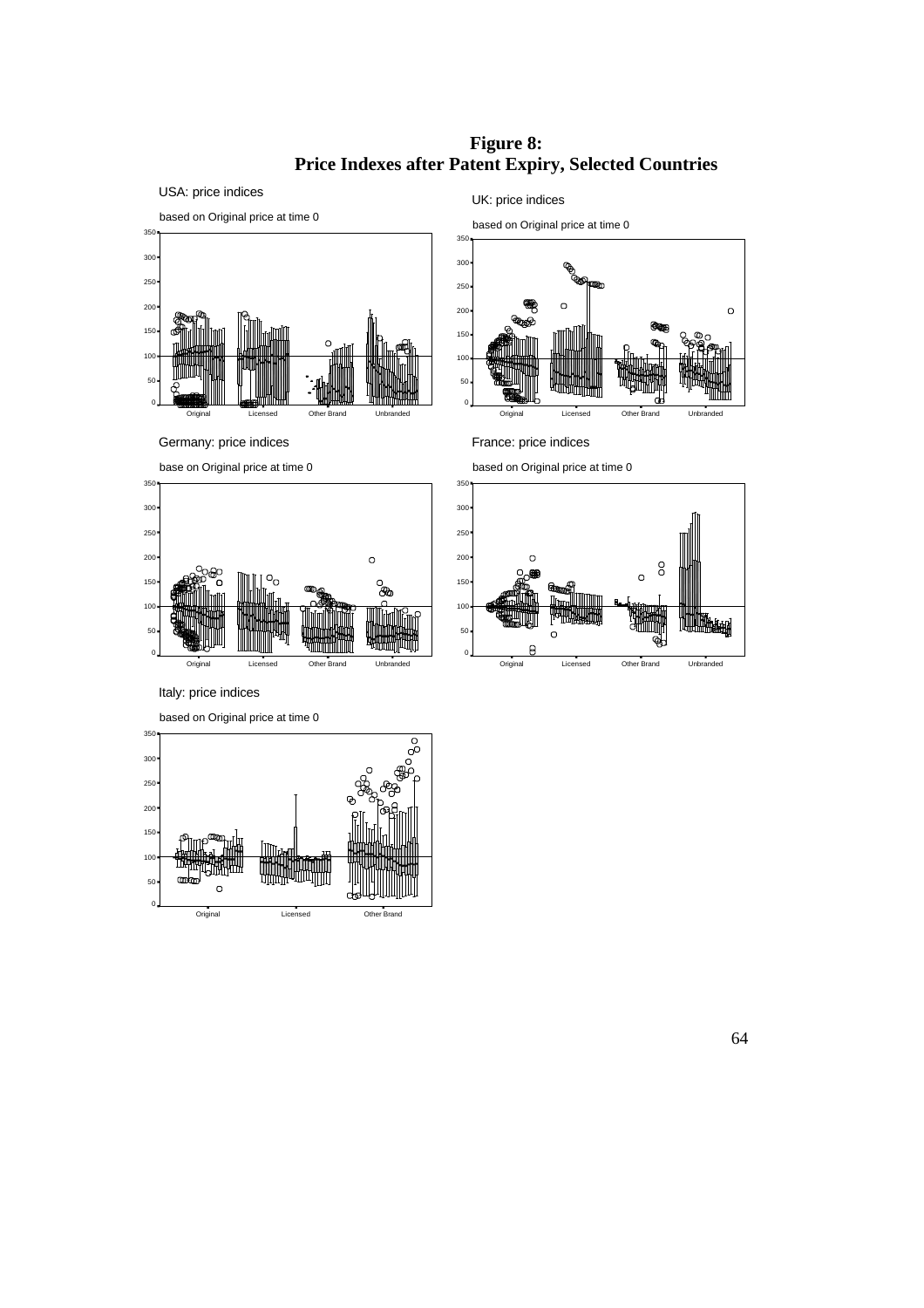**Figure 8:**
**Price Indexes after Patent Expiry, Selected Countries**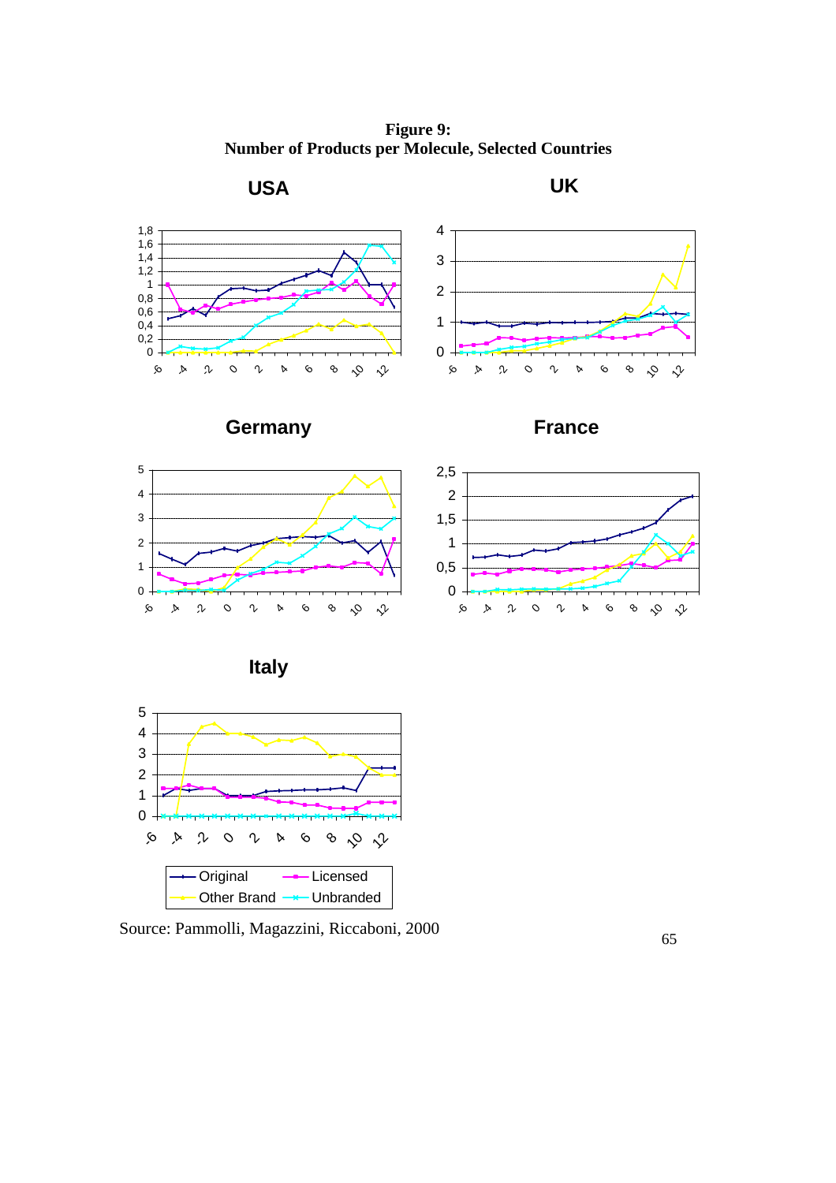**Figure 9:**
**Number of Products per Molecule, Selected Countries**

Source: Pammolli, Magazzini, Riccaboni, 2000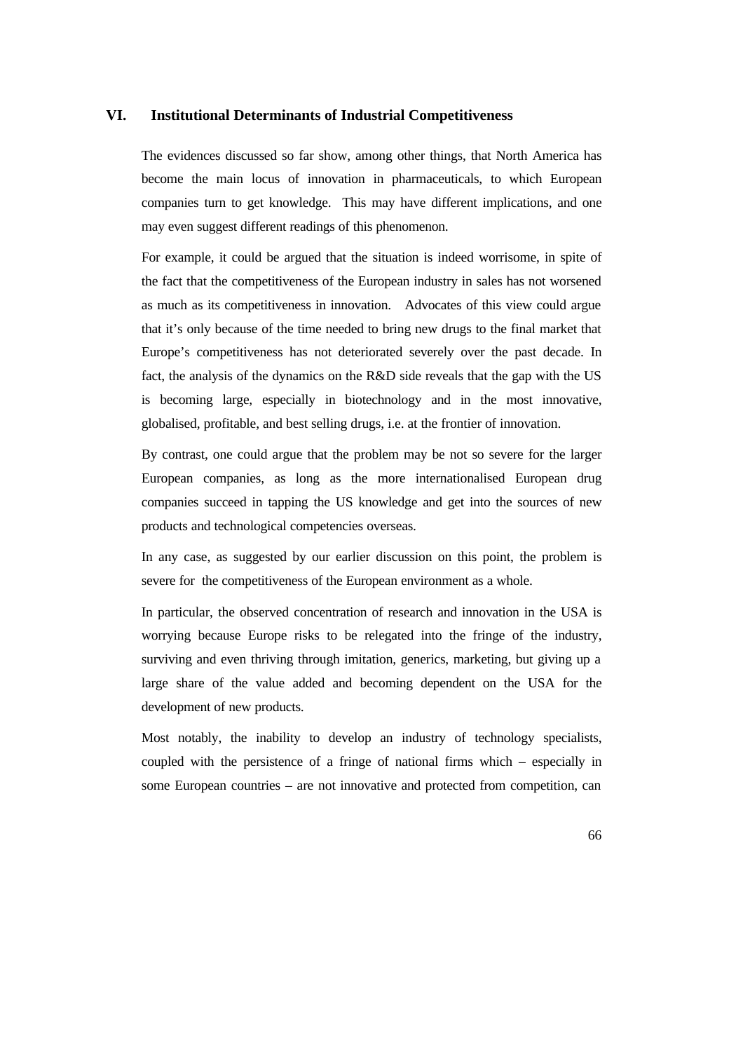## VI. Institutional Determinants of Industrial Competitiveness

The evidences discussed so far show, among other things, that North America has become the main locus of innovation in pharmaceuticals, to which European companies turn to get knowledge. This may have different implications, and one may even suggest different readings of this phenomenon.

For example, it could be argued that the situation is indeed worrisome, in spite of the fact that the competitiveness of the European industry in sales has not worsened as much as its competitiveness in innovation. Advocates of this view could argue that it's only because of the time needed to bring new drugs to the final market that Europe's competitiveness has not deteriorated severely over the past decade. In fact, the analysis of the dynamics on the R&D side reveals that the gap with the US is becoming large, especially in biotechnology and in the most innovative, globalised, profitable, and best selling drugs, i.e. at the frontier of innovation.

By contrast, one could argue that the problem may be not so severe for the larger European companies, as long as the more internationalised European drug companies succeed in tapping the US knowledge and get into the sources of new products and technological competencies overseas.

In any case, as suggested by our earlier discussion on this point, the problem is severe for the competitiveness of the European environment as a whole.

In particular, the observed concentration of research and innovation in the USA is worrying because Europe risks to be relegated into the fringe of the industry, surviving and even thriving through imitation, generics, marketing, but giving up a large share of the value added and becoming dependent on the USA for the development of new products.

Most notably, the inability to develop an industry of technology specialists, coupled with the persistence of a fringe of national firms which – especially in some European countries – are not innovative and protected from competition, can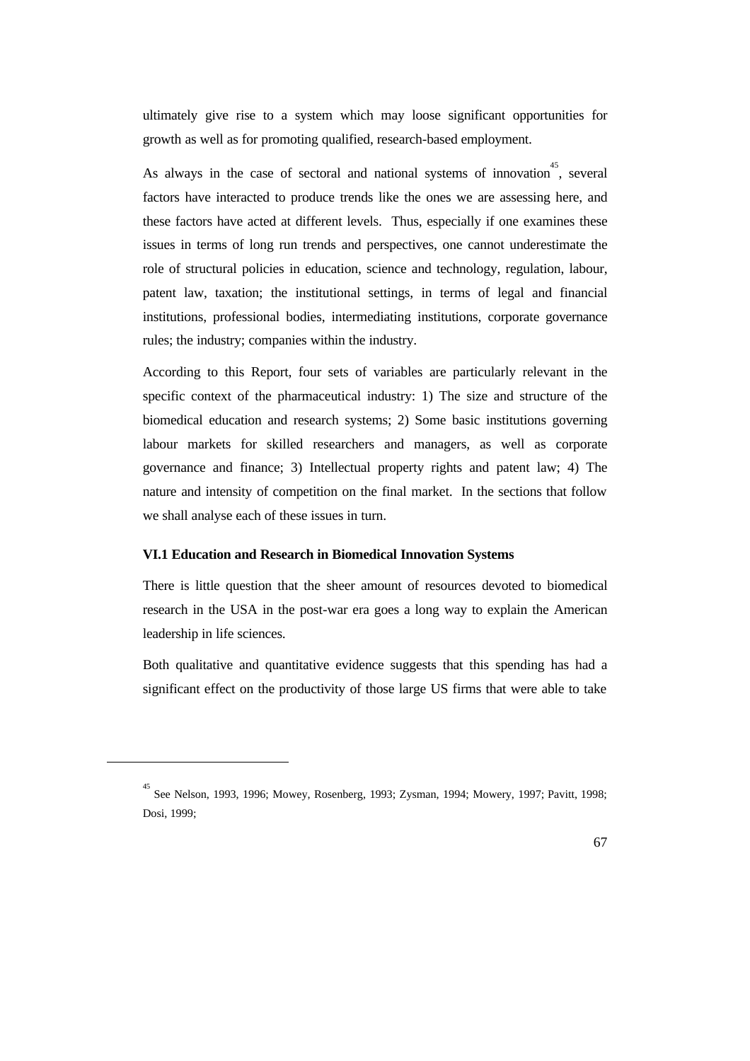ultimately give rise to a system which may loose significant opportunities for growth as well as for promoting qualified, research-based employment.

As always in the case of sectoral and national systems of innovation[45], several factors have interacted to produce trends like the ones we are assessing here, and these factors have acted at different levels. Thus, especially if one examines these issues in terms of long run trends and perspectives, one cannot underestimate the role of structural policies in education, science and technology, regulation, labour, patent law, taxation; the institutional settings, in terms of legal and financial institutions, professional bodies, intermediating institutions, corporate governance rules; the industry; companies within the industry.

According to this Report, four sets of variables are particularly relevant in the specific context of the pharmaceutical industry: 1) The size and structure of the biomedical education and research systems; 2) Some basic institutions governing labour markets for skilled researchers and managers, as well as corporate governance and finance; 3) Intellectual property rights and patent law; 4) The nature and intensity of competition on the final market. In the sections that follow we shall analyse each of these issues in turn.

### VI.1 Education and Research in Biomedical Innovation Systems

There is little question that the sheer amount of resources devoted to biomedical research in the USA in the post-war era goes a long way to explain the American leadership in life sciences.

Both qualitative and quantitative evidence suggests that this spending has had a significant effect on the productivity of those large US firms that were able to take

---

[45] See Nelson, 1993, 1996; Mowey, Rosenberg, 1993; Zysman, 1994; Mowery, 1997; Pavitt, 1998; Dosi, 1999;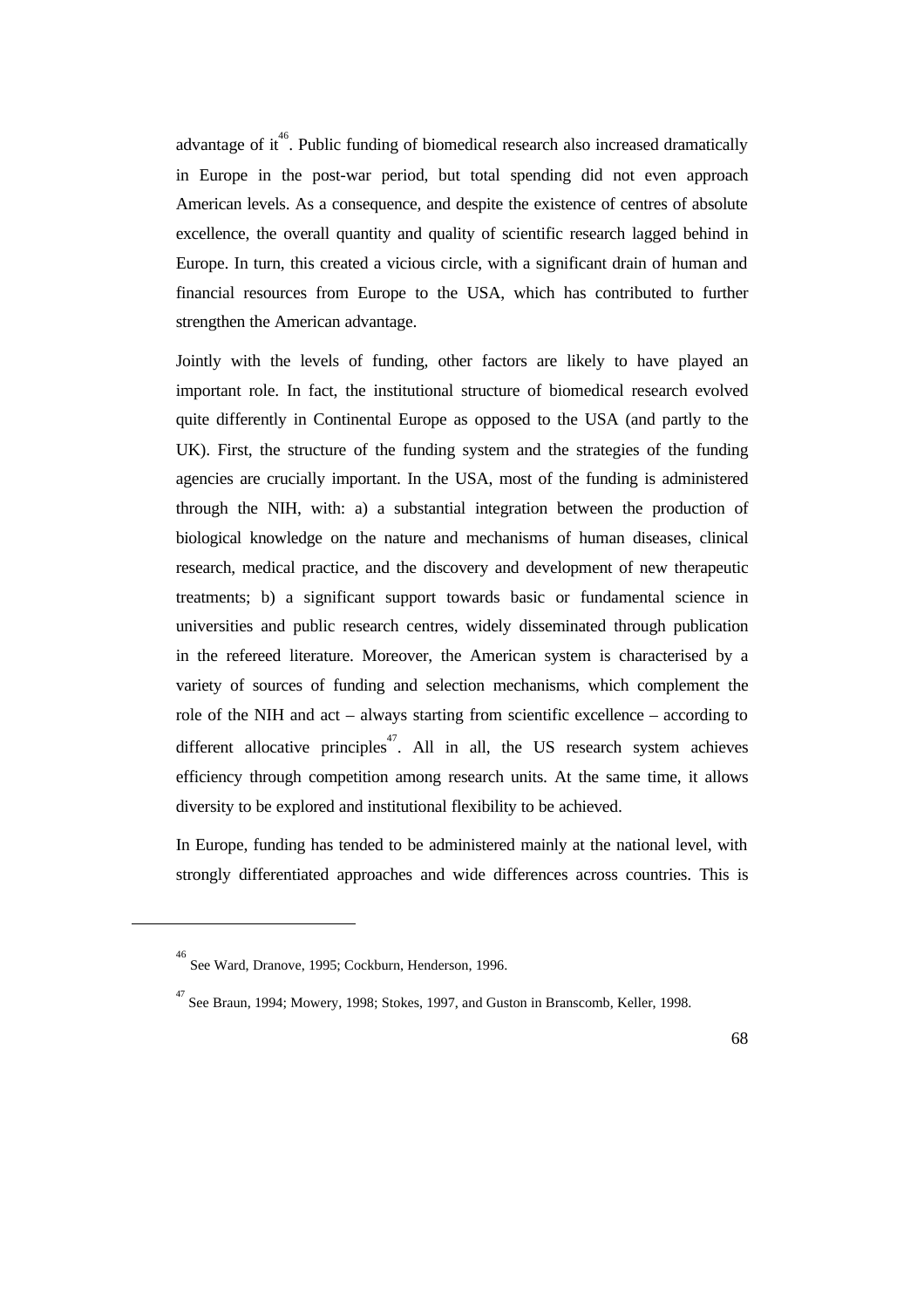advantage of it[46]. Public funding of biomedical research also increased dramatically in Europe in the post-war period, but total spending did not even approach American levels. As a consequence, and despite the existence of centres of absolute excellence, the overall quantity and quality of scientific research lagged behind in Europe. In turn, this created a vicious circle, with a significant drain of human and financial resources from Europe to the USA, which has contributed to further strengthen the American advantage.

Jointly with the levels of funding, other factors are likely to have played an important role. In fact, the institutional structure of biomedical research evolved quite differently in Continental Europe as opposed to the USA (and partly to the UK). First, the structure of the funding system and the strategies of the funding agencies are crucially important. In the USA, most of the funding is administered through the NIH, with: a) a substantial integration between the production of biological knowledge on the nature and mechanisms of human diseases, clinical research, medical practice, and the discovery and development of new therapeutic treatments; b) a significant support towards basic or fundamental science in universities and public research centres, widely disseminated through publication in the refereed literature. Moreover, the American system is characterised by a variety of sources of funding and selection mechanisms, which complement the role of the NIH and act – always starting from scientific excellence – according to different allocative principles[47]. All in all, the US research system achieves efficiency through competition among research units. At the same time, it allows diversity to be explored and institutional flexibility to be achieved.

In Europe, funding has tended to be administered mainly at the national level, with strongly differentiated approaches and wide differences across countries. This is

---

[46] See Ward, Dranove, 1995; Cockburn, Henderson, 1996.

[47] See Braun, 1994; Mowery, 1998; Stokes, 1997, and Guston in Branscomb, Keller, 1998.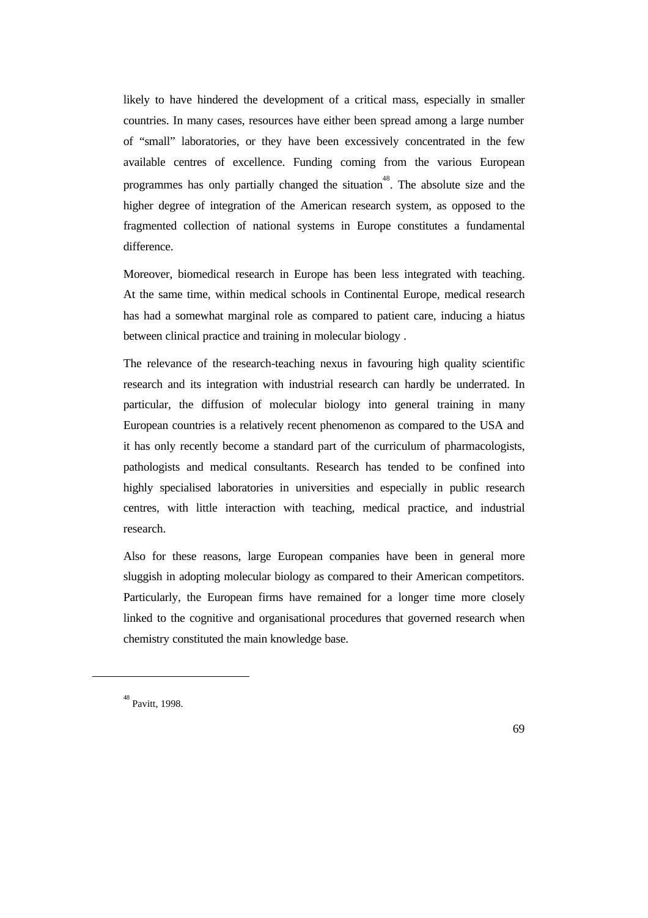likely to have hindered the development of a critical mass, especially in smaller countries. In many cases, resources have either been spread among a large number of "small" laboratories, or they have been excessively concentrated in the few available centres of excellence. Funding coming from the various European programmes has only partially changed the situation[48]. The absolute size and the higher degree of integration of the American research system, as opposed to the fragmented collection of national systems in Europe constitutes a fundamental difference.

Moreover, biomedical research in Europe has been less integrated with teaching. At the same time, within medical schools in Continental Europe, medical research has had a somewhat marginal role as compared to patient care, inducing a hiatus between clinical practice and training in molecular biology .

The relevance of the research-teaching nexus in favouring high quality scientific research and its integration with industrial research can hardly be underrated. In particular, the diffusion of molecular biology into general training in many European countries is a relatively recent phenomenon as compared to the USA and it has only recently become a standard part of the curriculum of pharmacologists, pathologists and medical consultants. Research has tended to be confined into highly specialised laboratories in universities and especially in public research centres, with little interaction with teaching, medical practice, and industrial research.

Also for these reasons, large European companies have been in general more sluggish in adopting molecular biology as compared to their American competitors. Particularly, the European firms have remained for a longer time more closely linked to the cognitive and organisational procedures that governed research when chemistry constituted the main knowledge base.

---

[48] Pavitt, 1998.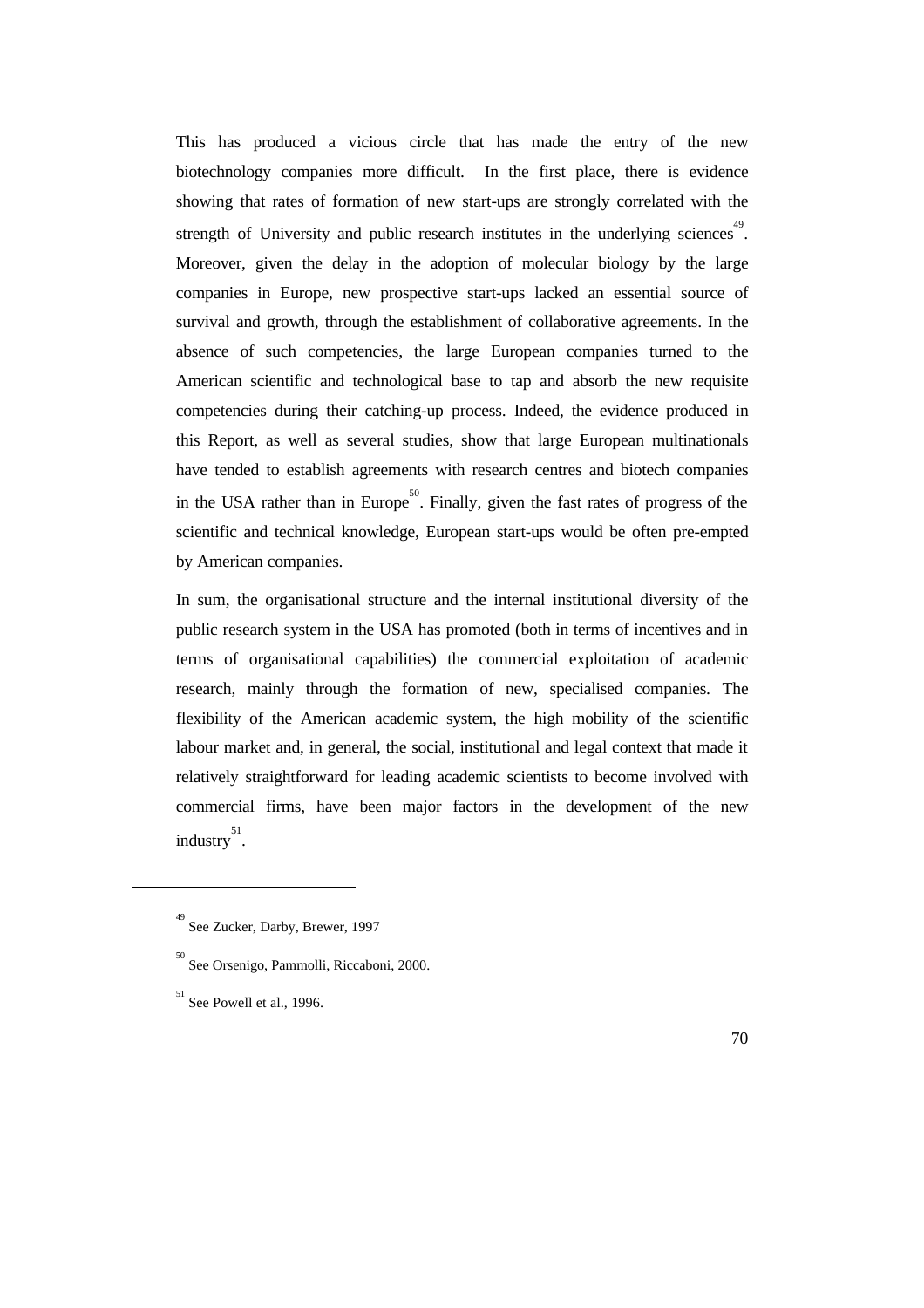This has produced a vicious circle that has made the entry of the new biotechnology companies more difficult. In the first place, there is evidence showing that rates of formation of new start-ups are strongly correlated with the strength of University and public research institutes in the underlying sciences[49]. Moreover, given the delay in the adoption of molecular biology by the large companies in Europe, new prospective start-ups lacked an essential source of survival and growth, through the establishment of collaborative agreements. In the absence of such competencies, the large European companies turned to the American scientific and technological base to tap and absorb the new requisite competencies during their catching-up process. Indeed, the evidence produced in this Report, as well as several studies, show that large European multinationals have tended to establish agreements with research centres and biotech companies in the USA rather than in Europe[50]. Finally, given the fast rates of progress of the scientific and technical knowledge, European start-ups would be often pre-empted by American companies.

In sum, the organisational structure and the internal institutional diversity of the public research system in the USA has promoted (both in terms of incentives and in terms of organisational capabilities) the commercial exploitation of academic research, mainly through the formation of new, specialised companies. The flexibility of the American academic system, the high mobility of the scientific labour market and, in general, the social, institutional and legal context that made it relatively straightforward for leading academic scientists to become involved with commercial firms, have been major factors in the development of the new industry[51].

---

[49] See Zucker, Darby, Brewer, 1997

[50] See Orsenigo, Pammolli, Riccaboni, 2000.

[51] See Powell et al., 1996.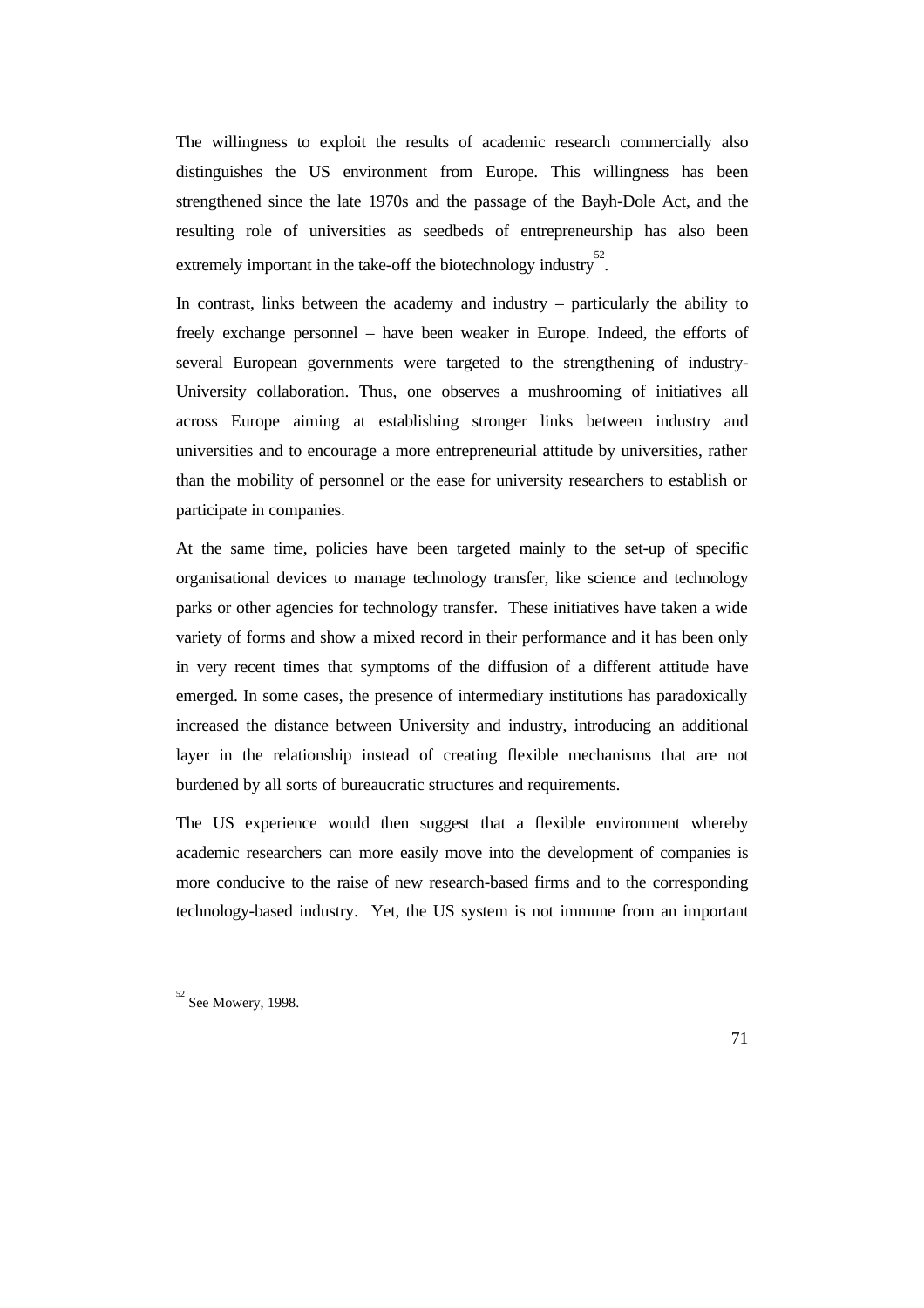The willingness to exploit the results of academic research commercially also distinguishes the US environment from Europe. This willingness has been strengthened since the late 1970s and the passage of the Bayh-Dole Act, and the resulting role of universities as seedbeds of entrepreneurship has also been extremely important in the take-off the biotechnology industry[52].

In contrast, links between the academy and industry – particularly the ability to freely exchange personnel – have been weaker in Europe. Indeed, the efforts of several European governments were targeted to the strengthening of industry-University collaboration. Thus, one observes a mushrooming of initiatives all across Europe aiming at establishing stronger links between industry and universities and to encourage a more entrepreneurial attitude by universities, rather than the mobility of personnel or the ease for university researchers to establish or participate in companies.

At the same time, policies have been targeted mainly to the set-up of specific organisational devices to manage technology transfer, like science and technology parks or other agencies for technology transfer. These initiatives have taken a wide variety of forms and show a mixed record in their performance and it has been only in very recent times that symptoms of the diffusion of a different attitude have emerged. In some cases, the presence of intermediary institutions has paradoxically increased the distance between University and industry, introducing an additional layer in the relationship instead of creating flexible mechanisms that are not burdened by all sorts of bureaucratic structures and requirements.

The US experience would then suggest that a flexible environment whereby academic researchers can more easily move into the development of companies is more conducive to the raise of new research-based firms and to the corresponding technology-based industry. Yet, the US system is not immune from an important

---

[52] See Mowery, 1998.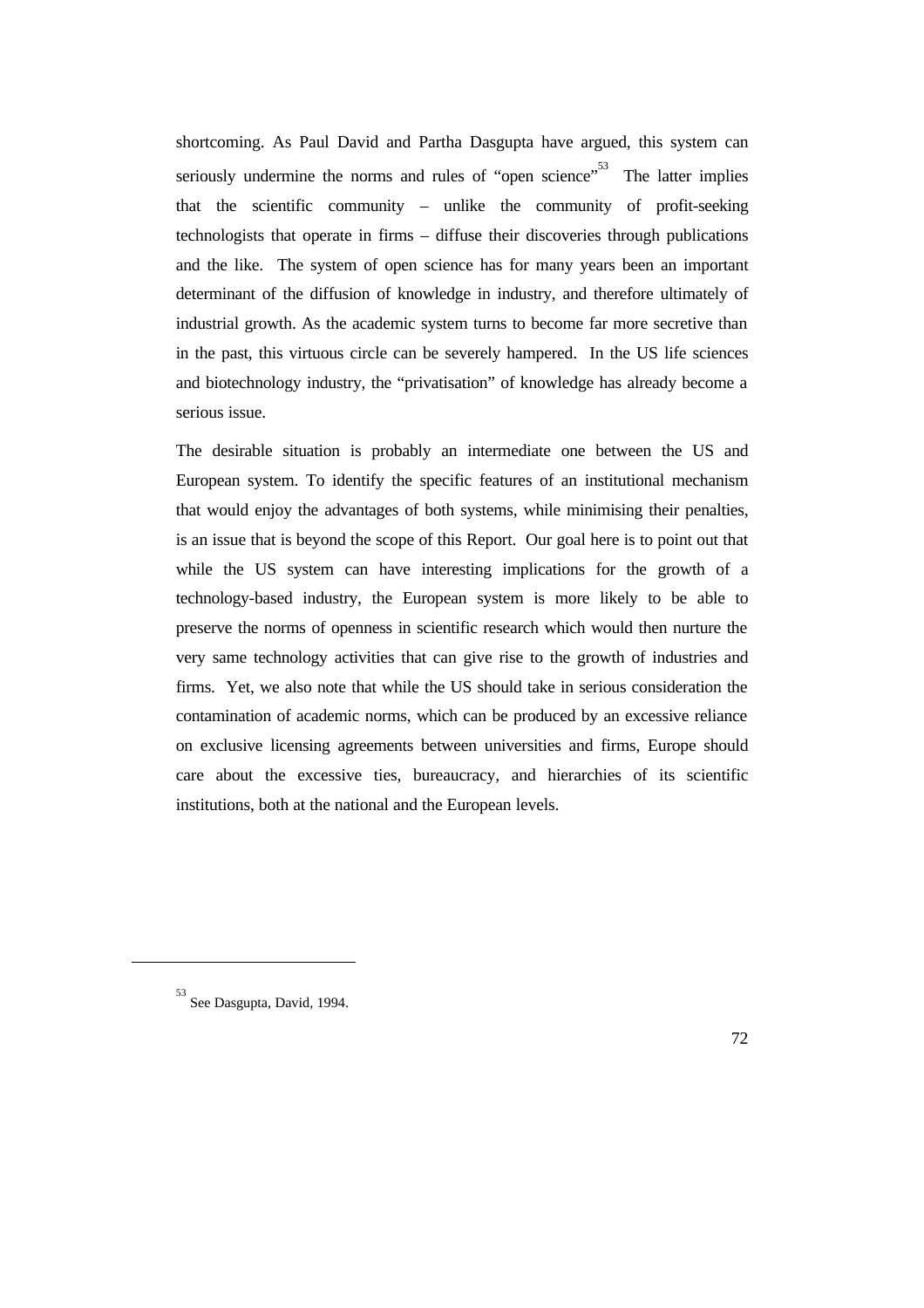shortcoming. As Paul David and Partha Dasgupta have argued, this system can seriously undermine the norms and rules of "open science"[53] The latter implies that the scientific community – unlike the community of profit-seeking technologists that operate in firms – diffuse their discoveries through publications and the like. The system of open science has for many years been an important determinant of the diffusion of knowledge in industry, and therefore ultimately of industrial growth. As the academic system turns to become far more secretive than in the past, this virtuous circle can be severely hampered. In the US life sciences and biotechnology industry, the "privatisation" of knowledge has already become a serious issue.

The desirable situation is probably an intermediate one between the US and European system. To identify the specific features of an institutional mechanism that would enjoy the advantages of both systems, while minimising their penalties, is an issue that is beyond the scope of this Report. Our goal here is to point out that while the US system can have interesting implications for the growth of a technology-based industry, the European system is more likely to be able to preserve the norms of openness in scientific research which would then nurture the very same technology activities that can give rise to the growth of industries and firms. Yet, we also note that while the US should take in serious consideration the contamination of academic norms, which can be produced by an excessive reliance on exclusive licensing agreements between universities and firms, Europe should care about the excessive ties, bureaucracy, and hierarchies of its scientific institutions, both at the national and the European levels.

[53] See Dasgupta, David, 1994.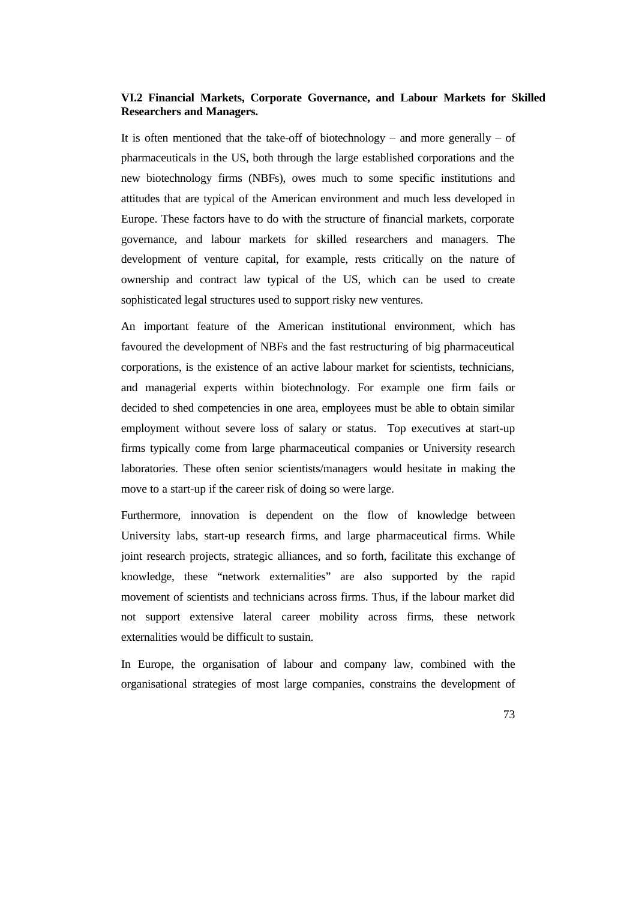### VI.2 Financial Markets, Corporate Governance, and Labour Markets for Skilled Researchers and Managers.

It is often mentioned that the take-off of biotechnology – and more generally – of pharmaceuticals in the US, both through the large established corporations and the new biotechnology firms (NBFs), owes much to some specific institutions and attitudes that are typical of the American environment and much less developed in Europe. These factors have to do with the structure of financial markets, corporate governance, and labour markets for skilled researchers and managers. The development of venture capital, for example, rests critically on the nature of ownership and contract law typical of the US, which can be used to create sophisticated legal structures used to support risky new ventures.

An important feature of the American institutional environment, which has favoured the development of NBFs and the fast restructuring of big pharmaceutical corporations, is the existence of an active labour market for scientists, technicians, and managerial experts within biotechnology. For example one firm fails or decided to shed competencies in one area, employees must be able to obtain similar employment without severe loss of salary or status. Top executives at start-up firms typically come from large pharmaceutical companies or University research laboratories. These often senior scientists/managers would hesitate in making the move to a start-up if the career risk of doing so were large.

Furthermore, innovation is dependent on the flow of knowledge between University labs, start-up research firms, and large pharmaceutical firms. While joint research projects, strategic alliances, and so forth, facilitate this exchange of knowledge, these "network externalities" are also supported by the rapid movement of scientists and technicians across firms. Thus, if the labour market did not support extensive lateral career mobility across firms, these network externalities would be difficult to sustain.

In Europe, the organisation of labour and company law, combined with the organisational strategies of most large companies, constrains the development of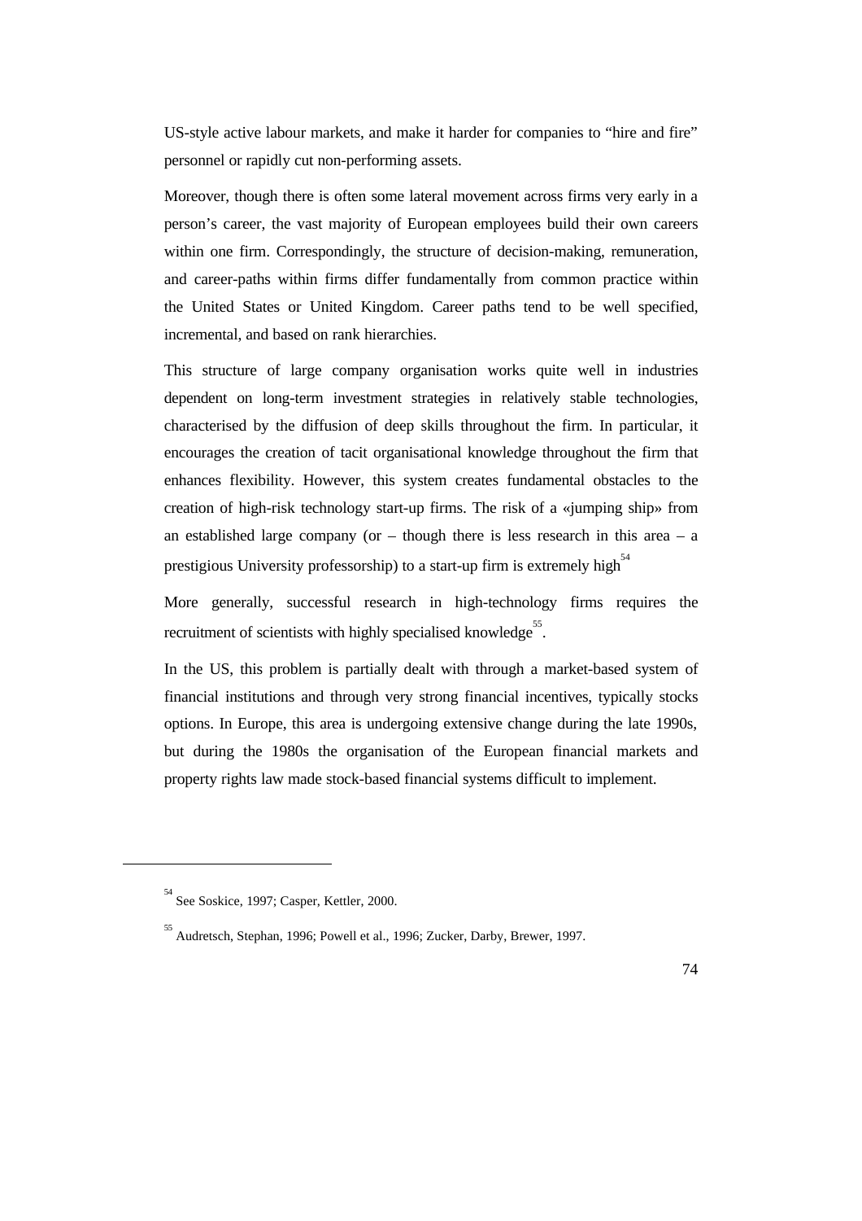US-style active labour markets, and make it harder for companies to “hire and fire” personnel or rapidly cut non-performing assets.

Moreover, though there is often some lateral movement across firms very early in a person’s career, the vast majority of European employees build their own careers within one firm. Correspondingly, the structure of decision-making, remuneration, and career-paths within firms differ fundamentally from common practice within the United States or United Kingdom. Career paths tend to be well specified, incremental, and based on rank hierarchies.

This structure of large company organisation works quite well in industries dependent on long-term investment strategies in relatively stable technologies, characterised by the diffusion of deep skills throughout the firm. In particular, it encourages the creation of tacit organisational knowledge throughout the firm that enhances flexibility. However, this system creates fundamental obstacles to the creation of high-risk technology start-up firms. The risk of a «jumping ship» from an established large company (or – though there is less research in this area – a prestigious University professorship) to a start-up firm is extremely high[54]

More generally, successful research in high-technology firms requires the recruitment of scientists with highly specialised knowledge[55].

In the US, this problem is partially dealt with through a market-based system of financial institutions and through very strong financial incentives, typically stocks options. In Europe, this area is undergoing extensive change during the late 1990s, but during the 1980s the organisation of the European financial markets and property rights law made stock-based financial systems difficult to implement.

---

[54] See Soskice, 1997; Casper, Kettler, 2000.

[55] Audretsch, Stephan, 1996; Powell et al., 1996; Zucker, Darby, Brewer, 1997.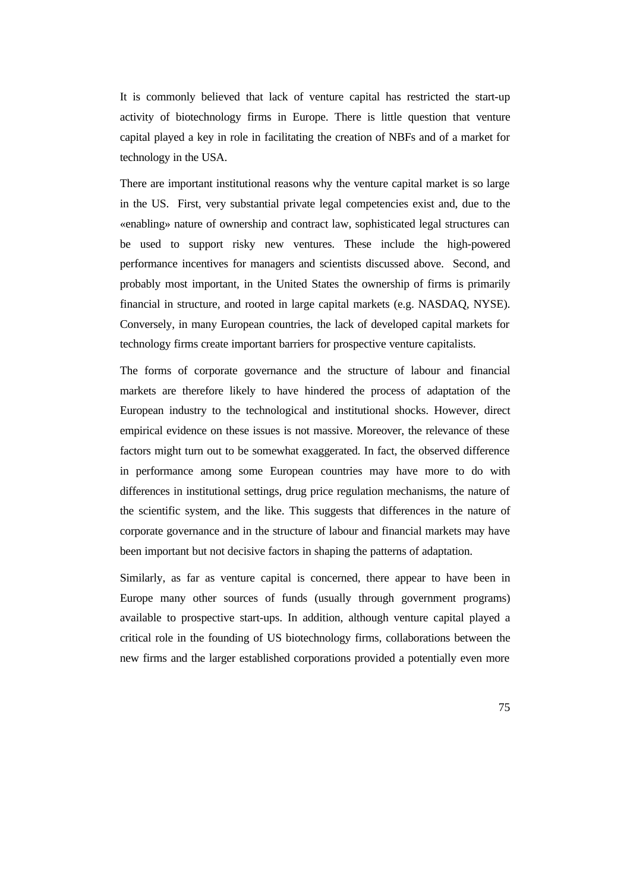It is commonly believed that lack of venture capital has restricted the start-up activity of biotechnology firms in Europe. There is little question that venture capital played a key in role in facilitating the creation of NBFs and of a market for technology in the USA.

There are important institutional reasons why the venture capital market is so large in the US. First, very substantial private legal competencies exist and, due to the «enabling» nature of ownership and contract law, sophisticated legal structures can be used to support risky new ventures. These include the high-powered performance incentives for managers and scientists discussed above. Second, and probably most important, in the United States the ownership of firms is primarily financial in structure, and rooted in large capital markets (e.g. NASDAQ, NYSE). Conversely, in many European countries, the lack of developed capital markets for technology firms create important barriers for prospective venture capitalists.

The forms of corporate governance and the structure of labour and financial markets are therefore likely to have hindered the process of adaptation of the European industry to the technological and institutional shocks. However, direct empirical evidence on these issues is not massive. Moreover, the relevance of these factors might turn out to be somewhat exaggerated. In fact, the observed difference in performance among some European countries may have more to do with differences in institutional settings, drug price regulation mechanisms, the nature of the scientific system, and the like. This suggests that differences in the nature of corporate governance and in the structure of labour and financial markets may have been important but not decisive factors in shaping the patterns of adaptation.

Similarly, as far as venture capital is concerned, there appear to have been in Europe many other sources of funds (usually through government programs) available to prospective start-ups. In addition, although venture capital played a critical role in the founding of US biotechnology firms, collaborations between the new firms and the larger established corporations provided a potentially even more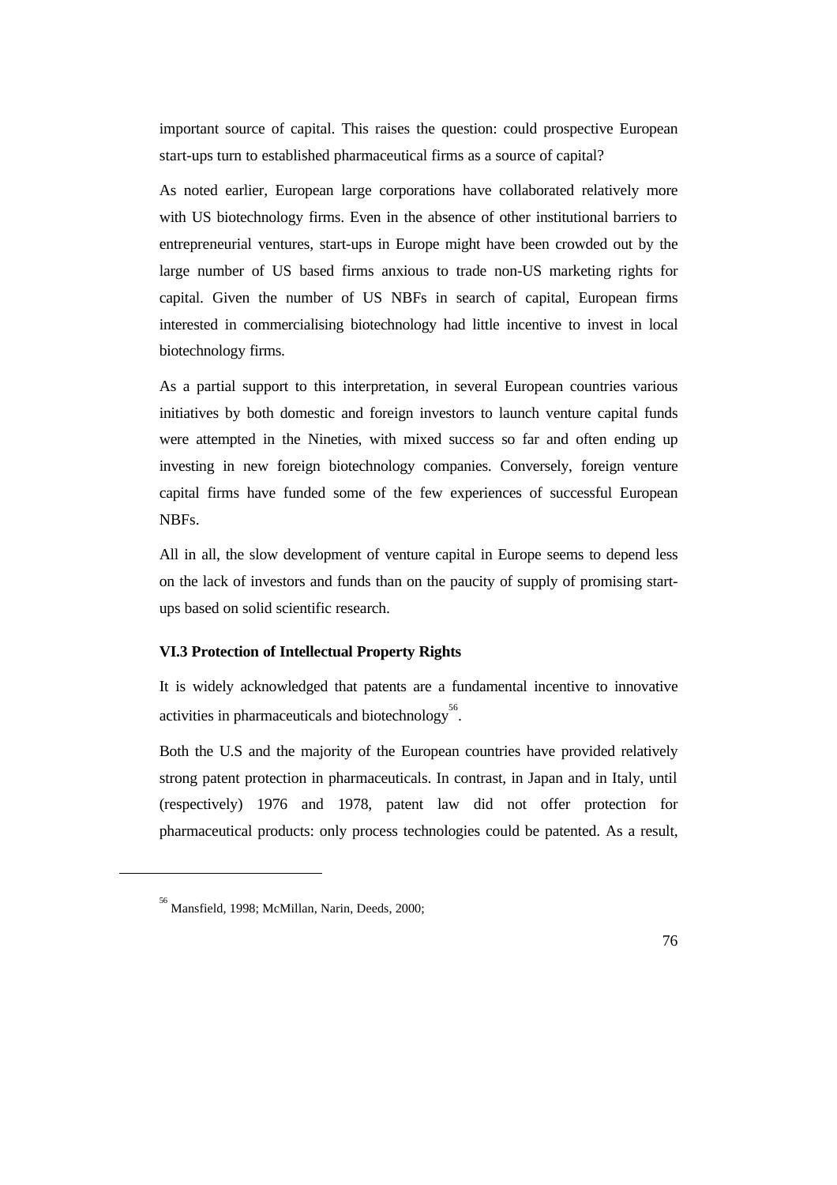important source of capital. This raises the question: could prospective European start-ups turn to established pharmaceutical firms as a source of capital?

As noted earlier, European large corporations have collaborated relatively more with US biotechnology firms. Even in the absence of other institutional barriers to entrepreneurial ventures, start-ups in Europe might have been crowded out by the large number of US based firms anxious to trade non-US marketing rights for capital. Given the number of US NBFs in search of capital, European firms interested in commercialising biotechnology had little incentive to invest in local biotechnology firms.

As a partial support to this interpretation, in several European countries various initiatives by both domestic and foreign investors to launch venture capital funds were attempted in the Nineties, with mixed success so far and often ending up investing in new foreign biotechnology companies. Conversely, foreign venture capital firms have funded some of the few experiences of successful European NBFs.

All in all, the slow development of venture capital in Europe seems to depend less on the lack of investors and funds than on the paucity of supply of promising start-ups based on solid scientific research.

### VI.3 Protection of Intellectual Property Rights

It is widely acknowledged that patents are a fundamental incentive to innovative activities in pharmaceuticals and biotechnology[56].

Both the U.S and the majority of the European countries have provided relatively strong patent protection in pharmaceuticals. In contrast, in Japan and in Italy, until (respectively) 1976 and 1978, patent law did not offer protection for pharmaceutical products: only process technologies could be patented. As a result,

---

[56] Mansfield, 1998; McMillan, Narin, Deeds, 2000;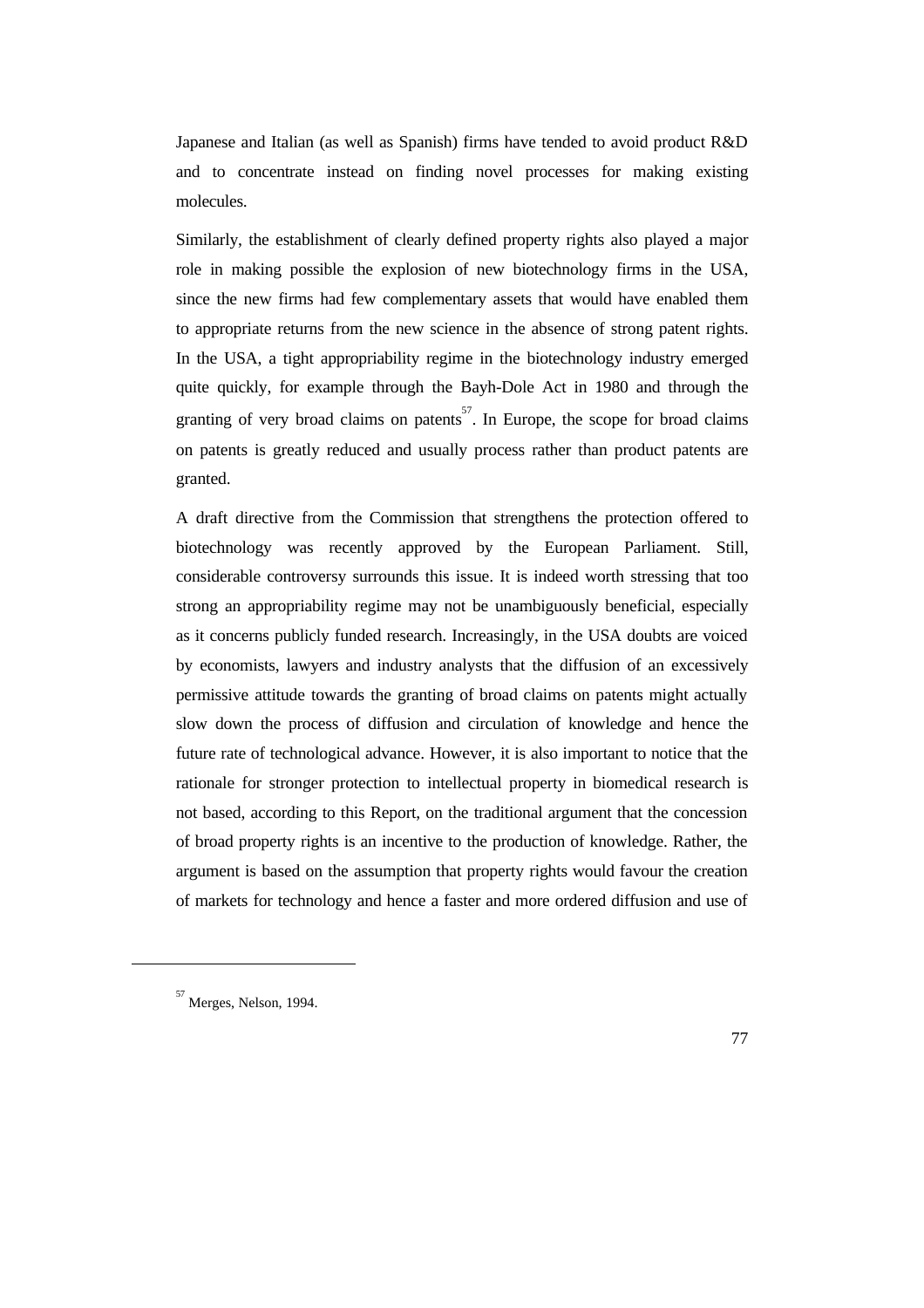Japanese and Italian (as well as Spanish) firms have tended to avoid product R&D and to concentrate instead on finding novel processes for making existing molecules.

Similarly, the establishment of clearly defined property rights also played a major role in making possible the explosion of new biotechnology firms in the USA, since the new firms had few complementary assets that would have enabled them to appropriate returns from the new science in the absence of strong patent rights. In the USA, a tight appropriability regime in the biotechnology industry emerged quite quickly, for example through the Bayh-Dole Act in 1980 and through the granting of very broad claims on patents[57]. In Europe, the scope for broad claims on patents is greatly reduced and usually process rather than product patents are granted.

A draft directive from the Commission that strengthens the protection offered to biotechnology was recently approved by the European Parliament. Still, considerable controversy surrounds this issue. It is indeed worth stressing that too strong an appropriability regime may not be unambiguously beneficial, especially as it concerns publicly funded research. Increasingly, in the USA doubts are voiced by economists, lawyers and industry analysts that the diffusion of an excessively permissive attitude towards the granting of broad claims on patents might actually slow down the process of diffusion and circulation of knowledge and hence the future rate of technological advance. However, it is also important to notice that the rationale for stronger protection to intellectual property in biomedical research is not based, according to this Report, on the traditional argument that the concession of broad property rights is an incentive to the production of knowledge. Rather, the argument is based on the assumption that property rights would favour the creation of markets for technology and hence a faster and more ordered diffusion and use of

[57] Merges, Nelson, 1994.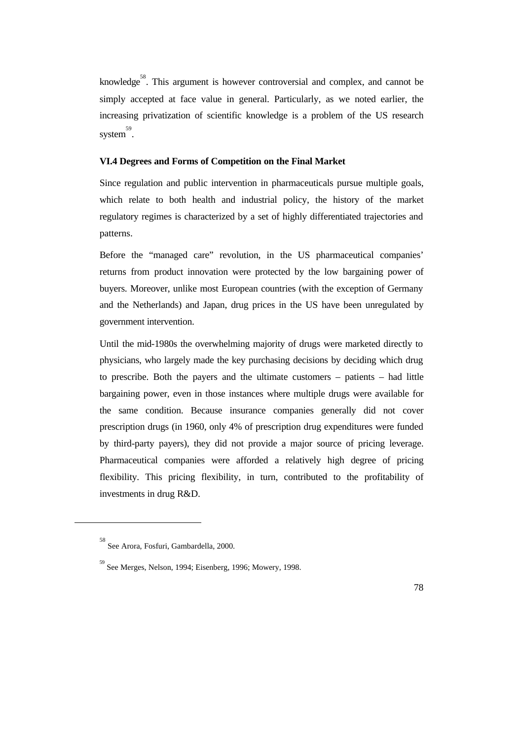knowledge[58]. This argument is however controversial and complex, and cannot be simply accepted at face value in general. Particularly, as we noted earlier, the increasing privatization of scientific knowledge is a problem of the US research system[59].

### VI.4 Degrees and Forms of Competition on the Final Market

Since regulation and public intervention in pharmaceuticals pursue multiple goals, which relate to both health and industrial policy, the history of the market regulatory regimes is characterized by a set of highly differentiated trajectories and patterns.

Before the "managed care" revolution, in the US pharmaceutical companies' returns from product innovation were protected by the low bargaining power of buyers. Moreover, unlike most European countries (with the exception of Germany and the Netherlands) and Japan, drug prices in the US have been unregulated by government intervention.

Until the mid-1980s the overwhelming majority of drugs were marketed directly to physicians, who largely made the key purchasing decisions by deciding which drug to prescribe. Both the payers and the ultimate customers – patients – had little bargaining power, even in those instances where multiple drugs were available for the same condition. Because insurance companies generally did not cover prescription drugs (in 1960, only 4% of prescription drug expenditures were funded by third-party payers), they did not provide a major source of pricing leverage. Pharmaceutical companies were afforded a relatively high degree of pricing flexibility. This pricing flexibility, in turn, contributed to the profitability of investments in drug R&D.

---

[58] See Arora, Fosfuri, Gambardella, 2000.

[59] See Merges, Nelson, 1994; Eisenberg, 1996; Mowery, 1998.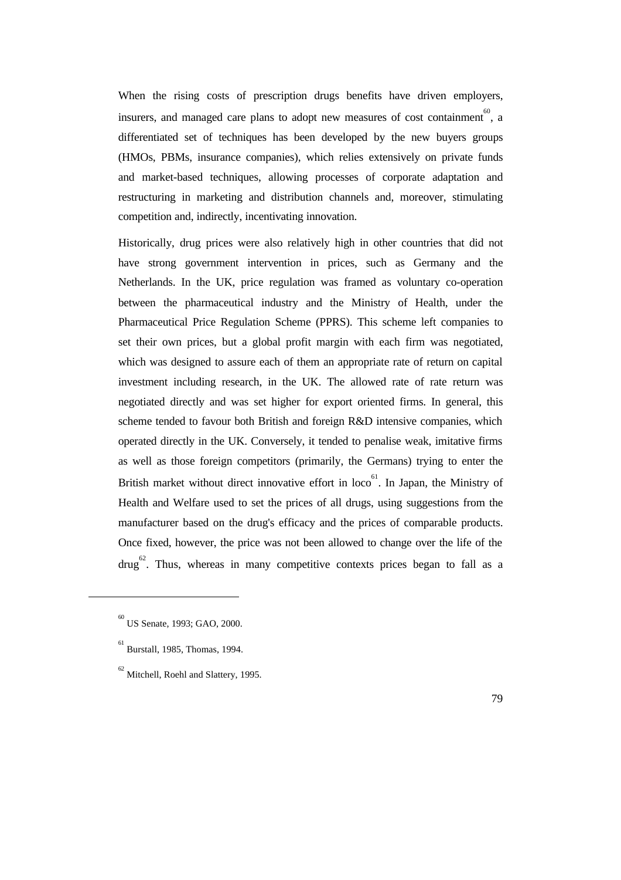When the rising costs of prescription drugs benefits have driven employers, insurers, and managed care plans to adopt new measures of cost containment[60], a differentiated set of techniques has been developed by the new buyers groups (HMOs, PBMs, insurance companies), which relies extensively on private funds and market-based techniques, allowing processes of corporate adaptation and restructuring in marketing and distribution channels and, moreover, stimulating competition and, indirectly, incentivating innovation.

Historically, drug prices were also relatively high in other countries that did not have strong government intervention in prices, such as Germany and the Netherlands. In the UK, price regulation was framed as voluntary co-operation between the pharmaceutical industry and the Ministry of Health, under the Pharmaceutical Price Regulation Scheme (PPRS). This scheme left companies to set their own prices, but a global profit margin with each firm was negotiated, which was designed to assure each of them an appropriate rate of return on capital investment including research, in the UK. The allowed rate of rate return was negotiated directly and was set higher for export oriented firms. In general, this scheme tended to favour both British and foreign R&D intensive companies, which operated directly in the UK. Conversely, it tended to penalise weak, imitative firms as well as those foreign competitors (primarily, the Germans) trying to enter the British market without direct innovative effort in loco[61]. In Japan, the Ministry of Health and Welfare used to set the prices of all drugs, using suggestions from the manufacturer based on the drug's efficacy and the prices of comparable products. Once fixed, however, the price was not been allowed to change over the life of the drug[62]. Thus, whereas in many competitive contexts prices began to fall as a

---

[60] US Senate, 1993; GAO, 2000.

[61] Burstall, 1985, Thomas, 1994.

[62] Mitchell, Roehl and Slattery, 1995.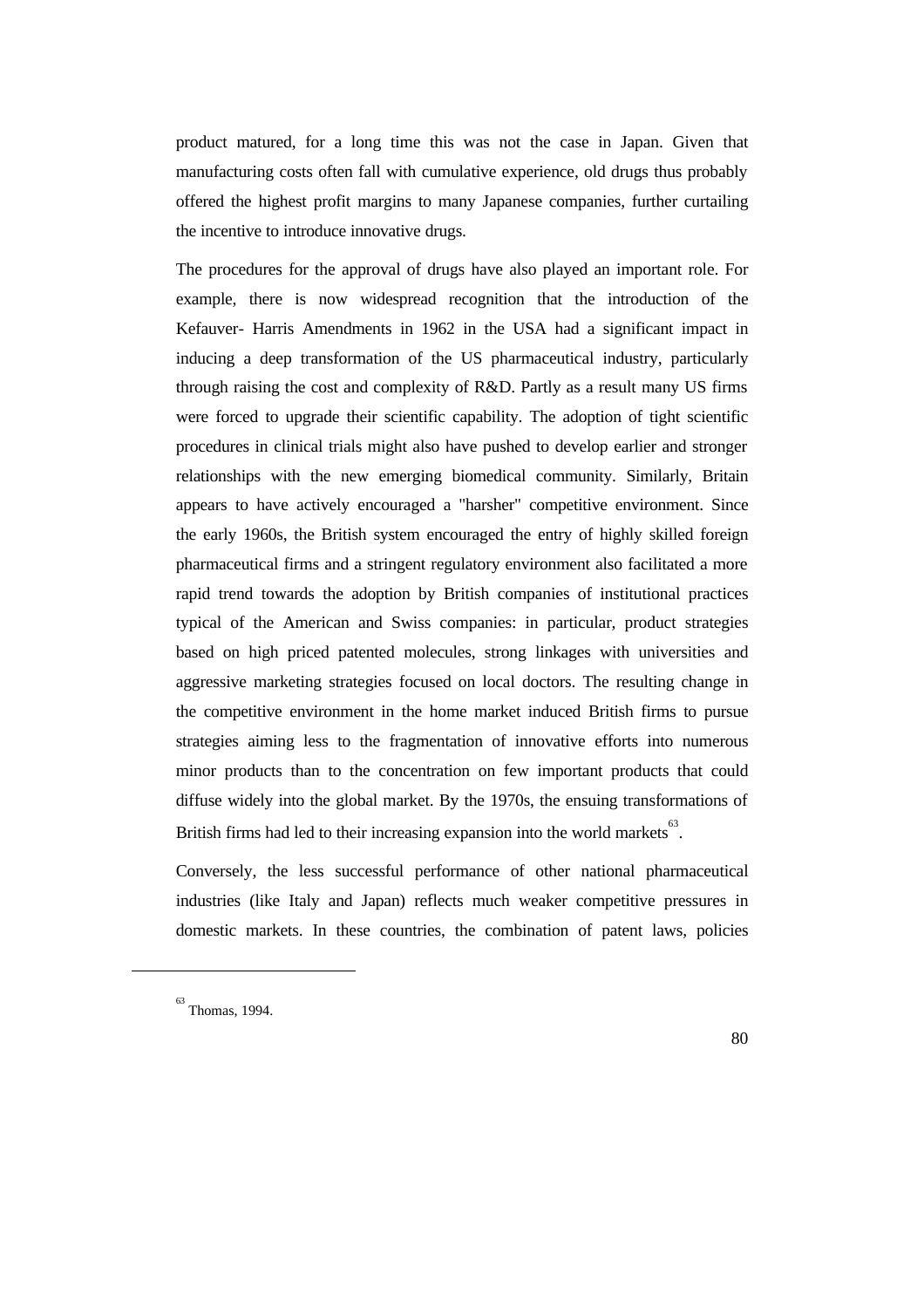product matured, for a long time this was not the case in Japan. Given that manufacturing costs often fall with cumulative experience, old drugs thus probably offered the highest profit margins to many Japanese companies, further curtailing the incentive to introduce innovative drugs.

The procedures for the approval of drugs have also played an important role. For example, there is now widespread recognition that the introduction of the Kefauver- Harris Amendments in 1962 in the USA had a significant impact in inducing a deep transformation of the US pharmaceutical industry, particularly through raising the cost and complexity of R&D. Partly as a result many US firms were forced to upgrade their scientific capability. The adoption of tight scientific procedures in clinical trials might also have pushed to develop earlier and stronger relationships with the new emerging biomedical community. Similarly, Britain appears to have actively encouraged a "harsher" competitive environment. Since the early 1960s, the British system encouraged the entry of highly skilled foreign pharmaceutical firms and a stringent regulatory environment also facilitated a more rapid trend towards the adoption by British companies of institutional practices typical of the American and Swiss companies: in particular, product strategies based on high priced patented molecules, strong linkages with universities and aggressive marketing strategies focused on local doctors. The resulting change in the competitive environment in the home market induced British firms to pursue strategies aiming less to the fragmentation of innovative efforts into numerous minor products than to the concentration on few important products that could diffuse widely into the global market. By the 1970s, the ensuing transformations of British firms had led to their increasing expansion into the world markets[63].

Conversely, the less successful performance of other national pharmaceutical industries (like Italy and Japan) reflects much weaker competitive pressures in domestic markets. In these countries, the combination of patent laws, policies

[63] Thomas, 1994.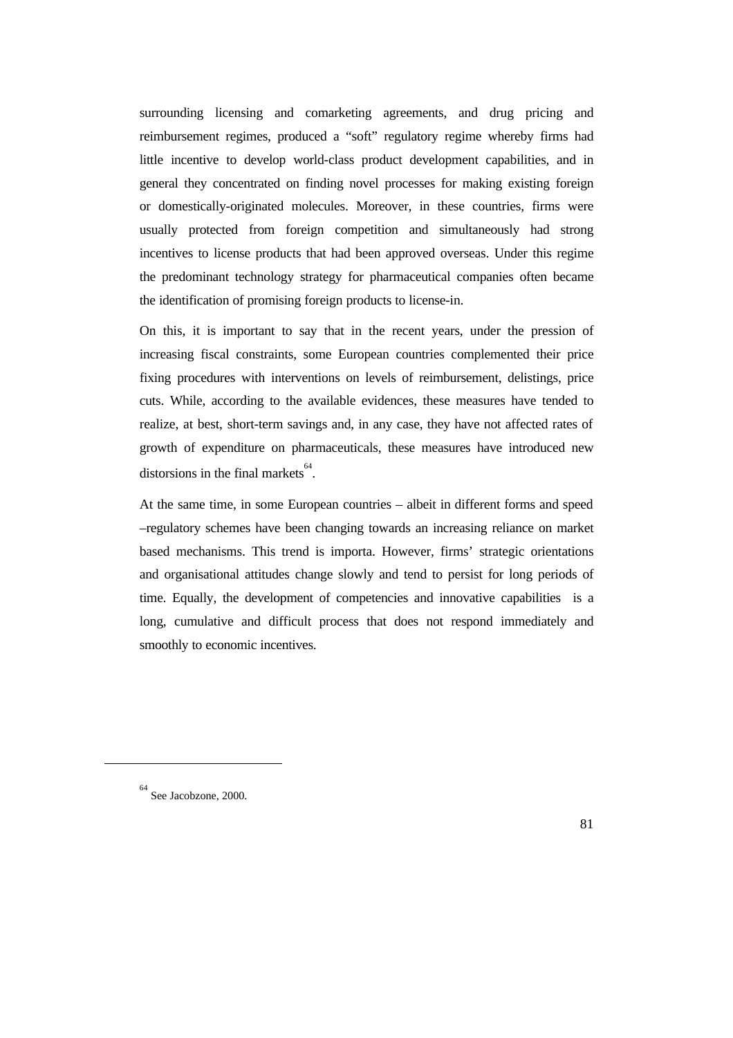surrounding licensing and comarketing agreements, and drug pricing and reimbursement regimes, produced a "soft" regulatory regime whereby firms had little incentive to develop world-class product development capabilities, and in general they concentrated on finding novel processes for making existing foreign or domestically-originated molecules. Moreover, in these countries, firms were usually protected from foreign competition and simultaneously had strong incentives to license products that had been approved overseas. Under this regime the predominant technology strategy for pharmaceutical companies often became the identification of promising foreign products to license-in.

On this, it is important to say that in the recent years, under the pression of increasing fiscal constraints, some European countries complemented their price fixing procedures with interventions on levels of reimbursement, delistings, price cuts. While, according to the available evidences, these measures have tended to realize, at best, short-term savings and, in any case, they have not affected rates of growth of expenditure on pharmaceuticals, these measures have introduced new distorsions in the final markets[64].

At the same time, in some European countries – albeit in different forms and speed –regulatory schemes have been changing towards an increasing reliance on market based mechanisms. This trend is importa. However, firms' strategic orientations and organisational attitudes change slowly and tend to persist for long periods of time. Equally, the development of competencies and innovative capabilities is a long, cumulative and difficult process that does not respond immediately and smoothly to economic incentives.

---

[64] See Jacobzone, 2000.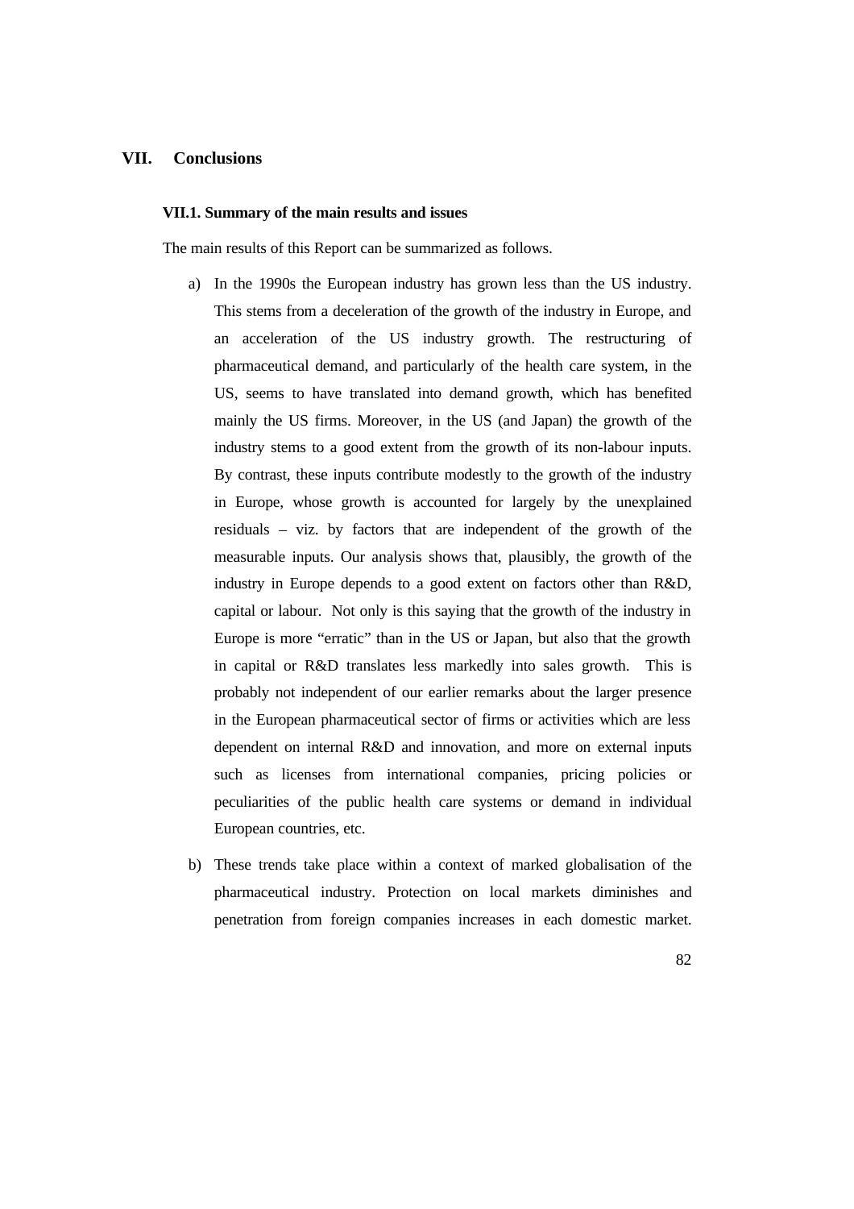# VII. Conclusions

## VII.1. Summary of the main results and issues

The main results of this Report can be summarized as follows.

a) In the 1990s the European industry has grown less than the US industry. This stems from a deceleration of the growth of the industry in Europe, and an acceleration of the US industry growth. The restructuring of pharmaceutical demand, and particularly of the health care system, in the US, seems to have translated into demand growth, which has benefited mainly the US firms. Moreover, in the US (and Japan) the growth of the industry stems to a good extent from the growth of its non-labour inputs. By contrast, these inputs contribute modestly to the growth of the industry in Europe, whose growth is accounted for largely by the unexplained residuals – viz. by factors that are independent of the growth of the measurable inputs. Our analysis shows that, plausibly, the growth of the industry in Europe depends to a good extent on factors other than R&D, capital or labour. Not only is this saying that the growth of the industry in Europe is more "erratic" than in the US or Japan, but also that the growth in capital or R&D translates less markedly into sales growth. This is probably not independent of our earlier remarks about the larger presence in the European pharmaceutical sector of firms or activities which are less dependent on internal R&D and innovation, and more on external inputs such as licenses from international companies, pricing policies or peculiarities of the public health care systems or demand in individual European countries, etc.

b) These trends take place within a context of marked globalisation of the pharmaceutical industry. Protection on local markets diminishes and penetration from foreign companies increases in each domestic market.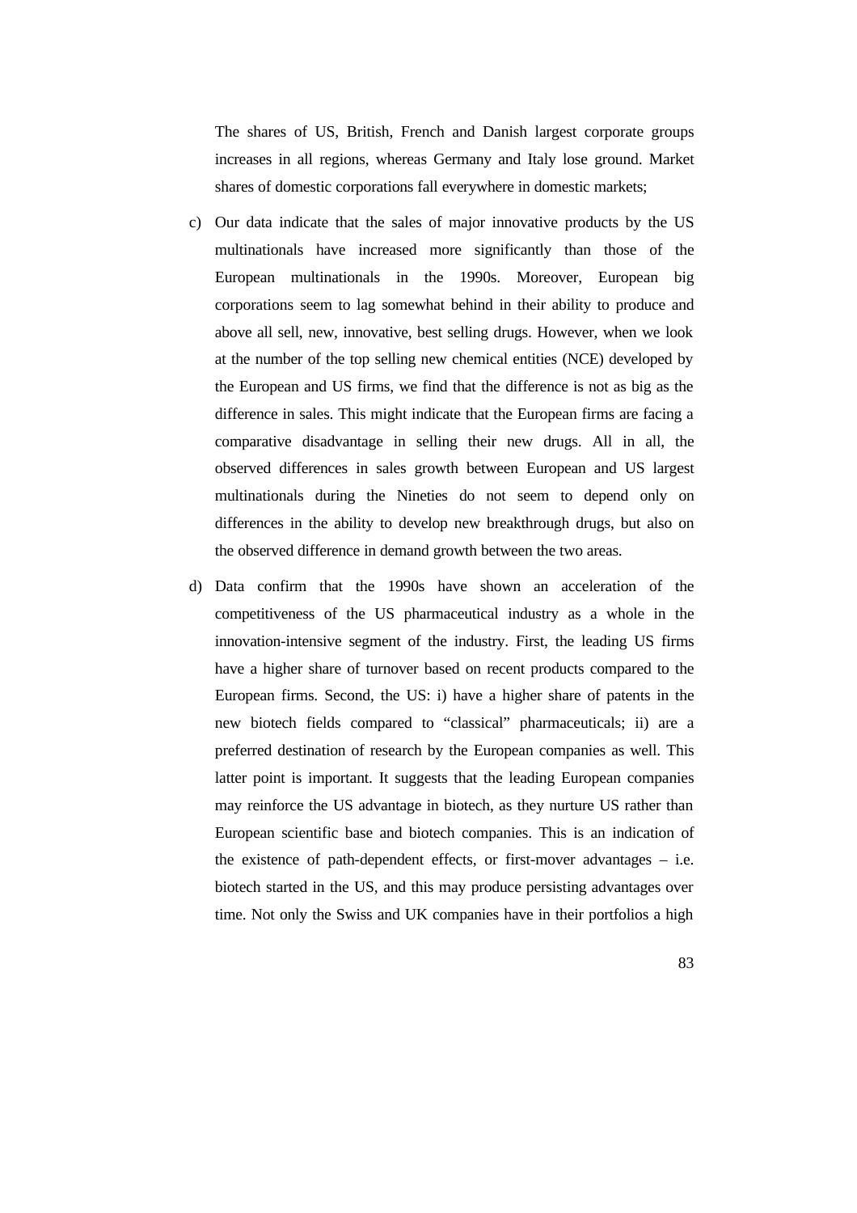The shares of US, British, French and Danish largest corporate groups increases in all regions, whereas Germany and Italy lose ground. Market shares of domestic corporations fall everywhere in domestic markets;

c) Our data indicate that the sales of major innovative products by the US multinationals have increased more significantly than those of the European multinationals in the 1990s. Moreover, European big corporations seem to lag somewhat behind in their ability to produce and above all sell, new, innovative, best selling drugs. However, when we look at the number of the top selling new chemical entities (NCE) developed by the European and US firms, we find that the difference is not as big as the difference in sales. This might indicate that the European firms are facing a comparative disadvantage in selling their new drugs. All in all, the observed differences in sales growth between European and US largest multinationals during the Nineties do not seem to depend only on differences in the ability to develop new breakthrough drugs, but also on the observed difference in demand growth between the two areas.

d) Data confirm that the 1990s have shown an acceleration of the competitiveness of the US pharmaceutical industry as a whole in the innovation-intensive segment of the industry. First, the leading US firms have a higher share of turnover based on recent products compared to the European firms. Second, the US: i) have a higher share of patents in the new biotech fields compared to "classical" pharmaceuticals; ii) are a preferred destination of research by the European companies as well. This latter point is important. It suggests that the leading European companies may reinforce the US advantage in biotech, as they nurture US rather than European scientific base and biotech companies. This is an indication of the existence of path-dependent effects, or first-mover advantages – i.e. biotech started in the US, and this may produce persisting advantages over time. Not only the Swiss and UK companies have in their portfolios a high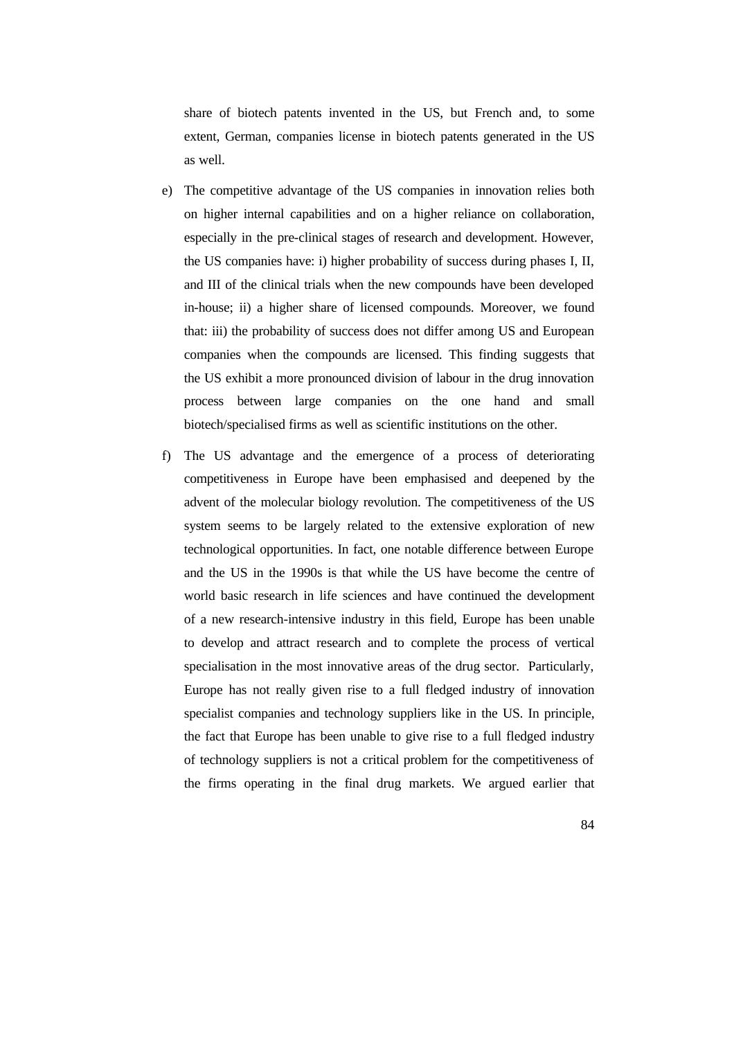share of biotech patents invented in the US, but French and, to some extent, German, companies license in biotech patents generated in the US as well.

e) The competitive advantage of the US companies in innovation relies both on higher internal capabilities and on a higher reliance on collaboration, especially in the pre-clinical stages of research and development. However, the US companies have: i) higher probability of success during phases I, II, and III of the clinical trials when the new compounds have been developed in-house; ii) a higher share of licensed compounds. Moreover, we found that: iii) the probability of success does not differ among US and European companies when the compounds are licensed. This finding suggests that the US exhibit a more pronounced division of labour in the drug innovation process between large companies on the one hand and small biotech/specialised firms as well as scientific institutions on the other.

f) The US advantage and the emergence of a process of deteriorating competitiveness in Europe have been emphasised and deepened by the advent of the molecular biology revolution. The competitiveness of the US system seems to be largely related to the extensive exploration of new technological opportunities. In fact, one notable difference between Europe and the US in the 1990s is that while the US have become the centre of world basic research in life sciences and have continued the development of a new research-intensive industry in this field, Europe has been unable to develop and attract research and to complete the process of vertical specialisation in the most innovative areas of the drug sector. Particularly, Europe has not really given rise to a full fledged industry of innovation specialist companies and technology suppliers like in the US. In principle, the fact that Europe has been unable to give rise to a full fledged industry of technology suppliers is not a critical problem for the competitiveness of the firms operating in the final drug markets. We argued earlier that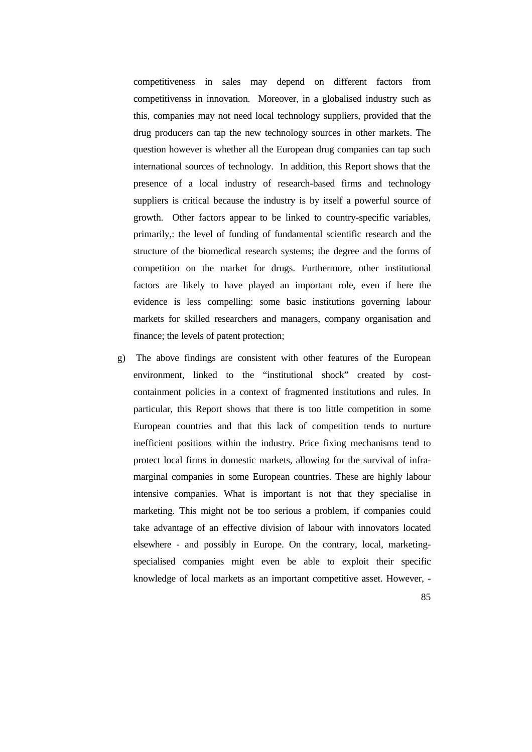competitiveness in sales may depend on different factors from competitivenss in innovation. Moreover, in a globalised industry such as this, companies may not need local technology suppliers, provided that the drug producers can tap the new technology sources in other markets. The question however is whether all the European drug companies can tap such international sources of technology. In addition, this Report shows that the presence of a local industry of research-based firms and technology suppliers is critical because the industry is by itself a powerful source of growth. Other factors appear to be linked to country-specific variables, primarily,: the level of funding of fundamental scientific research and the structure of the biomedical research systems; the degree and the forms of competition on the market for drugs. Furthermore, other institutional factors are likely to have played an important role, even if here the evidence is less compelling: some basic institutions governing labour markets for skilled researchers and managers, company organisation and finance; the levels of patent protection;

g) The above findings are consistent with other features of the European environment, linked to the "institutional shock" created by cost-containment policies in a context of fragmented institutions and rules. In particular, this Report shows that there is too little competition in some European countries and that this lack of competition tends to nurture inefficient positions within the industry. Price fixing mechanisms tend to protect local firms in domestic markets, allowing for the survival of infra-marginal companies in some European countries. These are highly labour intensive companies. What is important is not that they specialise in marketing. This might not be too serious a problem, if companies could take advantage of an effective division of labour with innovators located elsewhere - and possibly in Europe. On the contrary, local, marketing-specialised companies might even be able to exploit their specific knowledge of local markets as an important competitive asset. However, -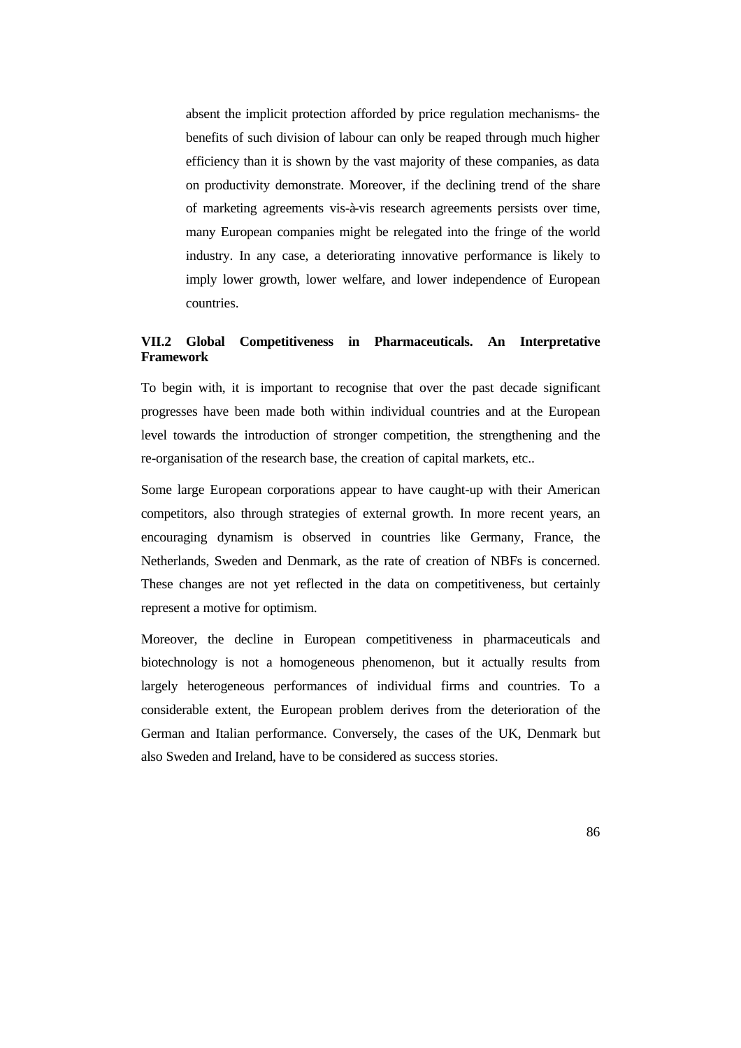absent the implicit protection afforded by price regulation mechanisms- the benefits of such division of labour can only be reaped through much higher efficiency than it is shown by the vast majority of these companies, as data on productivity demonstrate. Moreover, if the declining trend of the share of marketing agreements vis-à-vis research agreements persists over time, many European companies might be relegated into the fringe of the world industry. In any case, a deteriorating innovative performance is likely to imply lower growth, lower welfare, and lower independence of European countries.

### VII.2 Global Competitiveness in Pharmaceuticals. An Interpretative Framework

To begin with, it is important to recognise that over the past decade significant progresses have been made both within individual countries and at the European level towards the introduction of stronger competition, the strengthening and the re-organisation of the research base, the creation of capital markets, etc..

Some large European corporations appear to have caught-up with their American competitors, also through strategies of external growth. In more recent years, an encouraging dynamism is observed in countries like Germany, France, the Netherlands, Sweden and Denmark, as the rate of creation of NBFs is concerned. These changes are not yet reflected in the data on competitiveness, but certainly represent a motive for optimism.

Moreover, the decline in European competitiveness in pharmaceuticals and biotechnology is not a homogeneous phenomenon, but it actually results from largely heterogeneous performances of individual firms and countries. To a considerable extent, the European problem derives from the deterioration of the German and Italian performance. Conversely, the cases of the UK, Denmark but also Sweden and Ireland, have to be considered as success stories.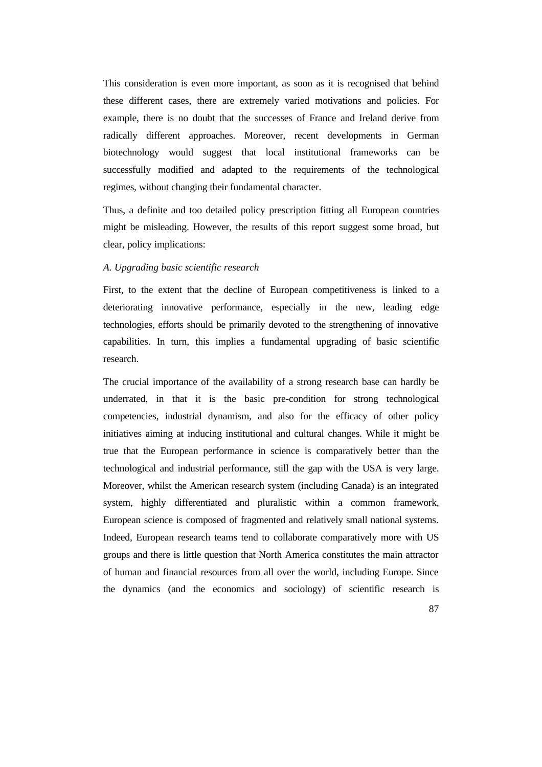This consideration is even more important, as soon as it is recognised that behind these different cases, there are extremely varied motivations and policies. For example, there is no doubt that the successes of France and Ireland derive from radically different approaches. Moreover, recent developments in German biotechnology would suggest that local institutional frameworks can be successfully modified and adapted to the requirements of the technological regimes, without changing their fundamental character.

Thus, a definite and too detailed policy prescription fitting all European countries might be misleading. However, the results of this report suggest some broad, but clear, policy implications:

*A. Upgrading basic scientific research*

First, to the extent that the decline of European competitiveness is linked to a deteriorating innovative performance, especially in the new, leading edge technologies, efforts should be primarily devoted to the strengthening of innovative capabilities. In turn, this implies a fundamental upgrading of basic scientific research.

The crucial importance of the availability of a strong research base can hardly be underrated, in that it is the basic pre-condition for strong technological competencies, industrial dynamism, and also for the efficacy of other policy initiatives aiming at inducing institutional and cultural changes. While it might be true that the European performance in science is comparatively better than the technological and industrial performance, still the gap with the USA is very large. Moreover, whilst the American research system (including Canada) is an integrated system, highly differentiated and pluralistic within a common framework, European science is composed of fragmented and relatively small national systems. Indeed, European research teams tend to collaborate comparatively more with US groups and there is little question that North America constitutes the main attractor of human and financial resources from all over the world, including Europe. Since the dynamics (and the economics and sociology) of scientific research is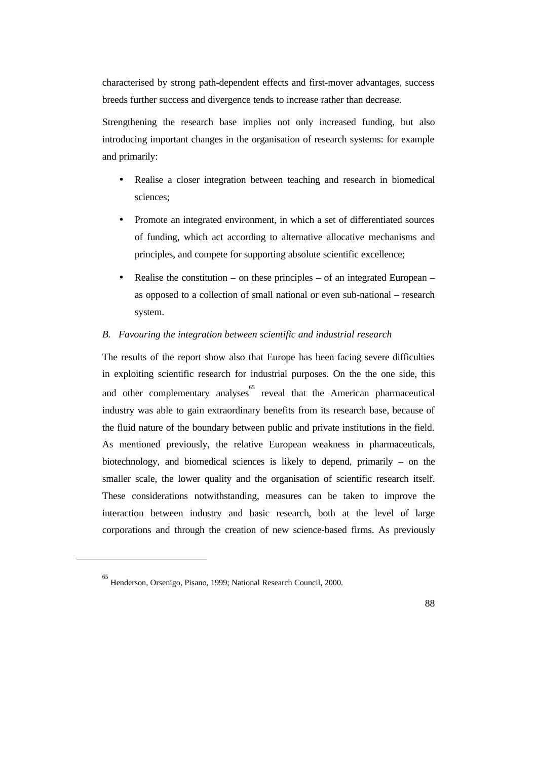characterised by strong path-dependent effects and first-mover advantages, success breeds further success and divergence tends to increase rather than decrease.

Strengthening the research base implies not only increased funding, but also introducing important changes in the organisation of research systems: for example and primarily:

- Realise a closer integration between teaching and research in biomedical sciences;
- Promote an integrated environment, in which a set of differentiated sources of funding, which act according to alternative allocative mechanisms and principles, and compete for supporting absolute scientific excellence;
- Realise the constitution – on these principles – of an integrated European – as opposed to a collection of small national or even sub-national – research system.

*B. Favouring the integration between scientific and industrial research*

The results of the report show also that Europe has been facing severe difficulties in exploiting scientific research for industrial purposes. On the the one side, this and other complementary analyses[65] reveal that the American pharmaceutical industry was able to gain extraordinary benefits from its research base, because of the fluid nature of the boundary between public and private institutions in the field. As mentioned previously, the relative European weakness in pharmaceuticals, biotechnology, and biomedical sciences is likely to depend, primarily – on the smaller scale, the lower quality and the organisation of scientific research itself. These considerations notwithstanding, measures can be taken to improve the interaction between industry and basic research, both at the level of large corporations and through the creation of new science-based firms. As previously

---

[65] Henderson, Orsenigo, Pisano, 1999; National Research Council, 2000.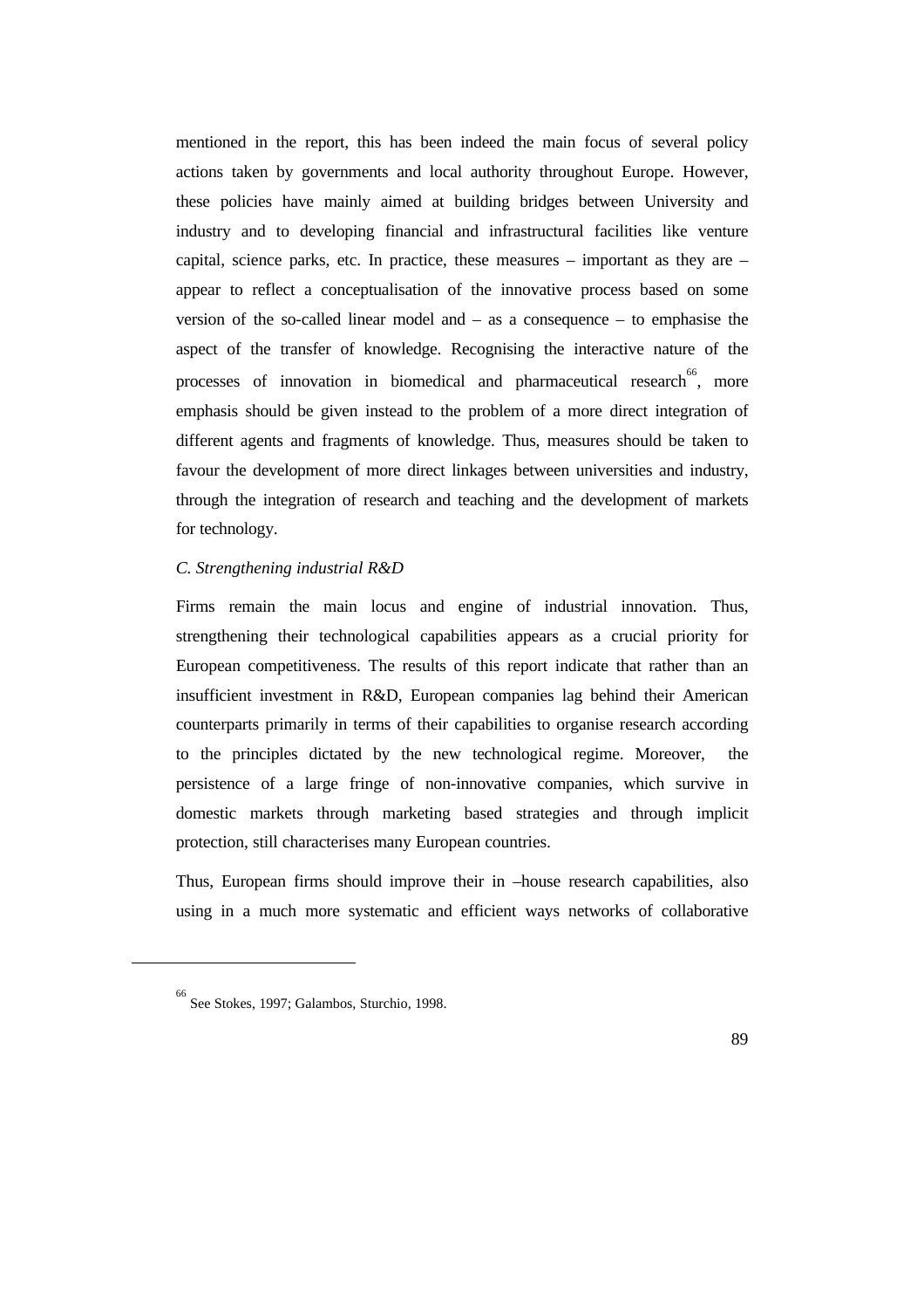mentioned in the report, this has been indeed the main focus of several policy actions taken by governments and local authority throughout Europe. However, these policies have mainly aimed at building bridges between University and industry and to developing financial and infrastructural facilities like venture capital, science parks, etc. In practice, these measures – important as they are – appear to reflect a conceptualisation of the innovative process based on some version of the so-called linear model and – as a consequence – to emphasise the aspect of the transfer of knowledge. Recognising the interactive nature of the processes of innovation in biomedical and pharmaceutical research[66], more emphasis should be given instead to the problem of a more direct integration of different agents and fragments of knowledge. Thus, measures should be taken to favour the development of more direct linkages between universities and industry, through the integration of research and teaching and the development of markets for technology.

*C. Strengthening industrial R&D*

Firms remain the main locus and engine of industrial innovation. Thus, strengthening their technological capabilities appears as a crucial priority for European competitiveness. The results of this report indicate that rather than an insufficient investment in R&D, European companies lag behind their American counterparts primarily in terms of their capabilities to organise research according to the principles dictated by the new technological regime. Moreover, the persistence of a large fringe of non-innovative companies, which survive in domestic markets through marketing based strategies and through implicit protection, still characterises many European countries.

Thus, European firms should improve their in –house research capabilities, also using in a much more systematic and efficient ways networks of collaborative

---

[66] See Stokes, 1997; Galambos, Sturchio, 1998.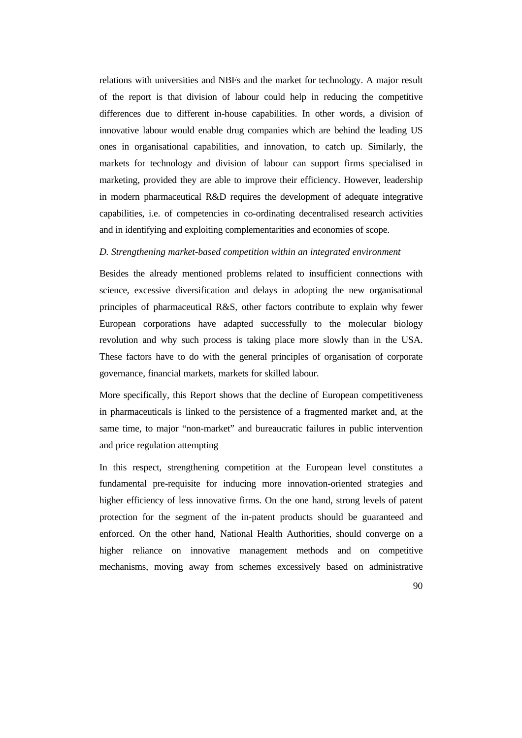relations with universities and NBFs and the market for technology. A major result of the report is that division of labour could help in reducing the competitive differences due to different in-house capabilities. In other words, a division of innovative labour would enable drug companies which are behind the leading US ones in organisational capabilities, and innovation, to catch up. Similarly, the markets for technology and division of labour can support firms specialised in marketing, provided they are able to improve their efficiency. However, leadership in modern pharmaceutical R&D requires the development of adequate integrative capabilities, i.e. of competencies in co-ordinating decentralised research activities and in identifying and exploiting complementarities and economies of scope.

*D. Strengthening market-based competition within an integrated environment*

Besides the already mentioned problems related to insufficient connections with science, excessive diversification and delays in adopting the new organisational principles of pharmaceutical R&S, other factors contribute to explain why fewer European corporations have adapted successfully to the molecular biology revolution and why such process is taking place more slowly than in the USA. These factors have to do with the general principles of organisation of corporate governance, financial markets, markets for skilled labour.

More specifically, this Report shows that the decline of European competitiveness in pharmaceuticals is linked to the persistence of a fragmented market and, at the same time, to major "non-market" and bureaucratic failures in public intervention and price regulation attempting

In this respect, strengthening competition at the European level constitutes a fundamental pre-requisite for inducing more innovation-oriented strategies and higher efficiency of less innovative firms. On the one hand, strong levels of patent protection for the segment of the in-patent products should be guaranteed and enforced. On the other hand, National Health Authorities, should converge on a higher reliance on innovative management methods and on competitive mechanisms, moving away from schemes excessively based on administrative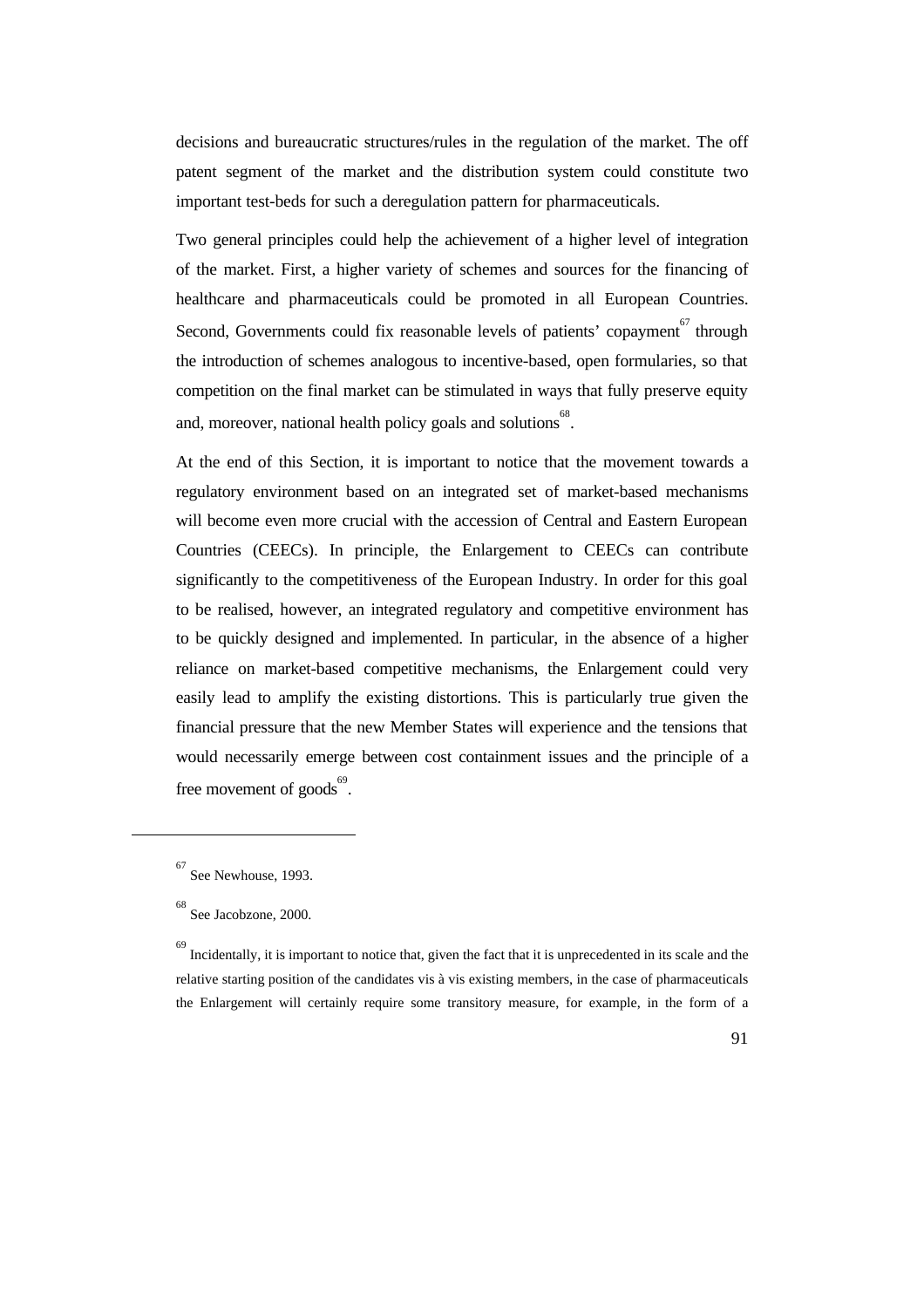decisions and bureaucratic structures/rules in the regulation of the market. The off patent segment of the market and the distribution system could constitute two important test-beds for such a deregulation pattern for pharmaceuticals.

Two general principles could help the achievement of a higher level of integration of the market. First, a higher variety of schemes and sources for the financing of healthcare and pharmaceuticals could be promoted in all European Countries. Second, Governments could fix reasonable levels of patients' copayment[67] through the introduction of schemes analogous to incentive-based, open formularies, so that competition on the final market can be stimulated in ways that fully preserve equity and, moreover, national health policy goals and solutions[68].

At the end of this Section, it is important to notice that the movement towards a regulatory environment based on an integrated set of market-based mechanisms will become even more crucial with the accession of Central and Eastern European Countries (CEECs). In principle, the Enlargement to CEECs can contribute significantly to the competitiveness of the European Industry. In order for this goal to be realised, however, an integrated regulatory and competitive environment has to be quickly designed and implemented. In particular, in the absence of a higher reliance on market-based competitive mechanisms, the Enlargement could very easily lead to amplify the existing distortions. This is particularly true given the financial pressure that the new Member States will experience and the tensions that would necessarily emerge between cost containment issues and the principle of a free movement of goods[69].

---

[67] See Newhouse, 1993.

[68] See Jacobzone, 2000.

[69] Incidentally, it is important to notice that, given the fact that it is unprecedented in its scale and the relative starting position of the candidates vis à vis existing members, in the case of pharmaceuticals the Enlargement will certainly require some transitory measure, for example, in the form of a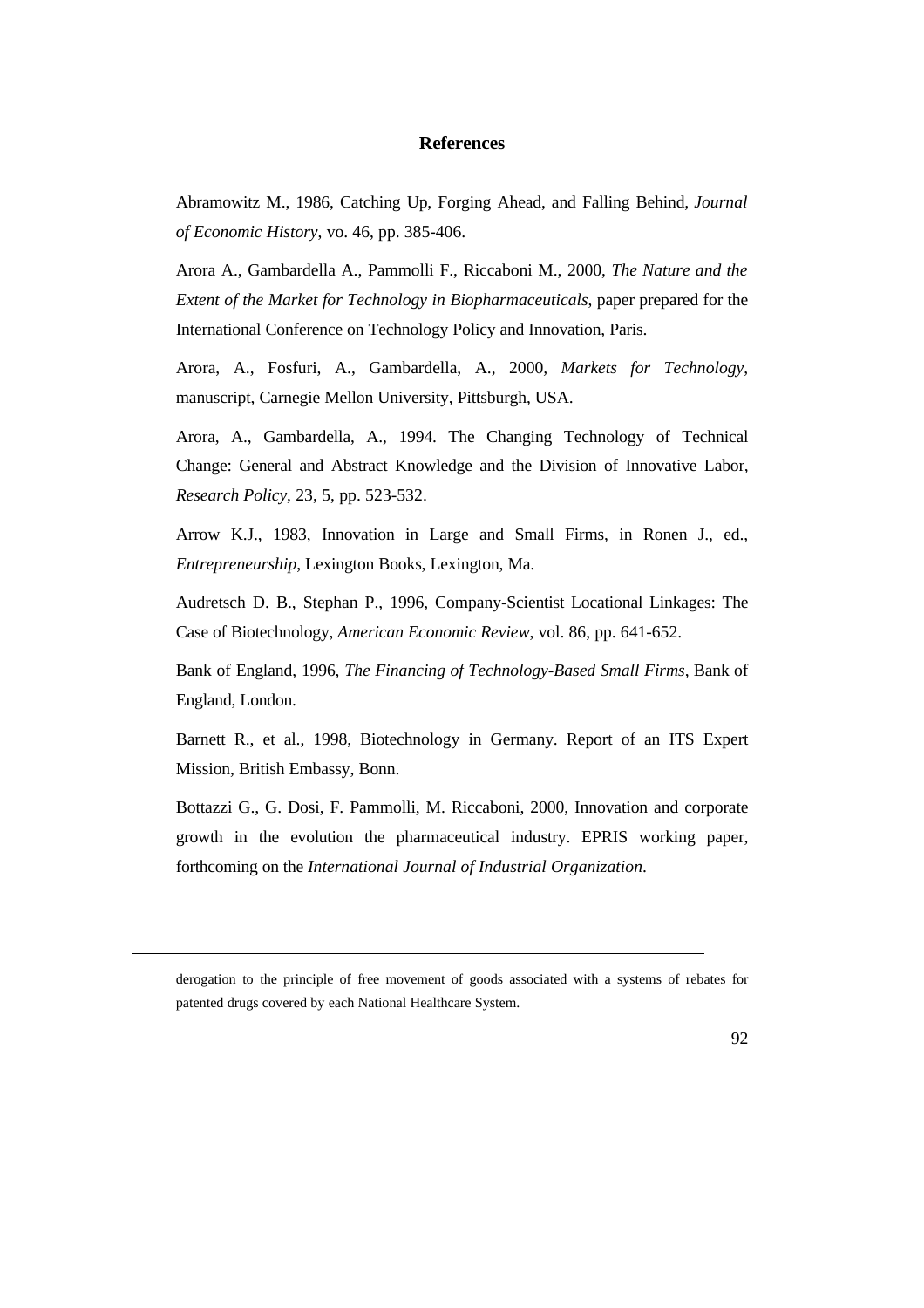## References

Abramowitz M., 1986, Catching Up, Forging Ahead, and Falling Behind, *Journal of Economic History*, vo. 46, pp. 385-406.

Arora A., Gambardella A., Pammolli F., Riccaboni M., 2000, *The Nature and the Extent of the Market for Technology in Biopharmaceuticals*, paper prepared for the International Conference on Technology Policy and Innovation, Paris.

Arora, A., Fosfuri, A., Gambardella, A., 2000, *Markets for Technology*, manuscript, Carnegie Mellon University, Pittsburgh, USA.

Arora, A., Gambardella, A., 1994. The Changing Technology of Technical Change: General and Abstract Knowledge and the Division of Innovative Labor, *Research Policy*, 23, 5, pp. 523-532.

Arrow K.J., 1983, Innovation in Large and Small Firms, in Ronen J., ed., *Entrepreneurship*, Lexington Books, Lexington, Ma.

Audretsch D. B., Stephan P., 1996, Company-Scientist Locational Linkages: The Case of Biotechnology, *American Economic Review*, vol. 86, pp. 641-652.

Bank of England, 1996, *The Financing of Technology-Based Small Firms*, Bank of England, London.

Barnett R., et al., 1998, Biotechnology in Germany. Report of an ITS Expert Mission, British Embassy, Bonn.

Bottazzi G., G. Dosi, F. Pammolli, M. Riccaboni, 2000, Innovation and corporate growth in the evolution the pharmaceutical industry. EPRIS working paper, forthcoming on the *International Journal of Industrial Organization*.

---

derogation to the principle of free movement of goods associated with a systems of rebates for patented drugs covered by each National Healthcare System.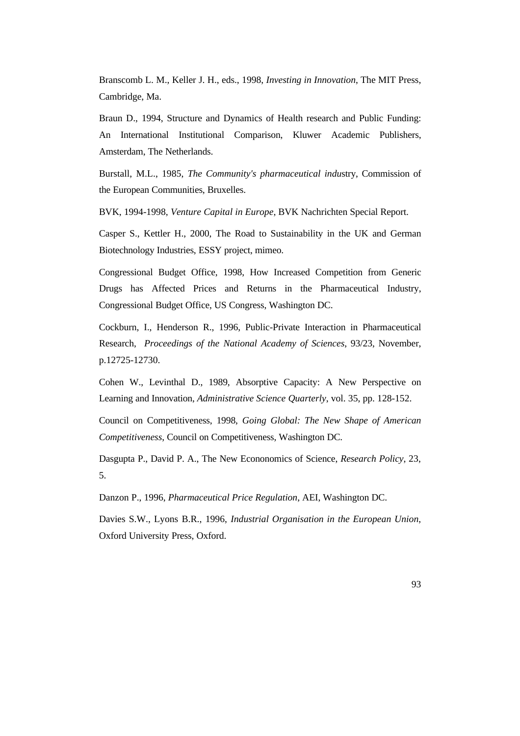Branscomb L. M., Keller J. H., eds., 1998, *Investing in Innovation*, The MIT Press, Cambridge, Ma.

Braun D., 1994, Structure and Dynamics of Health research and Public Funding: An International Institutional Comparison, Kluwer Academic Publishers, Amsterdam, The Netherlands.

Burstall, M.L., 1985, *The Community's pharmaceutical indu*stry, Commission of the European Communities, Bruxelles.

BVK, 1994-1998, *Venture Capital in Europe*, BVK Nachrichten Special Report.

Casper S., Kettler H., 2000, The Road to Sustainability in the UK and German Biotechnology Industries, ESSY project, mimeo.

Congressional Budget Office, 1998, How Increased Competition from Generic Drugs has Affected Prices and Returns in the Pharmaceutical Industry, Congressional Budget Office, US Congress, Washington DC.

Cockburn, I., Henderson R., 1996, Public-Private Interaction in Pharmaceutical Research, *Proceedings of the National Academy of Sciences*, 93/23, November, p.12725-12730.

Cohen W., Levinthal D., 1989, Absorptive Capacity: A New Perspective on Learning and Innovation, *Administrative Science Quarterly*, vol. 35, pp. 128-152.

Council on Competitiveness, 1998, *Going Global: The New Shape of American Competitiveness*, Council on Competitiveness, Washington DC.

Dasgupta P., David P. A., The New Econonomics of Science, *Research Policy*, 23, 5.

Danzon P., 1996, *Pharmaceutical Price Regulation*, AEI, Washington DC.

Davies S.W., Lyons B.R., 1996, *Industrial Organisation in the European Union*, Oxford University Press, Oxford.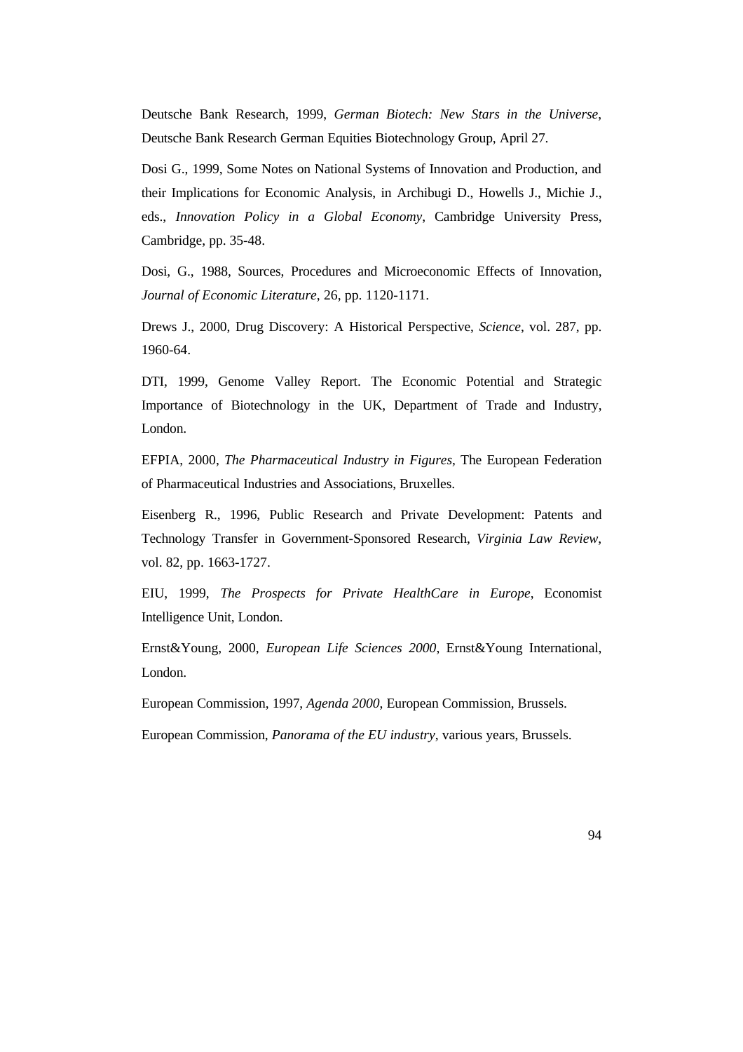Deutsche Bank Research, 1999, *German Biotech: New Stars in the Universe*, Deutsche Bank Research German Equities Biotechnology Group, April 27.

Dosi G., 1999, Some Notes on National Systems of Innovation and Production, and their Implications for Economic Analysis, in Archibugi D., Howells J., Michie J., eds., *Innovation Policy in a Global Economy*, Cambridge University Press, Cambridge, pp. 35-48.

Dosi, G., 1988, Sources, Procedures and Microeconomic Effects of Innovation, *Journal of Economic Literature*, 26, pp. 1120-1171.

Drews J., 2000, Drug Discovery: A Historical Perspective, *Science*, vol. 287, pp. 1960-64.

DTI, 1999, Genome Valley Report. The Economic Potential and Strategic Importance of Biotechnology in the UK, Department of Trade and Industry, London.

EFPIA, 2000, *The Pharmaceutical Industry in Figures*, The European Federation of Pharmaceutical Industries and Associations, Bruxelles.

Eisenberg R., 1996, Public Research and Private Development: Patents and Technology Transfer in Government-Sponsored Research, *Virginia Law Review*, vol. 82, pp. 1663-1727.

EIU, 1999, *The Prospects for Private HealthCare in Europe*, Economist Intelligence Unit, London.

Ernst&Young, 2000, *European Life Sciences 2000*, Ernst&Young International, London.

European Commission, 1997, *Agenda 2000*, European Commission, Brussels.

European Commission, *Panorama of the EU industry*, various years, Brussels.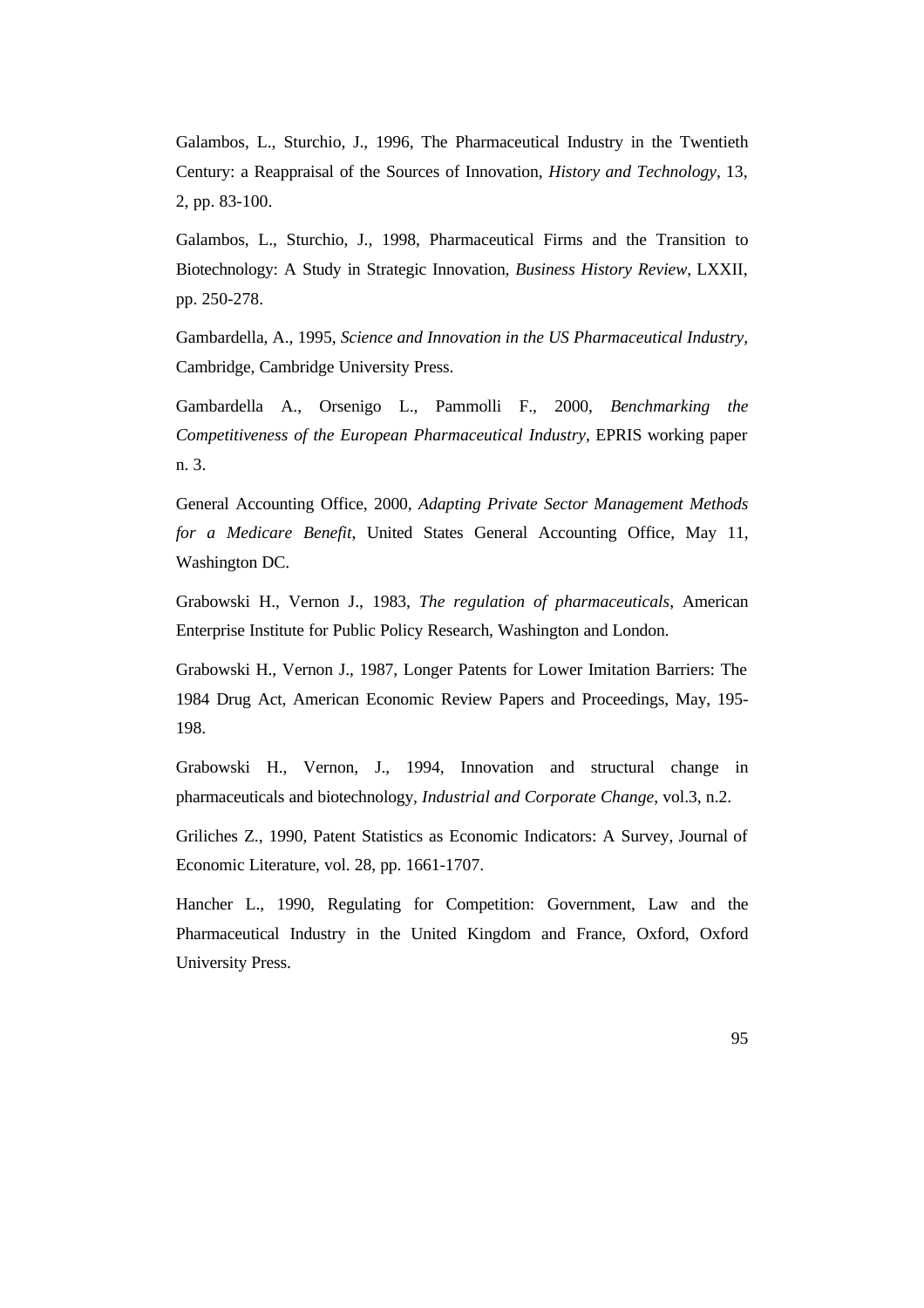Galambos, L., Sturchio, J., 1996, The Pharmaceutical Industry in the Twentieth Century: a Reappraisal of the Sources of Innovation, *History and Technology*, 13, 2, pp. 83-100.

Galambos, L., Sturchio, J., 1998, Pharmaceutical Firms and the Transition to Biotechnology: A Study in Strategic Innovation, *Business History Review*, LXXII, pp. 250-278.

Gambardella, A., 1995, *Science and Innovation in the US Pharmaceutical Industry*, Cambridge, Cambridge University Press.

Gambardella A., Orsenigo L., Pammolli F., 2000, *Benchmarking the Competitiveness of the European Pharmaceutical Industry*, EPRIS working paper n. 3.

General Accounting Office, 2000, *Adapting Private Sector Management Methods for a Medicare Benefit*, United States General Accounting Office, May 11, Washington DC.

Grabowski H., Vernon J., 1983, *The regulation of pharmaceuticals*, American Enterprise Institute for Public Policy Research, Washington and London.

Grabowski H., Vernon J., 1987, Longer Patents for Lower Imitation Barriers: The 1984 Drug Act, American Economic Review Papers and Proceedings, May, 195-198.

Grabowski H., Vernon, J., 1994, Innovation and structural change in pharmaceuticals and biotechnology, *Industrial and Corporate Change*, vol.3, n.2.

Griliches Z., 1990, Patent Statistics as Economic Indicators: A Survey, Journal of Economic Literature, vol. 28, pp. 1661-1707.

Hancher L., 1990, Regulating for Competition: Government, Law and the Pharmaceutical Industry in the United Kingdom and France, Oxford, Oxford University Press.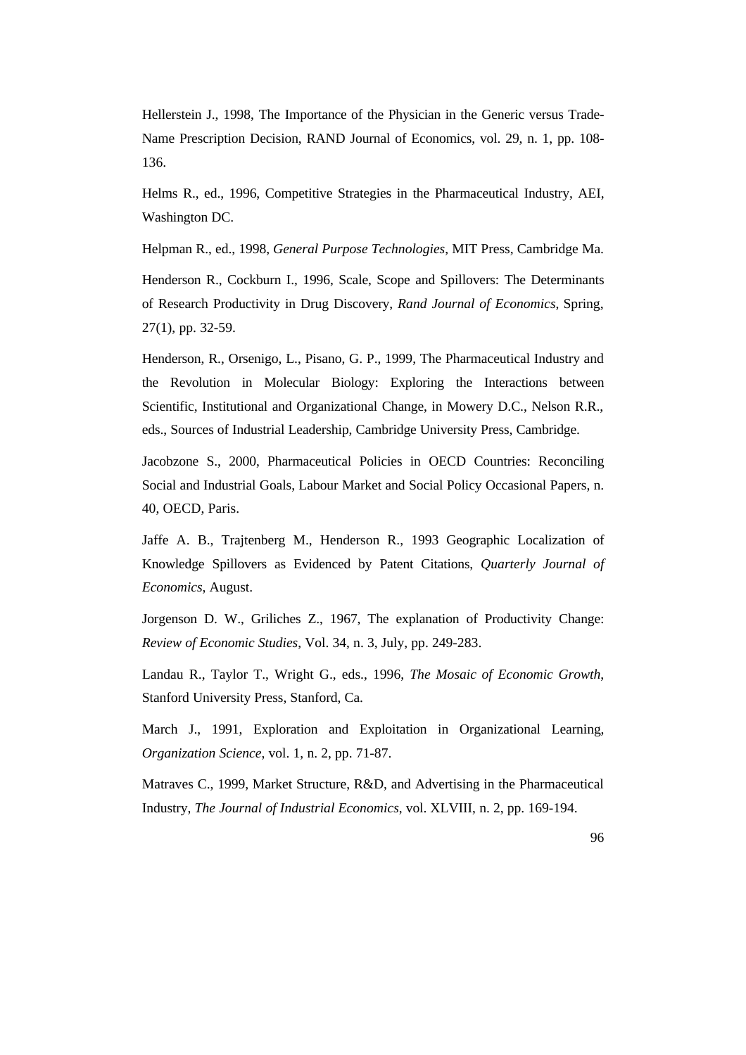Hellerstein J., 1998, The Importance of the Physician in the Generic versus Trade-Name Prescription Decision, RAND Journal of Economics, vol. 29, n. 1, pp. 108-136.

Helms R., ed., 1996, Competitive Strategies in the Pharmaceutical Industry, AEI, Washington DC.

Helpman R., ed., 1998, *General Purpose Technologies*, MIT Press, Cambridge Ma.

Henderson R., Cockburn I., 1996, Scale, Scope and Spillovers: The Determinants of Research Productivity in Drug Discovery, *Rand Journal of Economics*, Spring, 27(1), pp. 32-59.

Henderson, R., Orsenigo, L., Pisano, G. P., 1999, The Pharmaceutical Industry and the Revolution in Molecular Biology: Exploring the Interactions between Scientific, Institutional and Organizational Change, in Mowery D.C., Nelson R.R., eds., Sources of Industrial Leadership, Cambridge University Press, Cambridge.

Jacobzone S., 2000, Pharmaceutical Policies in OECD Countries: Reconciling Social and Industrial Goals, Labour Market and Social Policy Occasional Papers, n. 40, OECD, Paris.

Jaffe A. B., Trajtenberg M., Henderson R., 1993 Geographic Localization of Knowledge Spillovers as Evidenced by Patent Citations, *Quarterly Journal of Economics*, August.

Jorgenson D. W., Griliches Z., 1967, The explanation of Productivity Change: *Review of Economic Studies*, Vol. 34, n. 3, July, pp. 249-283.

Landau R., Taylor T., Wright G., eds., 1996, *The Mosaic of Economic Growth*, Stanford University Press, Stanford, Ca.

March J., 1991, Exploration and Exploitation in Organizational Learning, *Organization Science*, vol. 1, n. 2, pp. 71-87.

Matraves C., 1999, Market Structure, R&D, and Advertising in the Pharmaceutical Industry, *The Journal of Industrial Economics*, vol. XLVIII, n. 2, pp. 169-194.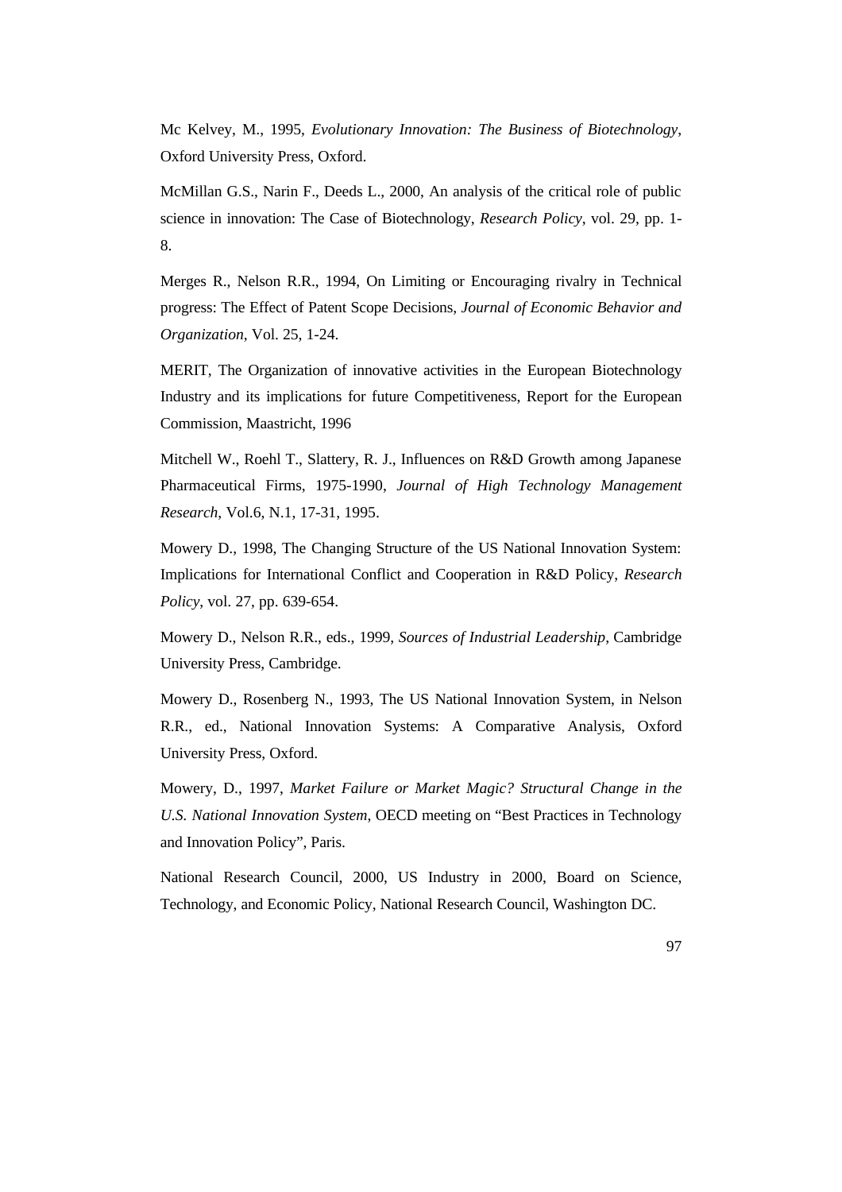Mc Kelvey, M., 1995, *Evolutionary Innovation: The Business of Biotechnology*, Oxford University Press, Oxford.

McMillan G.S., Narin F., Deeds L., 2000, An analysis of the critical role of public science in innovation: The Case of Biotechnology, *Research Policy*, vol. 29, pp. 1-8.

Merges R., Nelson R.R., 1994, On Limiting or Encouraging rivalry in Technical progress: The Effect of Patent Scope Decisions, *Journal of Economic Behavior and Organization*, Vol. 25, 1-24.

MERIT, The Organization of innovative activities in the European Biotechnology Industry and its implications for future Competitiveness, Report for the European Commission, Maastricht, 1996

Mitchell W., Roehl T., Slattery, R. J., Influences on R&D Growth among Japanese Pharmaceutical Firms, 1975-1990, *Journal of High Technology Management Research*, Vol.6, N.1, 17-31, 1995.

Mowery D., 1998, The Changing Structure of the US National Innovation System: Implications for International Conflict and Cooperation in R&D Policy, *Research Policy*, vol. 27, pp. 639-654.

Mowery D., Nelson R.R., eds., 1999, *Sources of Industrial Leadership*, Cambridge University Press, Cambridge.

Mowery D., Rosenberg N., 1993, The US National Innovation System, in Nelson R.R., ed., National Innovation Systems: A Comparative Analysis, Oxford University Press, Oxford.

Mowery, D., 1997, *Market Failure or Market Magic? Structural Change in the U.S. National Innovation System*, OECD meeting on "Best Practices in Technology and Innovation Policy", Paris.

National Research Council, 2000, US Industry in 2000, Board on Science, Technology, and Economic Policy, National Research Council, Washington DC.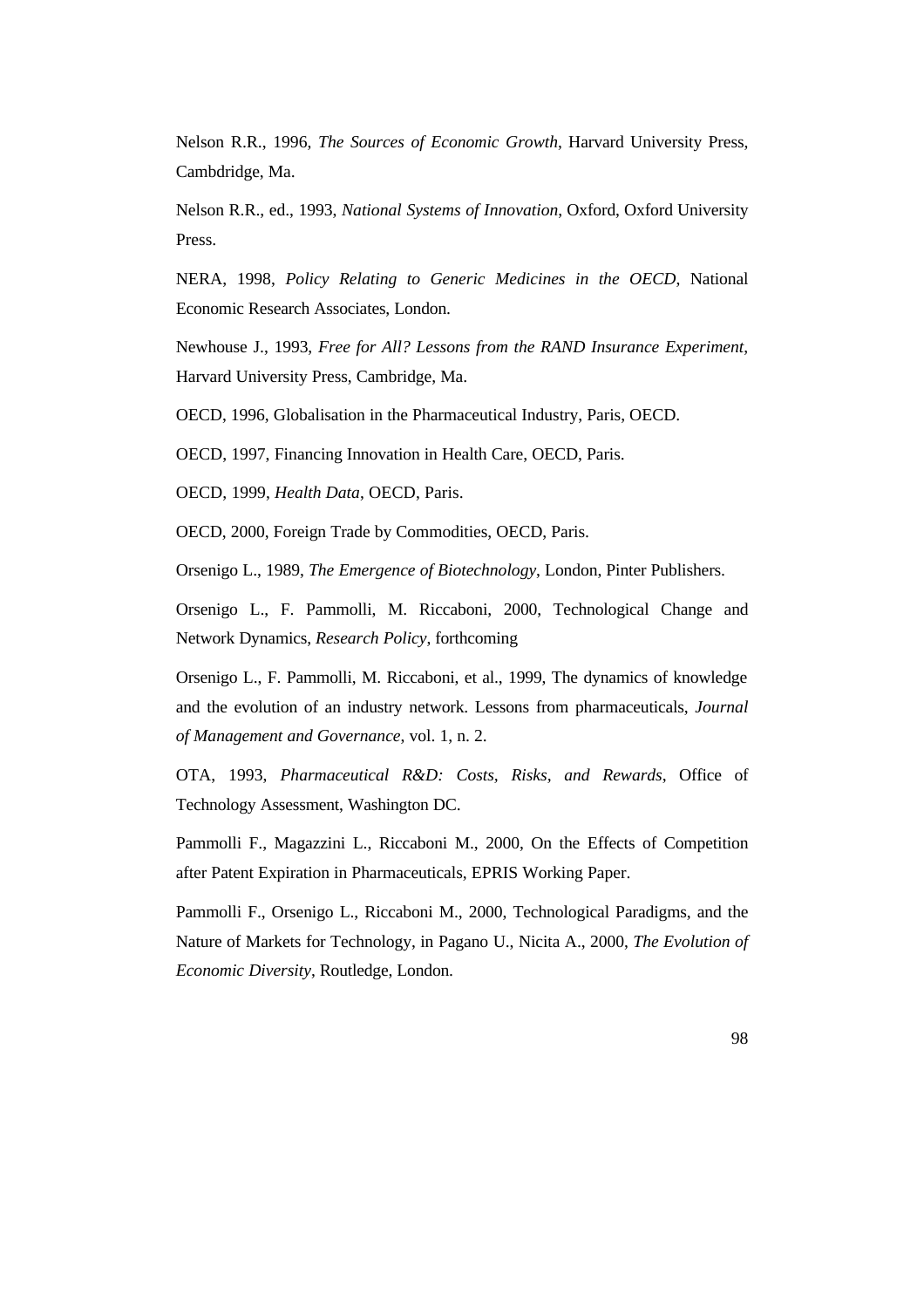Nelson R.R., 1996, *The Sources of Economic Growth*, Harvard University Press, Cambdridge, Ma.

Nelson R.R., ed., 1993, *National Systems of Innovation*, Oxford, Oxford University Press.

NERA, 1998, *Policy Relating to Generic Medicines in the OECD*, National Economic Research Associates, London.

Newhouse J., 1993, *Free for All? Lessons from the RAND Insurance Experiment*, Harvard University Press, Cambridge, Ma.

OECD, 1996, Globalisation in the Pharmaceutical Industry, Paris, OECD.

OECD, 1997, Financing Innovation in Health Care, OECD, Paris.

OECD, 1999, *Health Data*, OECD, Paris.

OECD, 2000, Foreign Trade by Commodities, OECD, Paris.

Orsenigo L., 1989, *The Emergence of Biotechnology*, London, Pinter Publishers.

Orsenigo L., F. Pammolli, M. Riccaboni, 2000, Technological Change and Network Dynamics, *Research Policy*, forthcoming

Orsenigo L., F. Pammolli, M. Riccaboni, et al., 1999, The dynamics of knowledge and the evolution of an industry network. Lessons from pharmaceuticals, *Journal of Management and Governance*, vol. 1, n. 2.

OTA, 1993, *Pharmaceutical R&D: Costs, Risks, and Rewards*, Office of Technology Assessment, Washington DC.

Pammolli F., Magazzini L., Riccaboni M., 2000, On the Effects of Competition after Patent Expiration in Pharmaceuticals, EPRIS Working Paper.

Pammolli F., Orsenigo L., Riccaboni M., 2000, Technological Paradigms, and the Nature of Markets for Technology, in Pagano U., Nicita A., 2000, *The Evolution of Economic Diversity*, Routledge, London.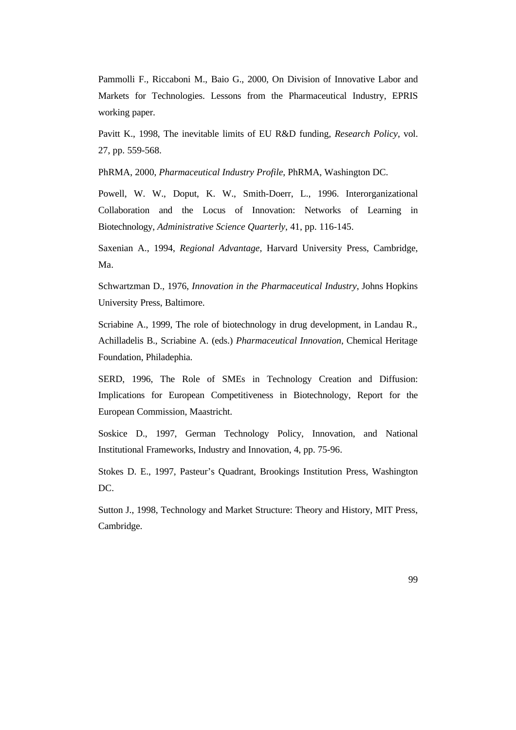Pammolli F., Riccaboni M., Baio G., 2000, On Division of Innovative Labor and Markets for Technologies. Lessons from the Pharmaceutical Industry, EPRIS working paper.

Pavitt K., 1998, The inevitable limits of EU R&D funding, *Research Policy*, vol. 27, pp. 559-568.

PhRMA, 2000, *Pharmaceutical Industry Profile*, PhRMA, Washington DC.

Powell, W. W., Doput, K. W., Smith-Doerr, L., 1996. Interorganizational Collaboration and the Locus of Innovation: Networks of Learning in Biotechnology, *Administrative Science Quarterly*, 41, pp. 116-145.

Saxenian A., 1994, *Regional Advantage*, Harvard University Press, Cambridge, Ma.

Schwartzman D., 1976, *Innovation in the Pharmaceutical Industry*, Johns Hopkins University Press, Baltimore.

Scriabine A., 1999, The role of biotechnology in drug development, in Landau R., Achilladelis B., Scriabine A. (eds.) *Pharmaceutical Innovation*, Chemical Heritage Foundation, Philadephia.

SERD, 1996, The Role of SMEs in Technology Creation and Diffusion: Implications for European Competitiveness in Biotechnology, Report for the European Commission, Maastricht.

Soskice D., 1997, German Technology Policy, Innovation, and National Institutional Frameworks, Industry and Innovation, 4, pp. 75-96.

Stokes D. E., 1997, Pasteur's Quadrant, Brookings Institution Press, Washington DC.

Sutton J., 1998, Technology and Market Structure: Theory and History, MIT Press, Cambridge.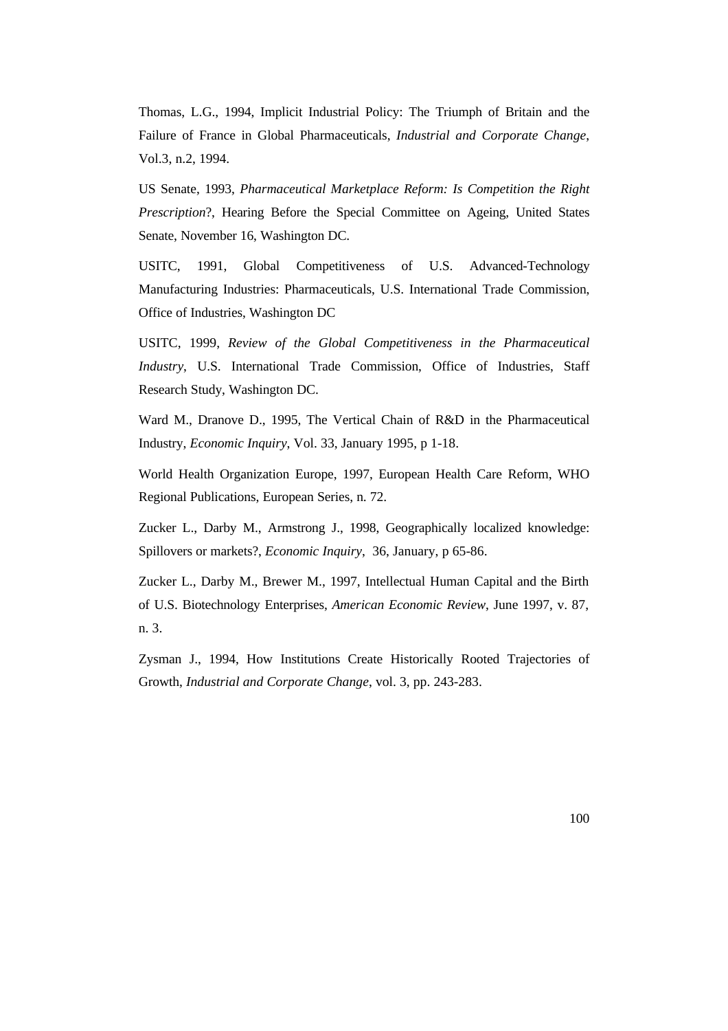Thomas, L.G., 1994, Implicit Industrial Policy: The Triumph of Britain and the Failure of France in Global Pharmaceuticals, *Industrial and Corporate Change*, Vol.3, n.2, 1994.

US Senate, 1993, *Pharmaceutical Marketplace Reform: Is Competition the Right Prescription*?, Hearing Before the Special Committee on Ageing, United States Senate, November 16, Washington DC.

USITC, 1991, Global Competitiveness of U.S. Advanced-Technology Manufacturing Industries: Pharmaceuticals, U.S. International Trade Commission, Office of Industries, Washington DC

USITC, 1999, *Review of the Global Competitiveness in the Pharmaceutical Industry*, U.S. International Trade Commission, Office of Industries, Staff Research Study, Washington DC.

Ward M., Dranove D., 1995, The Vertical Chain of R&D in the Pharmaceutical Industry, *Economic Inquiry*, Vol. 33, January 1995, p 1-18.

World Health Organization Europe, 1997, European Health Care Reform, WHO Regional Publications, European Series, n. 72.

Zucker L., Darby M., Armstrong J., 1998, Geographically localized knowledge: Spillovers or markets?, *Economic Inquiry*, 36, January, p 65-86.

Zucker L., Darby M., Brewer M., 1997, Intellectual Human Capital and the Birth of U.S. Biotechnology Enterprises, *American Economic Review*, June 1997, v. 87, n. 3.

Zysman J., 1994, How Institutions Create Historically Rooted Trajectories of Growth, *Industrial and Corporate Change*, vol. 3, pp. 243-283.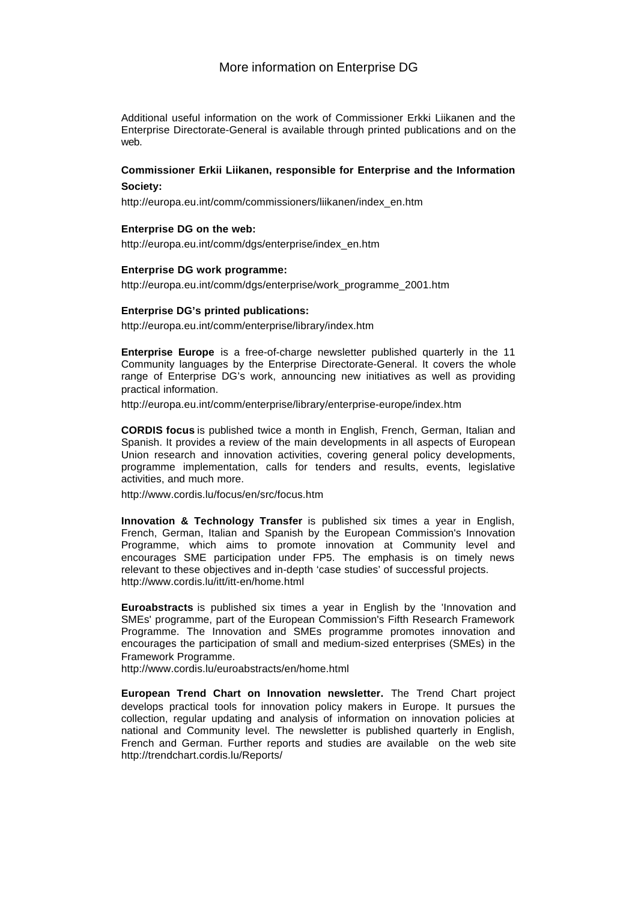# More information on Enterprise DG

Additional useful information on the work of Commissioner Erkki Liikanen and the Enterprise Directorate-General is available through printed publications and on the web.

**Commissioner Erkii Liikanen, responsible for Enterprise and the Information Society:**

http://europa.eu.int/comm/commissioners/liikanen/index_en.htm

**Enterprise DG on the web:**

http://europa.eu.int/comm/dgs/enterprise/index_en.htm

**Enterprise DG work programme:**

http://europa.eu.int/comm/dgs/enterprise/work_programme_2001.htm

**Enterprise DG's printed publications:**

http://europa.eu.int/comm/enterprise/library/index.htm

**Enterprise Europe** is a free-of-charge newsletter published quarterly in the 11 Community languages by the Enterprise Directorate-General. It covers the whole range of Enterprise DG's work, announcing new initiatives as well as providing practical information.

http://europa.eu.int/comm/enterprise/library/enterprise-europe/index.htm

**CORDIS focus** is published twice a month in English, French, German, Italian and Spanish. It provides a review of the main developments in all aspects of European Union research and innovation activities, covering general policy developments, programme implementation, calls for tenders and results, events, legislative activities, and much more.

http://www.cordis.lu/focus/en/src/focus.htm

**Innovation & Technology Transfer** is published six times a year in English, French, German, Italian and Spanish by the European Commission's Innovation Programme, which aims to promote innovation at Community level and encourages SME participation under FP5. The emphasis is on timely news relevant to these objectives and in-depth 'case studies' of successful projects.
http://www.cordis.lu/itt/itt-en/home.html

**Euroabstracts** is published six times a year in English by the 'Innovation and SMEs' programme, part of the European Commission's Fifth Research Framework Programme. The Innovation and SMEs programme promotes innovation and encourages the participation of small and medium-sized enterprises (SMEs) in the Framework Programme.
http://www.cordis.lu/euroabstracts/en/home.html

**European Trend Chart on Innovation newsletter.** The Trend Chart project develops practical tools for innovation policy makers in Europe. It pursues the collection, regular updating and analysis of information on innovation policies at national and Community level. The newsletter is published quarterly in English, French and German. Further reports and studies are available on the web site http://trendchart.cordis.lu/Reports/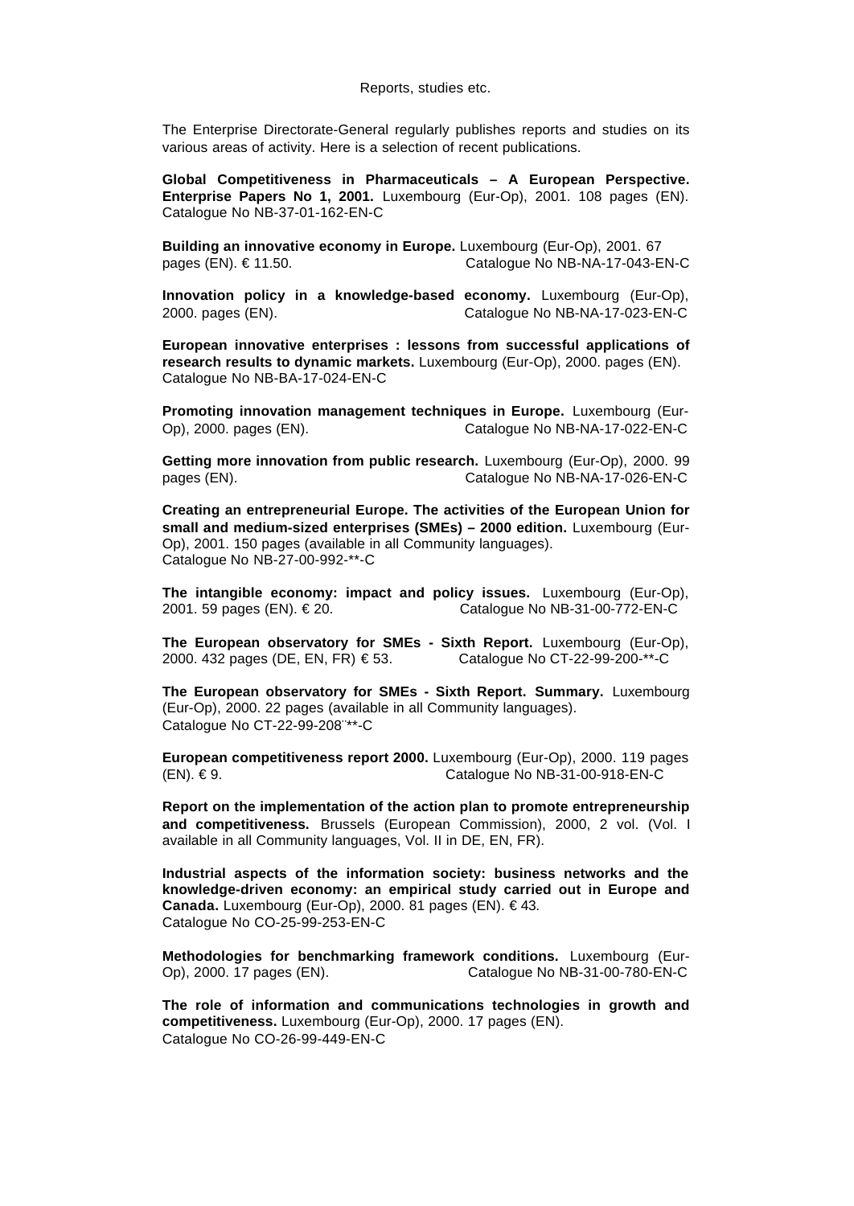Reports, studies etc.

The Enterprise Directorate-General regularly publishes reports and studies on its various areas of activity. Here is a selection of recent publications.

**Global Competitiveness in Pharmaceuticals – A European Perspective. Enterprise Papers No 1, 2001.** Luxembourg (Eur-Op), 2001. 108 pages (EN). Catalogue No NB-37-01-162-EN-C

**Building an innovative economy in Europe.** Luxembourg (Eur-Op), 2001. 67 pages (EN). € 11.50. Catalogue No NB-NA-17-043-EN-C

**Innovation policy in a knowledge-based economy.** Luxembourg (Eur-Op), 2000. pages (EN). Catalogue No NB-NA-17-023-EN-C

**European innovative enterprises : lessons from successful applications of research results to dynamic markets.** Luxembourg (Eur-Op), 2000. pages (EN). Catalogue No NB-BA-17-024-EN-C

**Promoting innovation management techniques in Europe.** Luxembourg (Eur-Op), 2000. pages (EN). Catalogue No NB-NA-17-022-EN-C

**Getting more innovation from public research.** Luxembourg (Eur-Op), 2000. 99 pages (EN). Catalogue No NB-NA-17-026-EN-C

**Creating an entrepreneurial Europe. The activities of the European Union for small and medium-sized enterprises (SMEs) – 2000 edition.** Luxembourg (Eur-Op), 2001. 150 pages (available in all Community languages). Catalogue No NB-27-00-992-**-C

**The intangible economy: impact and policy issues.** Luxembourg (Eur-Op), 2001. 59 pages (EN). € 20. Catalogue No NB-31-00-772-EN-C

**The European observatory for SMEs - Sixth Report.** Luxembourg (Eur-Op), 2000. 432 pages (DE, EN, FR) € 53. Catalogue No CT-22-99-200-**-C

**The European observatory for SMEs - Sixth Report. Summary.** Luxembourg (Eur-Op), 2000. 22 pages (available in all Community languages). Catalogue No CT-22-99-208-**-C

**European competitiveness report 2000.** Luxembourg (Eur-Op), 2000. 119 pages (EN). € 9. Catalogue No NB-31-00-918-EN-C

**Report on the implementation of the action plan to promote entrepreneurship and competitiveness.** Brussels (European Commission), 2000, 2 vol. (Vol. I available in all Community languages, Vol. II in DE, EN, FR).

**Industrial aspects of the information society: business networks and the knowledge-driven economy: an empirical study carried out in Europe and Canada.** Luxembourg (Eur-Op), 2000. 81 pages (EN). € 43. Catalogue No CO-25-99-253-EN-C

**Methodologies for benchmarking framework conditions.** Luxembourg (Eur-Op), 2000. 17 pages (EN). Catalogue No NB-31-00-780-EN-C

**The role of information and communications technologies in growth and competitiveness.** Luxembourg (Eur-Op), 2000. 17 pages (EN). Catalogue No CO-26-99-449-EN-C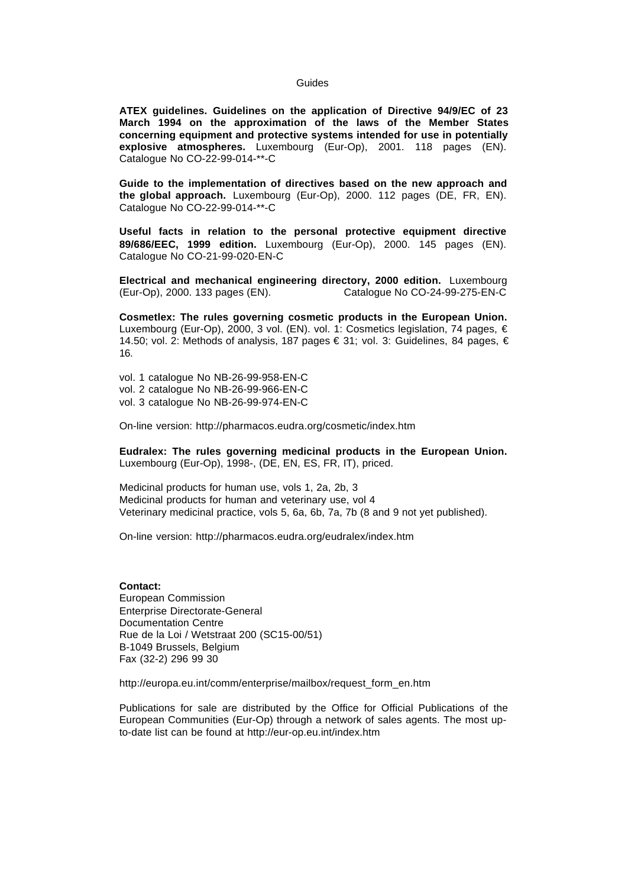## Guides

**ATEX guidelines. Guidelines on the application of Directive 94/9/EC of 23 March 1994 on the approximation of the laws of the Member States concerning equipment and protective systems intended for use in potentially explosive atmospheres.** Luxembourg (Eur-Op), 2001. 118 pages (EN). Catalogue No CO-22-99-014-**-C

**Guide to the implementation of directives based on the new approach and the global approach.** Luxembourg (Eur-Op), 2000. 112 pages (DE, FR, EN). Catalogue No CO-22-99-014-**-C

**Useful facts in relation to the personal protective equipment directive 89/686/EEC, 1999 edition.** Luxembourg (Eur-Op), 2000. 145 pages (EN). Catalogue No CO-21-99-020-EN-C

**Electrical and mechanical engineering directory, 2000 edition.** Luxembourg (Eur-Op), 2000. 133 pages (EN). Catalogue No CO-24-99-275-EN-C

**Cosmetlex: The rules governing cosmetic products in the European Union.** Luxembourg (Eur-Op), 2000, 3 vol. (EN). vol. 1: Cosmetics legislation, 74 pages, € 14.50; vol. 2: Methods of analysis, 187 pages € 31; vol. 3: Guidelines, 84 pages, € 16.

vol. 1 catalogue No NB-26-99-958-EN-C
vol. 2 catalogue No NB-26-99-966-EN-C
vol. 3 catalogue No NB-26-99-974-EN-C

On-line version: http://pharmacos.eudra.org/cosmetic/index.htm

**Eudralex: The rules governing medicinal products in the European Union.** Luxembourg (Eur-Op), 1998-, (DE, EN, ES, FR, IT), priced.

Medicinal products for human use, vols 1, 2a, 2b, 3
Medicinal products for human and veterinary use, vol 4
Veterinary medicinal practice, vols 5, 6a, 6b, 7a, 7b (8 and 9 not yet published).

On-line version: http://pharmacos.eudra.org/eudralex/index.htm

**Contact:**
European Commission
Enterprise Directorate-General
Documentation Centre
Rue de la Loi / Wetstraat 200 (SC15-00/51)
B-1049 Brussels, Belgium
Fax (32-2) 296 99 30

http://europa.eu.int/comm/enterprise/mailbox/request_form_en.htm

Publications for sale are distributed by the Office for Official Publications of the European Communities (Eur-Op) through a network of sales agents. The most up-to-date list can be found at http://eur-op.eu.int/index.htm